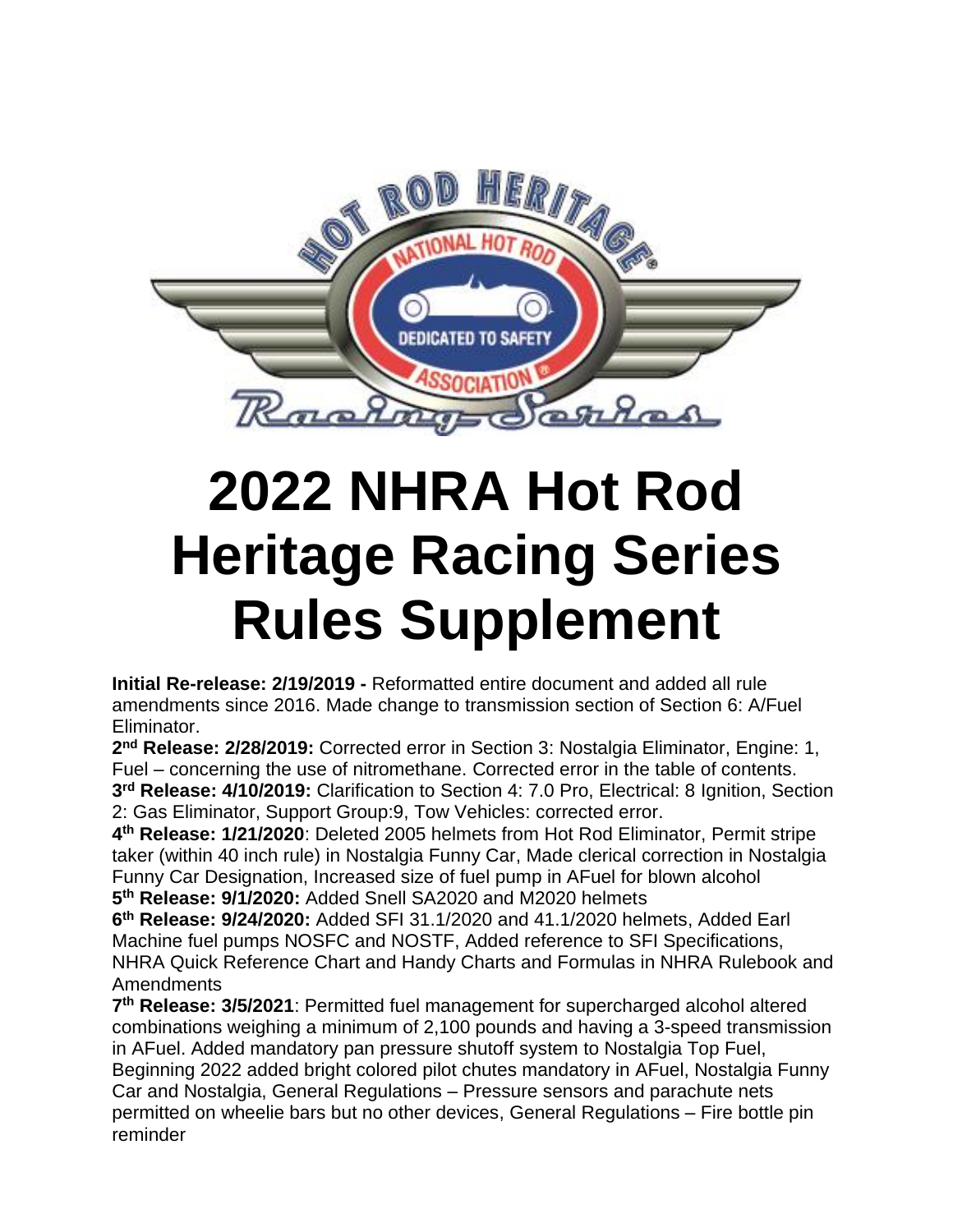# 2022 NHRA Hot Rod Heritage Racing Series Rules Supplement

**Initial Re-release: 2/19/2019 -** Reformatted entire document and added all rule amendments since 2016. Made change to transmission section of Section 6: A/Fuel Eliminator.

**2nd Release: 2/28/2019:** Corrected error in Section 3: Nostalgia Eliminator, Engine: 1, Fuel – concerning the use of nitromethane. Corrected error in the table of contents.

**3rd Release: 4/10/2019:** Clarification to Section 4: 7.0 Pro, Electrical: 8 Ignition, Section 2: Gas Eliminator, Support Group:9, Tow Vehicles: corrected error.

**4th Release: 1/21/2020**: Deleted 2005 helmets from Hot Rod Eliminator, Permit stripe taker (within 40 inch rule) in Nostalgia Funny Car, Made clerical correction in Nostalgia Funny Car Designation, Increased size of fuel pump in AFuel for blown alcohol

**5th Release: 9/1/2020:** Added Snell SA2020 and M2020 helmets

**6th Release: 9/24/2020:** Added SFI 31.1/2020 and 41.1/2020 helmets, Added Earl Machine fuel pumps NOSFC and NOSTF, Added reference to SFI Specifications, NHRA Quick Reference Chart and Handy Charts and Formulas in NHRA Rulebook and Amendments

**7th Release: 3/5/2021**: Permitted fuel management for supercharged alcohol altered combinations weighing a minimum of 2,100 pounds and having a 3-speed transmission in AFuel. Added mandatory pan pressure shutoff system to Nostalgia Top Fuel, Beginning 2022 added bright colored pilot chutes mandatory in AFuel, Nostalgia Funny Car and Nostalgia, General Regulations – Pressure sensors and parachute nets permitted on wheelie bars but no other devices, General Regulations – Fire bottle pin reminder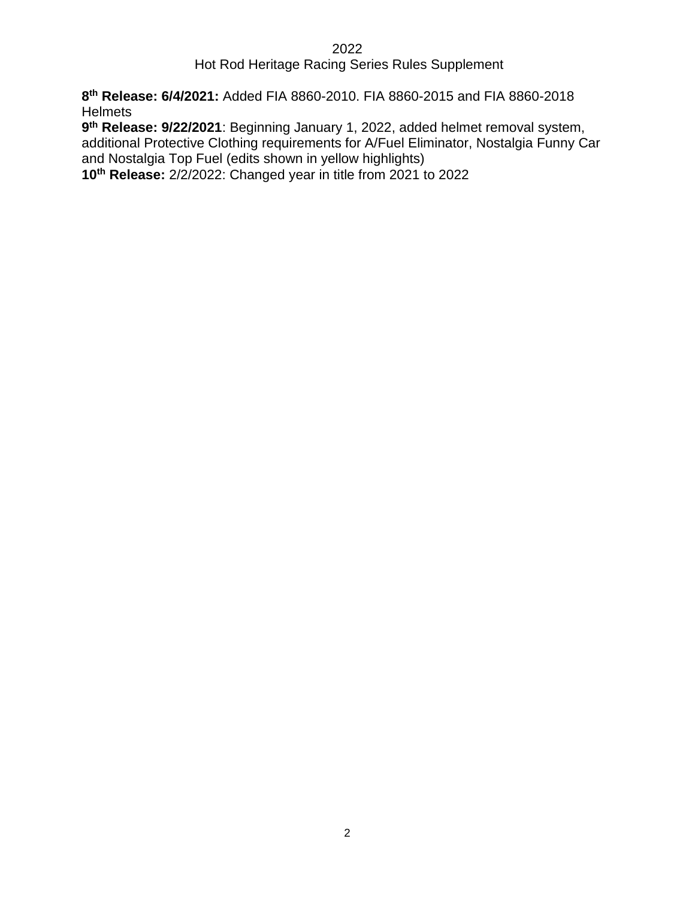**8th Release: 6/4/2021:** Added FIA 8860-2010. FIA 8860-2015 and FIA 8860-2018 Helmets

**9th Release: 9/22/2021**: Beginning January 1, 2022, added helmet removal system, additional Protective Clothing requirements for A/Fuel Eliminator, Nostalgia Funny Car and Nostalgia Top Fuel (edits shown in yellow highlights)

**10th Release:** 2/2/2022: Changed year in title from 2021 to 2022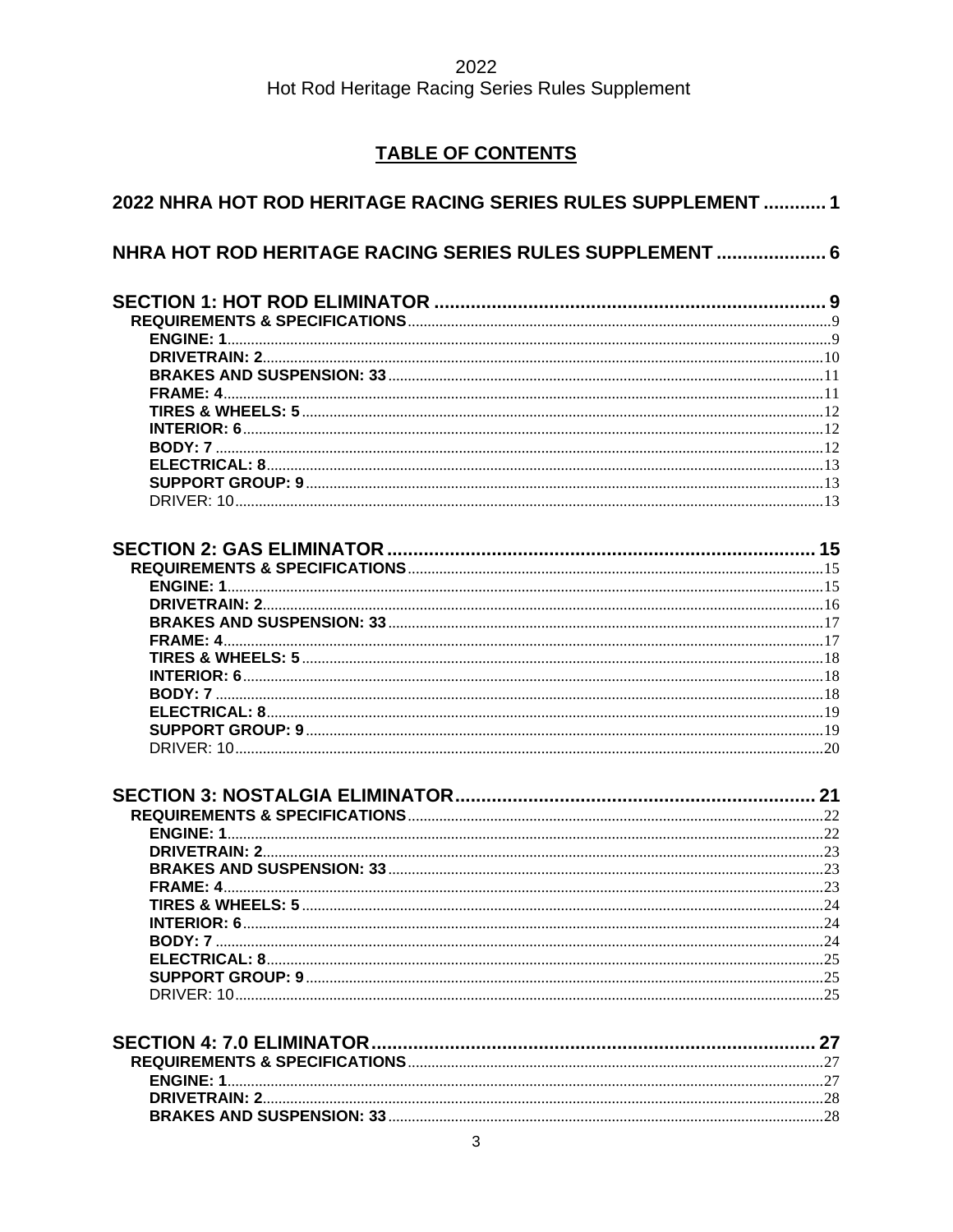2022
Hot Rod Heritage Racing Series Rules Supplement

## TABLE OF CONTENTS

**2022 NHRA HOT ROD HERITAGE RACING SERIES RULES SUPPLEMENT ............ 1**

**NHRA HOT ROD HERITAGE RACING SERIES RULES SUPPLEMENT ..................... 6**

**SECTION 1: HOT ROD ELIMINATOR ........................................................................... 9**
- **REQUIREMENTS & SPECIFICATIONS**..........................................................................9
  - **ENGINE: 1**........................................................................................................9
  - **DRIVETRAIN: 2**..................................................................................................10
  - **BRAKES AND SUSPENSION: 33**...............................................................................11
  - **FRAME: 4**........................................................................................................11
  - **TIRES & WHEELS: 5**.............................................................................................12
  - **INTERIOR: 6**.....................................................................................................12
  - **BODY: 7**..........................................................................................................12
  - **ELECTRICAL: 8**.................................................................................................13
  - **SUPPORT GROUP: 9**............................................................................................13
  - DRIVER: 10........................................................................................................13

**SECTION 2: GAS ELIMINATOR .................................................................................. 15**
- **REQUIREMENTS & SPECIFICATIONS**..........................................................................15
  - **ENGINE: 1**........................................................................................................15
  - **DRIVETRAIN: 2**..................................................................................................16
  - **BRAKES AND SUSPENSION: 33**...............................................................................17
  - **FRAME: 4**........................................................................................................17
  - **TIRES & WHEELS: 5**.............................................................................................18
  - **INTERIOR: 6**.....................................................................................................18
  - **BODY: 7**..........................................................................................................18
  - **ELECTRICAL: 8**.................................................................................................19
  - **SUPPORT GROUP: 9**............................................................................................19
  - DRIVER: 10........................................................................................................20

**SECTION 3: NOSTALGIA ELIMINATOR..................................................................... 21**
- **REQUIREMENTS & SPECIFICATIONS**..........................................................................22
  - **ENGINE: 1**........................................................................................................22
  - **DRIVETRAIN: 2**..................................................................................................23
  - **BRAKES AND SUSPENSION: 33**...............................................................................23
  - **FRAME: 4**........................................................................................................23
  - **TIRES & WHEELS: 5**.............................................................................................24
  - **INTERIOR: 6**.....................................................................................................24
  - **BODY: 7**..........................................................................................................24
  - **ELECTRICAL: 8**.................................................................................................25
  - **SUPPORT GROUP: 9**............................................................................................25
  - DRIVER: 10........................................................................................................25

**SECTION 4: 7.0 ELIMINATOR..................................................................................... 27**
- **REQUIREMENTS & SPECIFICATIONS**..........................................................................27
  - **ENGINE: 1**........................................................................................................27
  - **DRIVETRAIN: 2**..................................................................................................28
  - **BRAKES AND SUSPENSION: 33**...............................................................................28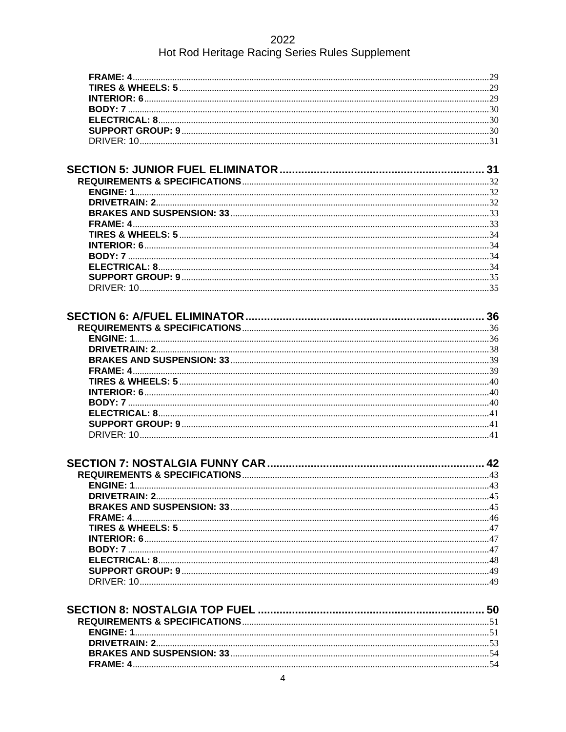**FRAME: 4** ........................................ 29
**TIRES & WHEELS: 5** ........................................ 29
**INTERIOR: 6** ........................................ 29
**BODY: 7** ........................................ 30
**ELECTRICAL: 8** ........................................ 30
**SUPPORT GROUP: 9** ........................................ 30
DRIVER: 10 ........................................ 31

**SECTION 5: JUNIOR FUEL ELIMINATOR** ........................................ **31**
**REQUIREMENTS & SPECIFICATIONS** ........................................ 32
**ENGINE: 1** ........................................ 32
**DRIVETRAIN: 2** ........................................ 32
**BRAKES AND SUSPENSION: 33** ........................................ 33
**FRAME: 4** ........................................ 33
**TIRES & WHEELS: 5** ........................................ 34
**INTERIOR: 6** ........................................ 34
**BODY: 7** ........................................ 34
**ELECTRICAL: 8** ........................................ 34
**SUPPORT GROUP: 9** ........................................ 35
DRIVER: 10 ........................................ 35

**SECTION 6: A/FUEL ELIMINATOR** ........................................ **36**
**REQUIREMENTS & SPECIFICATIONS** ........................................ 36
**ENGINE: 1** ........................................ 36
**DRIVETRAIN: 2** ........................................ 38
**BRAKES AND SUSPENSION: 33** ........................................ 39
**FRAME: 4** ........................................ 39
**TIRES & WHEELS: 5** ........................................ 40
**INTERIOR: 6** ........................................ 40
**BODY: 7** ........................................ 40
**ELECTRICAL: 8** ........................................ 41
**SUPPORT GROUP: 9** ........................................ 41
DRIVER: 10 ........................................ 41

**SECTION 7: NOSTALGIA FUNNY CAR** ........................................ **42**
**REQUIREMENTS & SPECIFICATIONS** ........................................ 43
**ENGINE: 1** ........................................ 43
**DRIVETRAIN: 2** ........................................ 45
**BRAKES AND SUSPENSION: 33** ........................................ 45
**FRAME: 4** ........................................ 46
**TIRES & WHEELS: 5** ........................................ 47
**INTERIOR: 6** ........................................ 47
**BODY: 7** ........................................ 47
**ELECTRICAL: 8** ........................................ 48
**SUPPORT GROUP: 9** ........................................ 49
DRIVER: 10 ........................................ 49

**SECTION 8: NOSTALGIA TOP FUEL** ........................................ **50**
**REQUIREMENTS & SPECIFICATIONS** ........................................ 51
**ENGINE: 1** ........................................ 51
**DRIVETRAIN: 2** ........................................ 53
**BRAKES AND SUSPENSION: 33** ........................................ 54
**FRAME: 4** ........................................ 54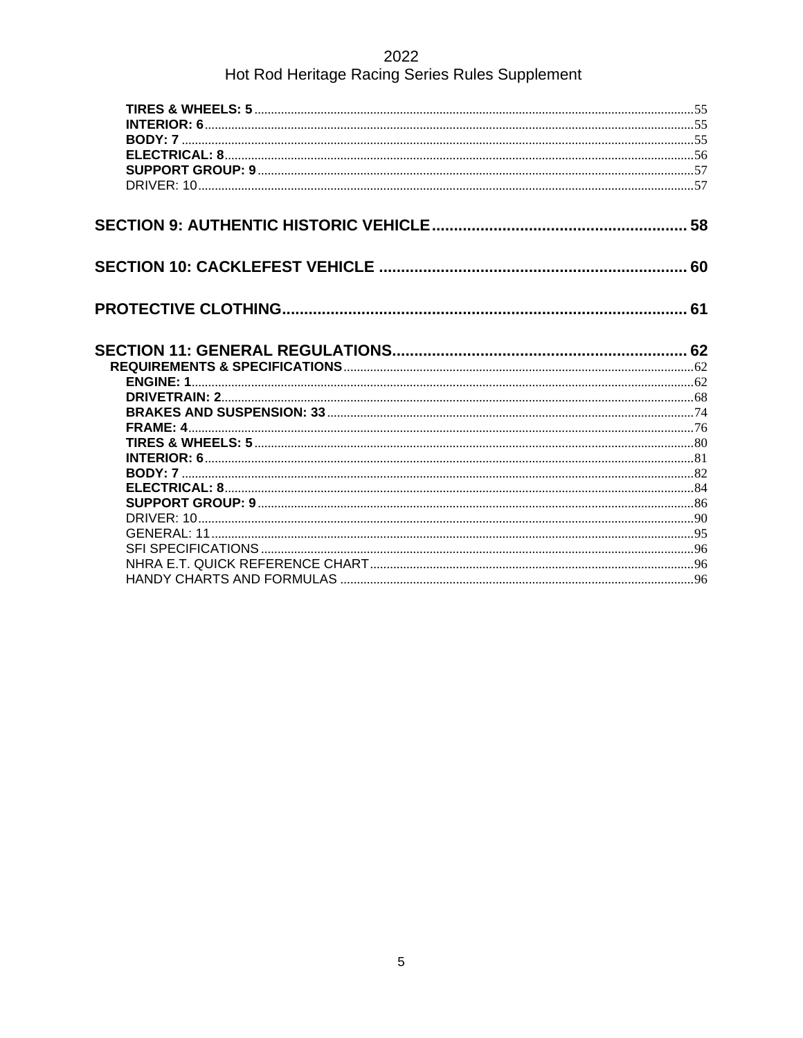**TIRES & WHEELS: 5** ....................................................................................................... 55
**INTERIOR: 6** .................................................................................................................. 55
**BODY: 7** ......................................................................................................................... 55
**ELECTRICAL: 8** ............................................................................................................. 56
**SUPPORT GROUP: 9** ...................................................................................................... 57
DRIVER: 10 ........................................................................................................................ 57

**SECTION 9: AUTHENTIC HISTORIC VEHICLE** ........................................................ 58

**SECTION 10: CACKLEFEST VEHICLE** ..................................................................... 60

**PROTECTIVE CLOTHING** ........................................................................................... 61

**SECTION 11: GENERAL REGULATIONS** .................................................................. 62

**REQUIREMENTS & SPECIFICATIONS** ........................................................................ 62
**ENGINE: 1** ....................................................................................................................... 62
**DRIVETRAIN: 2** ............................................................................................................... 68
**BRAKES AND SUSPENSION: 33** ................................................................................... 74
**FRAME: 4** ........................................................................................................................ 76
**TIRES & WHEELS: 5** ...................................................................................................... 80
**INTERIOR: 6** ................................................................................................................... 81
**BODY: 7** .......................................................................................................................... 82
**ELECTRICAL: 8** .............................................................................................................. 84
**SUPPORT GROUP: 9** ...................................................................................................... 86
DRIVER: 10 ........................................................................................................................ 90
GENERAL: 11 ..................................................................................................................... 95
SFI SPECIFICATIONS ........................................................................................................ 96
NHRA E.T. QUICK REFERENCE CHART ............................................................................ 96
HANDY CHARTS AND FORMULAS .................................................................................. 96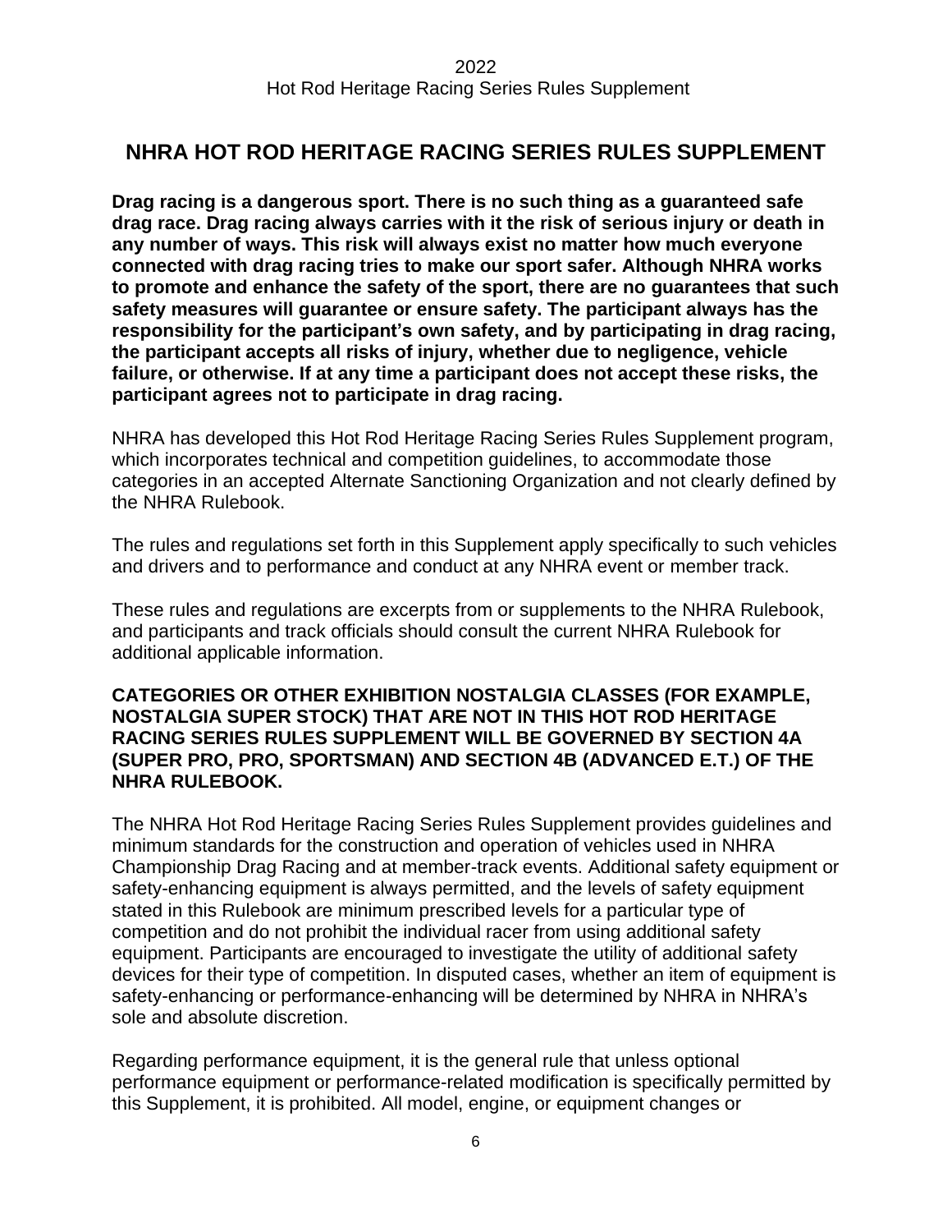# NHRA HOT ROD HERITAGE RACING SERIES RULES SUPPLEMENT

**Drag racing is a dangerous sport. There is no such thing as a guaranteed safe drag race. Drag racing always carries with it the risk of serious injury or death in any number of ways. This risk will always exist no matter how much everyone connected with drag racing tries to make our sport safer. Although NHRA works to promote and enhance the safety of the sport, there are no guarantees that such safety measures will guarantee or ensure safety. The participant always has the responsibility for the participant's own safety, and by participating in drag racing, the participant accepts all risks of injury, whether due to negligence, vehicle failure, or otherwise. If at any time a participant does not accept these risks, the participant agrees not to participate in drag racing.**

NHRA has developed this Hot Rod Heritage Racing Series Rules Supplement program, which incorporates technical and competition guidelines, to accommodate those categories in an accepted Alternate Sanctioning Organization and not clearly defined by the NHRA Rulebook.

The rules and regulations set forth in this Supplement apply specifically to such vehicles and drivers and to performance and conduct at any NHRA event or member track.

These rules and regulations are excerpts from or supplements to the NHRA Rulebook, and participants and track officials should consult the current NHRA Rulebook for additional applicable information.

**CATEGORIES OR OTHER EXHIBITION NOSTALGIA CLASSES (FOR EXAMPLE, NOSTALGIA SUPER STOCK) THAT ARE NOT IN THIS HOT ROD HERITAGE RACING SERIES RULES SUPPLEMENT WILL BE GOVERNED BY SECTION 4A (SUPER PRO, PRO, SPORTSMAN) AND SECTION 4B (ADVANCED E.T.) OF THE NHRA RULEBOOK.**

The NHRA Hot Rod Heritage Racing Series Rules Supplement provides guidelines and minimum standards for the construction and operation of vehicles used in NHRA Championship Drag Racing and at member-track events. Additional safety equipment or safety-enhancing equipment is always permitted, and the levels of safety equipment stated in this Rulebook are minimum prescribed levels for a particular type of competition and do not prohibit the individual racer from using additional safety equipment. Participants are encouraged to investigate the utility of additional safety devices for their type of competition. In disputed cases, whether an item of equipment is safety-enhancing or performance-enhancing will be determined by NHRA in NHRA's sole and absolute discretion.

Regarding performance equipment, it is the general rule that unless optional performance equipment or performance-related modification is specifically permitted by this Supplement, it is prohibited. All model, engine, or equipment changes or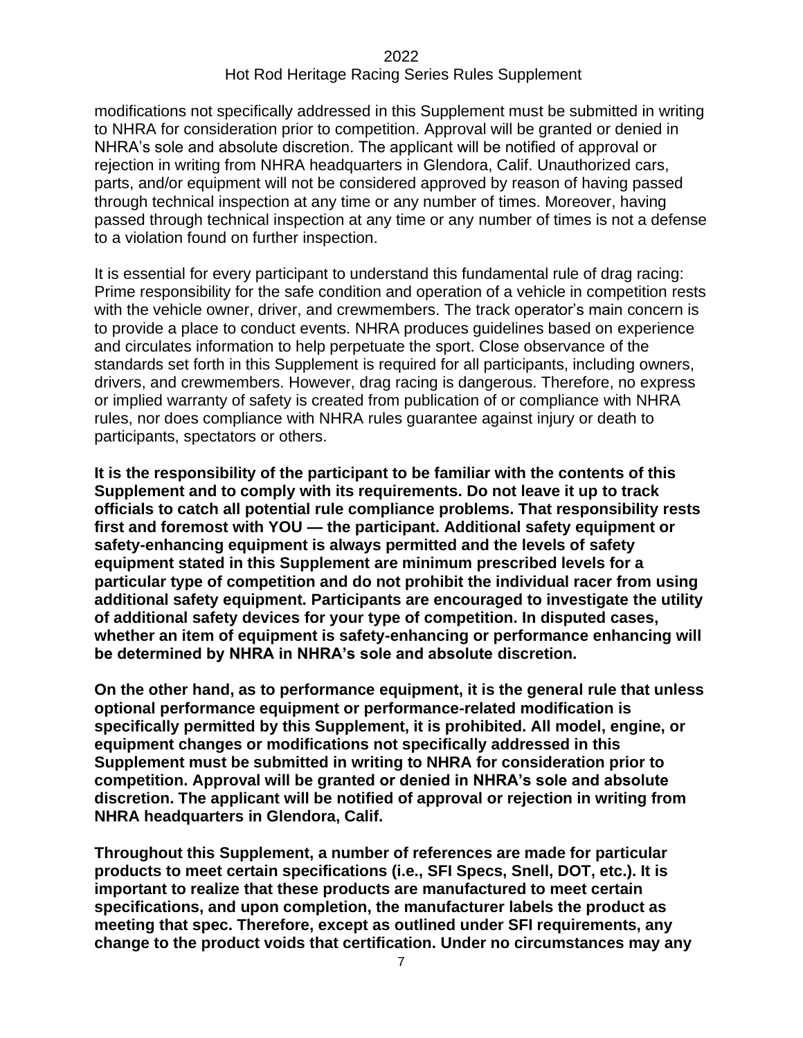modifications not specifically addressed in this Supplement must be submitted in writing to NHRA for consideration prior to competition. Approval will be granted or denied in NHRA's sole and absolute discretion. The applicant will be notified of approval or rejection in writing from NHRA headquarters in Glendora, Calif. Unauthorized cars, parts, and/or equipment will not be considered approved by reason of having passed through technical inspection at any time or any number of times. Moreover, having passed through technical inspection at any time or any number of times is not a defense to a violation found on further inspection.

It is essential for every participant to understand this fundamental rule of drag racing: Prime responsibility for the safe condition and operation of a vehicle in competition rests with the vehicle owner, driver, and crewmembers. The track operator's main concern is to provide a place to conduct events. NHRA produces guidelines based on experience and circulates information to help perpetuate the sport. Close observance of the standards set forth in this Supplement is required for all participants, including owners, drivers, and crewmembers. However, drag racing is dangerous. Therefore, no express or implied warranty of safety is created from publication of or compliance with NHRA rules, nor does compliance with NHRA rules guarantee against injury or death to participants, spectators or others.

**It is the responsibility of the participant to be familiar with the contents of this Supplement and to comply with its requirements. Do not leave it up to track officials to catch all potential rule compliance problems. That responsibility rests first and foremost with YOU — the participant. Additional safety equipment or safety-enhancing equipment is always permitted and the levels of safety equipment stated in this Supplement are minimum prescribed levels for a particular type of competition and do not prohibit the individual racer from using additional safety equipment. Participants are encouraged to investigate the utility of additional safety devices for your type of competition. In disputed cases, whether an item of equipment is safety-enhancing or performance enhancing will be determined by NHRA in NHRA's sole and absolute discretion.**

**On the other hand, as to performance equipment, it is the general rule that unless optional performance equipment or performance-related modification is specifically permitted by this Supplement, it is prohibited. All model, engine, or equipment changes or modifications not specifically addressed in this Supplement must be submitted in writing to NHRA for consideration prior to competition. Approval will be granted or denied in NHRA's sole and absolute discretion. The applicant will be notified of approval or rejection in writing from NHRA headquarters in Glendora, Calif.**

**Throughout this Supplement, a number of references are made for particular products to meet certain specifications (i.e., SFI Specs, Snell, DOT, etc.). It is important to realize that these products are manufactured to meet certain specifications, and upon completion, the manufacturer labels the product as meeting that spec. Therefore, except as outlined under SFI requirements, any change to the product voids that certification. Under no circumstances may any**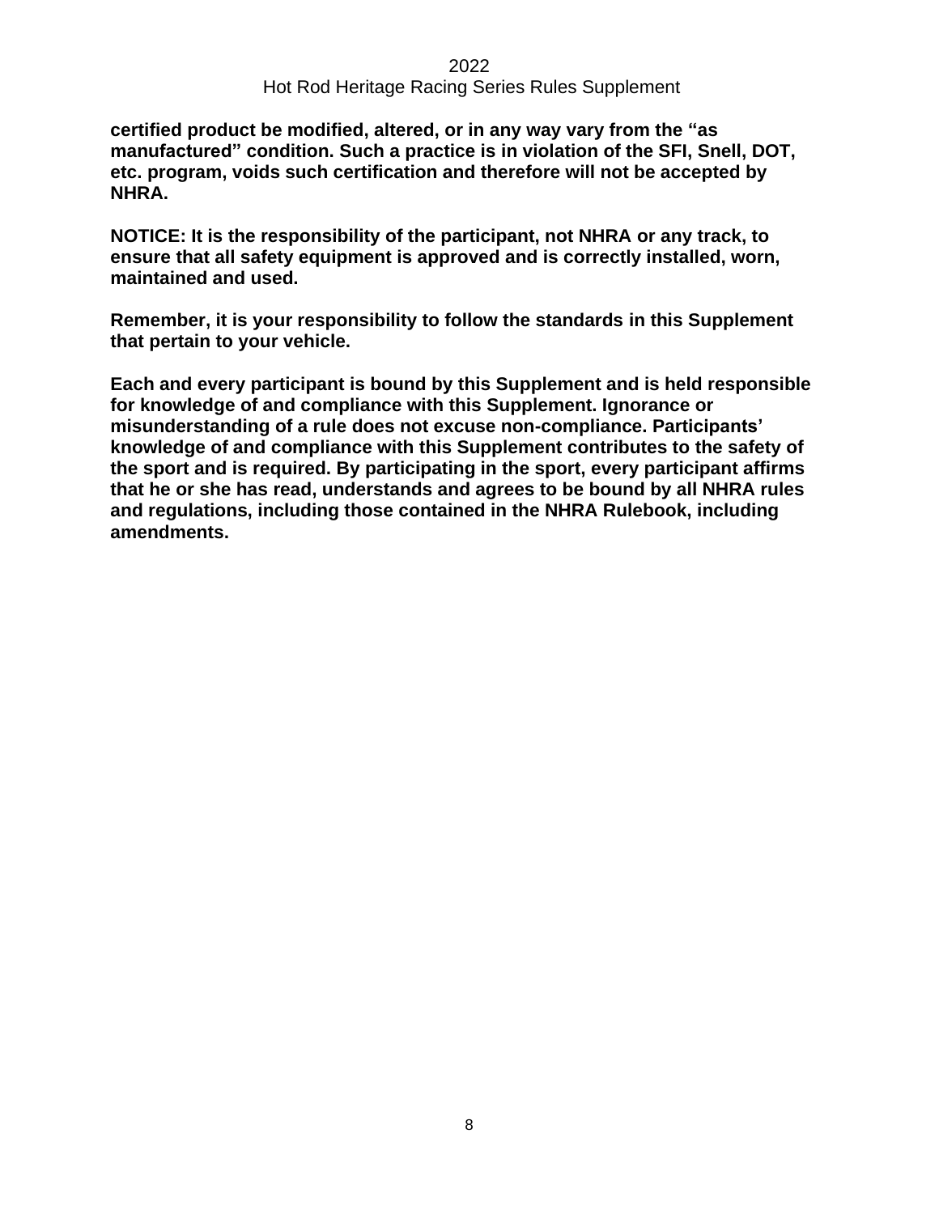**certified product be modified, altered, or in any way vary from the "as manufactured" condition. Such a practice is in violation of the SFI, Snell, DOT, etc. program, voids such certification and therefore will not be accepted by NHRA.**

**NOTICE: It is the responsibility of the participant, not NHRA or any track, to ensure that all safety equipment is approved and is correctly installed, worn, maintained and used.**

**Remember, it is your responsibility to follow the standards in this Supplement that pertain to your vehicle.**

**Each and every participant is bound by this Supplement and is held responsible for knowledge of and compliance with this Supplement. Ignorance or misunderstanding of a rule does not excuse non-compliance. Participants' knowledge of and compliance with this Supplement contributes to the safety of the sport and is required. By participating in the sport, every participant affirms that he or she has read, understands and agrees to be bound by all NHRA rules and regulations, including those contained in the NHRA Rulebook, including amendments.**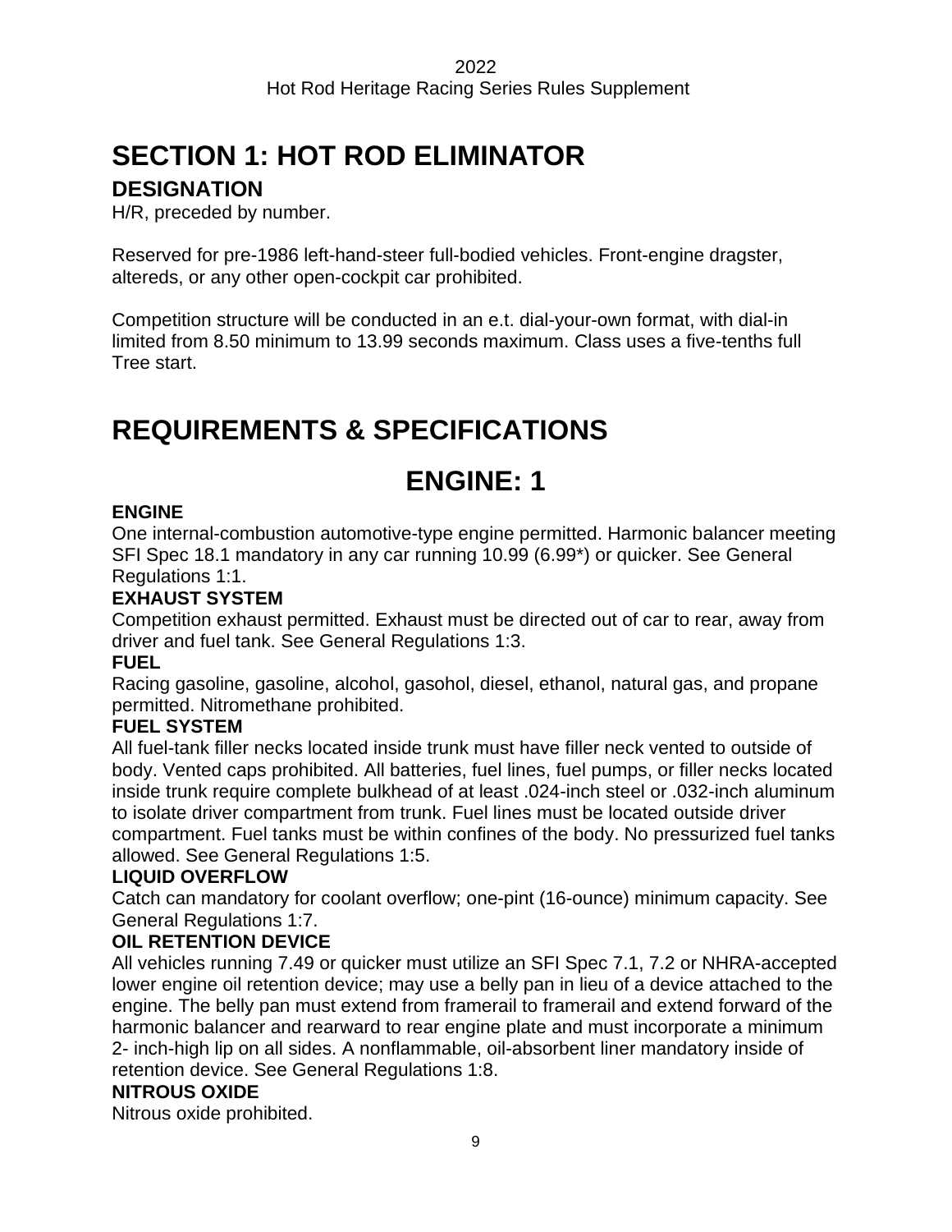# SECTION 1: HOT ROD ELIMINATOR

## DESIGNATION

H/R, preceded by number.

Reserved for pre-1986 left-hand-steer full-bodied vehicles. Front-engine dragster, altereds, or any other open-cockpit car prohibited.

Competition structure will be conducted in an e.t. dial-your-own format, with dial-in limited from 8.50 minimum to 13.99 seconds maximum. Class uses a five-tenths full Tree start.

# REQUIREMENTS & SPECIFICATIONS

## ENGINE: 1

**ENGINE**

One internal-combustion automotive-type engine permitted. Harmonic balancer meeting SFI Spec 18.1 mandatory in any car running 10.99 (6.99*) or quicker. See General Regulations 1:1.

**EXHAUST SYSTEM**

Competition exhaust permitted. Exhaust must be directed out of car to rear, away from driver and fuel tank. See General Regulations 1:3.

**FUEL**

Racing gasoline, gasoline, alcohol, gasohol, diesel, ethanol, natural gas, and propane permitted. Nitromethane prohibited.

**FUEL SYSTEM**

All fuel-tank filler necks located inside trunk must have filler neck vented to outside of body. Vented caps prohibited. All batteries, fuel lines, fuel pumps, or filler necks located inside trunk require complete bulkhead of at least .024-inch steel or .032-inch aluminum to isolate driver compartment from trunk. Fuel lines must be located outside driver compartment. Fuel tanks must be within confines of the body. No pressurized fuel tanks allowed. See General Regulations 1:5.

**LIQUID OVERFLOW**

Catch can mandatory for coolant overflow; one-pint (16-ounce) minimum capacity. See General Regulations 1:7.

**OIL RETENTION DEVICE**

All vehicles running 7.49 or quicker must utilize an SFI Spec 7.1, 7.2 or NHRA-accepted lower engine oil retention device; may use a belly pan in lieu of a device attached to the engine. The belly pan must extend from framerail to framerail and extend forward of the harmonic balancer and rearward to rear engine plate and must incorporate a minimum 2- inch-high lip on all sides. A nonflammable, oil-absorbent liner mandatory inside of retention device. See General Regulations 1:8.

**NITROUS OXIDE**

Nitrous oxide prohibited.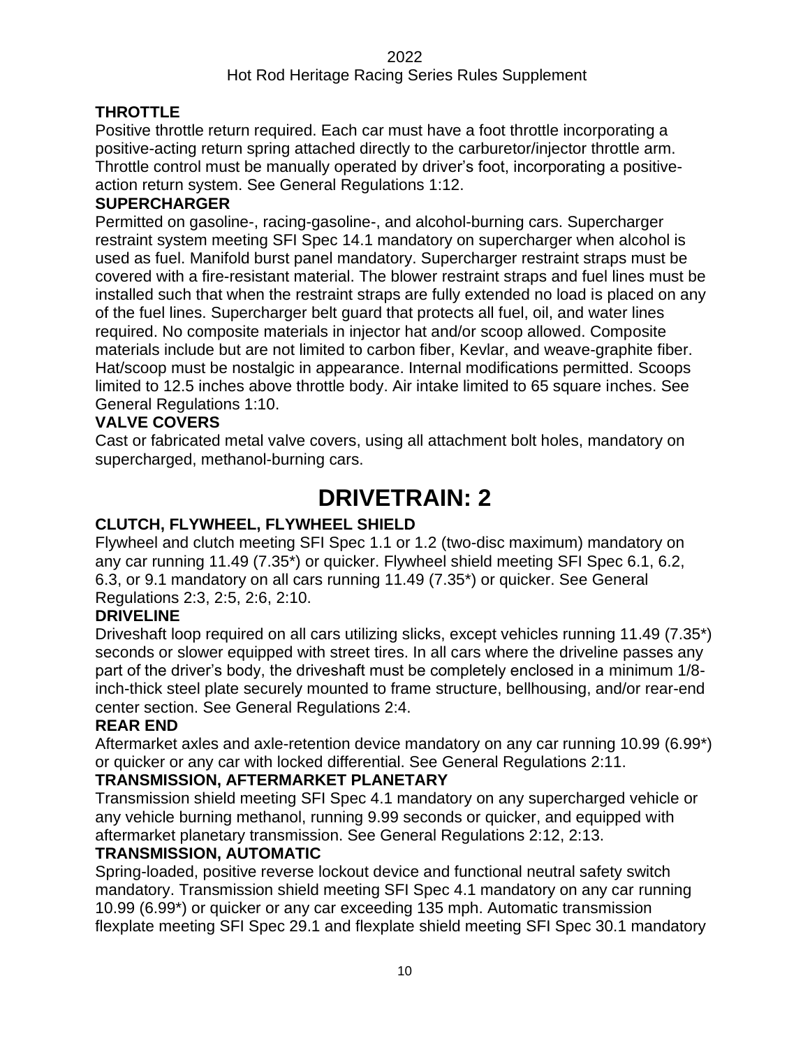### THROTTLE

Positive throttle return required. Each car must have a foot throttle incorporating a positive-acting return spring attached directly to the carburetor/injector throttle arm. Throttle control must be manually operated by driver's foot, incorporating a positive-action return system. See General Regulations 1:12.

### SUPERCHARGER

Permitted on gasoline-, racing-gasoline-, and alcohol-burning cars. Supercharger restraint system meeting SFI Spec 14.1 mandatory on supercharger when alcohol is used as fuel. Manifold burst panel mandatory. Supercharger restraint straps must be covered with a fire-resistant material. The blower restraint straps and fuel lines must be installed such that when the restraint straps are fully extended no load is placed on any of the fuel lines. Supercharger belt guard that protects all fuel, oil, and water lines required. No composite materials in injector hat and/or scoop allowed. Composite materials include but are not limited to carbon fiber, Kevlar, and weave-graphite fiber. Hat/scoop must be nostalgic in appearance. Internal modifications permitted. Scoops limited to 12.5 inches above throttle body. Air intake limited to 65 square inches. See General Regulations 1:10.

### VALVE COVERS

Cast or fabricated metal valve covers, using all attachment bolt holes, mandatory on supercharged, methanol-burning cars.

# DRIVETRAIN: 2

### CLUTCH, FLYWHEEL, FLYWHEEL SHIELD

Flywheel and clutch meeting SFI Spec 1.1 or 1.2 (two-disc maximum) mandatory on any car running 11.49 (7.35*) or quicker. Flywheel shield meeting SFI Spec 6.1, 6.2, 6.3, or 9.1 mandatory on all cars running 11.49 (7.35*) or quicker. See General Regulations 2:3, 2:5, 2:6, 2:10.

### DRIVELINE

Driveshaft loop required on all cars utilizing slicks, except vehicles running 11.49 (7.35*) seconds or slower equipped with street tires. In all cars where the driveline passes any part of the driver's body, the driveshaft must be completely enclosed in a minimum 1/8-inch-thick steel plate securely mounted to frame structure, bellhousing, and/or rear-end center section. See General Regulations 2:4.

### REAR END

Aftermarket axles and axle-retention device mandatory on any car running 10.99 (6.99*) or quicker or any car with locked differential. See General Regulations 2:11.

### TRANSMISSION, AFTERMARKET PLANETARY

Transmission shield meeting SFI Spec 4.1 mandatory on any supercharged vehicle or any vehicle burning methanol, running 9.99 seconds or quicker, and equipped with aftermarket planetary transmission. See General Regulations 2:12, 2:13.

### TRANSMISSION, AUTOMATIC

Spring-loaded, positive reverse lockout device and functional neutral safety switch mandatory. Transmission shield meeting SFI Spec 4.1 mandatory on any car running 10.99 (6.99*) or quicker or any car exceeding 135 mph. Automatic transmission flexplate meeting SFI Spec 29.1 and flexplate shield meeting SFI Spec 30.1 mandatory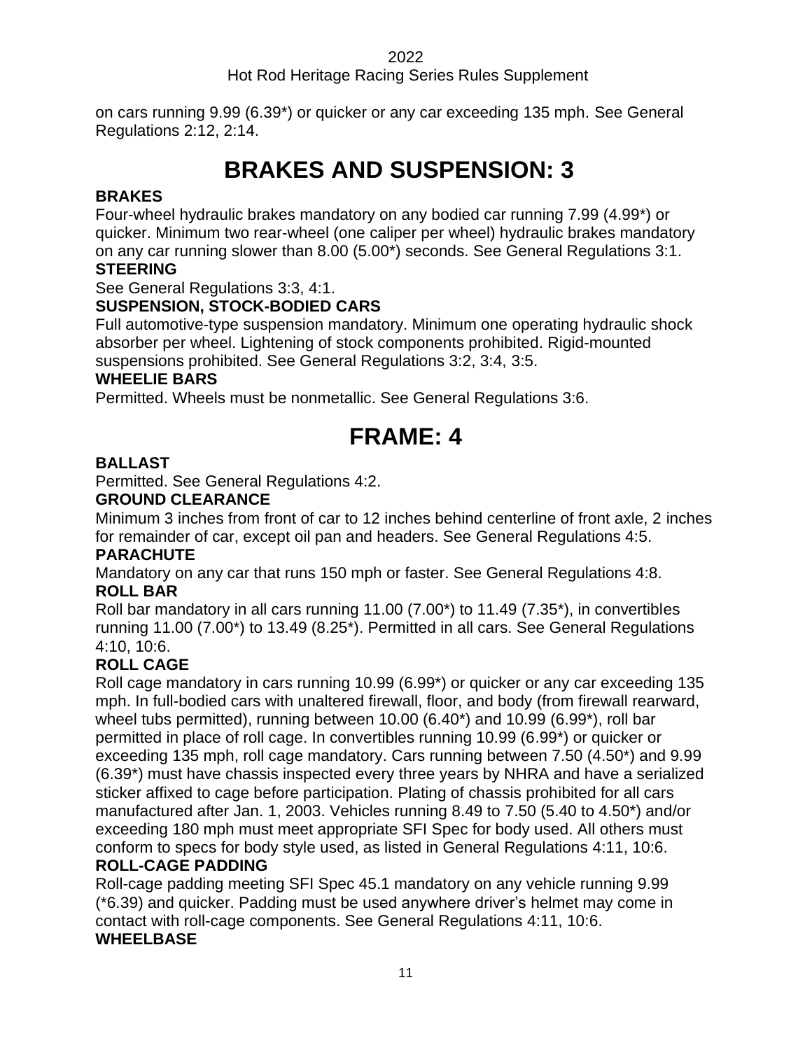on cars running 9.99 (6.39*) or quicker or any car exceeding 135 mph. See General Regulations 2:12, 2:14.

# BRAKES AND SUSPENSION: 3

**BRAKES**

Four-wheel hydraulic brakes mandatory on any bodied car running 7.99 (4.99*) or quicker. Minimum two rear-wheel (one caliper per wheel) hydraulic brakes mandatory on any car running slower than 8.00 (5.00*) seconds. See General Regulations 3:1.

**STEERING**

See General Regulations 3:3, 4:1.

**SUSPENSION, STOCK-BODIED CARS**

Full automotive-type suspension mandatory. Minimum one operating hydraulic shock absorber per wheel. Lightening of stock components prohibited. Rigid-mounted suspensions prohibited. See General Regulations 3:2, 3:4, 3:5.

**WHEELIE BARS**

Permitted. Wheels must be nonmetallic. See General Regulations 3:6.

# FRAME: 4

**BALLAST**

Permitted. See General Regulations 4:2.

**GROUND CLEARANCE**

Minimum 3 inches from front of car to 12 inches behind centerline of front axle, 2 inches for remainder of car, except oil pan and headers. See General Regulations 4:5.

**PARACHUTE**

Mandatory on any car that runs 150 mph or faster. See General Regulations 4:8.

**ROLL BAR**

Roll bar mandatory in all cars running 11.00 (7.00*) to 11.49 (7.35*), in convertibles running 11.00 (7.00*) to 13.49 (8.25*). Permitted in all cars. See General Regulations 4:10, 10:6.

**ROLL CAGE**

Roll cage mandatory in cars running 10.99 (6.99*) or quicker or any car exceeding 135 mph. In full-bodied cars with unaltered firewall, floor, and body (from firewall rearward, wheel tubs permitted), running between 10.00 (6.40*) and 10.99 (6.99*), roll bar permitted in place of roll cage. In convertibles running 10.99 (6.99*) or quicker or exceeding 135 mph, roll cage mandatory. Cars running between 7.50 (4.50*) and 9.99 (6.39*) must have chassis inspected every three years by NHRA and have a serialized sticker affixed to cage before participation. Plating of chassis prohibited for all cars manufactured after Jan. 1, 2003. Vehicles running 8.49 to 7.50 (5.40 to 4.50*) and/or exceeding 180 mph must meet appropriate SFI Spec for body used. All others must conform to specs for body style used, as listed in General Regulations 4:11, 10:6.

**ROLL-CAGE PADDING**

Roll-cage padding meeting SFI Spec 45.1 mandatory on any vehicle running 9.99 (*6.39) and quicker. Padding must be used anywhere driver's helmet may come in contact with roll-cage components. See General Regulations 4:11, 10:6.

**WHEELBASE**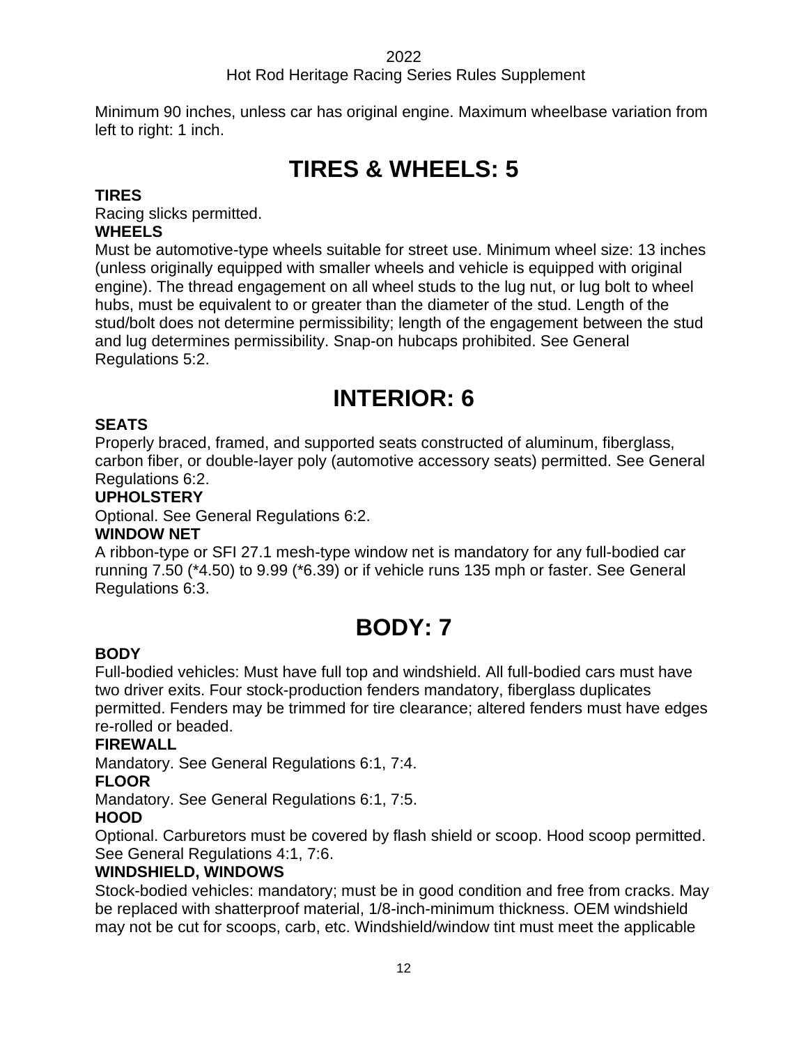Minimum 90 inches, unless car has original engine. Maximum wheelbase variation from left to right: 1 inch.

# TIRES & WHEELS: 5

### TIRES

Racing slicks permitted.

### WHEELS

Must be automotive-type wheels suitable for street use. Minimum wheel size: 13 inches (unless originally equipped with smaller wheels and vehicle is equipped with original engine). The thread engagement on all wheel studs to the lug nut, or lug bolt to wheel hubs, must be equivalent to or greater than the diameter of the stud. Length of the stud/bolt does not determine permissibility; length of the engagement between the stud and lug determines permissibility. Snap-on hubcaps prohibited. See General Regulations 5:2.

# INTERIOR: 6

### SEATS

Properly braced, framed, and supported seats constructed of aluminum, fiberglass, carbon fiber, or double-layer poly (automotive accessory seats) permitted. See General Regulations 6:2.

### UPHOLSTERY

Optional. See General Regulations 6:2.

### WINDOW NET

A ribbon-type or SFI 27.1 mesh-type window net is mandatory for any full-bodied car running 7.50 (*4.50) to 9.99 (*6.39) or if vehicle runs 135 mph or faster. See General Regulations 6:3.

# BODY: 7

### BODY

Full-bodied vehicles: Must have full top and windshield. All full-bodied cars must have two driver exits. Four stock-production fenders mandatory, fiberglass duplicates permitted. Fenders may be trimmed for tire clearance; altered fenders must have edges re-rolled or beaded.

### FIREWALL

Mandatory. See General Regulations 6:1, 7:4.

### FLOOR

Mandatory. See General Regulations 6:1, 7:5.

### HOOD

Optional. Carburetors must be covered by flash shield or scoop. Hood scoop permitted. See General Regulations 4:1, 7:6.

### WINDSHIELD, WINDOWS

Stock-bodied vehicles: mandatory; must be in good condition and free from cracks. May be replaced with shatterproof material, 1/8-inch-minimum thickness. OEM windshield may not be cut for scoops, carb, etc. Windshield/window tint must meet the applicable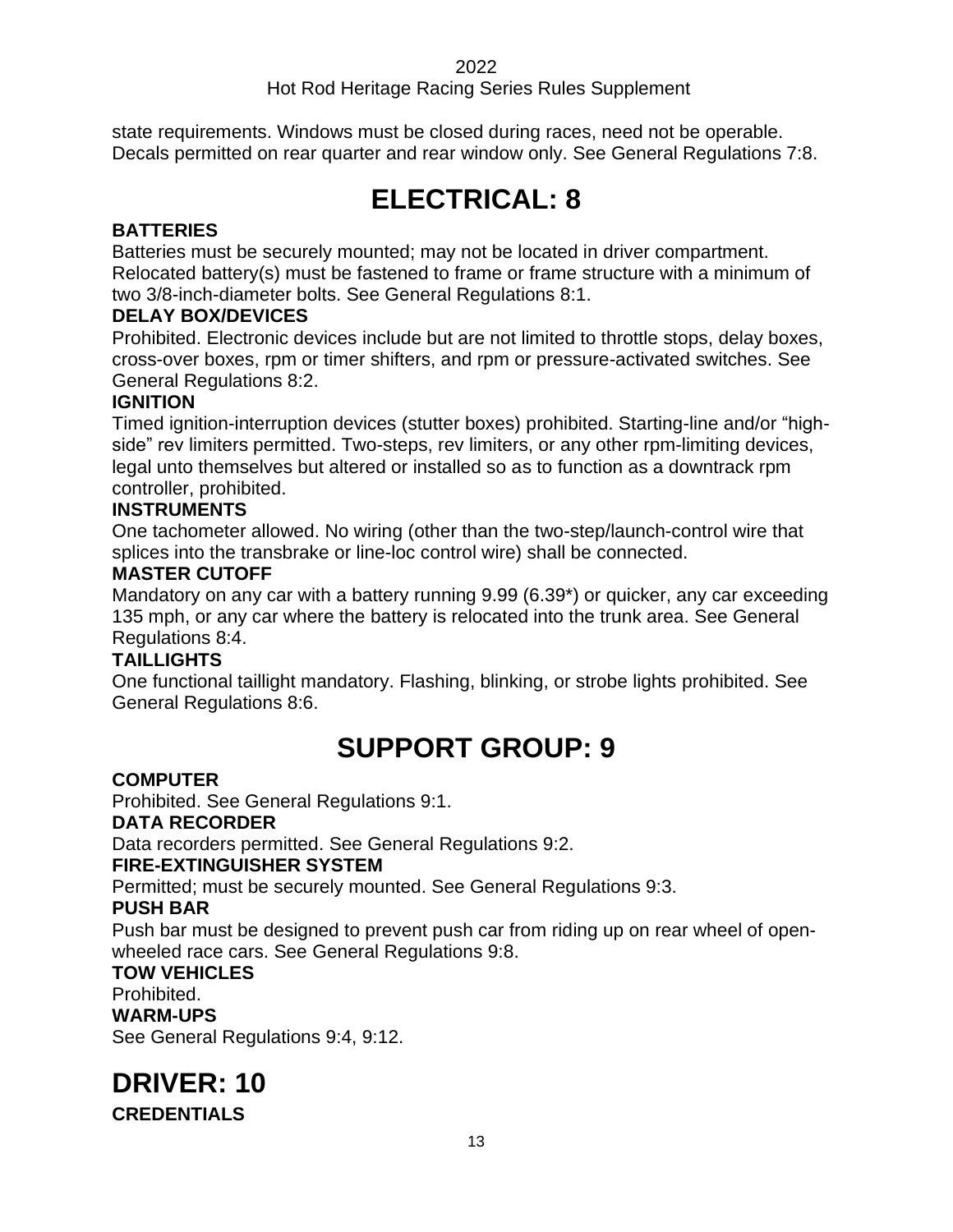state requirements. Windows must be closed during races, need not be operable. Decals permitted on rear quarter and rear window only. See General Regulations 7:8.

# ELECTRICAL: 8

### BATTERIES

Batteries must be securely mounted; may not be located in driver compartment. Relocated battery(s) must be fastened to frame or frame structure with a minimum of two 3/8-inch-diameter bolts. See General Regulations 8:1.

### DELAY BOX/DEVICES

Prohibited. Electronic devices include but are not limited to throttle stops, delay boxes, cross-over boxes, rpm or timer shifters, and rpm or pressure-activated switches. See General Regulations 8:2.

### IGNITION

Timed ignition-interruption devices (stutter boxes) prohibited. Starting-line and/or "high-side" rev limiters permitted. Two-steps, rev limiters, or any other rpm-limiting devices, legal unto themselves but altered or installed so as to function as a downtrack rpm controller, prohibited.

### INSTRUMENTS

One tachometer allowed. No wiring (other than the two-step/launch-control wire that splices into the transbrake or line-loc control wire) shall be connected.

### MASTER CUTOFF

Mandatory on any car with a battery running 9.99 (6.39*) or quicker, any car exceeding 135 mph, or any car where the battery is relocated into the trunk area. See General Regulations 8:4.

### TAILLIGHTS

One functional taillight mandatory. Flashing, blinking, or strobe lights prohibited. See General Regulations 8:6.

# SUPPORT GROUP: 9

### COMPUTER

Prohibited. See General Regulations 9:1.

### DATA RECORDER

Data recorders permitted. See General Regulations 9:2.

### FIRE-EXTINGUISHER SYSTEM

Permitted; must be securely mounted. See General Regulations 9:3.

### PUSH BAR

Push bar must be designed to prevent push car from riding up on rear wheel of open-wheeled race cars. See General Regulations 9:8.

### TOW VEHICLES

Prohibited.

### WARM-UPS

See General Regulations 9:4, 9:12.

# DRIVER: 10

### CREDENTIALS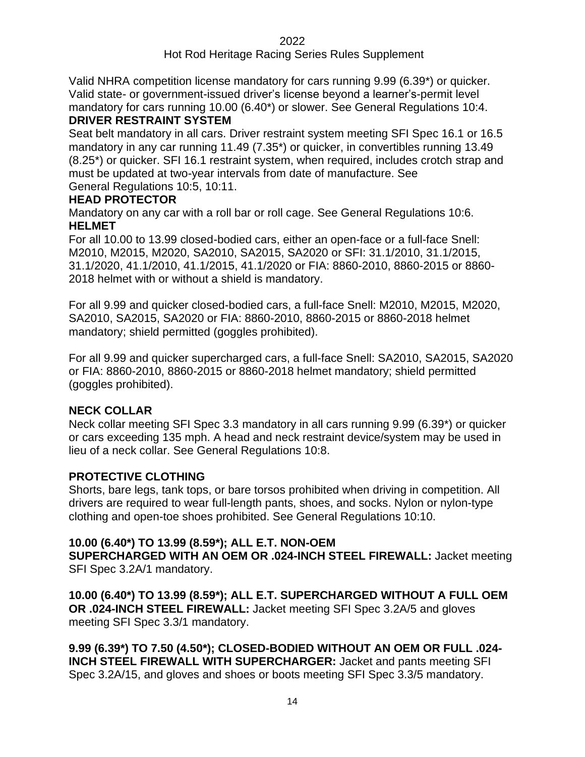Valid NHRA competition license mandatory for cars running 9.99 (6.39*) or quicker. Valid state- or government-issued driver's license beyond a learner's-permit level mandatory for cars running 10.00 (6.40*) or slower. See General Regulations 10:4.

**DRIVER RESTRAINT SYSTEM**

Seat belt mandatory in all cars. Driver restraint system meeting SFI Spec 16.1 or 16.5 mandatory in any car running 11.49 (7.35*) or quicker, in convertibles running 13.49 (8.25*) or quicker. SFI 16.1 restraint system, when required, includes crotch strap and must be updated at two-year intervals from date of manufacture. See General Regulations 10:5, 10:11.

**HEAD PROTECTOR**

Mandatory on any car with a roll bar or roll cage. See General Regulations 10:6.

**HELMET**

For all 10.00 to 13.99 closed-bodied cars, either an open-face or a full-face Snell: M2010, M2015, M2020, SA2010, SA2015, SA2020 or SFI: 31.1/2010, 31.1/2015, 31.1/2020, 41.1/2010, 41.1/2015, 41.1/2020 or FIA: 8860-2010, 8860-2015 or 8860-2018 helmet with or without a shield is mandatory.

For all 9.99 and quicker closed-bodied cars, a full-face Snell: M2010, M2015, M2020, SA2010, SA2015, SA2020 or FIA: 8860-2010, 8860-2015 or 8860-2018 helmet mandatory; shield permitted (goggles prohibited).

For all 9.99 and quicker supercharged cars, a full-face Snell: SA2010, SA2015, SA2020 or FIA: 8860-2010, 8860-2015 or 8860-2018 helmet mandatory; shield permitted (goggles prohibited).

**NECK COLLAR**

Neck collar meeting SFI Spec 3.3 mandatory in all cars running 9.99 (6.39*) or quicker or cars exceeding 135 mph. A head and neck restraint device/system may be used in lieu of a neck collar. See General Regulations 10:8.

**PROTECTIVE CLOTHING**

Shorts, bare legs, tank tops, or bare torsos prohibited when driving in competition. All drivers are required to wear full-length pants, shoes, and socks. Nylon or nylon-type clothing and open-toe shoes prohibited. See General Regulations 10:10.

**10.00 (6.40*) TO 13.99 (8.59*); ALL E.T. NON-OEM SUPERCHARGED WITH AN OEM OR .024-INCH STEEL FIREWALL:** Jacket meeting SFI Spec 3.2A/1 mandatory.

**10.00 (6.40*) TO 13.99 (8.59*); ALL E.T. SUPERCHARGED WITHOUT A FULL OEM OR .024-INCH STEEL FIREWALL:** Jacket meeting SFI Spec 3.2A/5 and gloves meeting SFI Spec 3.3/1 mandatory.

**9.99 (6.39*) TO 7.50 (4.50*); CLOSED-BODIED WITHOUT AN OEM OR FULL .024-INCH STEEL FIREWALL WITH SUPERCHARGER:** Jacket and pants meeting SFI Spec 3.2A/15, and gloves and shoes or boots meeting SFI Spec 3.3/5 mandatory.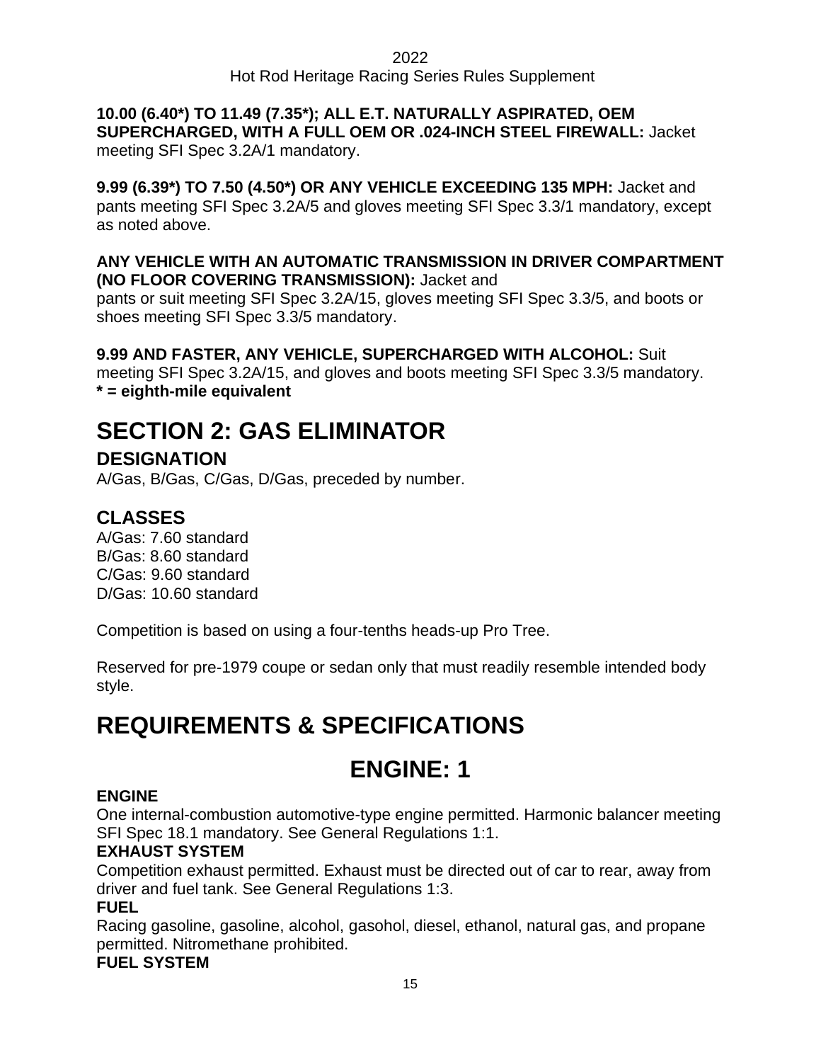**10.00 (6.40*) TO 11.49 (7.35*); ALL E.T. NATURALLY ASPIRATED, OEM SUPERCHARGED, WITH A FULL OEM OR .024-INCH STEEL FIREWALL:** Jacket meeting SFI Spec 3.2A/1 mandatory.

**9.99 (6.39*) TO 7.50 (4.50*) OR ANY VEHICLE EXCEEDING 135 MPH:** Jacket and pants meeting SFI Spec 3.2A/5 and gloves meeting SFI Spec 3.3/1 mandatory, except as noted above.

**ANY VEHICLE WITH AN AUTOMATIC TRANSMISSION IN DRIVER COMPARTMENT (NO FLOOR COVERING TRANSMISSION):** Jacket and pants or suit meeting SFI Spec 3.2A/15, gloves meeting SFI Spec 3.3/5, and boots or shoes meeting SFI Spec 3.3/5 mandatory.

**9.99 AND FASTER, ANY VEHICLE, SUPERCHARGED WITH ALCOHOL:** Suit meeting SFI Spec 3.2A/15, and gloves and boots meeting SFI Spec 3.3/5 mandatory.
**\* = eighth-mile equivalent**

# SECTION 2: GAS ELIMINATOR

## DESIGNATION

A/Gas, B/Gas, C/Gas, D/Gas, preceded by number.

## CLASSES

A/Gas: 7.60 standard
B/Gas: 8.60 standard
C/Gas: 9.60 standard
D/Gas: 10.60 standard

Competition is based on using a four-tenths heads-up Pro Tree.

Reserved for pre-1979 coupe or sedan only that must readily resemble intended body style.

# REQUIREMENTS & SPECIFICATIONS

# ENGINE: 1

**ENGINE**
One internal-combustion automotive-type engine permitted. Harmonic balancer meeting SFI Spec 18.1 mandatory. See General Regulations 1:1.

**EXHAUST SYSTEM**
Competition exhaust permitted. Exhaust must be directed out of car to rear, away from driver and fuel tank. See General Regulations 1:3.

**FUEL**
Racing gasoline, gasoline, alcohol, gasohol, diesel, ethanol, natural gas, and propane permitted. Nitromethane prohibited.

**FUEL SYSTEM**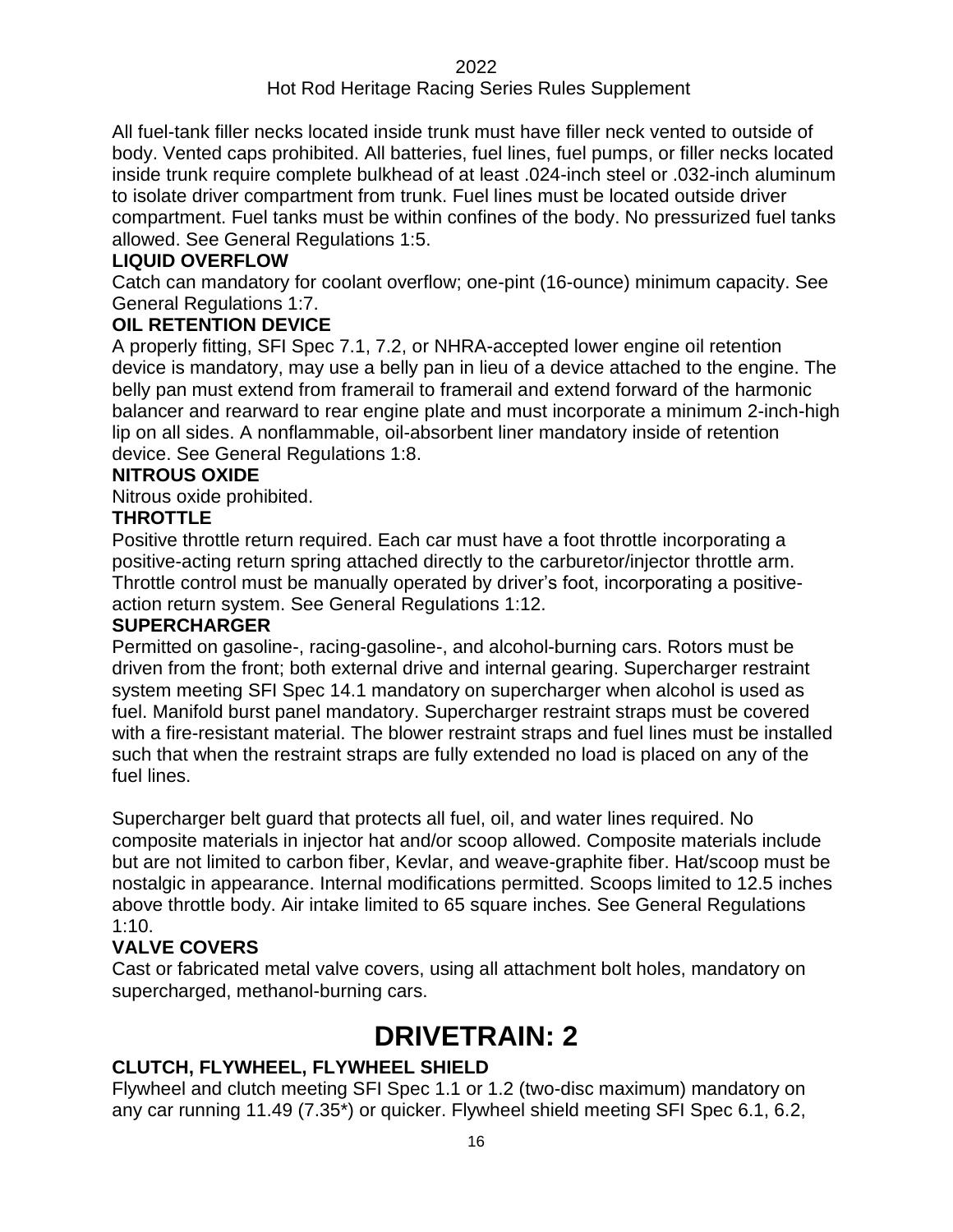All fuel-tank filler necks located inside trunk must have filler neck vented to outside of body. Vented caps prohibited. All batteries, fuel lines, fuel pumps, or filler necks located inside trunk require complete bulkhead of at least .024-inch steel or .032-inch aluminum to isolate driver compartment from trunk. Fuel lines must be located outside driver compartment. Fuel tanks must be within confines of the body. No pressurized fuel tanks allowed. See General Regulations 1:5.

**LIQUID OVERFLOW**

Catch can mandatory for coolant overflow; one-pint (16-ounce) minimum capacity. See General Regulations 1:7.

**OIL RETENTION DEVICE**

A properly fitting, SFI Spec 7.1, 7.2, or NHRA-accepted lower engine oil retention device is mandatory, may use a belly pan in lieu of a device attached to the engine. The belly pan must extend from framerail to framerail and extend forward of the harmonic balancer and rearward to rear engine plate and must incorporate a minimum 2-inch-high lip on all sides. A nonflammable, oil-absorbent liner mandatory inside of retention device. See General Regulations 1:8.

**NITROUS OXIDE**

Nitrous oxide prohibited.

**THROTTLE**

Positive throttle return required. Each car must have a foot throttle incorporating a positive-acting return spring attached directly to the carburetor/injector throttle arm. Throttle control must be manually operated by driver's foot, incorporating a positive-action return system. See General Regulations 1:12.

**SUPERCHARGER**

Permitted on gasoline-, racing-gasoline-, and alcohol-burning cars. Rotors must be driven from the front; both external drive and internal gearing. Supercharger restraint system meeting SFI Spec 14.1 mandatory on supercharger when alcohol is used as fuel. Manifold burst panel mandatory. Supercharger restraint straps must be covered with a fire-resistant material. The blower restraint straps and fuel lines must be installed such that when the restraint straps are fully extended no load is placed on any of the fuel lines.

Supercharger belt guard that protects all fuel, oil, and water lines required. No composite materials in injector hat and/or scoop allowed. Composite materials include but are not limited to carbon fiber, Kevlar, and weave-graphite fiber. Hat/scoop must be nostalgic in appearance. Internal modifications permitted. Scoops limited to 12.5 inches above throttle body. Air intake limited to 65 square inches. See General Regulations 1:10.

**VALVE COVERS**

Cast or fabricated metal valve covers, using all attachment bolt holes, mandatory on supercharged, methanol-burning cars.

# DRIVETRAIN: 2

**CLUTCH, FLYWHEEL, FLYWHEEL SHIELD**

Flywheel and clutch meeting SFI Spec 1.1 or 1.2 (two-disc maximum) mandatory on any car running 11.49 (7.35*) or quicker. Flywheel shield meeting SFI Spec 6.1, 6.2,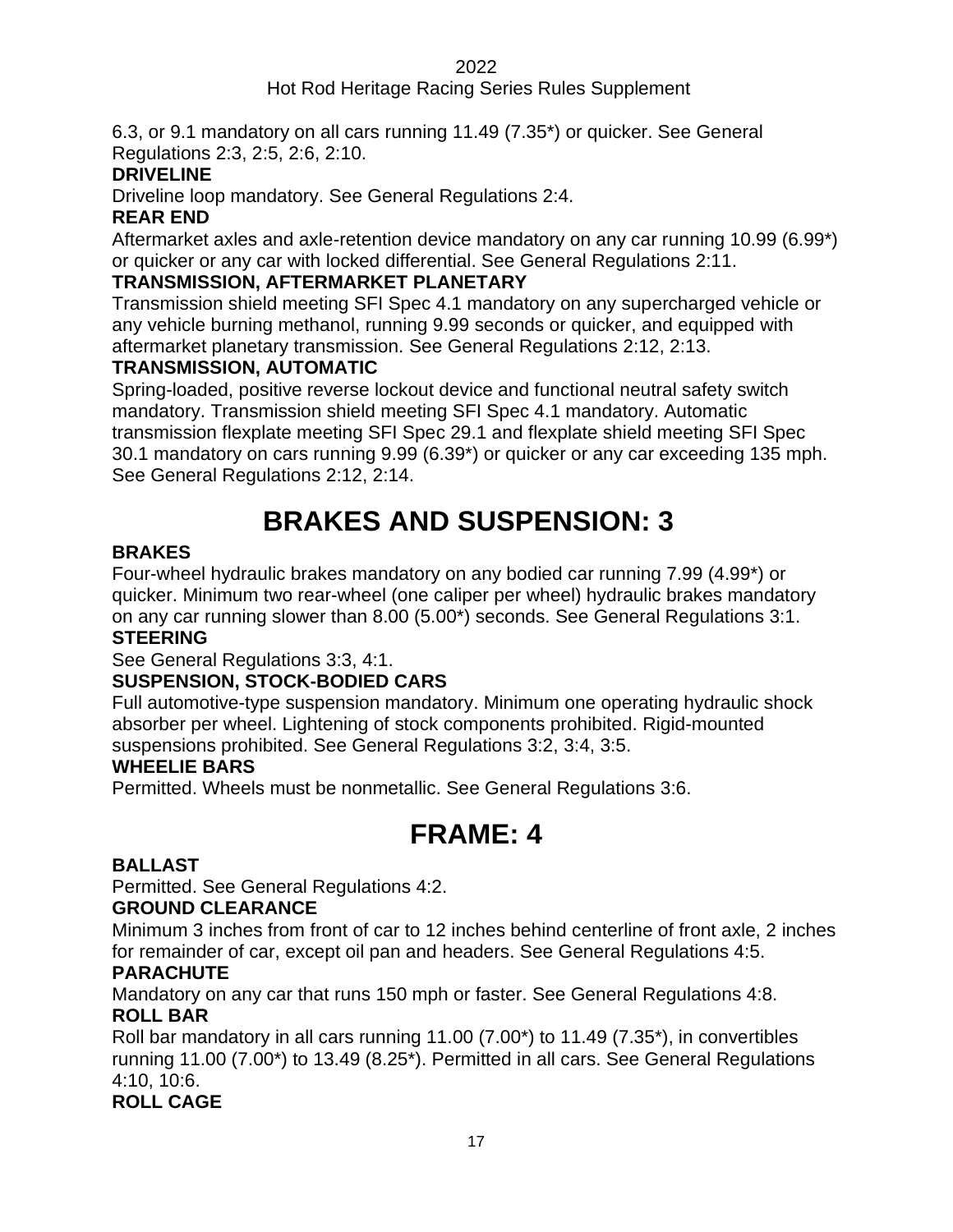6.3, or 9.1 mandatory on all cars running 11.49 (7.35*) or quicker. See General Regulations 2:3, 2:5, 2:6, 2:10.

**DRIVELINE**

Driveline loop mandatory. See General Regulations 2:4.

**REAR END**

Aftermarket axles and axle-retention device mandatory on any car running 10.99 (6.99*) or quicker or any car with locked differential. See General Regulations 2:11.

**TRANSMISSION, AFTERMARKET PLANETARY**

Transmission shield meeting SFI Spec 4.1 mandatory on any supercharged vehicle or any vehicle burning methanol, running 9.99 seconds or quicker, and equipped with aftermarket planetary transmission. See General Regulations 2:12, 2:13.

**TRANSMISSION, AUTOMATIC**

Spring-loaded, positive reverse lockout device and functional neutral safety switch mandatory. Transmission shield meeting SFI Spec 4.1 mandatory. Automatic transmission flexplate meeting SFI Spec 29.1 and flexplate shield meeting SFI Spec 30.1 mandatory on cars running 9.99 (6.39*) or quicker or any car exceeding 135 mph. See General Regulations 2:12, 2:14.

# BRAKES AND SUSPENSION: 3

**BRAKES**

Four-wheel hydraulic brakes mandatory on any bodied car running 7.99 (4.99*) or quicker. Minimum two rear-wheel (one caliper per wheel) hydraulic brakes mandatory on any car running slower than 8.00 (5.00*) seconds. See General Regulations 3:1.

**STEERING**

See General Regulations 3:3, 4:1.

**SUSPENSION, STOCK-BODIED CARS**

Full automotive-type suspension mandatory. Minimum one operating hydraulic shock absorber per wheel. Lightening of stock components prohibited. Rigid-mounted suspensions prohibited. See General Regulations 3:2, 3:4, 3:5.

**WHEELIE BARS**

Permitted. Wheels must be nonmetallic. See General Regulations 3:6.

# FRAME: 4

**BALLAST**

Permitted. See General Regulations 4:2.

**GROUND CLEARANCE**

Minimum 3 inches from front of car to 12 inches behind centerline of front axle, 2 inches for remainder of car, except oil pan and headers. See General Regulations 4:5.

**PARACHUTE**

Mandatory on any car that runs 150 mph or faster. See General Regulations 4:8.

**ROLL BAR**

Roll bar mandatory in all cars running 11.00 (7.00*) to 11.49 (7.35*), in convertibles running 11.00 (7.00*) to 13.49 (8.25*). Permitted in all cars. See General Regulations 4:10, 10:6.

**ROLL CAGE**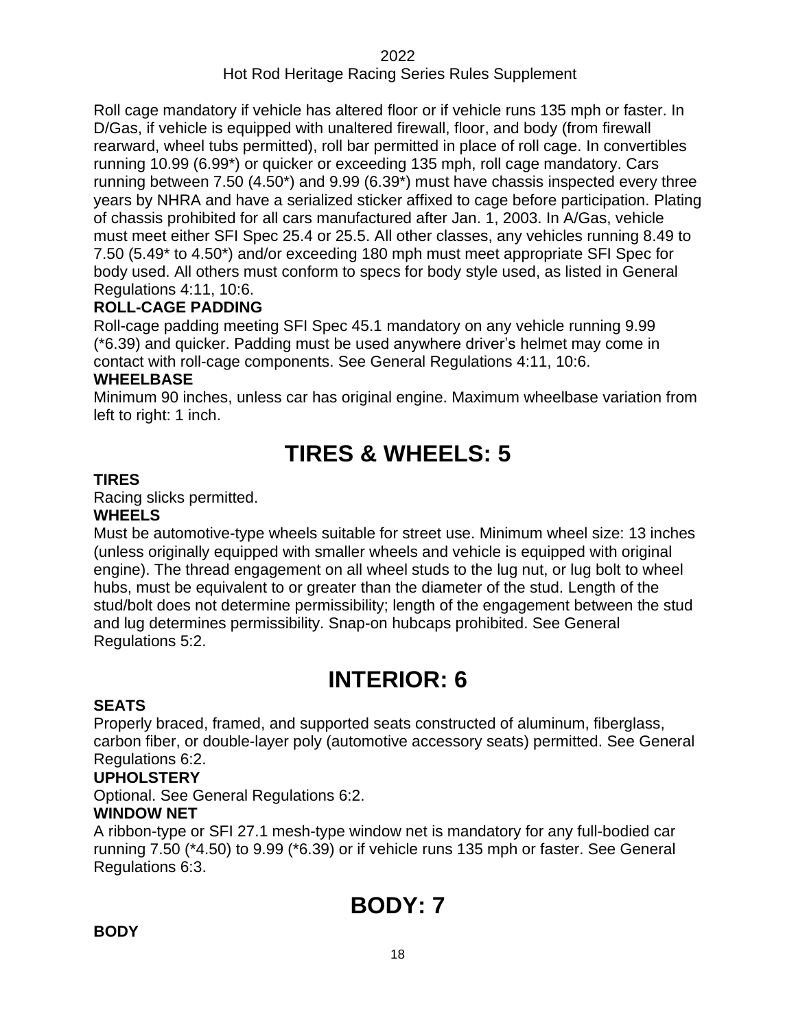Roll cage mandatory if vehicle has altered floor or if vehicle runs 135 mph or faster. In D/Gas, if vehicle is equipped with unaltered firewall, floor, and body (from firewall rearward, wheel tubs permitted), roll bar permitted in place of roll cage. In convertibles running 10.99 (6.99*) or quicker or exceeding 135 mph, roll cage mandatory. Cars running between 7.50 (4.50*) and 9.99 (6.39*) must have chassis inspected every three years by NHRA and have a serialized sticker affixed to cage before participation. Plating of chassis prohibited for all cars manufactured after Jan. 1, 2003. In A/Gas, vehicle must meet either SFI Spec 25.4 or 25.5. All other classes, any vehicles running 8.49 to 7.50 (5.49* to 4.50*) and/or exceeding 180 mph must meet appropriate SFI Spec for body used. All others must conform to specs for body style used, as listed in General Regulations 4:11, 10:6.

**ROLL-CAGE PADDING**

Roll-cage padding meeting SFI Spec 45.1 mandatory on any vehicle running 9.99 (*6.39) and quicker. Padding must be used anywhere driver's helmet may come in contact with roll-cage components. See General Regulations 4:11, 10:6.

**WHEELBASE**

Minimum 90 inches, unless car has original engine. Maximum wheelbase variation from left to right: 1 inch.

# TIRES & WHEELS: 5

**TIRES**

Racing slicks permitted.

**WHEELS**

Must be automotive-type wheels suitable for street use. Minimum wheel size: 13 inches (unless originally equipped with smaller wheels and vehicle is equipped with original engine). The thread engagement on all wheel studs to the lug nut, or lug bolt to wheel hubs, must be equivalent to or greater than the diameter of the stud. Length of the stud/bolt does not determine permissibility; length of the engagement between the stud and lug determines permissibility. Snap-on hubcaps prohibited. See General Regulations 5:2.

# INTERIOR: 6

**SEATS**

Properly braced, framed, and supported seats constructed of aluminum, fiberglass, carbon fiber, or double-layer poly (automotive accessory seats) permitted. See General Regulations 6:2.

**UPHOLSTERY**

Optional. See General Regulations 6:2.

**WINDOW NET**

A ribbon-type or SFI 27.1 mesh-type window net is mandatory for any full-bodied car running 7.50 (*4.50) to 9.99 (*6.39) or if vehicle runs 135 mph or faster. See General Regulations 6:3.

# BODY: 7

**BODY**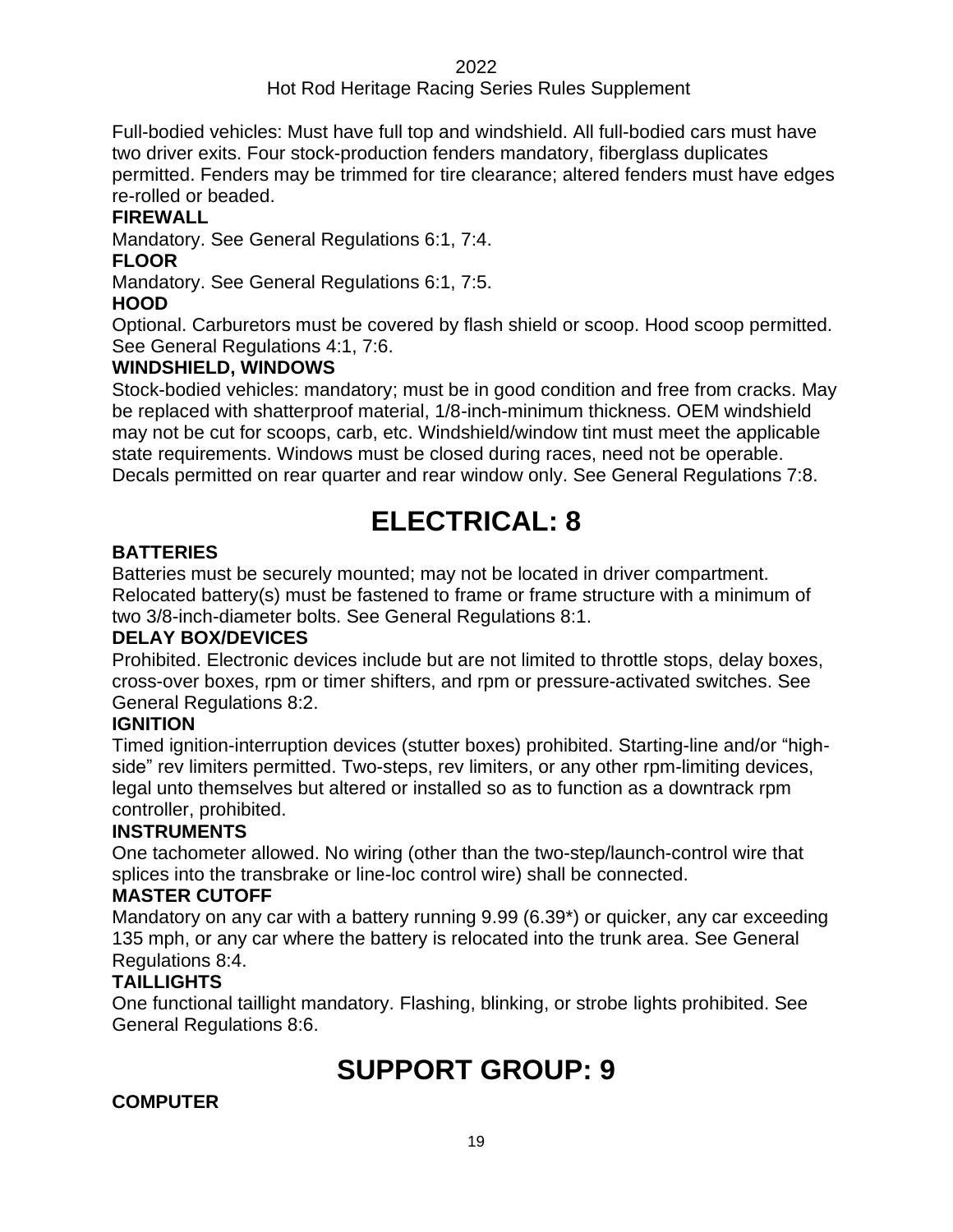Full-bodied vehicles: Must have full top and windshield. All full-bodied cars must have two driver exits. Four stock-production fenders mandatory, fiberglass duplicates permitted. Fenders may be trimmed for tire clearance; altered fenders must have edges re-rolled or beaded.

### FIREWALL

Mandatory. See General Regulations 6:1, 7:4.

### FLOOR

Mandatory. See General Regulations 6:1, 7:5.

### HOOD

Optional. Carburetors must be covered by flash shield or scoop. Hood scoop permitted. See General Regulations 4:1, 7:6.

### WINDSHIELD, WINDOWS

Stock-bodied vehicles: mandatory; must be in good condition and free from cracks. May be replaced with shatterproof material, 1/8-inch-minimum thickness. OEM windshield may not be cut for scoops, carb, etc. Windshield/window tint must meet the applicable state requirements. Windows must be closed during races, need not be operable. Decals permitted on rear quarter and rear window only. See General Regulations 7:8.

# ELECTRICAL: 8

### BATTERIES

Batteries must be securely mounted; may not be located in driver compartment. Relocated battery(s) must be fastened to frame or frame structure with a minimum of two 3/8-inch-diameter bolts. See General Regulations 8:1.

### DELAY BOX/DEVICES

Prohibited. Electronic devices include but are not limited to throttle stops, delay boxes, cross-over boxes, rpm or timer shifters, and rpm or pressure-activated switches. See General Regulations 8:2.

### IGNITION

Timed ignition-interruption devices (stutter boxes) prohibited. Starting-line and/or "high-side" rev limiters permitted. Two-steps, rev limiters, or any other rpm-limiting devices, legal unto themselves but altered or installed so as to function as a downtrack rpm controller, prohibited.

### INSTRUMENTS

One tachometer allowed. No wiring (other than the two-step/launch-control wire that splices into the transbrake or line-loc control wire) shall be connected.

### MASTER CUTOFF

Mandatory on any car with a battery running 9.99 (6.39*) or quicker, any car exceeding 135 mph, or any car where the battery is relocated into the trunk area. See General Regulations 8:4.

### TAILLIGHTS

One functional taillight mandatory. Flashing, blinking, or strobe lights prohibited. See General Regulations 8:6.

# SUPPORT GROUP: 9

### COMPUTER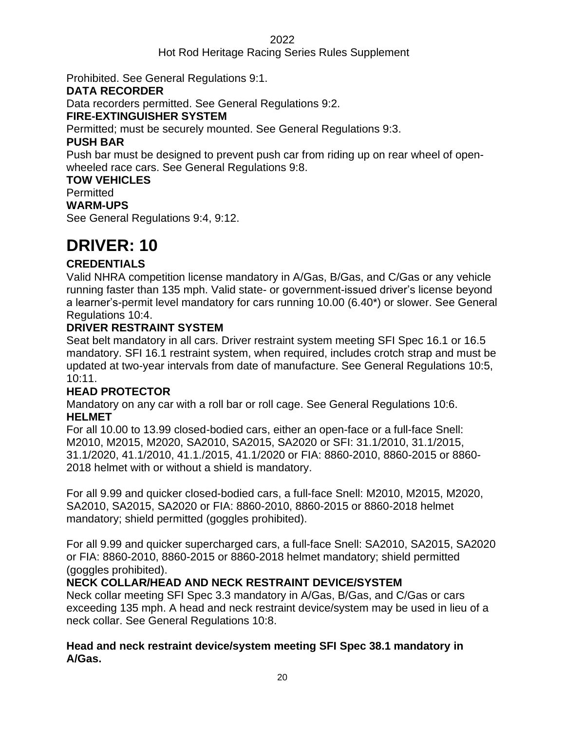Prohibited. See General Regulations 9:1.

**DATA RECORDER**

Data recorders permitted. See General Regulations 9:2.

**FIRE-EXTINGUISHER SYSTEM**

Permitted; must be securely mounted. See General Regulations 9:3.

**PUSH BAR**

Push bar must be designed to prevent push car from riding up on rear wheel of open-wheeled race cars. See General Regulations 9:8.

**TOW VEHICLES**

Permitted

**WARM-UPS**

See General Regulations 9:4, 9:12.

# DRIVER: 10

**CREDENTIALS**

Valid NHRA competition license mandatory in A/Gas, B/Gas, and C/Gas or any vehicle running faster than 135 mph. Valid state- or government-issued driver's license beyond a learner's-permit level mandatory for cars running 10.00 (6.40*) or slower. See General Regulations 10:4.

**DRIVER RESTRAINT SYSTEM**

Seat belt mandatory in all cars. Driver restraint system meeting SFI Spec 16.1 or 16.5 mandatory. SFI 16.1 restraint system, when required, includes crotch strap and must be updated at two-year intervals from date of manufacture. See General Regulations 10:5, 10:11.

**HEAD PROTECTOR**

Mandatory on any car with a roll bar or roll cage. See General Regulations 10:6.

**HELMET**

For all 10.00 to 13.99 closed-bodied cars, either an open-face or a full-face Snell: M2010, M2015, M2020, SA2010, SA2015, SA2020 or SFI: 31.1/2010, 31.1/2015, 31.1/2020, 41.1/2010, 41.1./2015, 41.1/2020 or FIA: 8860-2010, 8860-2015 or 8860-2018 helmet with or without a shield is mandatory.

For all 9.99 and quicker closed-bodied cars, a full-face Snell: M2010, M2015, M2020, SA2010, SA2015, SA2020 or FIA: 8860-2010, 8860-2015 or 8860-2018 helmet mandatory; shield permitted (goggles prohibited).

For all 9.99 and quicker supercharged cars, a full-face Snell: SA2010, SA2015, SA2020 or FIA: 8860-2010, 8860-2015 or 8860-2018 helmet mandatory; shield permitted (goggles prohibited).

**NECK COLLAR/HEAD AND NECK RESTRAINT DEVICE/SYSTEM**

Neck collar meeting SFI Spec 3.3 mandatory in A/Gas, B/Gas, and C/Gas or cars exceeding 135 mph. A head and neck restraint device/system may be used in lieu of a neck collar. See General Regulations 10:8.

**Head and neck restraint device/system meeting SFI Spec 38.1 mandatory in A/Gas.**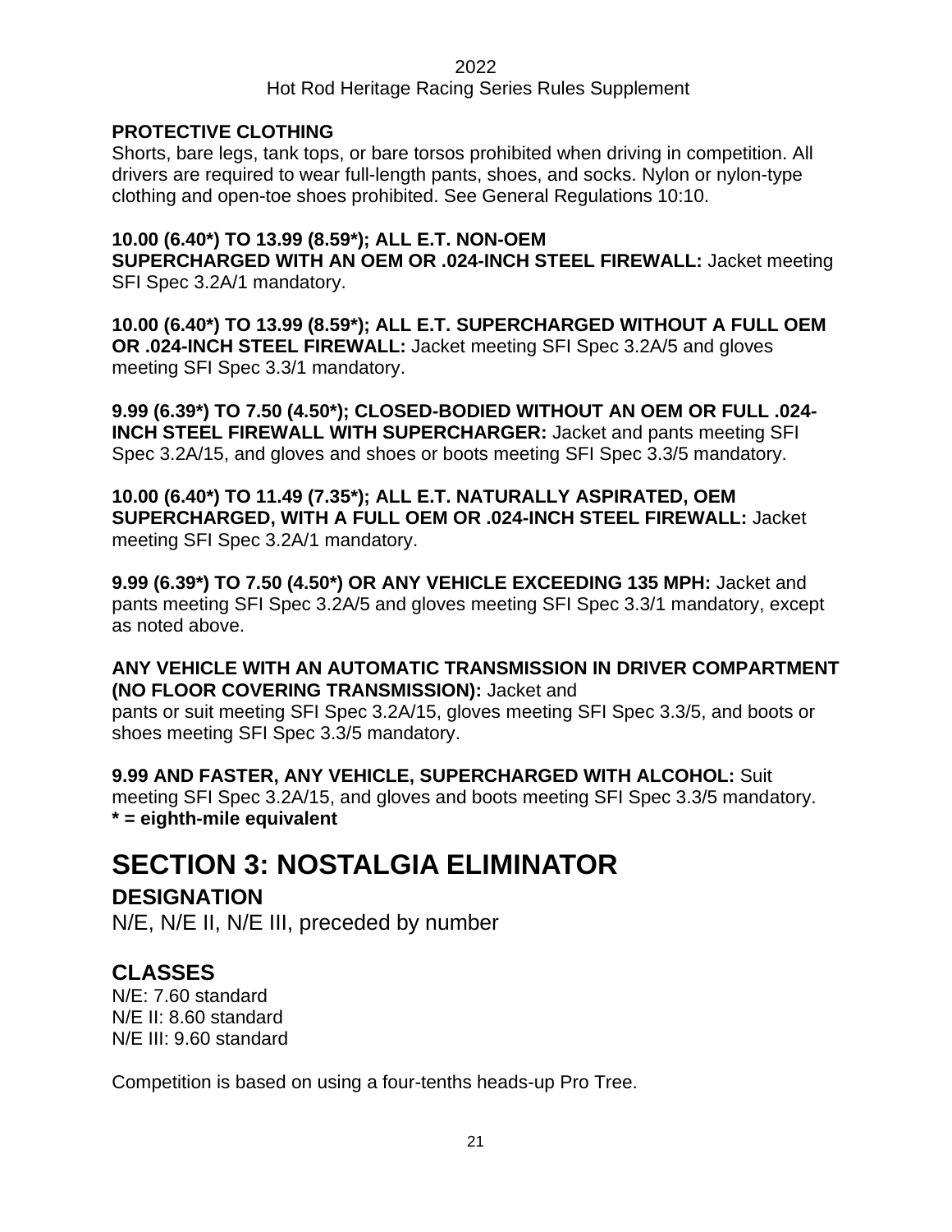**PROTECTIVE CLOTHING**

Shorts, bare legs, tank tops, or bare torsos prohibited when driving in competition. All drivers are required to wear full-length pants, shoes, and socks. Nylon or nylon-type clothing and open-toe shoes prohibited. See General Regulations 10:10.

**10.00 (6.40*) TO 13.99 (8.59*); ALL E.T. NON-OEM SUPERCHARGED WITH AN OEM OR .024-INCH STEEL FIREWALL:** Jacket meeting SFI Spec 3.2A/1 mandatory.

**10.00 (6.40*) TO 13.99 (8.59*); ALL E.T. SUPERCHARGED WITHOUT A FULL OEM OR .024-INCH STEEL FIREWALL:** Jacket meeting SFI Spec 3.2A/5 and gloves meeting SFI Spec 3.3/1 mandatory.

**9.99 (6.39*) TO 7.50 (4.50*); CLOSED-BODIED WITHOUT AN OEM OR FULL .024-INCH STEEL FIREWALL WITH SUPERCHARGER:** Jacket and pants meeting SFI Spec 3.2A/15, and gloves and shoes or boots meeting SFI Spec 3.3/5 mandatory.

**10.00 (6.40*) TO 11.49 (7.35*); ALL E.T. NATURALLY ASPIRATED, OEM SUPERCHARGED, WITH A FULL OEM OR .024-INCH STEEL FIREWALL:** Jacket meeting SFI Spec 3.2A/1 mandatory.

**9.99 (6.39*) TO 7.50 (4.50*) OR ANY VEHICLE EXCEEDING 135 MPH:** Jacket and pants meeting SFI Spec 3.2A/5 and gloves meeting SFI Spec 3.3/1 mandatory, except as noted above.

**ANY VEHICLE WITH AN AUTOMATIC TRANSMISSION IN DRIVER COMPARTMENT (NO FLOOR COVERING TRANSMISSION):** Jacket and pants or suit meeting SFI Spec 3.2A/15, gloves meeting SFI Spec 3.3/5, and boots or shoes meeting SFI Spec 3.3/5 mandatory.

**9.99 AND FASTER, ANY VEHICLE, SUPERCHARGED WITH ALCOHOL:** Suit meeting SFI Spec 3.2A/15, and gloves and boots meeting SFI Spec 3.3/5 mandatory.
**\* = eighth-mile equivalent**

# SECTION 3: NOSTALGIA ELIMINATOR

## DESIGNATION

N/E, N/E II, N/E III, preceded by number

## CLASSES

N/E: 7.60 standard
N/E II: 8.60 standard
N/E III: 9.60 standard

Competition is based on using a four-tenths heads-up Pro Tree.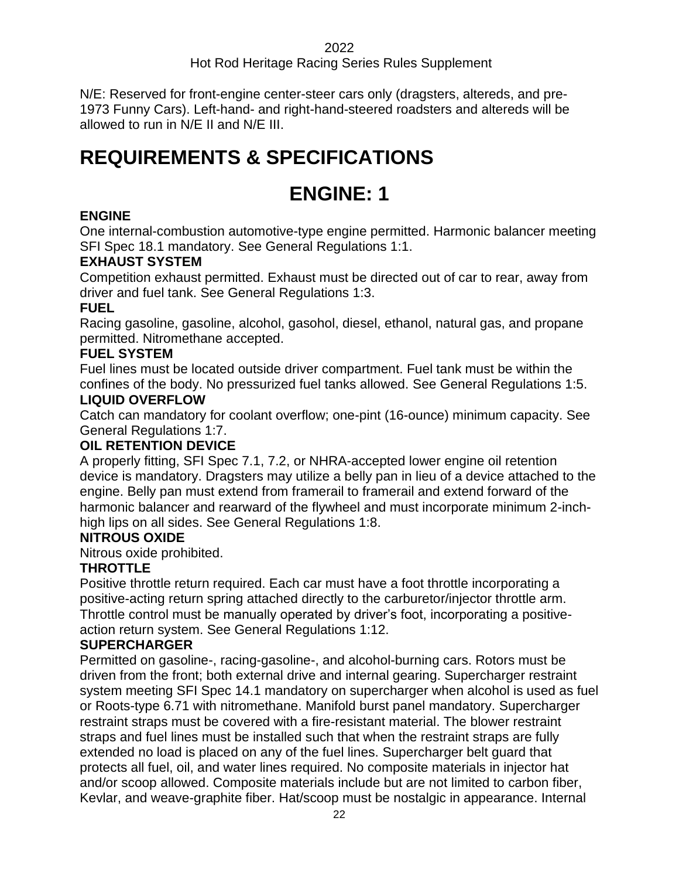N/E: Reserved for front-engine center-steer cars only (dragsters, altereds, and pre-1973 Funny Cars). Left-hand- and right-hand-steered roadsters and altereds will be allowed to run in N/E II and N/E III.

# REQUIREMENTS & SPECIFICATIONS

## ENGINE: 1

### ENGINE

One internal-combustion automotive-type engine permitted. Harmonic balancer meeting SFI Spec 18.1 mandatory. See General Regulations 1:1.

### EXHAUST SYSTEM

Competition exhaust permitted. Exhaust must be directed out of car to rear, away from driver and fuel tank. See General Regulations 1:3.

### FUEL

Racing gasoline, gasoline, alcohol, gasohol, diesel, ethanol, natural gas, and propane permitted. Nitromethane accepted.

### FUEL SYSTEM

Fuel lines must be located outside driver compartment. Fuel tank must be within the confines of the body. No pressurized fuel tanks allowed. See General Regulations 1:5.

### LIQUID OVERFLOW

Catch can mandatory for coolant overflow; one-pint (16-ounce) minimum capacity. See General Regulations 1:7.

### OIL RETENTION DEVICE

A properly fitting, SFI Spec 7.1, 7.2, or NHRA-accepted lower engine oil retention device is mandatory. Dragsters may utilize a belly pan in lieu of a device attached to the engine. Belly pan must extend from framerail to framerail and extend forward of the harmonic balancer and rearward of the flywheel and must incorporate minimum 2-inch-high lips on all sides. See General Regulations 1:8.

### NITROUS OXIDE

Nitrous oxide prohibited.

### THROTTLE

Positive throttle return required. Each car must have a foot throttle incorporating a positive-acting return spring attached directly to the carburetor/injector throttle arm. Throttle control must be manually operated by driver's foot, incorporating a positive-action return system. See General Regulations 1:12.

### SUPERCHARGER

Permitted on gasoline-, racing-gasoline-, and alcohol-burning cars. Rotors must be driven from the front; both external drive and internal gearing. Supercharger restraint system meeting SFI Spec 14.1 mandatory on supercharger when alcohol is used as fuel or Roots-type 6.71 with nitromethane. Manifold burst panel mandatory. Supercharger restraint straps must be covered with a fire-resistant material. The blower restraint straps and fuel lines must be installed such that when the restraint straps are fully extended no load is placed on any of the fuel lines. Supercharger belt guard that protects all fuel, oil, and water lines required. No composite materials in injector hat and/or scoop allowed. Composite materials include but are not limited to carbon fiber, Kevlar, and weave-graphite fiber. Hat/scoop must be nostalgic in appearance. Internal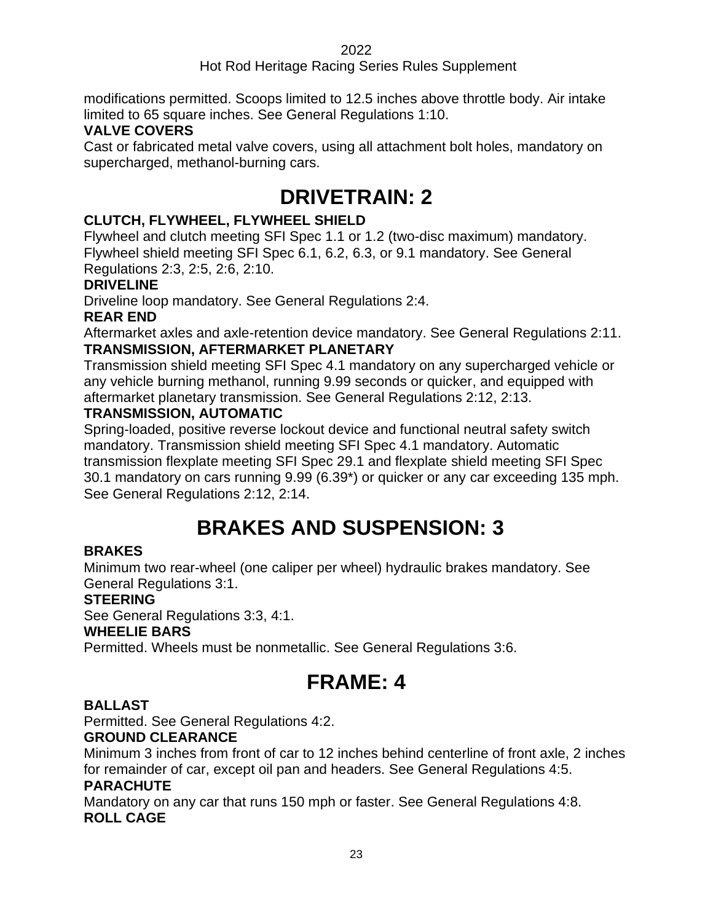modifications permitted. Scoops limited to 12.5 inches above throttle body. Air intake limited to 65 square inches. See General Regulations 1:10.

**VALVE COVERS**

Cast or fabricated metal valve covers, using all attachment bolt holes, mandatory on supercharged, methanol-burning cars.

# DRIVETRAIN: 2

**CLUTCH, FLYWHEEL, FLYWHEEL SHIELD**

Flywheel and clutch meeting SFI Spec 1.1 or 1.2 (two-disc maximum) mandatory. Flywheel shield meeting SFI Spec 6.1, 6.2, 6.3, or 9.1 mandatory. See General Regulations 2:3, 2:5, 2:6, 2:10.

**DRIVELINE**

Driveline loop mandatory. See General Regulations 2:4.

**REAR END**

Aftermarket axles and axle-retention device mandatory. See General Regulations 2:11.

**TRANSMISSION, AFTERMARKET PLANETARY**

Transmission shield meeting SFI Spec 4.1 mandatory on any supercharged vehicle or any vehicle burning methanol, running 9.99 seconds or quicker, and equipped with aftermarket planetary transmission. See General Regulations 2:12, 2:13.

**TRANSMISSION, AUTOMATIC**

Spring-loaded, positive reverse lockout device and functional neutral safety switch mandatory. Transmission shield meeting SFI Spec 4.1 mandatory. Automatic transmission flexplate meeting SFI Spec 29.1 and flexplate shield meeting SFI Spec 30.1 mandatory on cars running 9.99 (6.39*) or quicker or any car exceeding 135 mph. See General Regulations 2:12, 2:14.

# BRAKES AND SUSPENSION: 3

**BRAKES**

Minimum two rear-wheel (one caliper per wheel) hydraulic brakes mandatory. See General Regulations 3:1.

**STEERING**

See General Regulations 3:3, 4:1.

**WHEELIE BARS**

Permitted. Wheels must be nonmetallic. See General Regulations 3:6.

# FRAME: 4

**BALLAST**

Permitted. See General Regulations 4:2.

**GROUND CLEARANCE**

Minimum 3 inches from front of car to 12 inches behind centerline of front axle, 2 inches for remainder of car, except oil pan and headers. See General Regulations 4:5.

**PARACHUTE**

Mandatory on any car that runs 150 mph or faster. See General Regulations 4:8.

**ROLL CAGE**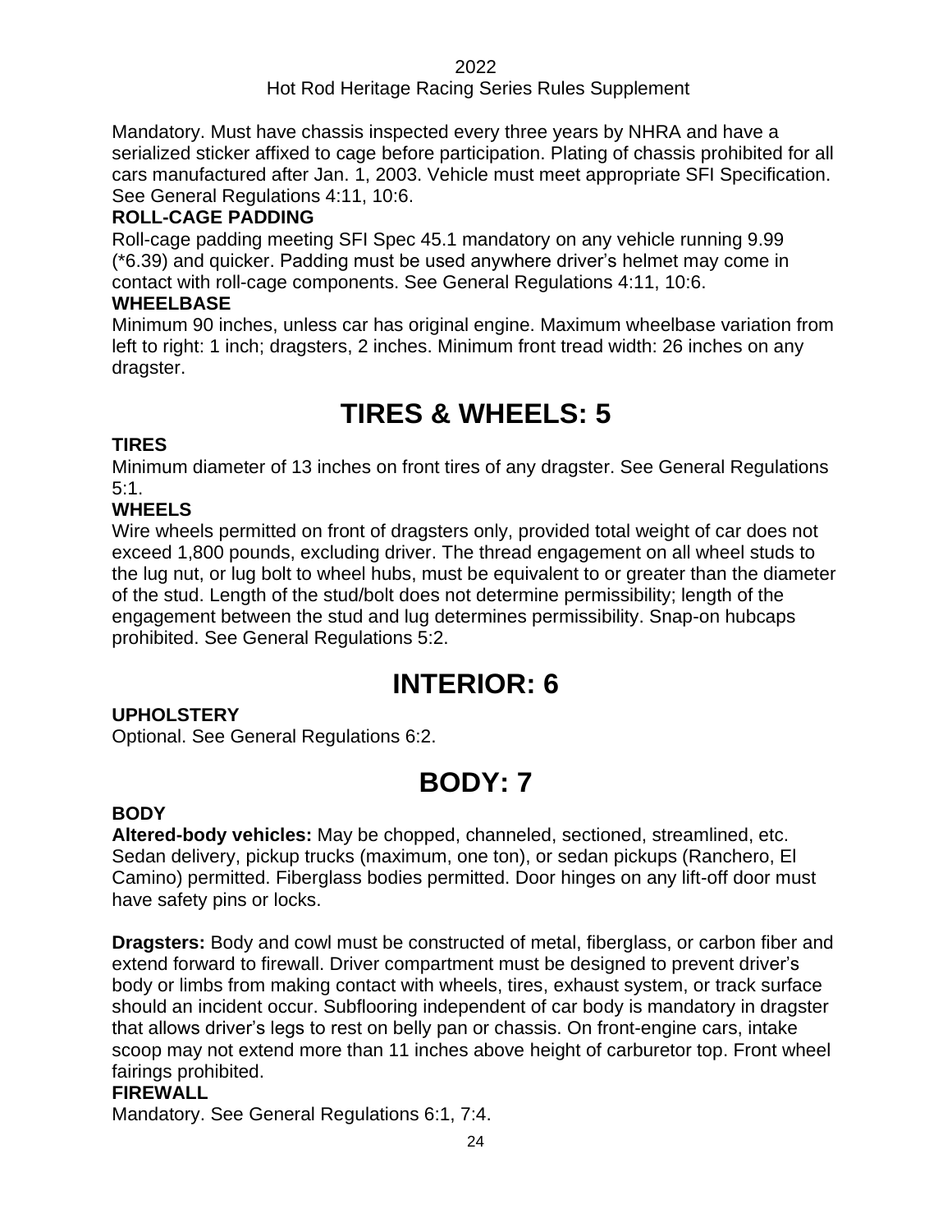Mandatory. Must have chassis inspected every three years by NHRA and have a serialized sticker affixed to cage before participation. Plating of chassis prohibited for all cars manufactured after Jan. 1, 2003. Vehicle must meet appropriate SFI Specification. See General Regulations 4:11, 10:6.

### ROLL-CAGE PADDING

Roll-cage padding meeting SFI Spec 45.1 mandatory on any vehicle running 9.99 (*6.39) and quicker. Padding must be used anywhere driver's helmet may come in contact with roll-cage components. See General Regulations 4:11, 10:6.

### WHEELBASE

Minimum 90 inches, unless car has original engine. Maximum wheelbase variation from left to right: 1 inch; dragsters, 2 inches. Minimum front tread width: 26 inches on any dragster.

# TIRES & WHEELS: 5

### TIRES

Minimum diameter of 13 inches on front tires of any dragster. See General Regulations 5:1.

### WHEELS

Wire wheels permitted on front of dragsters only, provided total weight of car does not exceed 1,800 pounds, excluding driver. The thread engagement on all wheel studs to the lug nut, or lug bolt to wheel hubs, must be equivalent to or greater than the diameter of the stud. Length of the stud/bolt does not determine permissibility; length of the engagement between the stud and lug determines permissibility. Snap-on hubcaps prohibited. See General Regulations 5:2.

# INTERIOR: 6

### UPHOLSTERY

Optional. See General Regulations 6:2.

# BODY: 7

### BODY

**Altered-body vehicles:** May be chopped, channeled, sectioned, streamlined, etc. Sedan delivery, pickup trucks (maximum, one ton), or sedan pickups (Ranchero, El Camino) permitted. Fiberglass bodies permitted. Door hinges on any lift-off door must have safety pins or locks.

**Dragsters:** Body and cowl must be constructed of metal, fiberglass, or carbon fiber and extend forward to firewall. Driver compartment must be designed to prevent driver's body or limbs from making contact with wheels, tires, exhaust system, or track surface should an incident occur. Subflooring independent of car body is mandatory in dragster that allows driver's legs to rest on belly pan or chassis. On front-engine cars, intake scoop may not extend more than 11 inches above height of carburetor top. Front wheel fairings prohibited.

### FIREWALL

Mandatory. See General Regulations 6:1, 7:4.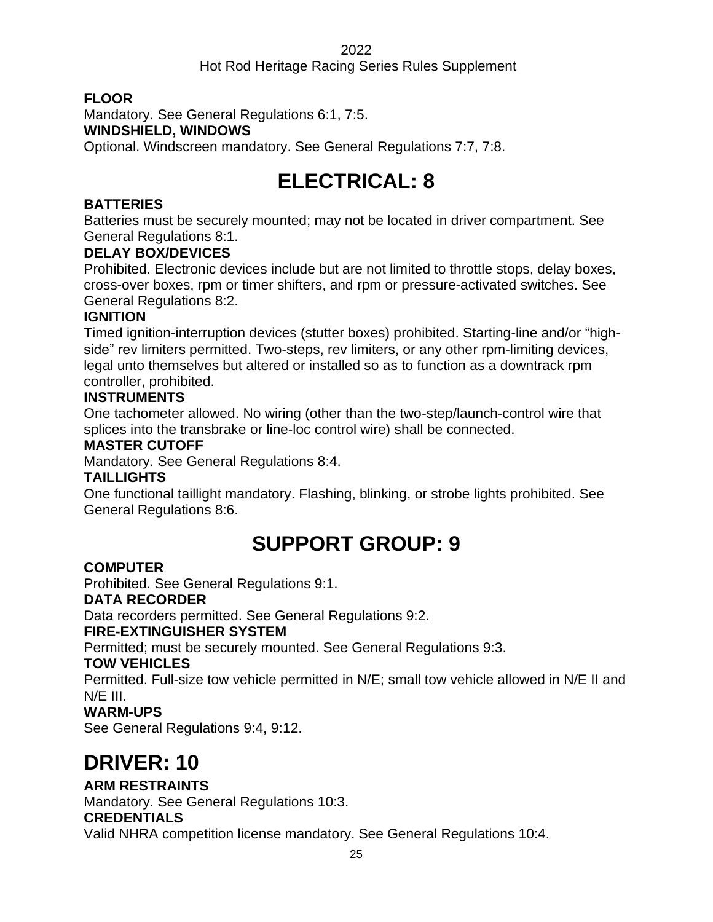**FLOOR**

Mandatory. See General Regulations 6:1, 7:5.

**WINDSHIELD, WINDOWS**

Optional. Windscreen mandatory. See General Regulations 7:7, 7:8.

# ELECTRICAL: 8

**BATTERIES**

Batteries must be securely mounted; may not be located in driver compartment. See General Regulations 8:1.

**DELAY BOX/DEVICES**

Prohibited. Electronic devices include but are not limited to throttle stops, delay boxes, cross-over boxes, rpm or timer shifters, and rpm or pressure-activated switches. See General Regulations 8:2.

**IGNITION**

Timed ignition-interruption devices (stutter boxes) prohibited. Starting-line and/or "high-side" rev limiters permitted. Two-steps, rev limiters, or any other rpm-limiting devices, legal unto themselves but altered or installed so as to function as a downtrack rpm controller, prohibited.

**INSTRUMENTS**

One tachometer allowed. No wiring (other than the two-step/launch-control wire that splices into the transbrake or line-loc control wire) shall be connected.

**MASTER CUTOFF**

Mandatory. See General Regulations 8:4.

**TAILLIGHTS**

One functional taillight mandatory. Flashing, blinking, or strobe lights prohibited. See General Regulations 8:6.

# SUPPORT GROUP: 9

**COMPUTER**

Prohibited. See General Regulations 9:1.

**DATA RECORDER**

Data recorders permitted. See General Regulations 9:2.

**FIRE-EXTINGUISHER SYSTEM**

Permitted; must be securely mounted. See General Regulations 9:3.

**TOW VEHICLES**

Permitted. Full-size tow vehicle permitted in N/E; small tow vehicle allowed in N/E II and N/E III.

**WARM-UPS**

See General Regulations 9:4, 9:12.

# DRIVER: 10

**ARM RESTRAINTS**

Mandatory. See General Regulations 10:3.

**CREDENTIALS**

Valid NHRA competition license mandatory. See General Regulations 10:4.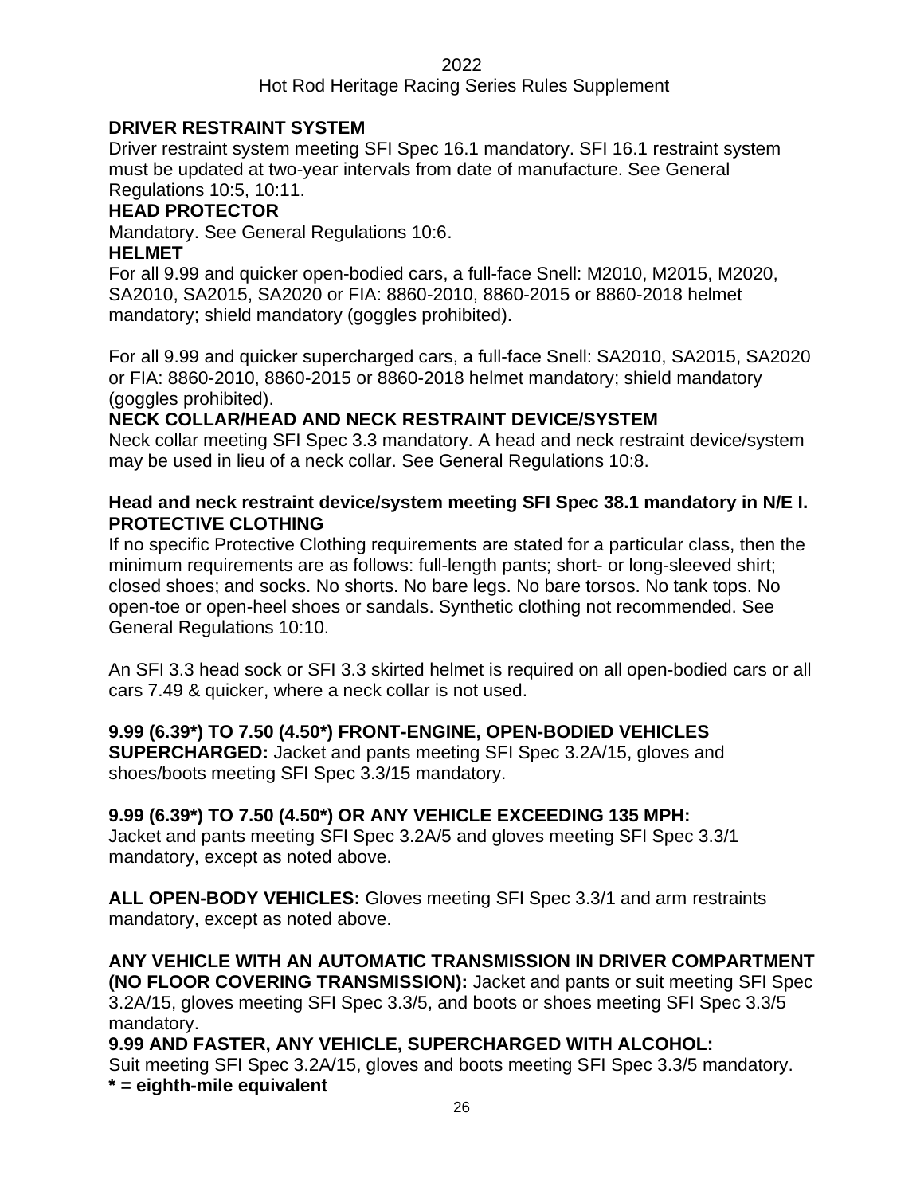## DRIVER RESTRAINT SYSTEM

Driver restraint system meeting SFI Spec 16.1 mandatory. SFI 16.1 restraint system must be updated at two-year intervals from date of manufacture. See General Regulations 10:5, 10:11.

## HEAD PROTECTOR

Mandatory. See General Regulations 10:6.

## HELMET

For all 9.99 and quicker open-bodied cars, a full-face Snell: M2010, M2015, M2020, SA2010, SA2015, SA2020 or FIA: 8860-2010, 8860-2015 or 8860-2018 helmet mandatory; shield mandatory (goggles prohibited).

For all 9.99 and quicker supercharged cars, a full-face Snell: SA2010, SA2015, SA2020 or FIA: 8860-2010, 8860-2015 or 8860-2018 helmet mandatory; shield mandatory (goggles prohibited).

## NECK COLLAR/HEAD AND NECK RESTRAINT DEVICE/SYSTEM

Neck collar meeting SFI Spec 3.3 mandatory. A head and neck restraint device/system may be used in lieu of a neck collar. See General Regulations 10:8.

**Head and neck restraint device/system meeting SFI Spec 38.1 mandatory in N/E I.**

## PROTECTIVE CLOTHING

If no specific Protective Clothing requirements are stated for a particular class, then the minimum requirements are as follows: full-length pants; short- or long-sleeved shirt; closed shoes; and socks. No shorts. No bare legs. No bare torsos. No tank tops. No open-toe or open-heel shoes or sandals. Synthetic clothing not recommended. See General Regulations 10:10.

An SFI 3.3 head sock or SFI 3.3 skirted helmet is required on all open-bodied cars or all cars 7.49 & quicker, where a neck collar is not used.

**9.99 (6.39*) TO 7.50 (4.50*) FRONT-ENGINE, OPEN-BODIED VEHICLES SUPERCHARGED:** Jacket and pants meeting SFI Spec 3.2A/15, gloves and shoes/boots meeting SFI Spec 3.3/15 mandatory.

**9.99 (6.39*) TO 7.50 (4.50*) OR ANY VEHICLE EXCEEDING 135 MPH:**
Jacket and pants meeting SFI Spec 3.2A/5 and gloves meeting SFI Spec 3.3/1 mandatory, except as noted above.

**ALL OPEN-BODY VEHICLES:** Gloves meeting SFI Spec 3.3/1 and arm restraints mandatory, except as noted above.

**ANY VEHICLE WITH AN AUTOMATIC TRANSMISSION IN DRIVER COMPARTMENT (NO FLOOR COVERING TRANSMISSION):** Jacket and pants or suit meeting SFI Spec 3.2A/15, gloves meeting SFI Spec 3.3/5, and boots or shoes meeting SFI Spec 3.3/5 mandatory.

**9.99 AND FASTER, ANY VEHICLE, SUPERCHARGED WITH ALCOHOL:**
Suit meeting SFI Spec 3.2A/15, gloves and boots meeting SFI Spec 3.3/5 mandatory.

**\* = eighth-mile equivalent**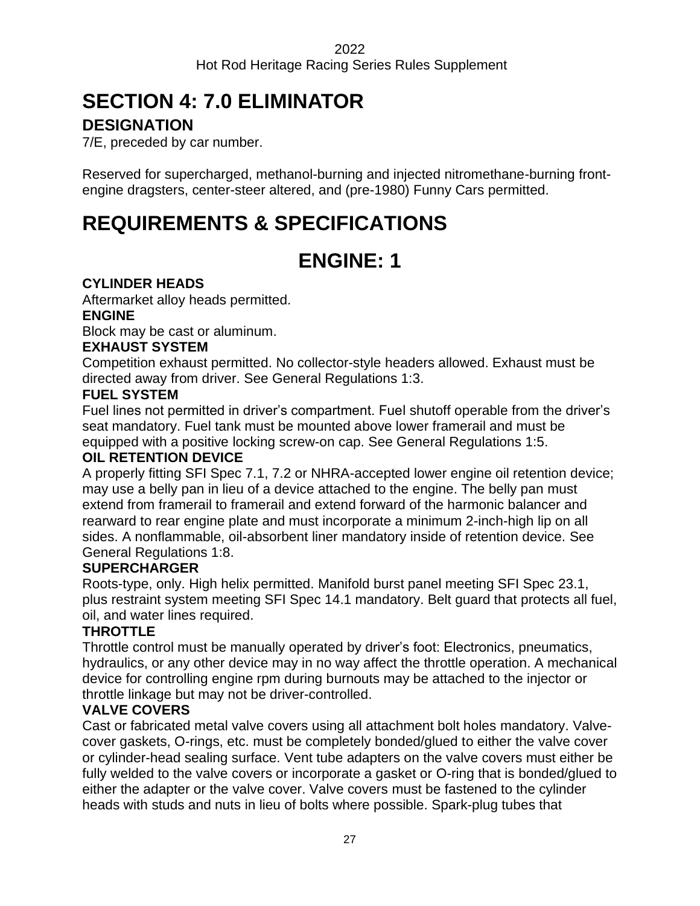# SECTION 4: 7.0 ELIMINATOR

## DESIGNATION

7/E, preceded by car number.

Reserved for supercharged, methanol-burning and injected nitromethane-burning front-engine dragsters, center-steer altered, and (pre-1980) Funny Cars permitted.

# REQUIREMENTS & SPECIFICATIONS

## ENGINE: 1

**CYLINDER HEADS**

Aftermarket alloy heads permitted.

**ENGINE**

Block may be cast or aluminum.

**EXHAUST SYSTEM**

Competition exhaust permitted. No collector-style headers allowed. Exhaust must be directed away from driver. See General Regulations 1:3.

**FUEL SYSTEM**

Fuel lines not permitted in driver's compartment. Fuel shutoff operable from the driver's seat mandatory. Fuel tank must be mounted above lower framerail and must be equipped with a positive locking screw-on cap. See General Regulations 1:5.

**OIL RETENTION DEVICE**

A properly fitting SFI Spec 7.1, 7.2 or NHRA-accepted lower engine oil retention device; may use a belly pan in lieu of a device attached to the engine. The belly pan must extend from framerail to framerail and extend forward of the harmonic balancer and rearward to rear engine plate and must incorporate a minimum 2-inch-high lip on all sides. A nonflammable, oil-absorbent liner mandatory inside of retention device. See General Regulations 1:8.

**SUPERCHARGER**

Roots-type, only. High helix permitted. Manifold burst panel meeting SFI Spec 23.1, plus restraint system meeting SFI Spec 14.1 mandatory. Belt guard that protects all fuel, oil, and water lines required.

**THROTTLE**

Throttle control must be manually operated by driver's foot: Electronics, pneumatics, hydraulics, or any other device may in no way affect the throttle operation. A mechanical device for controlling engine rpm during burnouts may be attached to the injector or throttle linkage but may not be driver-controlled.

**VALVE COVERS**

Cast or fabricated metal valve covers using all attachment bolt holes mandatory. Valve-cover gaskets, O-rings, etc. must be completely bonded/glued to either the valve cover or cylinder-head sealing surface. Vent tube adapters on the valve covers must either be fully welded to the valve covers or incorporate a gasket or O-ring that is bonded/glued to either the adapter or the valve cover. Valve covers must be fastened to the cylinder heads with studs and nuts in lieu of bolts where possible. Spark-plug tubes that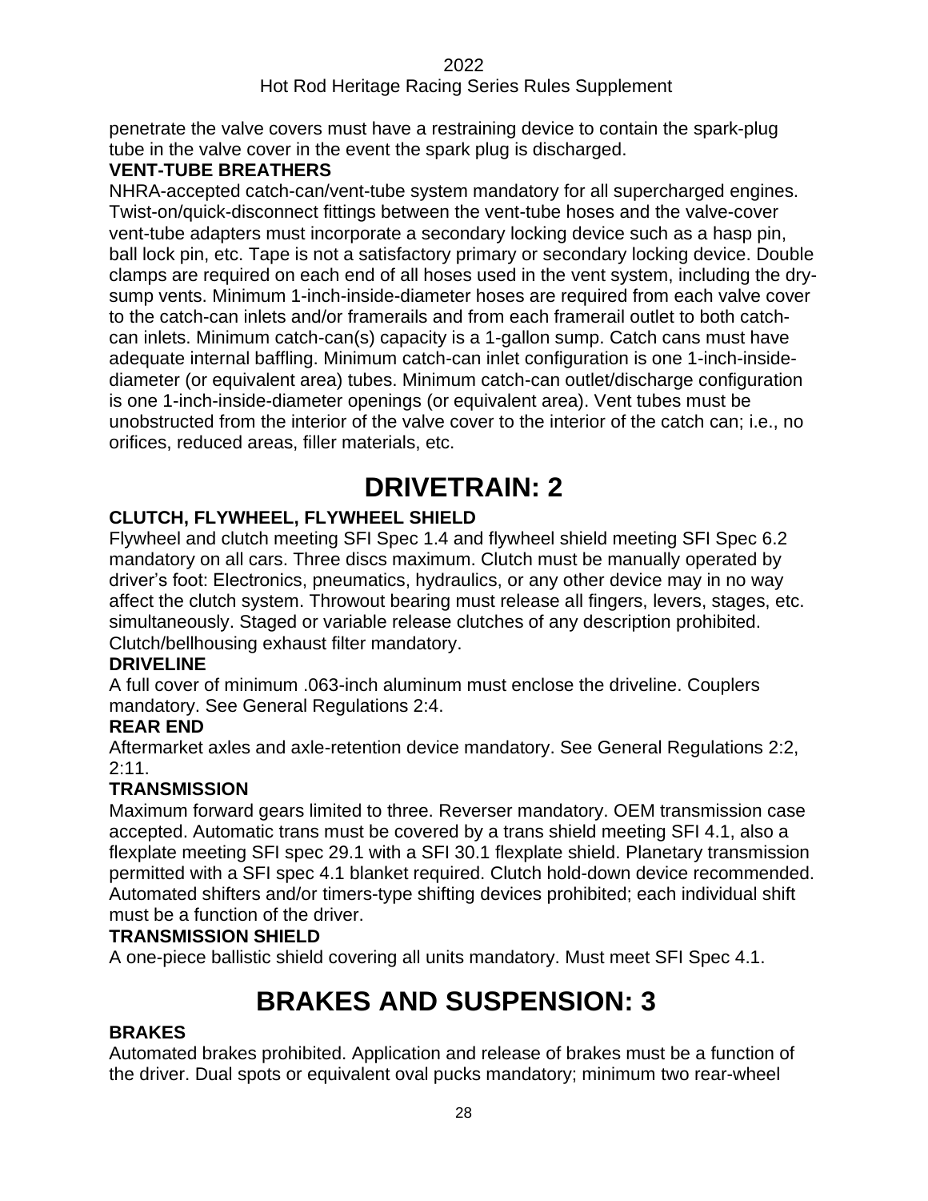penetrate the valve covers must have a restraining device to contain the spark-plug tube in the valve cover in the event the spark plug is discharged.

**VENT-TUBE BREATHERS**

NHRA-accepted catch-can/vent-tube system mandatory for all supercharged engines. Twist-on/quick-disconnect fittings between the vent-tube hoses and the valve-cover vent-tube adapters must incorporate a secondary locking device such as a hasp pin, ball lock pin, etc. Tape is not a satisfactory primary or secondary locking device. Double clamps are required on each end of all hoses used in the vent system, including the dry-sump vents. Minimum 1-inch-inside-diameter hoses are required from each valve cover to the catch-can inlets and/or framerails and from each framerail outlet to both catch-can inlets. Minimum catch-can(s) capacity is a 1-gallon sump. Catch cans must have adequate internal baffling. Minimum catch-can inlet configuration is one 1-inch-inside-diameter (or equivalent area) tubes. Minimum catch-can outlet/discharge configuration is one 1-inch-inside-diameter openings (or equivalent area). Vent tubes must be unobstructed from the interior of the valve cover to the interior of the catch can; i.e., no orifices, reduced areas, filler materials, etc.

# DRIVETRAIN: 2

**CLUTCH, FLYWHEEL, FLYWHEEL SHIELD**

Flywheel and clutch meeting SFI Spec 1.4 and flywheel shield meeting SFI Spec 6.2 mandatory on all cars. Three discs maximum. Clutch must be manually operated by driver's foot: Electronics, pneumatics, hydraulics, or any other device may in no way affect the clutch system. Throwout bearing must release all fingers, levers, stages, etc. simultaneously. Staged or variable release clutches of any description prohibited. Clutch/bellhousing exhaust filter mandatory.

**DRIVELINE**

A full cover of minimum .063-inch aluminum must enclose the driveline. Couplers mandatory. See General Regulations 2:4.

**REAR END**

Aftermarket axles and axle-retention device mandatory. See General Regulations 2:2, 2:11.

**TRANSMISSION**

Maximum forward gears limited to three. Reverser mandatory. OEM transmission case accepted. Automatic trans must be covered by a trans shield meeting SFI 4.1, also a flexplate meeting SFI spec 29.1 with a SFI 30.1 flexplate shield. Planetary transmission permitted with a SFI spec 4.1 blanket required. Clutch hold-down device recommended. Automated shifters and/or timers-type shifting devices prohibited; each individual shift must be a function of the driver.

**TRANSMISSION SHIELD**

A one-piece ballistic shield covering all units mandatory. Must meet SFI Spec 4.1.

# BRAKES AND SUSPENSION: 3

**BRAKES**

Automated brakes prohibited. Application and release of brakes must be a function of the driver. Dual spots or equivalent oval pucks mandatory; minimum two rear-wheel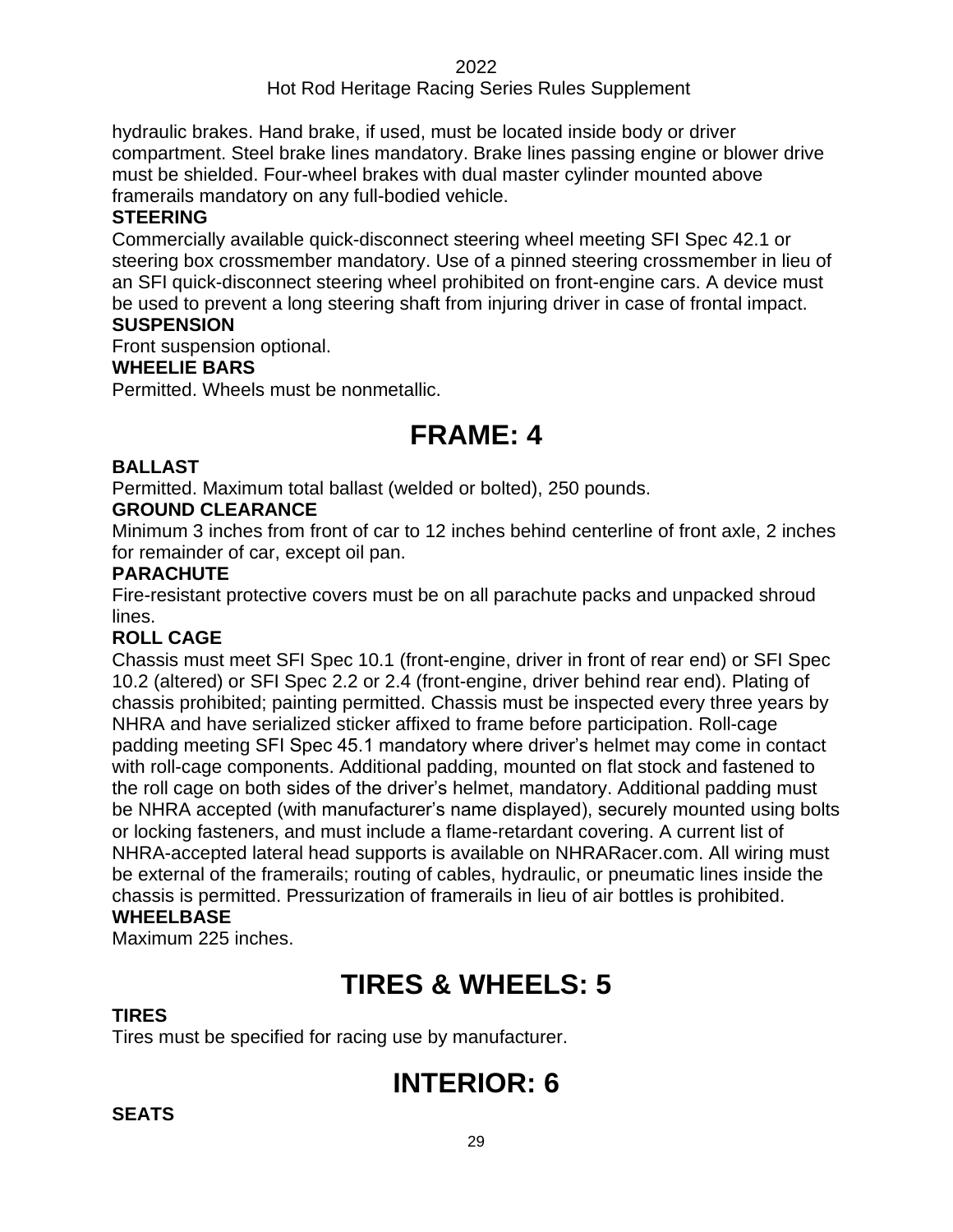hydraulic brakes. Hand brake, if used, must be located inside body or driver compartment. Steel brake lines mandatory. Brake lines passing engine or blower drive must be shielded. Four-wheel brakes with dual master cylinder mounted above framerails mandatory on any full-bodied vehicle.

**STEERING**

Commercially available quick-disconnect steering wheel meeting SFI Spec 42.1 or steering box crossmember mandatory. Use of a pinned steering crossmember in lieu of an SFI quick-disconnect steering wheel prohibited on front-engine cars. A device must be used to prevent a long steering shaft from injuring driver in case of frontal impact.

**SUSPENSION**

Front suspension optional.

**WHEELIE BARS**

Permitted. Wheels must be nonmetallic.

# FRAME: 4

**BALLAST**

Permitted. Maximum total ballast (welded or bolted), 250 pounds.

**GROUND CLEARANCE**

Minimum 3 inches from front of car to 12 inches behind centerline of front axle, 2 inches for remainder of car, except oil pan.

**PARACHUTE**

Fire-resistant protective covers must be on all parachute packs and unpacked shroud lines.

**ROLL CAGE**

Chassis must meet SFI Spec 10.1 (front-engine, driver in front of rear end) or SFI Spec 10.2 (altered) or SFI Spec 2.2 or 2.4 (front-engine, driver behind rear end). Plating of chassis prohibited; painting permitted. Chassis must be inspected every three years by NHRA and have serialized sticker affixed to frame before participation. Roll-cage padding meeting SFI Spec 45.1 mandatory where driver's helmet may come in contact with roll-cage components. Additional padding, mounted on flat stock and fastened to the roll cage on both sides of the driver's helmet, mandatory. Additional padding must be NHRA accepted (with manufacturer's name displayed), securely mounted using bolts or locking fasteners, and must include a flame-retardant covering. A current list of NHRA-accepted lateral head supports is available on NHRARacer.com. All wiring must be external of the framerails; routing of cables, hydraulic, or pneumatic lines inside the chassis is permitted. Pressurization of framerails in lieu of air bottles is prohibited.

**WHEELBASE**

Maximum 225 inches.

# TIRES & WHEELS: 5

**TIRES**

Tires must be specified for racing use by manufacturer.

# INTERIOR: 6

**SEATS**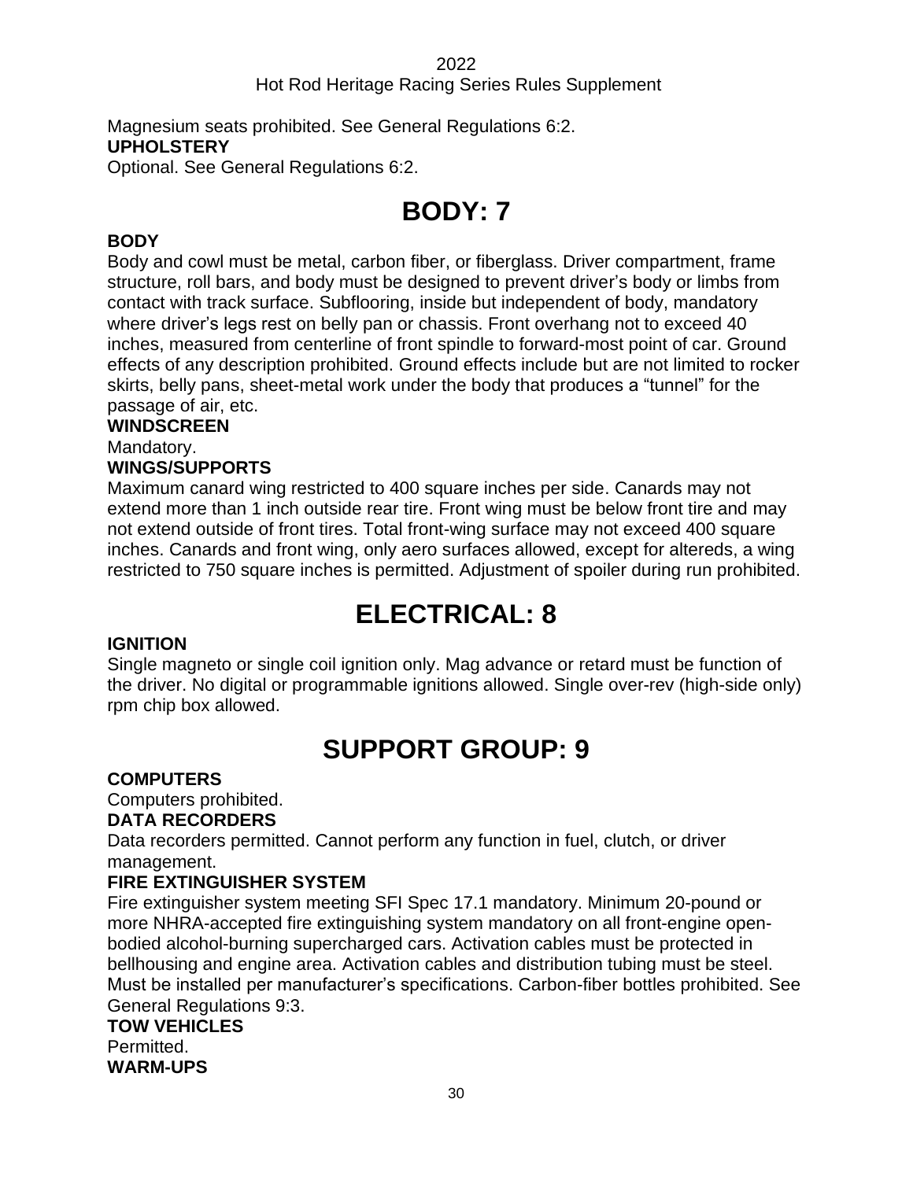Magnesium seats prohibited. See General Regulations 6:2.

**UPHOLSTERY**

Optional. See General Regulations 6:2.

# BODY: 7

**BODY**

Body and cowl must be metal, carbon fiber, or fiberglass. Driver compartment, frame structure, roll bars, and body must be designed to prevent driver's body or limbs from contact with track surface. Subflooring, inside but independent of body, mandatory where driver's legs rest on belly pan or chassis. Front overhang not to exceed 40 inches, measured from centerline of front spindle to forward-most point of car. Ground effects of any description prohibited. Ground effects include but are not limited to rocker skirts, belly pans, sheet-metal work under the body that produces a "tunnel" for the passage of air, etc.

**WINDSCREEN**

Mandatory.

**WINGS/SUPPORTS**

Maximum canard wing restricted to 400 square inches per side. Canards may not extend more than 1 inch outside rear tire. Front wing must be below front tire and may not extend outside of front tires. Total front-wing surface may not exceed 400 square inches. Canards and front wing, only aero surfaces allowed, except for altereds, a wing restricted to 750 square inches is permitted. Adjustment of spoiler during run prohibited.

# ELECTRICAL: 8

**IGNITION**

Single magneto or single coil ignition only. Mag advance or retard must be function of the driver. No digital or programmable ignitions allowed. Single over-rev (high-side only) rpm chip box allowed.

# SUPPORT GROUP: 9

**COMPUTERS**

Computers prohibited.

**DATA RECORDERS**

Data recorders permitted. Cannot perform any function in fuel, clutch, or driver management.

**FIRE EXTINGUISHER SYSTEM**

Fire extinguisher system meeting SFI Spec 17.1 mandatory. Minimum 20-pound or more NHRA-accepted fire extinguishing system mandatory on all front-engine open-bodied alcohol-burning supercharged cars. Activation cables must be protected in bellhousing and engine area. Activation cables and distribution tubing must be steel. Must be installed per manufacturer's specifications. Carbon-fiber bottles prohibited. See General Regulations 9:3.

**TOW VEHICLES**

Permitted.

**WARM-UPS**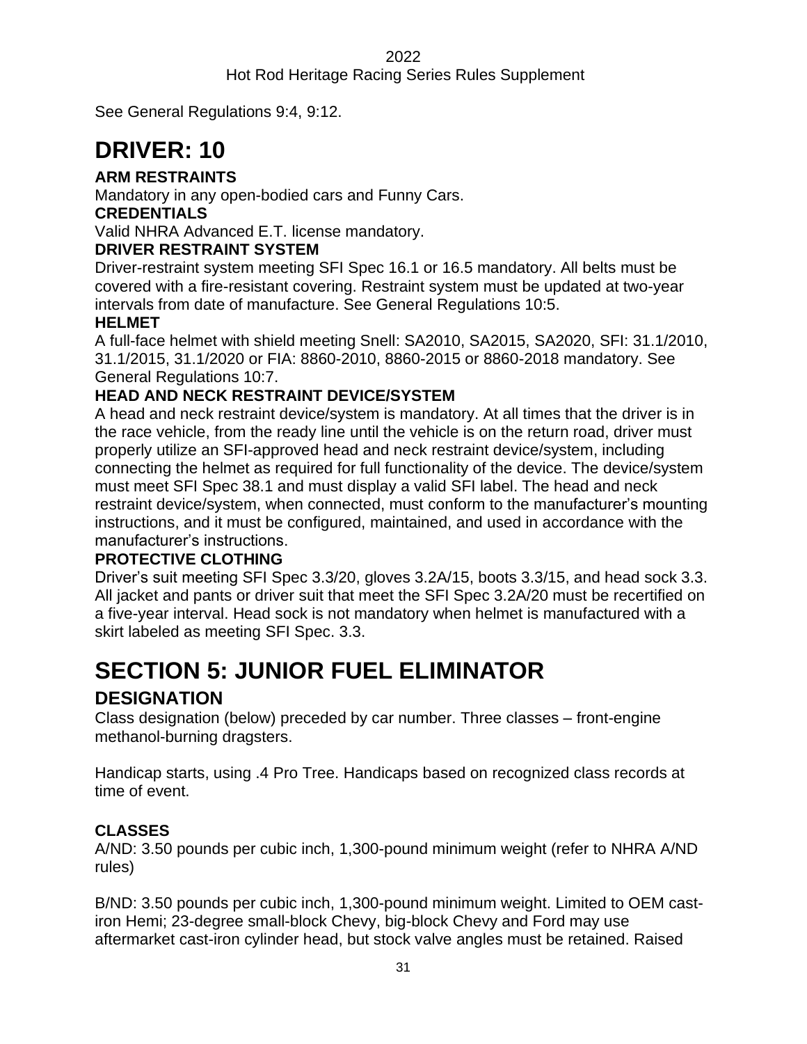See General Regulations 9:4, 9:12.

# DRIVER: 10

### ARM RESTRAINTS

Mandatory in any open-bodied cars and Funny Cars.

### CREDENTIALS

Valid NHRA Advanced E.T. license mandatory.

### DRIVER RESTRAINT SYSTEM

Driver-restraint system meeting SFI Spec 16.1 or 16.5 mandatory. All belts must be covered with a fire-resistant covering. Restraint system must be updated at two-year intervals from date of manufacture. See General Regulations 10:5.

### HELMET

A full-face helmet with shield meeting Snell: SA2010, SA2015, SA2020, SFI: 31.1/2010, 31.1/2015, 31.1/2020 or FIA: 8860-2010, 8860-2015 or 8860-2018 mandatory. See General Regulations 10:7.

### HEAD AND NECK RESTRAINT DEVICE/SYSTEM

A head and neck restraint device/system is mandatory. At all times that the driver is in the race vehicle, from the ready line until the vehicle is on the return road, driver must properly utilize an SFI-approved head and neck restraint device/system, including connecting the helmet as required for full functionality of the device. The device/system must meet SFI Spec 38.1 and must display a valid SFI label. The head and neck restraint device/system, when connected, must conform to the manufacturer's mounting instructions, and it must be configured, maintained, and used in accordance with the manufacturer's instructions.

### PROTECTIVE CLOTHING

Driver's suit meeting SFI Spec 3.3/20, gloves 3.2A/15, boots 3.3/15, and head sock 3.3. All jacket and pants or driver suit that meet the SFI Spec 3.2A/20 must be recertified on a five-year interval. Head sock is not mandatory when helmet is manufactured with a skirt labeled as meeting SFI Spec. 3.3.

# SECTION 5: JUNIOR FUEL ELIMINATOR

## DESIGNATION

Class designation (below) preceded by car number. Three classes – front-engine methanol-burning dragsters.

Handicap starts, using .4 Pro Tree. Handicaps based on recognized class records at time of event.

### CLASSES

A/ND: 3.50 pounds per cubic inch, 1,300-pound minimum weight (refer to NHRA A/ND rules)

B/ND: 3.50 pounds per cubic inch, 1,300-pound minimum weight. Limited to OEM cast-iron Hemi; 23-degree small-block Chevy, big-block Chevy and Ford may use aftermarket cast-iron cylinder head, but stock valve angles must be retained. Raised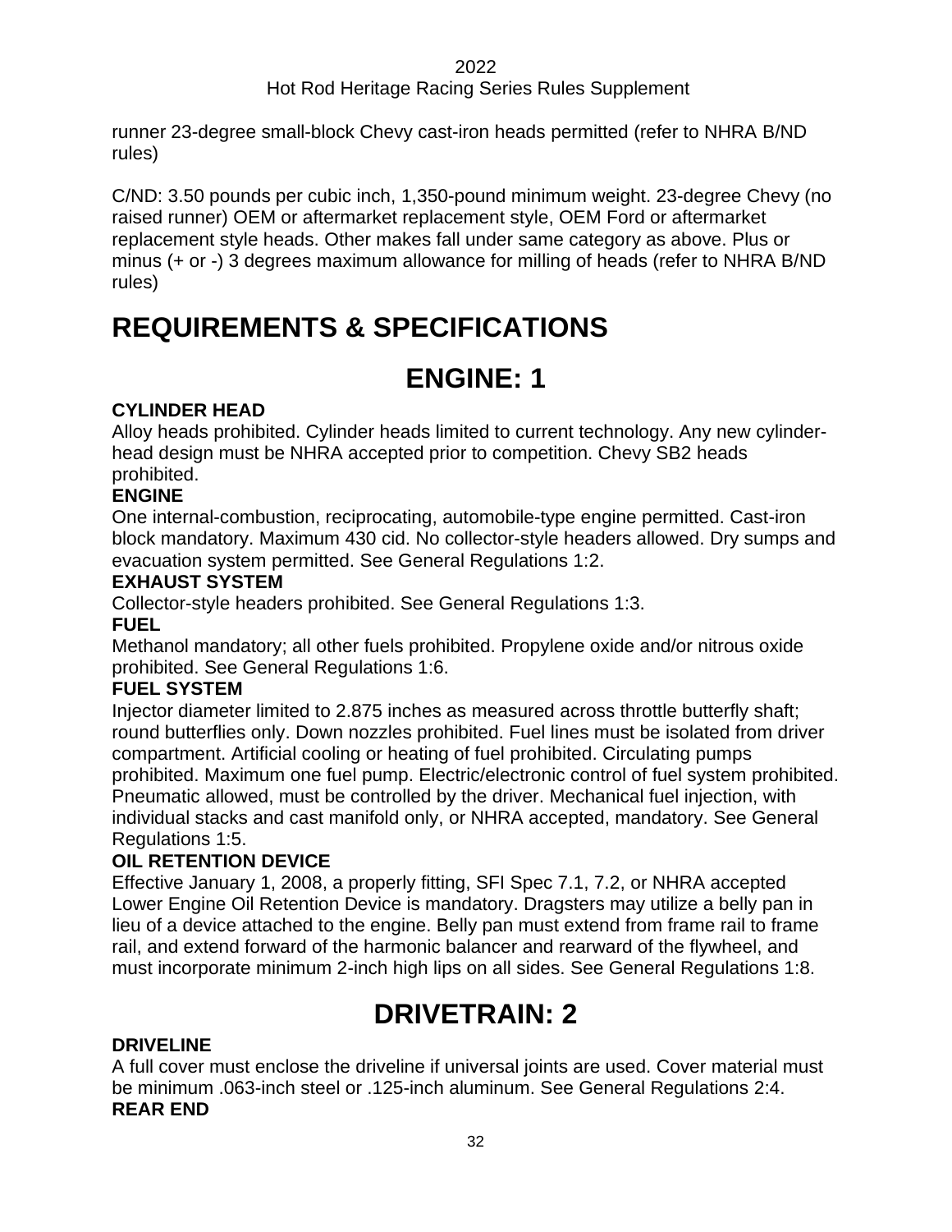runner 23-degree small-block Chevy cast-iron heads permitted (refer to NHRA B/ND rules)

C/ND: 3.50 pounds per cubic inch, 1,350-pound minimum weight. 23-degree Chevy (no raised runner) OEM or aftermarket replacement style, OEM Ford or aftermarket replacement style heads. Other makes fall under same category as above. Plus or minus (+ or -) 3 degrees maximum allowance for milling of heads (refer to NHRA B/ND rules)

# REQUIREMENTS & SPECIFICATIONS

## ENGINE: 1

**CYLINDER HEAD**

Alloy heads prohibited. Cylinder heads limited to current technology. Any new cylinder-head design must be NHRA accepted prior to competition. Chevy SB2 heads prohibited.

**ENGINE**

One internal-combustion, reciprocating, automobile-type engine permitted. Cast-iron block mandatory. Maximum 430 cid. No collector-style headers allowed. Dry sumps and evacuation system permitted. See General Regulations 1:2.

**EXHAUST SYSTEM**

Collector-style headers prohibited. See General Regulations 1:3.

**FUEL**

Methanol mandatory; all other fuels prohibited. Propylene oxide and/or nitrous oxide prohibited. See General Regulations 1:6.

**FUEL SYSTEM**

Injector diameter limited to 2.875 inches as measured across throttle butterfly shaft; round butterflies only. Down nozzles prohibited. Fuel lines must be isolated from driver compartment. Artificial cooling or heating of fuel prohibited. Circulating pumps prohibited. Maximum one fuel pump. Electric/electronic control of fuel system prohibited. Pneumatic allowed, must be controlled by the driver. Mechanical fuel injection, with individual stacks and cast manifold only, or NHRA accepted, mandatory. See General Regulations 1:5.

**OIL RETENTION DEVICE**

Effective January 1, 2008, a properly fitting, SFI Spec 7.1, 7.2, or NHRA accepted Lower Engine Oil Retention Device is mandatory. Dragsters may utilize a belly pan in lieu of a device attached to the engine. Belly pan must extend from frame rail to frame rail, and extend forward of the harmonic balancer and rearward of the flywheel, and must incorporate minimum 2-inch high lips on all sides. See General Regulations 1:8.

## DRIVETRAIN: 2

**DRIVELINE**

A full cover must enclose the driveline if universal joints are used. Cover material must be minimum .063-inch steel or .125-inch aluminum. See General Regulations 2:4.

**REAR END**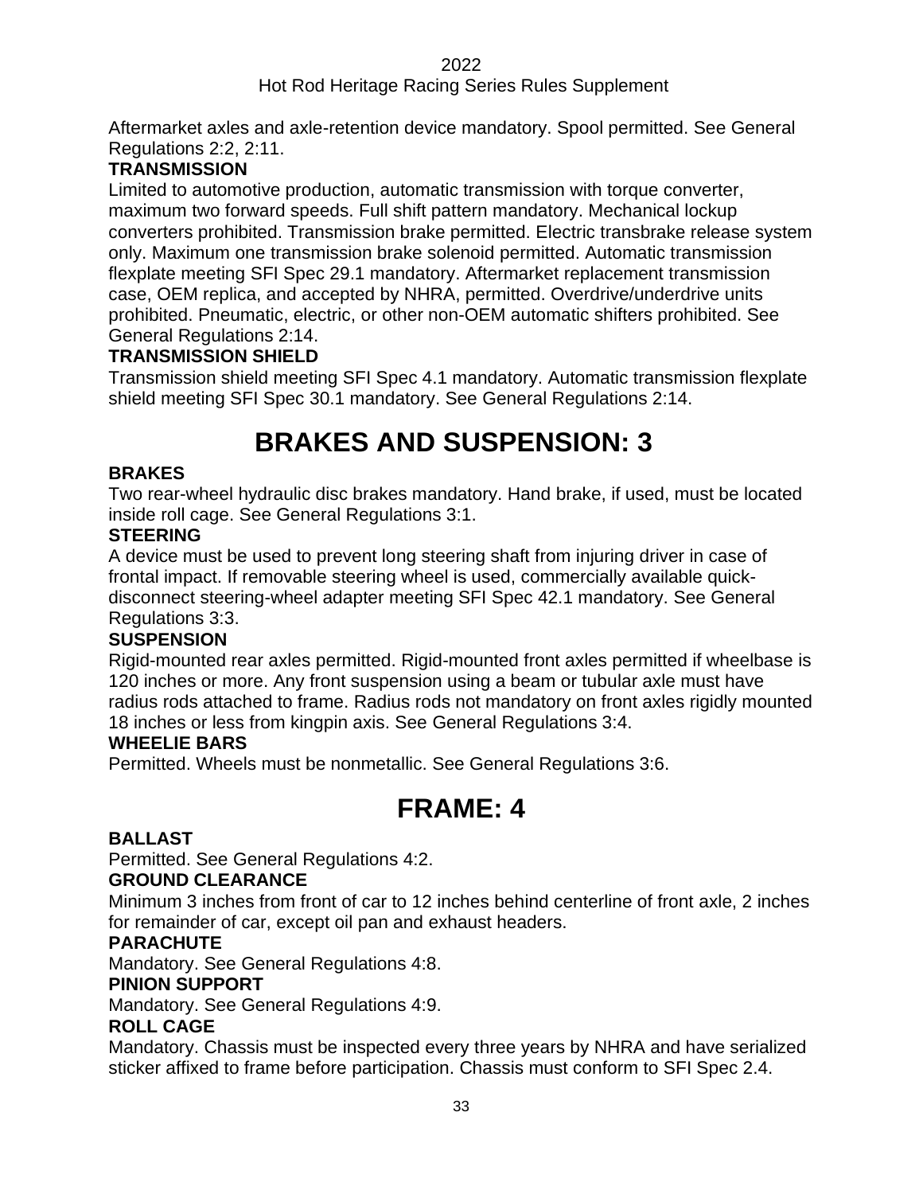Aftermarket axles and axle-retention device mandatory. Spool permitted. See General Regulations 2:2, 2:11.

**TRANSMISSION**

Limited to automotive production, automatic transmission with torque converter, maximum two forward speeds. Full shift pattern mandatory. Mechanical lockup converters prohibited. Transmission brake permitted. Electric transbrake release system only. Maximum one transmission brake solenoid permitted. Automatic transmission flexplate meeting SFI Spec 29.1 mandatory. Aftermarket replacement transmission case, OEM replica, and accepted by NHRA, permitted. Overdrive/underdrive units prohibited. Pneumatic, electric, or other non-OEM automatic shifters prohibited. See General Regulations 2:14.

**TRANSMISSION SHIELD**

Transmission shield meeting SFI Spec 4.1 mandatory. Automatic transmission flexplate shield meeting SFI Spec 30.1 mandatory. See General Regulations 2:14.

# BRAKES AND SUSPENSION: 3

**BRAKES**

Two rear-wheel hydraulic disc brakes mandatory. Hand brake, if used, must be located inside roll cage. See General Regulations 3:1.

**STEERING**

A device must be used to prevent long steering shaft from injuring driver in case of frontal impact. If removable steering wheel is used, commercially available quick-disconnect steering-wheel adapter meeting SFI Spec 42.1 mandatory. See General Regulations 3:3.

**SUSPENSION**

Rigid-mounted rear axles permitted. Rigid-mounted front axles permitted if wheelbase is 120 inches or more. Any front suspension using a beam or tubular axle must have radius rods attached to frame. Radius rods not mandatory on front axles rigidly mounted 18 inches or less from kingpin axis. See General Regulations 3:4.

**WHEELIE BARS**

Permitted. Wheels must be nonmetallic. See General Regulations 3:6.

# FRAME: 4

**BALLAST**

Permitted. See General Regulations 4:2.

**GROUND CLEARANCE**

Minimum 3 inches from front of car to 12 inches behind centerline of front axle, 2 inches for remainder of car, except oil pan and exhaust headers.

**PARACHUTE**

Mandatory. See General Regulations 4:8.

**PINION SUPPORT**

Mandatory. See General Regulations 4:9.

**ROLL CAGE**

Mandatory. Chassis must be inspected every three years by NHRA and have serialized sticker affixed to frame before participation. Chassis must conform to SFI Spec 2.4.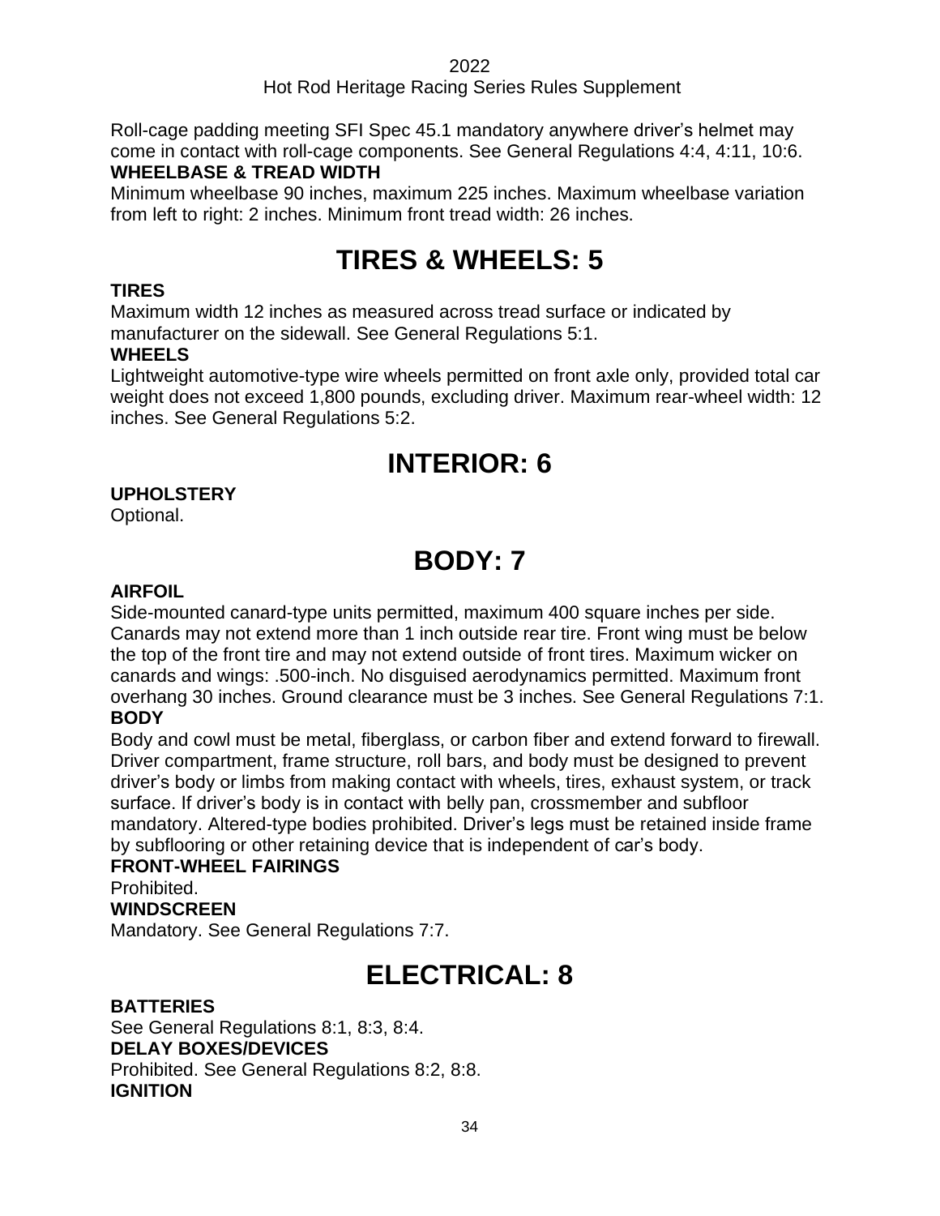Roll-cage padding meeting SFI Spec 45.1 mandatory anywhere driver's helmet may come in contact with roll-cage components. See General Regulations 4:4, 4:11, 10:6.

**WHEELBASE & TREAD WIDTH**

Minimum wheelbase 90 inches, maximum 225 inches. Maximum wheelbase variation from left to right: 2 inches. Minimum front tread width: 26 inches.

# TIRES & WHEELS: 5

**TIRES**

Maximum width 12 inches as measured across tread surface or indicated by manufacturer on the sidewall. See General Regulations 5:1.

**WHEELS**

Lightweight automotive-type wire wheels permitted on front axle only, provided total car weight does not exceed 1,800 pounds, excluding driver. Maximum rear-wheel width: 12 inches. See General Regulations 5:2.

# INTERIOR: 6

**UPHOLSTERY**

Optional.

# BODY: 7

**AIRFOIL**

Side-mounted canard-type units permitted, maximum 400 square inches per side. Canards may not extend more than 1 inch outside rear tire. Front wing must be below the top of the front tire and may not extend outside of front tires. Maximum wicker on canards and wings: .500-inch. No disguised aerodynamics permitted. Maximum front overhang 30 inches. Ground clearance must be 3 inches. See General Regulations 7:1.

**BODY**

Body and cowl must be metal, fiberglass, or carbon fiber and extend forward to firewall. Driver compartment, frame structure, roll bars, and body must be designed to prevent driver's body or limbs from making contact with wheels, tires, exhaust system, or track surface. If driver's body is in contact with belly pan, crossmember and subfloor mandatory. Altered-type bodies prohibited. Driver's legs must be retained inside frame by subflooring or other retaining device that is independent of car's body.

**FRONT-WHEEL FAIRINGS**

Prohibited.

**WINDSCREEN**

Mandatory. See General Regulations 7:7.

# ELECTRICAL: 8

**BATTERIES**

See General Regulations 8:1, 8:3, 8:4.

**DELAY BOXES/DEVICES**

Prohibited. See General Regulations 8:2, 8:8.

**IGNITION**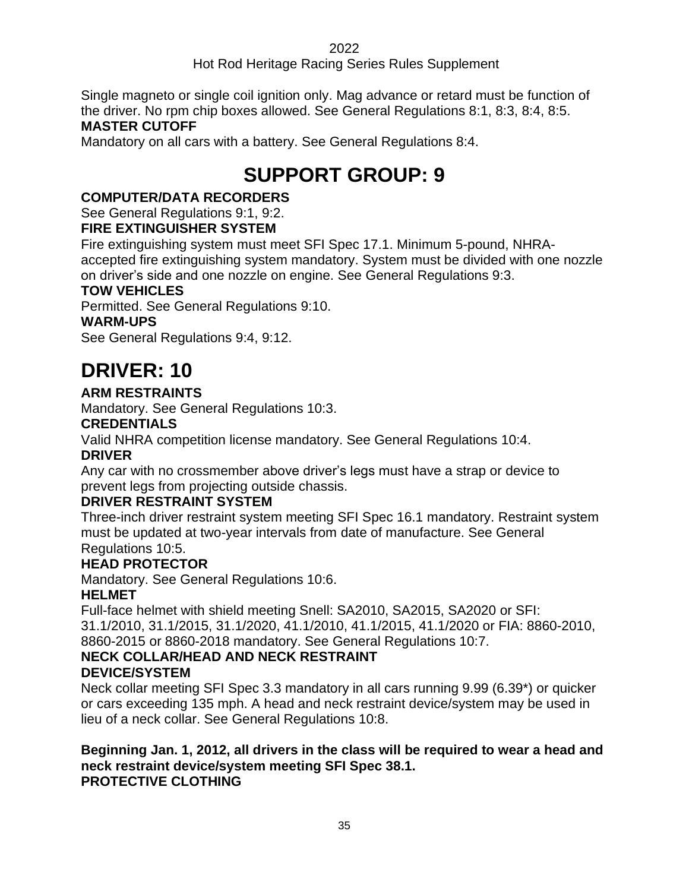Single magneto or single coil ignition only. Mag advance or retard must be function of the driver. No rpm chip boxes allowed. See General Regulations 8:1, 8:3, 8:4, 8:5.

**MASTER CUTOFF**

Mandatory on all cars with a battery. See General Regulations 8:4.

# SUPPORT GROUP: 9

**COMPUTER/DATA RECORDERS**

See General Regulations 9:1, 9:2.

**FIRE EXTINGUISHER SYSTEM**

Fire extinguishing system must meet SFI Spec 17.1. Minimum 5-pound, NHRA-accepted fire extinguishing system mandatory. System must be divided with one nozzle on driver's side and one nozzle on engine. See General Regulations 9:3.

**TOW VEHICLES**

Permitted. See General Regulations 9:10.

**WARM-UPS**

See General Regulations 9:4, 9:12.

# DRIVER: 10

**ARM RESTRAINTS**

Mandatory. See General Regulations 10:3.

**CREDENTIALS**

Valid NHRA competition license mandatory. See General Regulations 10:4.

**DRIVER**

Any car with no crossmember above driver's legs must have a strap or device to prevent legs from projecting outside chassis.

**DRIVER RESTRAINT SYSTEM**

Three-inch driver restraint system meeting SFI Spec 16.1 mandatory. Restraint system must be updated at two-year intervals from date of manufacture. See General Regulations 10:5.

**HEAD PROTECTOR**

Mandatory. See General Regulations 10:6.

**HELMET**

Full-face helmet with shield meeting Snell: SA2010, SA2015, SA2020 or SFI: 31.1/2010, 31.1/2015, 31.1/2020, 41.1/2010, 41.1/2015, 41.1/2020 or FIA: 8860-2010, 8860-2015 or 8860-2018 mandatory. See General Regulations 10:7.

**NECK COLLAR/HEAD AND NECK RESTRAINT DEVICE/SYSTEM**

Neck collar meeting SFI Spec 3.3 mandatory in all cars running 9.99 (6.39*) or quicker or cars exceeding 135 mph. A head and neck restraint device/system may be used in lieu of a neck collar. See General Regulations 10:8.

**Beginning Jan. 1, 2012, all drivers in the class will be required to wear a head and neck restraint device/system meeting SFI Spec 38.1.**

**PROTECTIVE CLOTHING**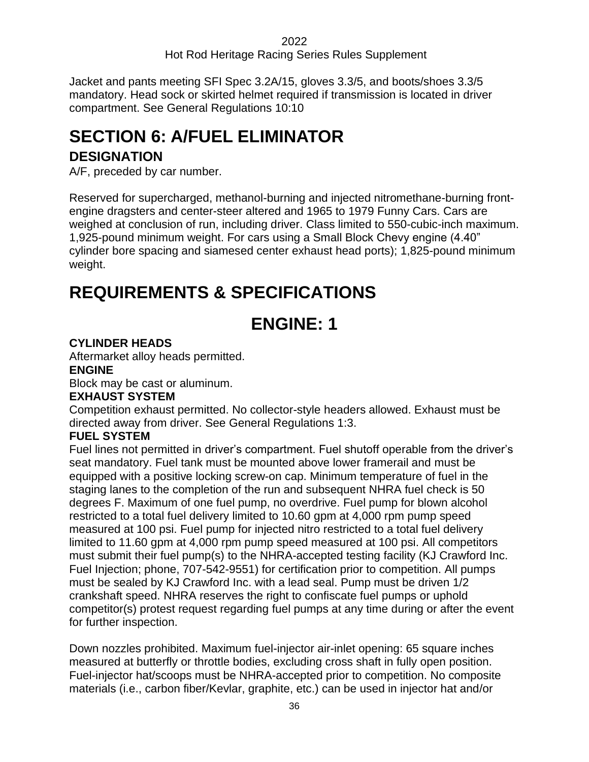Jacket and pants meeting SFI Spec 3.2A/15, gloves 3.3/5, and boots/shoes 3.3/5 mandatory. Head sock or skirted helmet required if transmission is located in driver compartment. See General Regulations 10:10

# SECTION 6: A/FUEL ELIMINATOR

## DESIGNATION

A/F, preceded by car number.

Reserved for supercharged, methanol-burning and injected nitromethane-burning front-engine dragsters and center-steer altered and 1965 to 1979 Funny Cars. Cars are weighed at conclusion of run, including driver. Class limited to 550-cubic-inch maximum. 1,925-pound minimum weight. For cars using a Small Block Chevy engine (4.40" cylinder bore spacing and siamesed center exhaust head ports); 1,825-pound minimum weight.

# REQUIREMENTS & SPECIFICATIONS

## ENGINE: 1

**CYLINDER HEADS**

Aftermarket alloy heads permitted.

**ENGINE**

Block may be cast or aluminum.

**EXHAUST SYSTEM**

Competition exhaust permitted. No collector-style headers allowed. Exhaust must be directed away from driver. See General Regulations 1:3.

**FUEL SYSTEM**

Fuel lines not permitted in driver's compartment. Fuel shutoff operable from the driver's seat mandatory. Fuel tank must be mounted above lower framerail and must be equipped with a positive locking screw-on cap. Minimum temperature of fuel in the staging lanes to the completion of the run and subsequent NHRA fuel check is 50 degrees F. Maximum of one fuel pump, no overdrive. Fuel pump for blown alcohol restricted to a total fuel delivery limited to 10.60 gpm at 4,000 rpm pump speed measured at 100 psi. Fuel pump for injected nitro restricted to a total fuel delivery limited to 11.60 gpm at 4,000 rpm pump speed measured at 100 psi. All competitors must submit their fuel pump(s) to the NHRA-accepted testing facility (KJ Crawford Inc. Fuel Injection; phone, 707-542-9551) for certification prior to competition. All pumps must be sealed by KJ Crawford Inc. with a lead seal. Pump must be driven 1/2 crankshaft speed. NHRA reserves the right to confiscate fuel pumps or uphold competitor(s) protest request regarding fuel pumps at any time during or after the event for further inspection.

Down nozzles prohibited. Maximum fuel-injector air-inlet opening: 65 square inches measured at butterfly or throttle bodies, excluding cross shaft in fully open position. Fuel-injector hat/scoops must be NHRA-accepted prior to competition. No composite materials (i.e., carbon fiber/Kevlar, graphite, etc.) can be used in injector hat and/or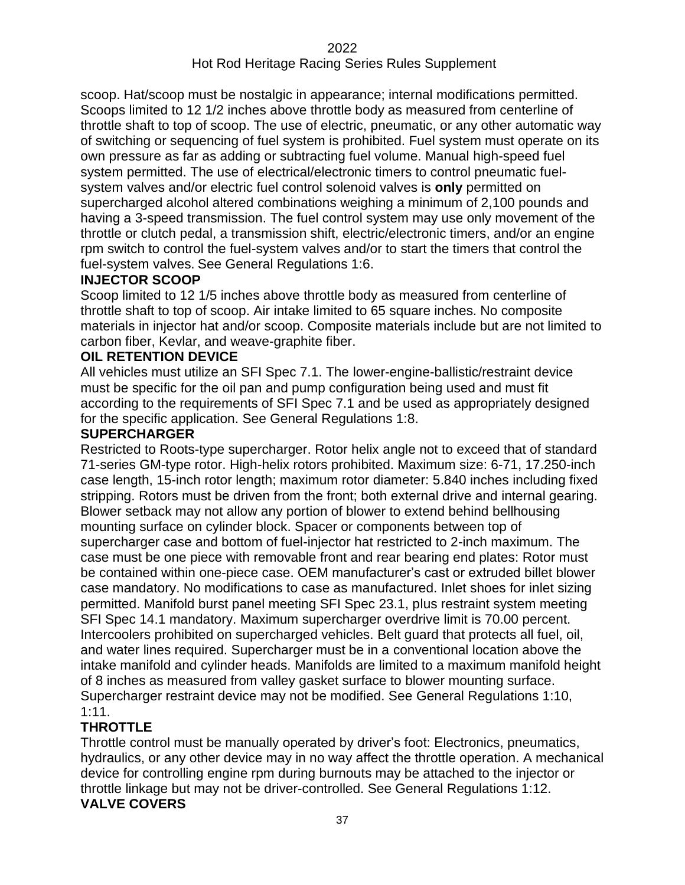scoop. Hat/scoop must be nostalgic in appearance; internal modifications permitted. Scoops limited to 12 1/2 inches above throttle body as measured from centerline of throttle shaft to top of scoop. The use of electric, pneumatic, or any other automatic way of switching or sequencing of fuel system is prohibited. Fuel system must operate on its own pressure as far as adding or subtracting fuel volume. Manual high-speed fuel system permitted. The use of electrical/electronic timers to control pneumatic fuel-system valves and/or electric fuel control solenoid valves is **only** permitted on supercharged alcohol altered combinations weighing a minimum of 2,100 pounds and having a 3-speed transmission. The fuel control system may use only movement of the throttle or clutch pedal, a transmission shift, electric/electronic timers, and/or an engine rpm switch to control the fuel-system valves and/or to start the timers that control the fuel-system valves. See General Regulations 1:6.

**INJECTOR SCOOP**

Scoop limited to 12 1/5 inches above throttle body as measured from centerline of throttle shaft to top of scoop. Air intake limited to 65 square inches. No composite materials in injector hat and/or scoop. Composite materials include but are not limited to carbon fiber, Kevlar, and weave-graphite fiber.

**OIL RETENTION DEVICE**

All vehicles must utilize an SFI Spec 7.1. The lower-engine-ballistic/restraint device must be specific for the oil pan and pump configuration being used and must fit according to the requirements of SFI Spec 7.1 and be used as appropriately designed for the specific application. See General Regulations 1:8.

**SUPERCHARGER**

Restricted to Roots-type supercharger. Rotor helix angle not to exceed that of standard 71-series GM-type rotor. High-helix rotors prohibited. Maximum size: 6-71, 17.250-inch case length, 15-inch rotor length; maximum rotor diameter: 5.840 inches including fixed stripping. Rotors must be driven from the front; both external drive and internal gearing. Blower setback may not allow any portion of blower to extend behind bellhousing mounting surface on cylinder block. Spacer or components between top of supercharger case and bottom of fuel-injector hat restricted to 2-inch maximum. The case must be one piece with removable front and rear bearing end plates: Rotor must be contained within one-piece case. OEM manufacturer's cast or extruded billet blower case mandatory. No modifications to case as manufactured. Inlet shoes for inlet sizing permitted. Manifold burst panel meeting SFI Spec 23.1, plus restraint system meeting SFI Spec 14.1 mandatory. Maximum supercharger overdrive limit is 70.00 percent. Intercoolers prohibited on supercharged vehicles. Belt guard that protects all fuel, oil, and water lines required. Supercharger must be in a conventional location above the intake manifold and cylinder heads. Manifolds are limited to a maximum manifold height of 8 inches as measured from valley gasket surface to blower mounting surface. Supercharger restraint device may not be modified. See General Regulations 1:10, 1:11.

**THROTTLE**

Throttle control must be manually operated by driver's foot: Electronics, pneumatics, hydraulics, or any other device may in no way affect the throttle operation. A mechanical device for controlling engine rpm during burnouts may be attached to the injector or throttle linkage but may not be driver-controlled. See General Regulations 1:12.

**VALVE COVERS**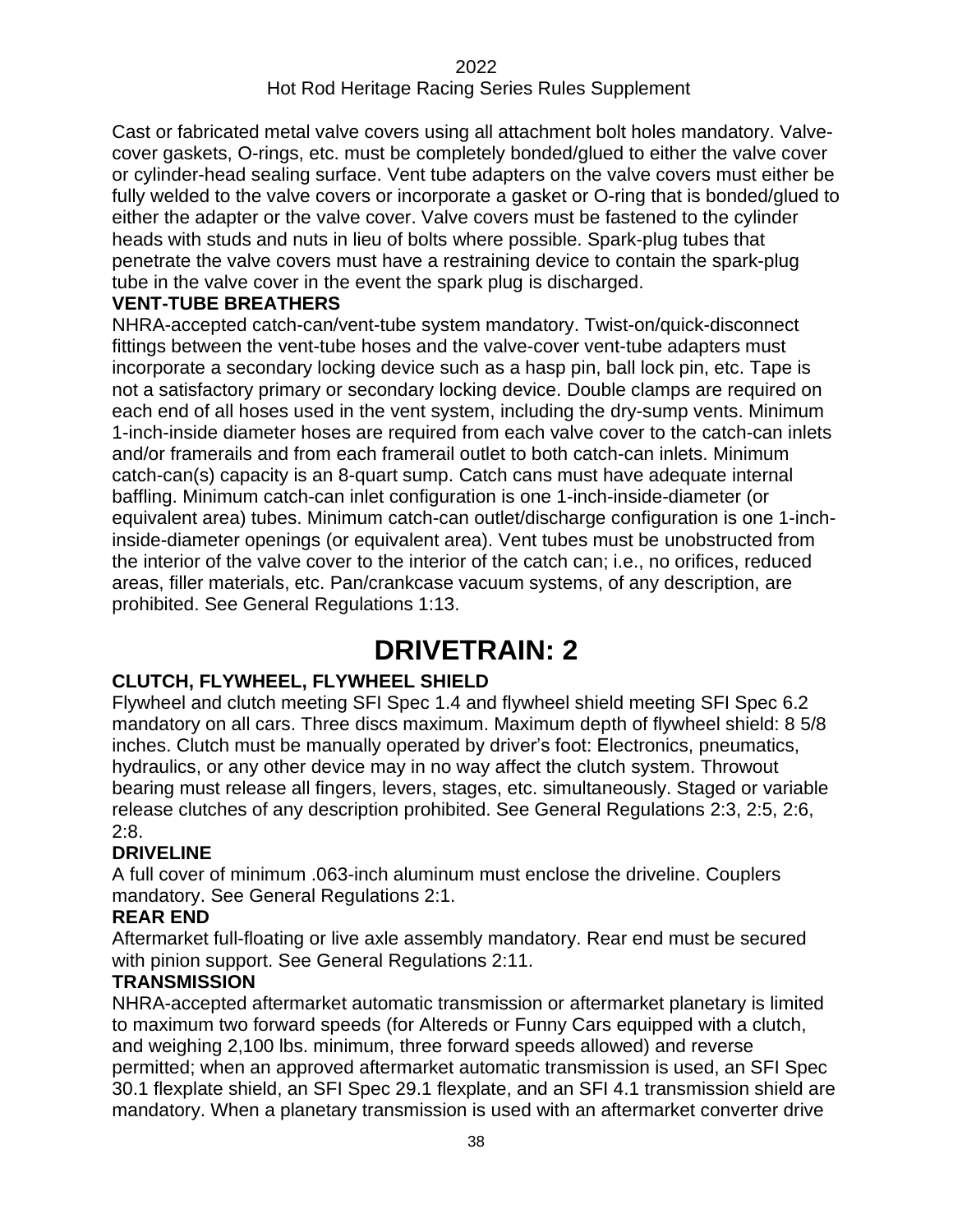Cast or fabricated metal valve covers using all attachment bolt holes mandatory. Valve-cover gaskets, O-rings, etc. must be completely bonded/glued to either the valve cover or cylinder-head sealing surface. Vent tube adapters on the valve covers must either be fully welded to the valve covers or incorporate a gasket or O-ring that is bonded/glued to either the adapter or the valve cover. Valve covers must be fastened to the cylinder heads with studs and nuts in lieu of bolts where possible. Spark-plug tubes that penetrate the valve covers must have a restraining device to contain the spark-plug tube in the valve cover in the event the spark plug is discharged.

**VENT-TUBE BREATHERS**

NHRA-accepted catch-can/vent-tube system mandatory. Twist-on/quick-disconnect fittings between the vent-tube hoses and the valve-cover vent-tube adapters must incorporate a secondary locking device such as a hasp pin, ball lock pin, etc. Tape is not a satisfactory primary or secondary locking device. Double clamps are required on each end of all hoses used in the vent system, including the dry-sump vents. Minimum 1-inch-inside diameter hoses are required from each valve cover to the catch-can inlets and/or framerails and from each framerail outlet to both catch-can inlets. Minimum catch-can(s) capacity is an 8-quart sump. Catch cans must have adequate internal baffling. Minimum catch-can inlet configuration is one 1-inch-inside-diameter (or equivalent area) tubes. Minimum catch-can outlet/discharge configuration is one 1-inch-inside-diameter openings (or equivalent area). Vent tubes must be unobstructed from the interior of the valve cover to the interior of the catch can; i.e., no orifices, reduced areas, filler materials, etc. Pan/crankcase vacuum systems, of any description, are prohibited. See General Regulations 1:13.

# DRIVETRAIN: 2

**CLUTCH, FLYWHEEL, FLYWHEEL SHIELD**

Flywheel and clutch meeting SFI Spec 1.4 and flywheel shield meeting SFI Spec 6.2 mandatory on all cars. Three discs maximum. Maximum depth of flywheel shield: 8 5/8 inches. Clutch must be manually operated by driver's foot: Electronics, pneumatics, hydraulics, or any other device may in no way affect the clutch system. Throwout bearing must release all fingers, levers, stages, etc. simultaneously. Staged or variable release clutches of any description prohibited. See General Regulations 2:3, 2:5, 2:6, 2:8.

**DRIVELINE**

A full cover of minimum .063-inch aluminum must enclose the driveline. Couplers mandatory. See General Regulations 2:1.

**REAR END**

Aftermarket full-floating or live axle assembly mandatory. Rear end must be secured with pinion support. See General Regulations 2:11.

**TRANSMISSION**

NHRA-accepted aftermarket automatic transmission or aftermarket planetary is limited to maximum two forward speeds (for Altereds or Funny Cars equipped with a clutch, and weighing 2,100 lbs. minimum, three forward speeds allowed) and reverse permitted; when an approved aftermarket automatic transmission is used, an SFI Spec 30.1 flexplate shield, an SFI Spec 29.1 flexplate, and an SFI 4.1 transmission shield are mandatory. When a planetary transmission is used with an aftermarket converter drive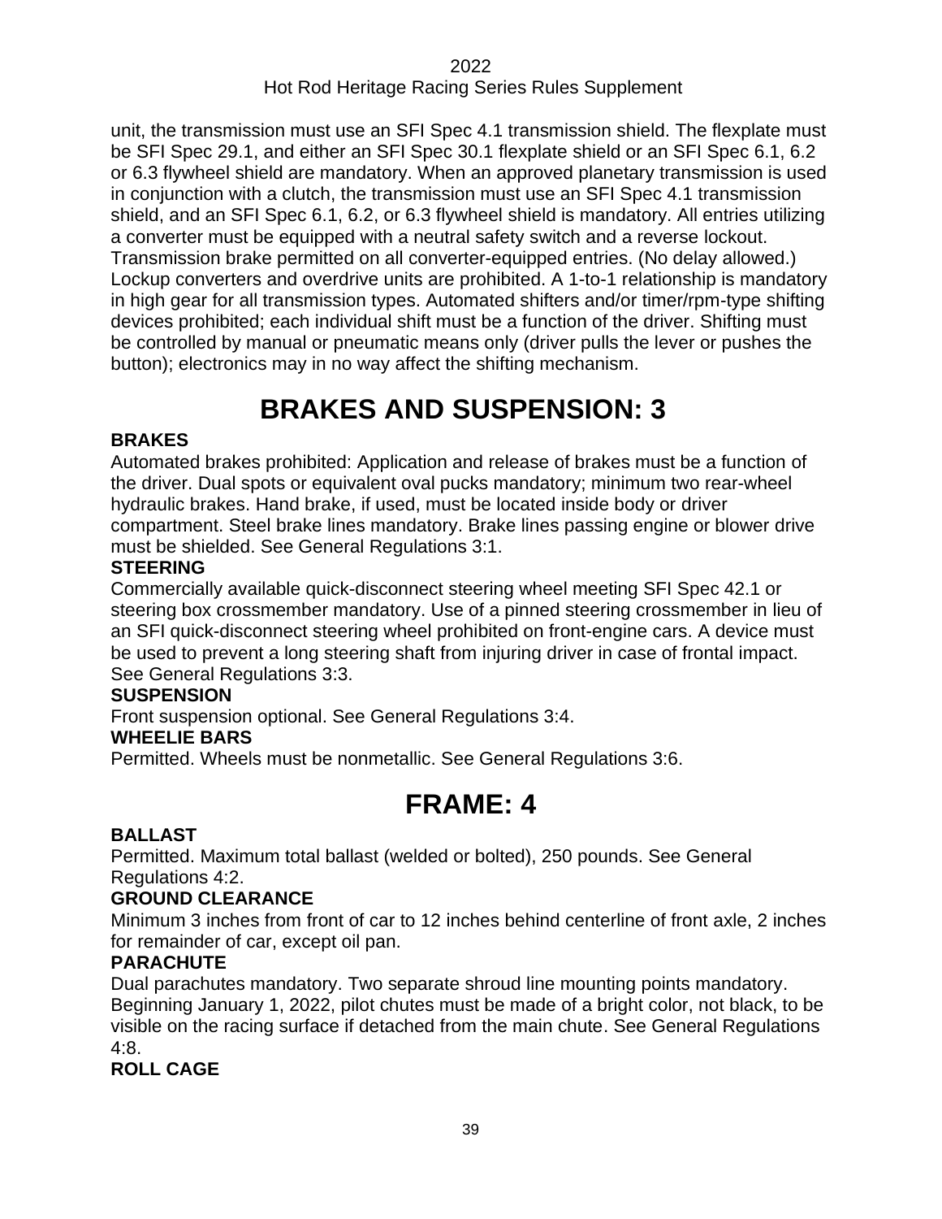unit, the transmission must use an SFI Spec 4.1 transmission shield. The flexplate must be SFI Spec 29.1, and either an SFI Spec 30.1 flexplate shield or an SFI Spec 6.1, 6.2 or 6.3 flywheel shield are mandatory. When an approved planetary transmission is used in conjunction with a clutch, the transmission must use an SFI Spec 4.1 transmission shield, and an SFI Spec 6.1, 6.2, or 6.3 flywheel shield is mandatory. All entries utilizing a converter must be equipped with a neutral safety switch and a reverse lockout. Transmission brake permitted on all converter-equipped entries. (No delay allowed.) Lockup converters and overdrive units are prohibited. A 1-to-1 relationship is mandatory in high gear for all transmission types. Automated shifters and/or timer/rpm-type shifting devices prohibited; each individual shift must be a function of the driver. Shifting must be controlled by manual or pneumatic means only (driver pulls the lever or pushes the button); electronics may in no way affect the shifting mechanism.

# BRAKES AND SUSPENSION: 3

### BRAKES

Automated brakes prohibited: Application and release of brakes must be a function of the driver. Dual spots or equivalent oval pucks mandatory; minimum two rear-wheel hydraulic brakes. Hand brake, if used, must be located inside body or driver compartment. Steel brake lines mandatory. Brake lines passing engine or blower drive must be shielded. See General Regulations 3:1.

### STEERING

Commercially available quick-disconnect steering wheel meeting SFI Spec 42.1 or steering box crossmember mandatory. Use of a pinned steering crossmember in lieu of an SFI quick-disconnect steering wheel prohibited on front-engine cars. A device must be used to prevent a long steering shaft from injuring driver in case of frontal impact. See General Regulations 3:3.

### SUSPENSION

Front suspension optional. See General Regulations 3:4.

### WHEELIE BARS

Permitted. Wheels must be nonmetallic. See General Regulations 3:6.

# FRAME: 4

### BALLAST

Permitted. Maximum total ballast (welded or bolted), 250 pounds. See General Regulations 4:2.

### GROUND CLEARANCE

Minimum 3 inches from front of car to 12 inches behind centerline of front axle, 2 inches for remainder of car, except oil pan.

### PARACHUTE

Dual parachutes mandatory. Two separate shroud line mounting points mandatory. Beginning January 1, 2022, pilot chutes must be made of a bright color, not black, to be visible on the racing surface if detached from the main chute. See General Regulations 4:8.

### ROLL CAGE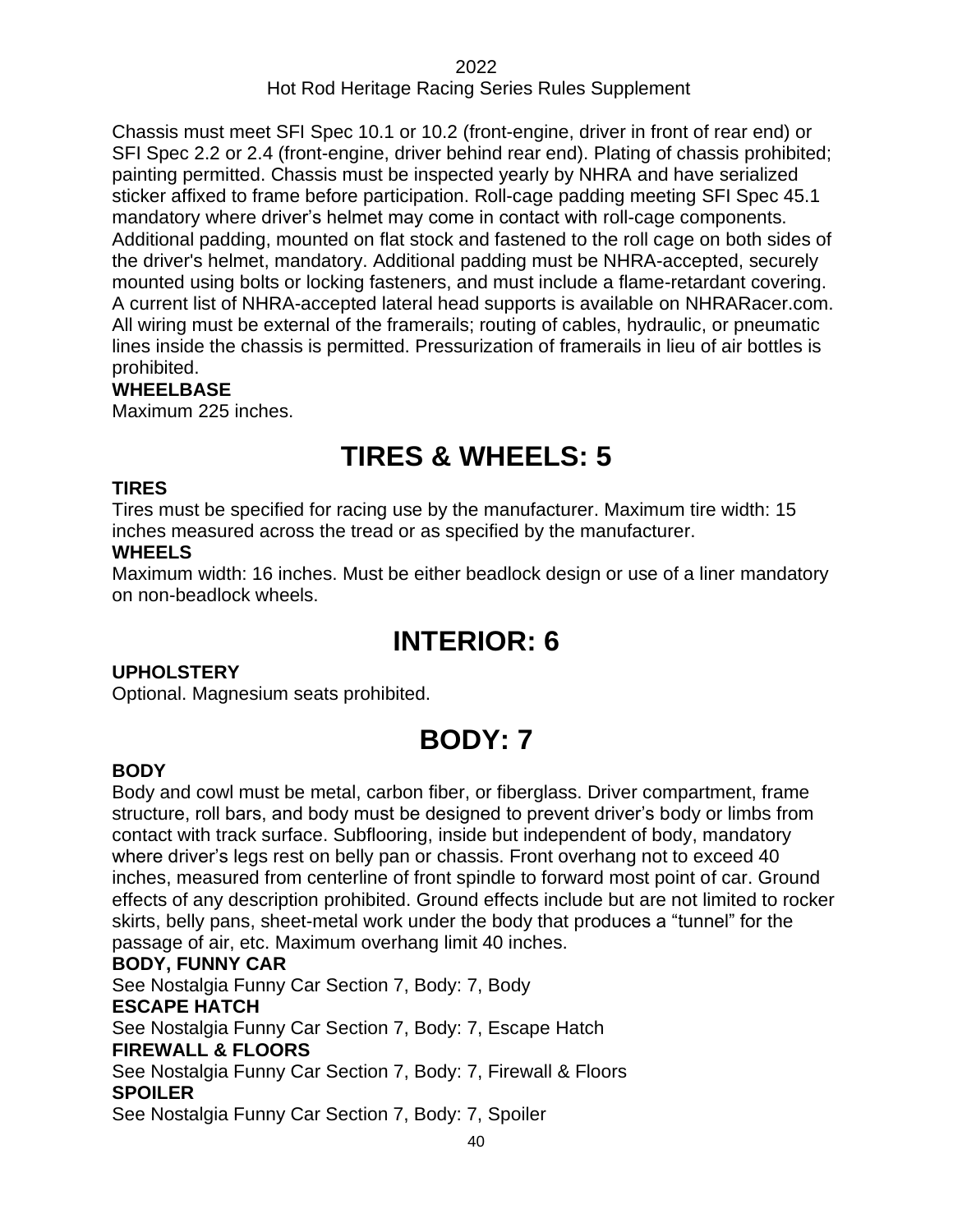Chassis must meet SFI Spec 10.1 or 10.2 (front-engine, driver in front of rear end) or SFI Spec 2.2 or 2.4 (front-engine, driver behind rear end). Plating of chassis prohibited; painting permitted. Chassis must be inspected yearly by NHRA and have serialized sticker affixed to frame before participation. Roll-cage padding meeting SFI Spec 45.1 mandatory where driver's helmet may come in contact with roll-cage components. Additional padding, mounted on flat stock and fastened to the roll cage on both sides of the driver's helmet, mandatory. Additional padding must be NHRA-accepted, securely mounted using bolts or locking fasteners, and must include a flame-retardant covering. A current list of NHRA-accepted lateral head supports is available on NHRARacer.com. All wiring must be external of the framerails; routing of cables, hydraulic, or pneumatic lines inside the chassis is permitted. Pressurization of framerails in lieu of air bottles is prohibited.

**WHEELBASE**

Maximum 225 inches.

# TIRES & WHEELS: 5

**TIRES**

Tires must be specified for racing use by the manufacturer. Maximum tire width: 15 inches measured across the tread or as specified by the manufacturer.

**WHEELS**

Maximum width: 16 inches. Must be either beadlock design or use of a liner mandatory on non-beadlock wheels.

# INTERIOR: 6

**UPHOLSTERY**

Optional. Magnesium seats prohibited.

# BODY: 7

**BODY**

Body and cowl must be metal, carbon fiber, or fiberglass. Driver compartment, frame structure, roll bars, and body must be designed to prevent driver's body or limbs from contact with track surface. Subflooring, inside but independent of body, mandatory where driver's legs rest on belly pan or chassis. Front overhang not to exceed 40 inches, measured from centerline of front spindle to forward most point of car. Ground effects of any description prohibited. Ground effects include but are not limited to rocker skirts, belly pans, sheet-metal work under the body that produces a "tunnel" for the passage of air, etc. Maximum overhang limit 40 inches.

**BODY, FUNNY CAR**

See Nostalgia Funny Car Section 7, Body: 7, Body

**ESCAPE HATCH**

See Nostalgia Funny Car Section 7, Body: 7, Escape Hatch

**FIREWALL & FLOORS**

See Nostalgia Funny Car Section 7, Body: 7, Firewall & Floors

**SPOILER**

See Nostalgia Funny Car Section 7, Body: 7, Spoiler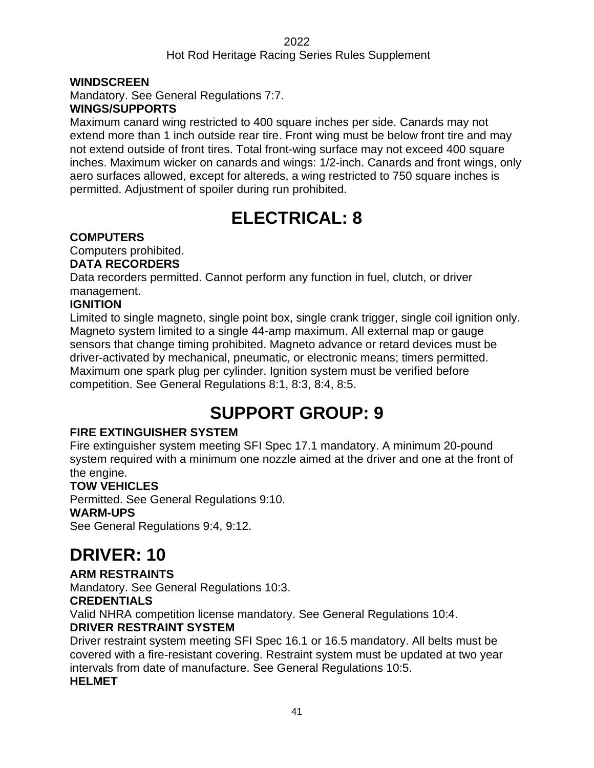**WINDSCREEN**

Mandatory. See General Regulations 7:7.

**WINGS/SUPPORTS**

Maximum canard wing restricted to 400 square inches per side. Canards may not extend more than 1 inch outside rear tire. Front wing must be below front tire and may not extend outside of front tires. Total front-wing surface may not exceed 400 square inches. Maximum wicker on canards and wings: 1/2-inch. Canards and front wings, only aero surfaces allowed, except for altereds, a wing restricted to 750 square inches is permitted. Adjustment of spoiler during run prohibited.

# ELECTRICAL: 8

**COMPUTERS**

Computers prohibited.

**DATA RECORDERS**

Data recorders permitted. Cannot perform any function in fuel, clutch, or driver management.

**IGNITION**

Limited to single magneto, single point box, single crank trigger, single coil ignition only. Magneto system limited to a single 44-amp maximum. All external map or gauge sensors that change timing prohibited. Magneto advance or retard devices must be driver-activated by mechanical, pneumatic, or electronic means; timers permitted. Maximum one spark plug per cylinder. Ignition system must be verified before competition. See General Regulations 8:1, 8:3, 8:4, 8:5.

# SUPPORT GROUP: 9

**FIRE EXTINGUISHER SYSTEM**

Fire extinguisher system meeting SFI Spec 17.1 mandatory. A minimum 20-pound system required with a minimum one nozzle aimed at the driver and one at the front of the engine.

**TOW VEHICLES**

Permitted. See General Regulations 9:10.

**WARM-UPS**

See General Regulations 9:4, 9:12.

# DRIVER: 10

**ARM RESTRAINTS**

Mandatory. See General Regulations 10:3.

**CREDENTIALS**

Valid NHRA competition license mandatory. See General Regulations 10:4.

**DRIVER RESTRAINT SYSTEM**

Driver restraint system meeting SFI Spec 16.1 or 16.5 mandatory. All belts must be covered with a fire-resistant covering. Restraint system must be updated at two year intervals from date of manufacture. See General Regulations 10:5.

**HELMET**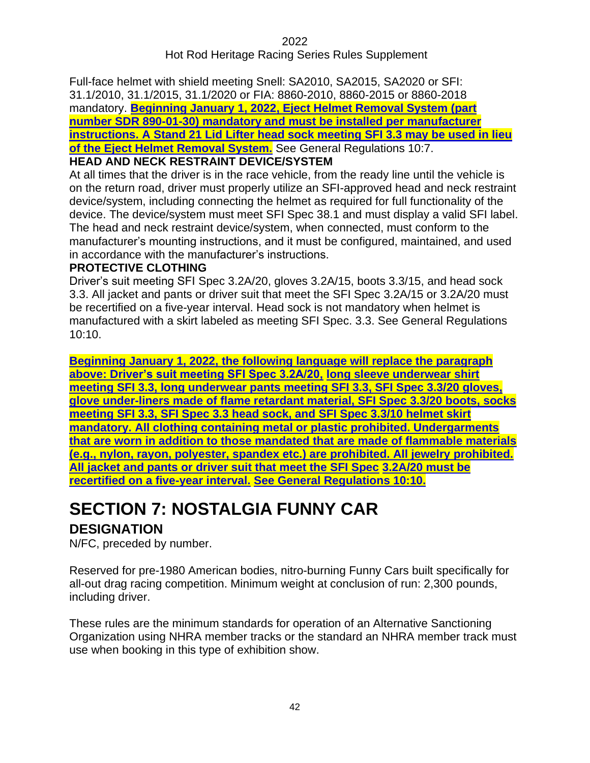Full-face helmet with shield meeting Snell: SA2010, SA2015, SA2020 or SFI: 31.1/2010, 31.1/2015, 31.1/2020 or FIA: 8860-2010, 8860-2015 or 8860-2018 mandatory. **Beginning January 1, 2022, Eject Helmet Removal System (part number SDR 890-01-30) mandatory and must be installed per manufacturer instructions. A Stand 21 Lid Lifter head sock meeting SFI 3.3 may be used in lieu of the Eject Helmet Removal System.** See General Regulations 10:7.

**HEAD AND NECK RESTRAINT DEVICE/SYSTEM**

At all times that the driver is in the race vehicle, from the ready line until the vehicle is on the return road, driver must properly utilize an SFI-approved head and neck restraint device/system, including connecting the helmet as required for full functionality of the device. The device/system must meet SFI Spec 38.1 and must display a valid SFI label. The head and neck restraint device/system, when connected, must conform to the manufacturer's mounting instructions, and it must be configured, maintained, and used in accordance with the manufacturer's instructions.

**PROTECTIVE CLOTHING**

Driver's suit meeting SFI Spec 3.2A/20, gloves 3.2A/15, boots 3.3/15, and head sock 3.3. All jacket and pants or driver suit that meet the SFI Spec 3.2A/15 or 3.2A/20 must be recertified on a five-year interval. Head sock is not mandatory when helmet is manufactured with a skirt labeled as meeting SFI Spec. 3.3. See General Regulations 10:10.

**Beginning January 1, 2022, the following language will replace the paragraph above: Driver's suit meeting SFI Spec 3.2A/20, long sleeve underwear shirt meeting SFI 3.3, long underwear pants meeting SFI 3.3, SFI Spec 3.3/20 gloves, glove under-liners made of flame retardant material, SFI Spec 3.3/20 boots, socks meeting SFI 3.3, SFI Spec 3.3 head sock, and SFI Spec 3.3/10 helmet skirt mandatory. All clothing containing metal or plastic prohibited. Undergarments that are worn in addition to those mandated that are made of flammable materials (e.g., nylon, rayon, polyester, spandex etc.) are prohibited. All jewelry prohibited. All jacket and pants or driver suit that meet the SFI Spec 3.2A/20 must be recertified on a five-year interval. See General Regulations 10:10.**

# SECTION 7: NOSTALGIA FUNNY CAR

## DESIGNATION

N/FC, preceded by number.

Reserved for pre-1980 American bodies, nitro-burning Funny Cars built specifically for all-out drag racing competition. Minimum weight at conclusion of run: 2,300 pounds, including driver.

These rules are the minimum standards for operation of an Alternative Sanctioning Organization using NHRA member tracks or the standard an NHRA member track must use when booking in this type of exhibition show.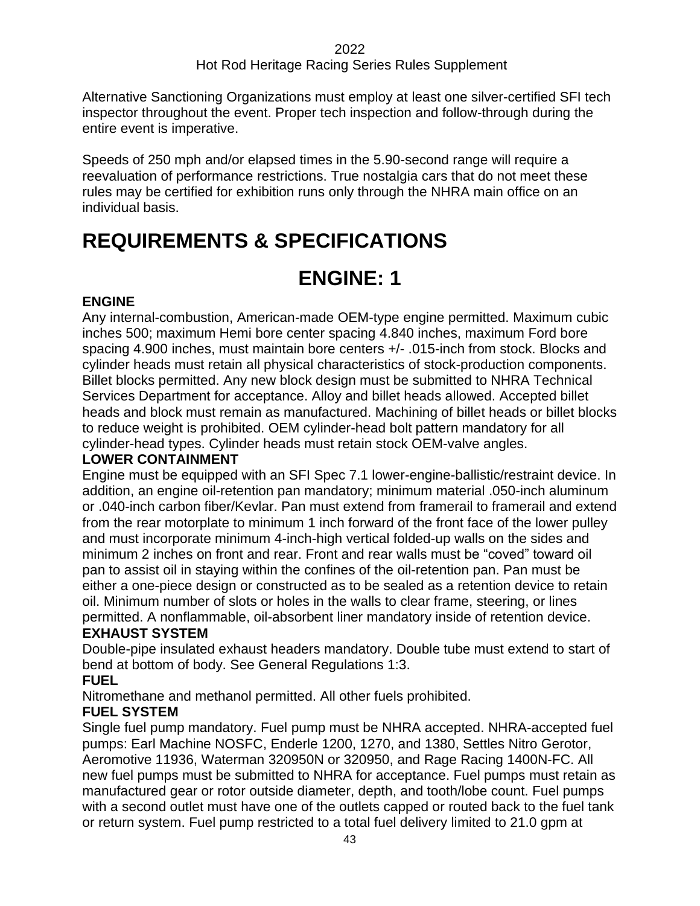Alternative Sanctioning Organizations must employ at least one silver-certified SFI tech inspector throughout the event. Proper tech inspection and follow-through during the entire event is imperative.

Speeds of 250 mph and/or elapsed times in the 5.90-second range will require a reevaluation of performance restrictions. True nostalgia cars that do not meet these rules may be certified for exhibition runs only through the NHRA main office on an individual basis.

# REQUIREMENTS & SPECIFICATIONS

## ENGINE: 1

**ENGINE**

Any internal-combustion, American-made OEM-type engine permitted. Maximum cubic inches 500; maximum Hemi bore center spacing 4.840 inches, maximum Ford bore spacing 4.900 inches, must maintain bore centers +/- .015-inch from stock. Blocks and cylinder heads must retain all physical characteristics of stock-production components. Billet blocks permitted. Any new block design must be submitted to NHRA Technical Services Department for acceptance. Alloy and billet heads allowed. Accepted billet heads and block must remain as manufactured. Machining of billet heads or billet blocks to reduce weight is prohibited. OEM cylinder-head bolt pattern mandatory for all cylinder-head types. Cylinder heads must retain stock OEM-valve angles.

**LOWER CONTAINMENT**

Engine must be equipped with an SFI Spec 7.1 lower-engine-ballistic/restraint device. In addition, an engine oil-retention pan mandatory; minimum material .050-inch aluminum or .040-inch carbon fiber/Kevlar. Pan must extend from framerail to framerail and extend from the rear motorplate to minimum 1 inch forward of the front face of the lower pulley and must incorporate minimum 4-inch-high vertical folded-up walls on the sides and minimum 2 inches on front and rear. Front and rear walls must be “coved” toward oil pan to assist oil in staying within the confines of the oil-retention pan. Pan must be either a one-piece design or constructed as to be sealed as a retention device to retain oil. Minimum number of slots or holes in the walls to clear frame, steering, or lines permitted. A nonflammable, oil-absorbent liner mandatory inside of retention device.

**EXHAUST SYSTEM**

Double-pipe insulated exhaust headers mandatory. Double tube must extend to start of bend at bottom of body. See General Regulations 1:3.

**FUEL**

Nitromethane and methanol permitted. All other fuels prohibited.

**FUEL SYSTEM**

Single fuel pump mandatory. Fuel pump must be NHRA accepted. NHRA-accepted fuel pumps: Earl Machine NOSFC, Enderle 1200, 1270, and 1380, Settles Nitro Gerotor, Aeromotive 11936, Waterman 320950N or 320950, and Rage Racing 1400N-FC. All new fuel pumps must be submitted to NHRA for acceptance. Fuel pumps must retain as manufactured gear or rotor outside diameter, depth, and tooth/lobe count. Fuel pumps with a second outlet must have one of the outlets capped or routed back to the fuel tank or return system. Fuel pump restricted to a total fuel delivery limited to 21.0 gpm at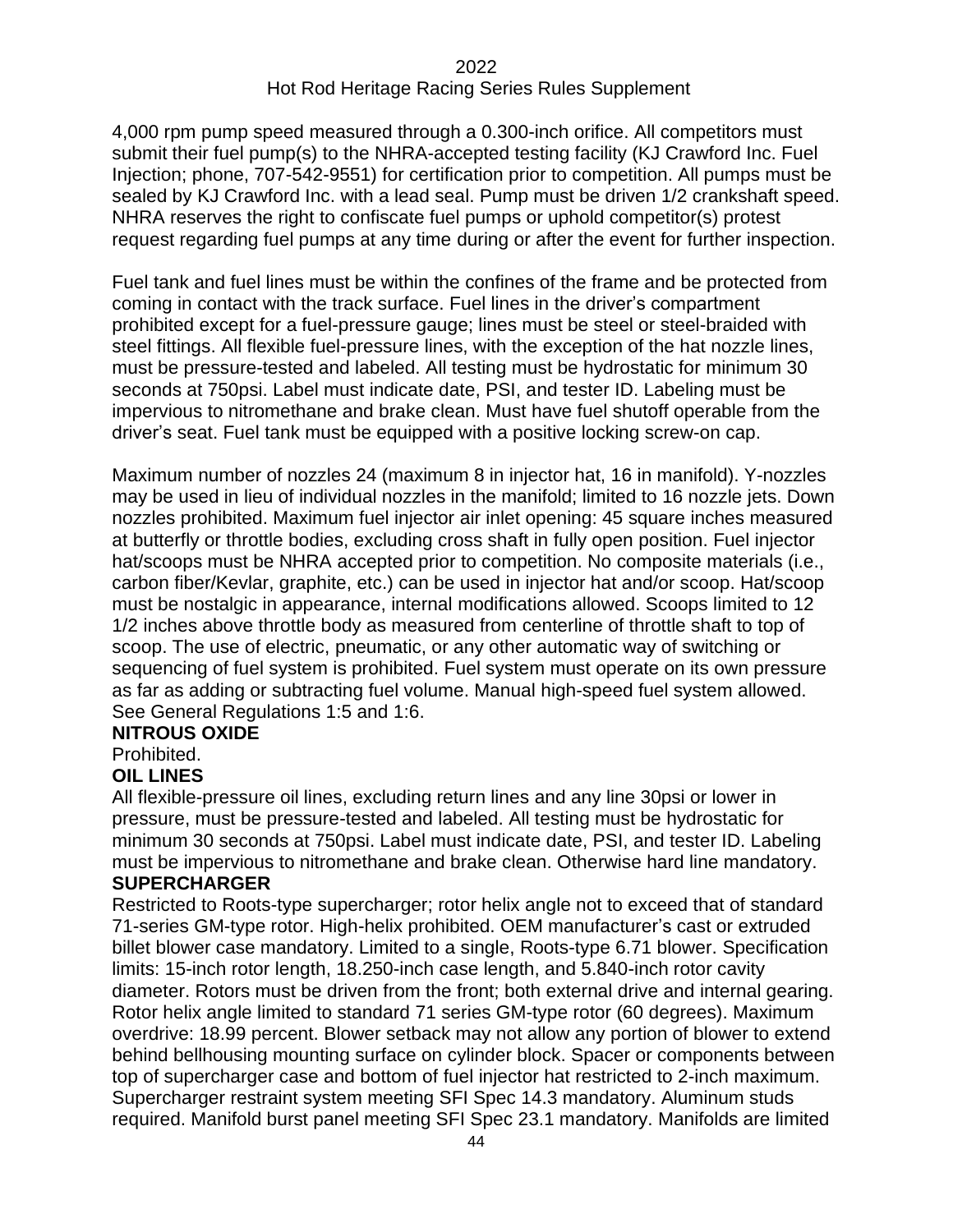4,000 rpm pump speed measured through a 0.300-inch orifice. All competitors must submit their fuel pump(s) to the NHRA-accepted testing facility (KJ Crawford Inc. Fuel Injection; phone, 707-542-9551) for certification prior to competition. All pumps must be sealed by KJ Crawford Inc. with a lead seal. Pump must be driven 1/2 crankshaft speed. NHRA reserves the right to confiscate fuel pumps or uphold competitor(s) protest request regarding fuel pumps at any time during or after the event for further inspection.

Fuel tank and fuel lines must be within the confines of the frame and be protected from coming in contact with the track surface. Fuel lines in the driver's compartment prohibited except for a fuel-pressure gauge; lines must be steel or steel-braided with steel fittings. All flexible fuel-pressure lines, with the exception of the hat nozzle lines, must be pressure-tested and labeled. All testing must be hydrostatic for minimum 30 seconds at 750psi. Label must indicate date, PSI, and tester ID. Labeling must be impervious to nitromethane and brake clean. Must have fuel shutoff operable from the driver's seat. Fuel tank must be equipped with a positive locking screw-on cap.

Maximum number of nozzles 24 (maximum 8 in injector hat, 16 in manifold). Y-nozzles may be used in lieu of individual nozzles in the manifold; limited to 16 nozzle jets. Down nozzles prohibited. Maximum fuel injector air inlet opening: 45 square inches measured at butterfly or throttle bodies, excluding cross shaft in fully open position. Fuel injector hat/scoops must be NHRA accepted prior to competition. No composite materials (i.e., carbon fiber/Kevlar, graphite, etc.) can be used in injector hat and/or scoop. Hat/scoop must be nostalgic in appearance, internal modifications allowed. Scoops limited to 12 1/2 inches above throttle body as measured from centerline of throttle shaft to top of scoop. The use of electric, pneumatic, or any other automatic way of switching or sequencing of fuel system is prohibited. Fuel system must operate on its own pressure as far as adding or subtracting fuel volume. Manual high-speed fuel system allowed. See General Regulations 1:5 and 1:6.

**NITROUS OXIDE**

Prohibited.

**OIL LINES**

All flexible-pressure oil lines, excluding return lines and any line 30psi or lower in pressure, must be pressure-tested and labeled. All testing must be hydrostatic for minimum 30 seconds at 750psi. Label must indicate date, PSI, and tester ID. Labeling must be impervious to nitromethane and brake clean. Otherwise hard line mandatory.

**SUPERCHARGER**

Restricted to Roots-type supercharger; rotor helix angle not to exceed that of standard 71-series GM-type rotor. High-helix prohibited. OEM manufacturer's cast or extruded billet blower case mandatory. Limited to a single, Roots-type 6.71 blower. Specification limits: 15-inch rotor length, 18.250-inch case length, and 5.840-inch rotor cavity diameter. Rotors must be driven from the front; both external drive and internal gearing. Rotor helix angle limited to standard 71 series GM-type rotor (60 degrees). Maximum overdrive: 18.99 percent. Blower setback may not allow any portion of blower to extend behind bellhousing mounting surface on cylinder block. Spacer or components between top of supercharger case and bottom of fuel injector hat restricted to 2-inch maximum. Supercharger restraint system meeting SFI Spec 14.3 mandatory. Aluminum studs required. Manifold burst panel meeting SFI Spec 23.1 mandatory. Manifolds are limited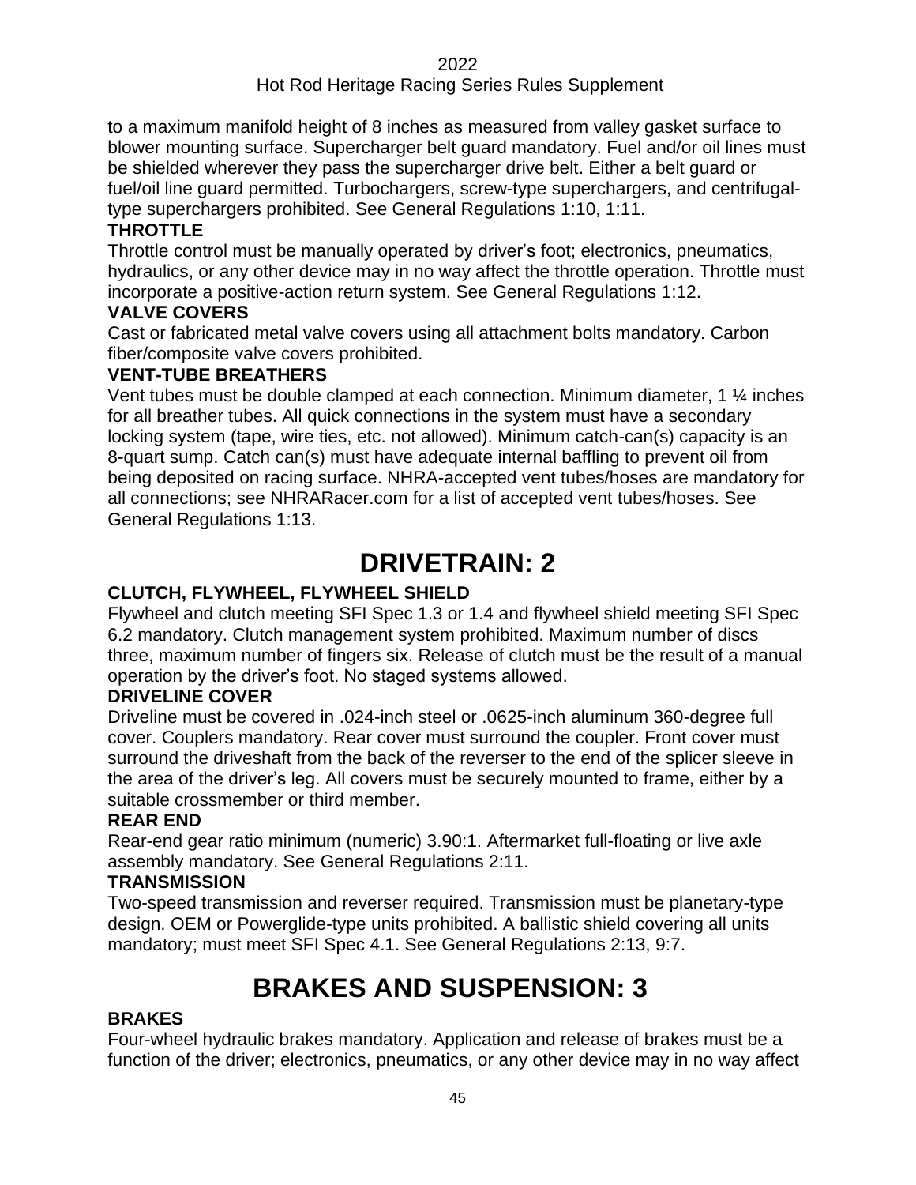to a maximum manifold height of 8 inches as measured from valley gasket surface to blower mounting surface. Supercharger belt guard mandatory. Fuel and/or oil lines must be shielded wherever they pass the supercharger drive belt. Either a belt guard or fuel/oil line guard permitted. Turbochargers, screw-type superchargers, and centrifugal-type superchargers prohibited. See General Regulations 1:10, 1:11.

### THROTTLE

Throttle control must be manually operated by driver's foot; electronics, pneumatics, hydraulics, or any other device may in no way affect the throttle operation. Throttle must incorporate a positive-action return system. See General Regulations 1:12.

### VALVE COVERS

Cast or fabricated metal valve covers using all attachment bolts mandatory. Carbon fiber/composite valve covers prohibited.

### VENT-TUBE BREATHERS

Vent tubes must be double clamped at each connection. Minimum diameter, 1 ¼ inches for all breather tubes. All quick connections in the system must have a secondary locking system (tape, wire ties, etc. not allowed). Minimum catch-can(s) capacity is an 8-quart sump. Catch can(s) must have adequate internal baffling to prevent oil from being deposited on racing surface. NHRA-accepted vent tubes/hoses are mandatory for all connections; see NHRARacer.com for a list of accepted vent tubes/hoses. See General Regulations 1:13.

# DRIVETRAIN: 2

### CLUTCH, FLYWHEEL, FLYWHEEL SHIELD

Flywheel and clutch meeting SFI Spec 1.3 or 1.4 and flywheel shield meeting SFI Spec 6.2 mandatory. Clutch management system prohibited. Maximum number of discs three, maximum number of fingers six. Release of clutch must be the result of a manual operation by the driver's foot. No staged systems allowed.

### DRIVELINE COVER

Driveline must be covered in .024-inch steel or .0625-inch aluminum 360-degree full cover. Couplers mandatory. Rear cover must surround the coupler. Front cover must surround the driveshaft from the back of the reverser to the end of the splicer sleeve in the area of the driver's leg. All covers must be securely mounted to frame, either by a suitable crossmember or third member.

### REAR END

Rear-end gear ratio minimum (numeric) 3.90:1. Aftermarket full-floating or live axle assembly mandatory. See General Regulations 2:11.

### TRANSMISSION

Two-speed transmission and reverser required. Transmission must be planetary-type design. OEM or Powerglide-type units prohibited. A ballistic shield covering all units mandatory; must meet SFI Spec 4.1. See General Regulations 2:13, 9:7.

# BRAKES AND SUSPENSION: 3

### BRAKES

Four-wheel hydraulic brakes mandatory. Application and release of brakes must be a function of the driver; electronics, pneumatics, or any other device may in no way affect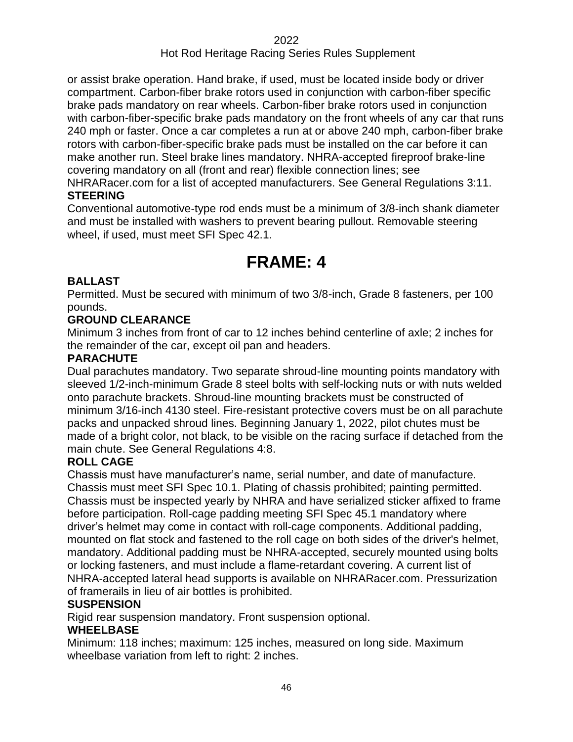or assist brake operation. Hand brake, if used, must be located inside body or driver compartment. Carbon-fiber brake rotors used in conjunction with carbon-fiber specific brake pads mandatory on rear wheels. Carbon-fiber brake rotors used in conjunction with carbon-fiber-specific brake pads mandatory on the front wheels of any car that runs 240 mph or faster. Once a car completes a run at or above 240 mph, carbon-fiber brake rotors with carbon-fiber-specific brake pads must be installed on the car before it can make another run. Steel brake lines mandatory. NHRA-accepted fireproof brake-line covering mandatory on all (front and rear) flexible connection lines; see NHRARacer.com for a list of accepted manufacturers. See General Regulations 3:11.

**STEERING**

Conventional automotive-type rod ends must be a minimum of 3/8-inch shank diameter and must be installed with washers to prevent bearing pullout. Removable steering wheel, if used, must meet SFI Spec 42.1.

# FRAME: 4

**BALLAST**

Permitted. Must be secured with minimum of two 3/8-inch, Grade 8 fasteners, per 100 pounds.

**GROUND CLEARANCE**

Minimum 3 inches from front of car to 12 inches behind centerline of axle; 2 inches for the remainder of the car, except oil pan and headers.

**PARACHUTE**

Dual parachutes mandatory. Two separate shroud-line mounting points mandatory with sleeved 1/2-inch-minimum Grade 8 steel bolts with self-locking nuts or with nuts welded onto parachute brackets. Shroud-line mounting brackets must be constructed of minimum 3/16-inch 4130 steel. Fire-resistant protective covers must be on all parachute packs and unpacked shroud lines. Beginning January 1, 2022, pilot chutes must be made of a bright color, not black, to be visible on the racing surface if detached from the main chute. See General Regulations 4:8.

**ROLL CAGE**

Chassis must have manufacturer's name, serial number, and date of manufacture. Chassis must meet SFI Spec 10.1. Plating of chassis prohibited; painting permitted. Chassis must be inspected yearly by NHRA and have serialized sticker affixed to frame before participation. Roll-cage padding meeting SFI Spec 45.1 mandatory where driver's helmet may come in contact with roll-cage components. Additional padding, mounted on flat stock and fastened to the roll cage on both sides of the driver's helmet, mandatory. Additional padding must be NHRA-accepted, securely mounted using bolts or locking fasteners, and must include a flame-retardant covering. A current list of NHRA-accepted lateral head supports is available on NHRARacer.com. Pressurization of framerails in lieu of air bottles is prohibited.

**SUSPENSION**

Rigid rear suspension mandatory. Front suspension optional.

**WHEELBASE**

Minimum: 118 inches; maximum: 125 inches, measured on long side. Maximum wheelbase variation from left to right: 2 inches.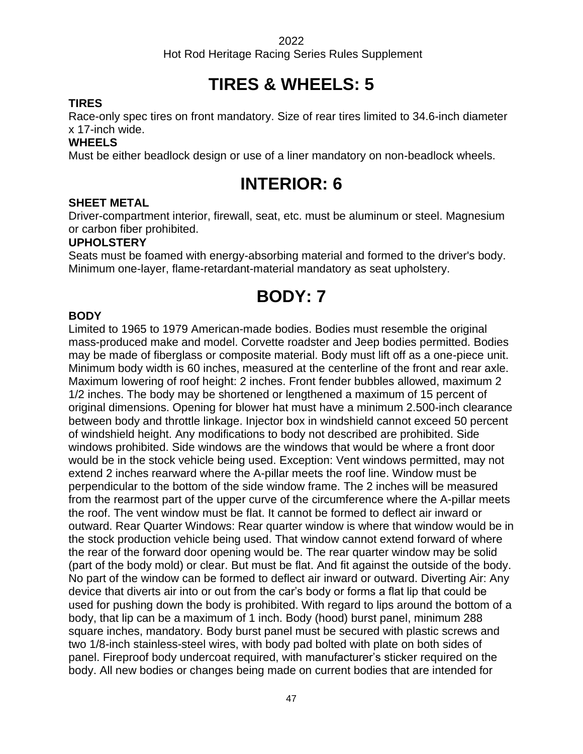# TIRES & WHEELS: 5

### TIRES

Race-only spec tires on front mandatory. Size of rear tires limited to 34.6-inch diameter x 17-inch wide.

### WHEELS

Must be either beadlock design or use of a liner mandatory on non-beadlock wheels.

# INTERIOR: 6

### SHEET METAL

Driver-compartment interior, firewall, seat, etc. must be aluminum or steel. Magnesium or carbon fiber prohibited.

### UPHOLSTERY

Seats must be foamed with energy-absorbing material and formed to the driver's body. Minimum one-layer, flame-retardant-material mandatory as seat upholstery.

# BODY: 7

### BODY

Limited to 1965 to 1979 American-made bodies. Bodies must resemble the original mass-produced make and model. Corvette roadster and Jeep bodies permitted. Bodies may be made of fiberglass or composite material. Body must lift off as a one-piece unit. Minimum body width is 60 inches, measured at the centerline of the front and rear axle. Maximum lowering of roof height: 2 inches. Front fender bubbles allowed, maximum 2 1/2 inches. The body may be shortened or lengthened a maximum of 15 percent of original dimensions. Opening for blower hat must have a minimum 2.500-inch clearance between body and throttle linkage. Injector box in windshield cannot exceed 50 percent of windshield height. Any modifications to body not described are prohibited. Side windows prohibited. Side windows are the windows that would be where a front door would be in the stock vehicle being used. Exception: Vent windows permitted, may not extend 2 inches rearward where the A-pillar meets the roof line. Window must be perpendicular to the bottom of the side window frame. The 2 inches will be measured from the rearmost part of the upper curve of the circumference where the A-pillar meets the roof. The vent window must be flat. It cannot be formed to deflect air inward or outward. Rear Quarter Windows: Rear quarter window is where that window would be in the stock production vehicle being used. That window cannot extend forward of where the rear of the forward door opening would be. The rear quarter window may be solid (part of the body mold) or clear. But must be flat. And fit against the outside of the body. No part of the window can be formed to deflect air inward or outward. Diverting Air: Any device that diverts air into or out from the car’s body or forms a flat lip that could be used for pushing down the body is prohibited. With regard to lips around the bottom of a body, that lip can be a maximum of 1 inch. Body (hood) burst panel, minimum 288 square inches, mandatory. Body burst panel must be secured with plastic screws and two 1/8-inch stainless-steel wires, with body pad bolted with plate on both sides of panel. Fireproof body undercoat required, with manufacturer’s sticker required on the body. All new bodies or changes being made on current bodies that are intended for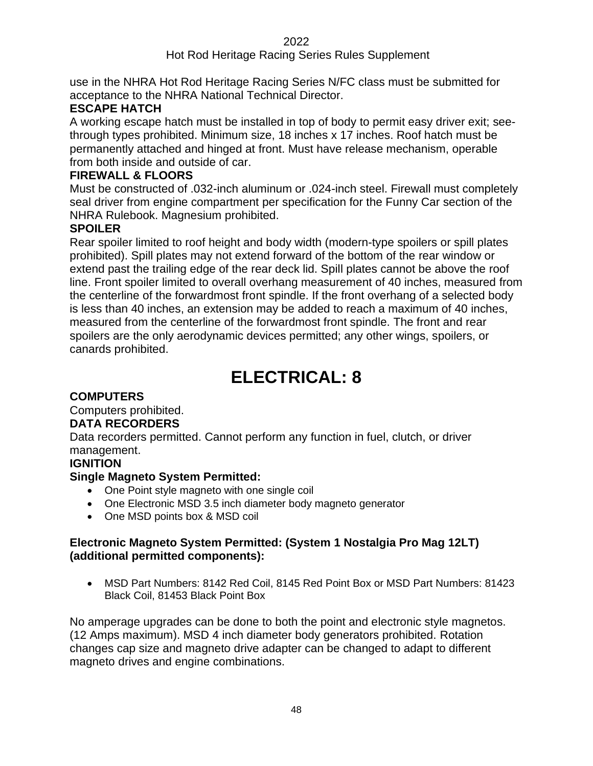use in the NHRA Hot Rod Heritage Racing Series N/FC class must be submitted for acceptance to the NHRA National Technical Director.

### ESCAPE HATCH

A working escape hatch must be installed in top of body to permit easy driver exit; see-through types prohibited. Minimum size, 18 inches x 17 inches. Roof hatch must be permanently attached and hinged at front. Must have release mechanism, operable from both inside and outside of car.

### FIREWALL & FLOORS

Must be constructed of .032-inch aluminum or .024-inch steel. Firewall must completely seal driver from engine compartment per specification for the Funny Car section of the NHRA Rulebook. Magnesium prohibited.

### SPOILER

Rear spoiler limited to roof height and body width (modern-type spoilers or spill plates prohibited). Spill plates may not extend forward of the bottom of the rear window or extend past the trailing edge of the rear deck lid. Spill plates cannot be above the roof line. Front spoiler limited to overall overhang measurement of 40 inches, measured from the centerline of the forwardmost front spindle. If the front overhang of a selected body is less than 40 inches, an extension may be added to reach a maximum of 40 inches, measured from the centerline of the forwardmost front spindle. The front and rear spoilers are the only aerodynamic devices permitted; any other wings, spoilers, or canards prohibited.

# ELECTRICAL: 8

### COMPUTERS

Computers prohibited.

### DATA RECORDERS

Data recorders permitted. Cannot perform any function in fuel, clutch, or driver management.

### IGNITION

**Single Magneto System Permitted:**

- One Point style magneto with one single coil
- One Electronic MSD 3.5 inch diameter body magneto generator
- One MSD points box & MSD coil

**Electronic Magneto System Permitted: (System 1 Nostalgia Pro Mag 12LT) (additional permitted components):**

- MSD Part Numbers: 8142 Red Coil, 8145 Red Point Box or MSD Part Numbers: 81423 Black Coil, 81453 Black Point Box

No amperage upgrades can be done to both the point and electronic style magnetos. (12 Amps maximum). MSD 4 inch diameter body generators prohibited. Rotation changes cap size and magneto drive adapter can be changed to adapt to different magneto drives and engine combinations.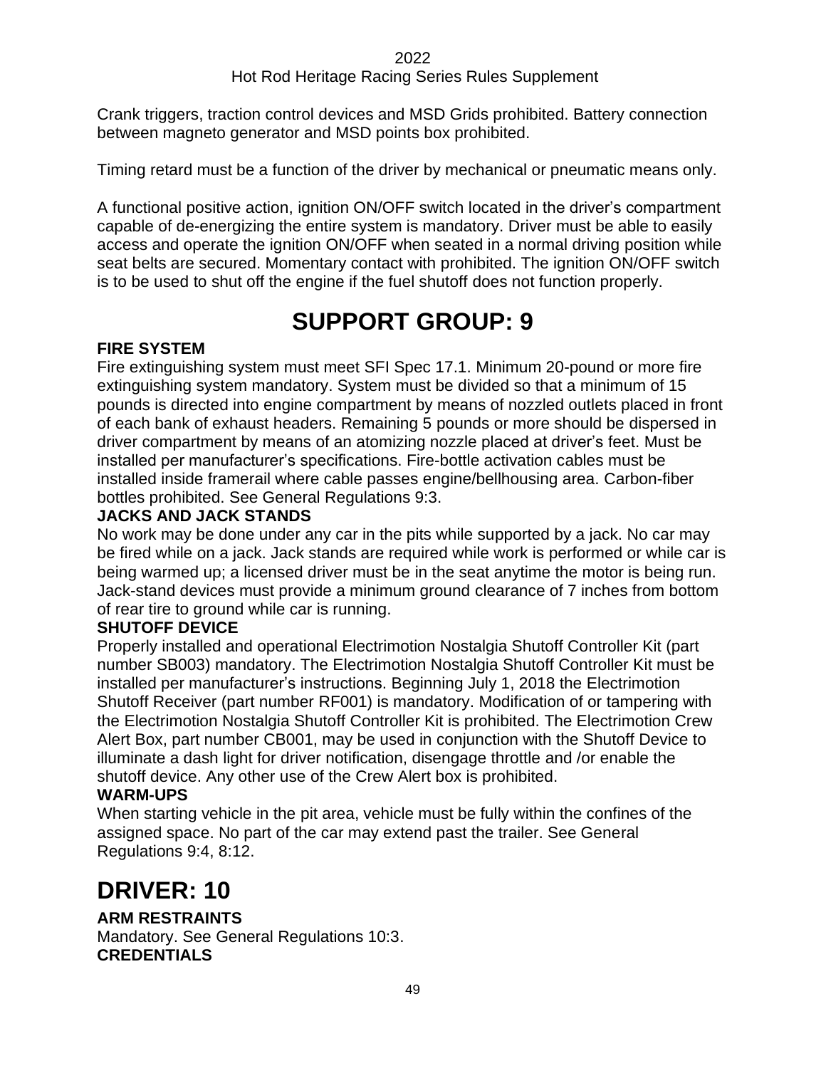Crank triggers, traction control devices and MSD Grids prohibited. Battery connection between magneto generator and MSD points box prohibited.

Timing retard must be a function of the driver by mechanical or pneumatic means only.

A functional positive action, ignition ON/OFF switch located in the driver's compartment capable of de-energizing the entire system is mandatory. Driver must be able to easily access and operate the ignition ON/OFF when seated in a normal driving position while seat belts are secured. Momentary contact with prohibited. The ignition ON/OFF switch is to be used to shut off the engine if the fuel shutoff does not function properly.

# SUPPORT GROUP: 9

**FIRE SYSTEM**

Fire extinguishing system must meet SFI Spec 17.1. Minimum 20-pound or more fire extinguishing system mandatory. System must be divided so that a minimum of 15 pounds is directed into engine compartment by means of nozzled outlets placed in front of each bank of exhaust headers. Remaining 5 pounds or more should be dispersed in driver compartment by means of an atomizing nozzle placed at driver's feet. Must be installed per manufacturer's specifications. Fire-bottle activation cables must be installed inside framerail where cable passes engine/bellhousing area. Carbon-fiber bottles prohibited. See General Regulations 9:3.

**JACKS AND JACK STANDS**

No work may be done under any car in the pits while supported by a jack. No car may be fired while on a jack. Jack stands are required while work is performed or while car is being warmed up; a licensed driver must be in the seat anytime the motor is being run. Jack-stand devices must provide a minimum ground clearance of 7 inches from bottom of rear tire to ground while car is running.

**SHUTOFF DEVICE**

Properly installed and operational Electrimotion Nostalgia Shutoff Controller Kit (part number SB003) mandatory. The Electrimotion Nostalgia Shutoff Controller Kit must be installed per manufacturer's instructions. Beginning July 1, 2018 the Electrimotion Shutoff Receiver (part number RF001) is mandatory. Modification of or tampering with the Electrimotion Nostalgia Shutoff Controller Kit is prohibited. The Electrimotion Crew Alert Box, part number CB001, may be used in conjunction with the Shutoff Device to illuminate a dash light for driver notification, disengage throttle and /or enable the shutoff device. Any other use of the Crew Alert box is prohibited.

**WARM-UPS**

When starting vehicle in the pit area, vehicle must be fully within the confines of the assigned space. No part of the car may extend past the trailer. See General Regulations 9:4, 8:12.

# DRIVER: 10

**ARM RESTRAINTS**

Mandatory. See General Regulations 10:3.

**CREDENTIALS**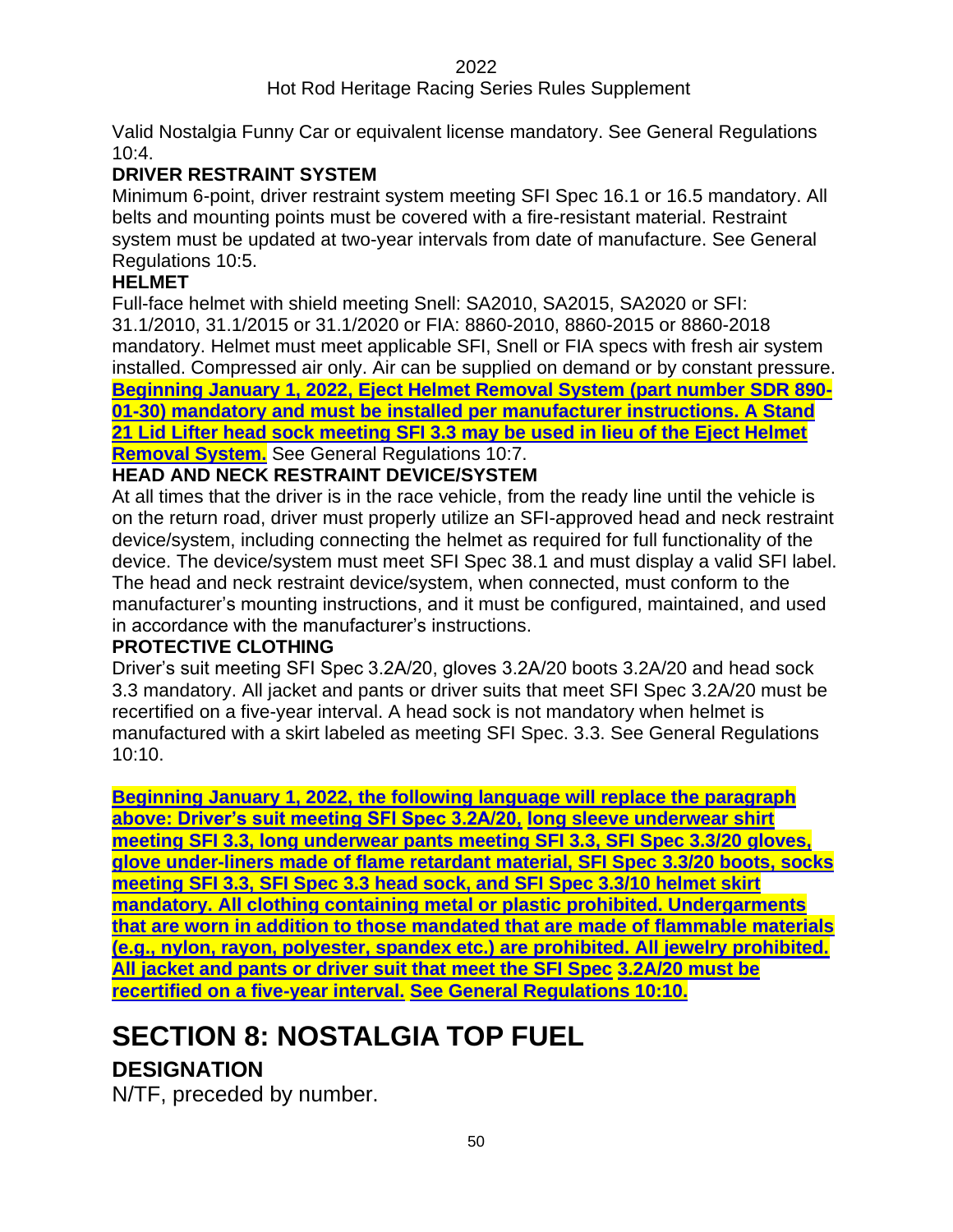Valid Nostalgia Funny Car or equivalent license mandatory. See General Regulations 10:4.

**DRIVER RESTRAINT SYSTEM**

Minimum 6-point, driver restraint system meeting SFI Spec 16.1 or 16.5 mandatory. All belts and mounting points must be covered with a fire-resistant material. Restraint system must be updated at two-year intervals from date of manufacture. See General Regulations 10:5.

**HELMET**

Full-face helmet with shield meeting Snell: SA2010, SA2015, SA2020 or SFI: 31.1/2010, 31.1/2015 or 31.1/2020 or FIA: 8860-2010, 8860-2015 or 8860-2018 mandatory. Helmet must meet applicable SFI, Snell or FIA specs with fresh air system installed. Compressed air only. Air can be supplied on demand or by constant pressure. **Beginning January 1, 2022, Eject Helmet Removal System (part number SDR 890-01-30) mandatory and must be installed per manufacturer instructions. A Stand 21 Lid Lifter head sock meeting SFI 3.3 may be used in lieu of the Eject Helmet Removal System.** See General Regulations 10:7.

**HEAD AND NECK RESTRAINT DEVICE/SYSTEM**

At all times that the driver is in the race vehicle, from the ready line until the vehicle is on the return road, driver must properly utilize an SFI-approved head and neck restraint device/system, including connecting the helmet as required for full functionality of the device. The device/system must meet SFI Spec 38.1 and must display a valid SFI label. The head and neck restraint device/system, when connected, must conform to the manufacturer's mounting instructions, and it must be configured, maintained, and used in accordance with the manufacturer's instructions.

**PROTECTIVE CLOTHING**

Driver's suit meeting SFI Spec 3.2A/20, gloves 3.2A/20 boots 3.2A/20 and head sock 3.3 mandatory. All jacket and pants or driver suits that meet SFI Spec 3.2A/20 must be recertified on a five-year interval. A head sock is not mandatory when helmet is manufactured with a skirt labeled as meeting SFI Spec. 3.3. See General Regulations 10:10.

**Beginning January 1, 2022, the following language will replace the paragraph above: Driver's suit meeting SFI Spec 3.2A/20, long sleeve underwear shirt meeting SFI 3.3, long underwear pants meeting SFI 3.3, SFI Spec 3.3/20 gloves, glove under-liners made of flame retardant material, SFI Spec 3.3/20 boots, socks meeting SFI 3.3, SFI Spec 3.3 head sock, and SFI Spec 3.3/10 helmet skirt mandatory. All clothing containing metal or plastic prohibited. Undergarments that are worn in addition to those mandated that are made of flammable materials (e.g., nylon, rayon, polyester, spandex etc.) are prohibited. All jewelry prohibited. All jacket and pants or driver suit that meet the SFI Spec 3.2A/20 must be recertified on a five-year interval. See General Regulations 10:10.**

# SECTION 8: NOSTALGIA TOP FUEL

## DESIGNATION

N/TF, preceded by number.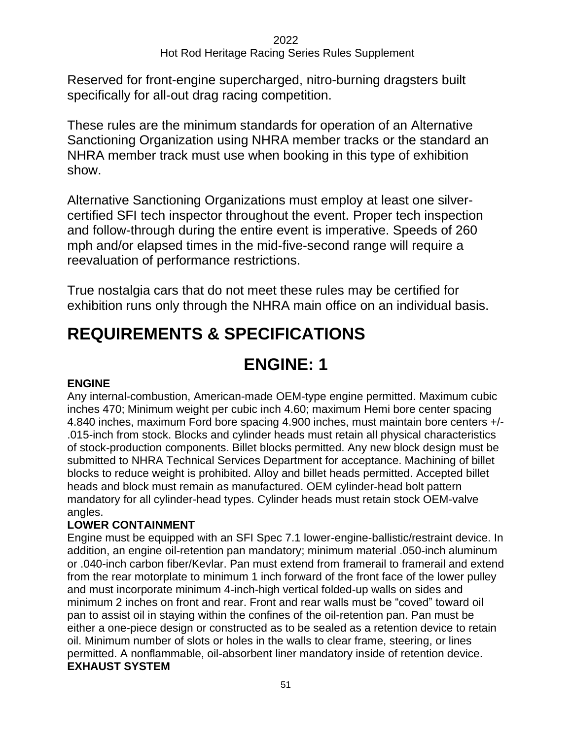Reserved for front-engine supercharged, nitro-burning dragsters built specifically for all-out drag racing competition.

These rules are the minimum standards for operation of an Alternative Sanctioning Organization using NHRA member tracks or the standard an NHRA member track must use when booking in this type of exhibition show.

Alternative Sanctioning Organizations must employ at least one silver-certified SFI tech inspector throughout the event. Proper tech inspection and follow-through during the entire event is imperative. Speeds of 260 mph and/or elapsed times in the mid-five-second range will require a reevaluation of performance restrictions.

True nostalgia cars that do not meet these rules may be certified for exhibition runs only through the NHRA main office on an individual basis.

# REQUIREMENTS & SPECIFICATIONS

## ENGINE: 1

**ENGINE**

Any internal-combustion, American-made OEM-type engine permitted. Maximum cubic inches 470; Minimum weight per cubic inch 4.60; maximum Hemi bore center spacing 4.840 inches, maximum Ford bore spacing 4.900 inches, must maintain bore centers +/- .015-inch from stock. Blocks and cylinder heads must retain all physical characteristics of stock-production components. Billet blocks permitted. Any new block design must be submitted to NHRA Technical Services Department for acceptance. Machining of billet blocks to reduce weight is prohibited. Alloy and billet heads permitted. Accepted billet heads and block must remain as manufactured. OEM cylinder-head bolt pattern mandatory for all cylinder-head types. Cylinder heads must retain stock OEM-valve angles.

**LOWER CONTAINMENT**

Engine must be equipped with an SFI Spec 7.1 lower-engine-ballistic/restraint device. In addition, an engine oil-retention pan mandatory; minimum material .050-inch aluminum or .040-inch carbon fiber/Kevlar. Pan must extend from framerail to framerail and extend from the rear motorplate to minimum 1 inch forward of the front face of the lower pulley and must incorporate minimum 4-inch-high vertical folded-up walls on sides and minimum 2 inches on front and rear. Front and rear walls must be "coved" toward oil pan to assist oil in staying within the confines of the oil-retention pan. Pan must be either a one-piece design or constructed as to be sealed as a retention device to retain oil. Minimum number of slots or holes in the walls to clear frame, steering, or lines permitted. A nonflammable, oil-absorbent liner mandatory inside of retention device.

**EXHAUST SYSTEM**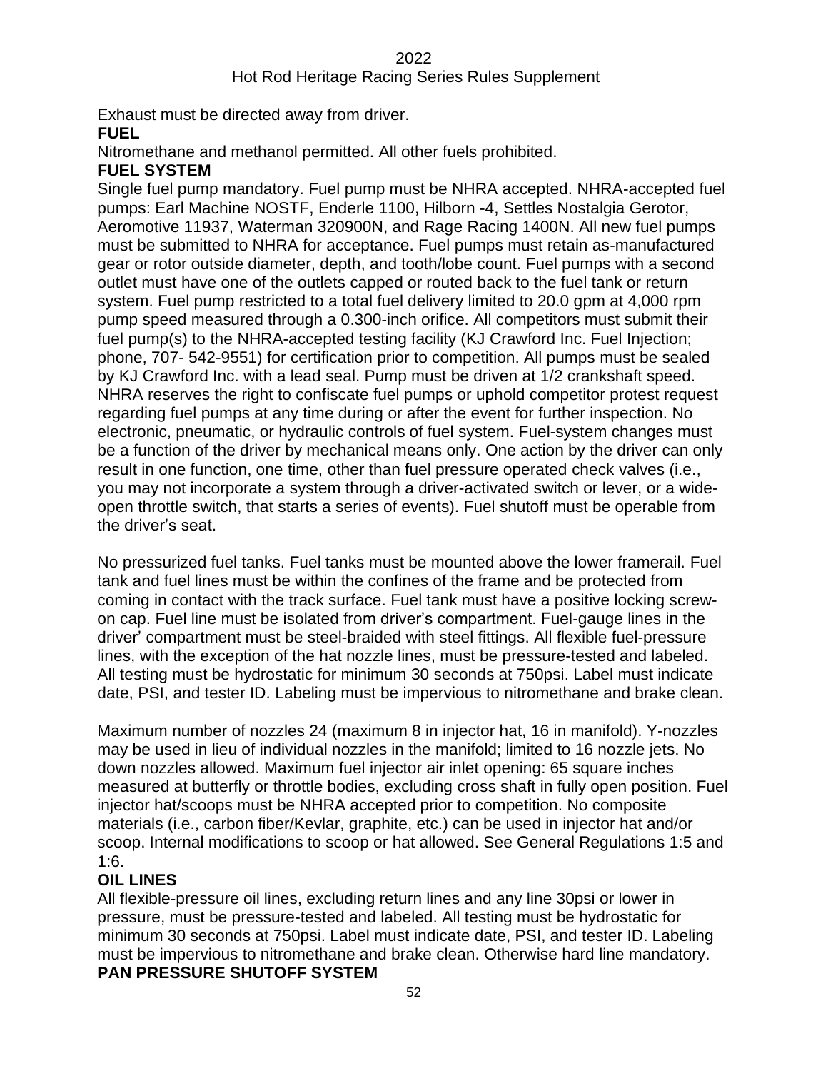Exhaust must be directed away from driver.

**FUEL**

Nitromethane and methanol permitted. All other fuels prohibited.

**FUEL SYSTEM**

Single fuel pump mandatory. Fuel pump must be NHRA accepted. NHRA-accepted fuel pumps: Earl Machine NOSTF, Enderle 1100, Hilborn -4, Settles Nostalgia Gerotor, Aeromotive 11937, Waterman 320900N, and Rage Racing 1400N. All new fuel pumps must be submitted to NHRA for acceptance. Fuel pumps must retain as-manufactured gear or rotor outside diameter, depth, and tooth/lobe count. Fuel pumps with a second outlet must have one of the outlets capped or routed back to the fuel tank or return system. Fuel pump restricted to a total fuel delivery limited to 20.0 gpm at 4,000 rpm pump speed measured through a 0.300-inch orifice. All competitors must submit their fuel pump(s) to the NHRA-accepted testing facility (KJ Crawford Inc. Fuel Injection; phone, 707- 542-9551) for certification prior to competition. All pumps must be sealed by KJ Crawford Inc. with a lead seal. Pump must be driven at 1/2 crankshaft speed. NHRA reserves the right to confiscate fuel pumps or uphold competitor protest request regarding fuel pumps at any time during or after the event for further inspection. No electronic, pneumatic, or hydraulic controls of fuel system. Fuel-system changes must be a function of the driver by mechanical means only. One action by the driver can only result in one function, one time, other than fuel pressure operated check valves (i.e., you may not incorporate a system through a driver-activated switch or lever, or a wide-open throttle switch, that starts a series of events). Fuel shutoff must be operable from the driver's seat.

No pressurized fuel tanks. Fuel tanks must be mounted above the lower framerail. Fuel tank and fuel lines must be within the confines of the frame and be protected from coming in contact with the track surface. Fuel tank must have a positive locking screw-on cap. Fuel line must be isolated from driver's compartment. Fuel-gauge lines in the driver' compartment must be steel-braided with steel fittings. All flexible fuel-pressure lines, with the exception of the hat nozzle lines, must be pressure-tested and labeled. All testing must be hydrostatic for minimum 30 seconds at 750psi. Label must indicate date, PSI, and tester ID. Labeling must be impervious to nitromethane and brake clean.

Maximum number of nozzles 24 (maximum 8 in injector hat, 16 in manifold). Y-nozzles may be used in lieu of individual nozzles in the manifold; limited to 16 nozzle jets. No down nozzles allowed. Maximum fuel injector air inlet opening: 65 square inches measured at butterfly or throttle bodies, excluding cross shaft in fully open position. Fuel injector hat/scoops must be NHRA accepted prior to competition. No composite materials (i.e., carbon fiber/Kevlar, graphite, etc.) can be used in injector hat and/or scoop. Internal modifications to scoop or hat allowed. See General Regulations 1:5 and 1:6.

**OIL LINES**

All flexible-pressure oil lines, excluding return lines and any line 30psi or lower in pressure, must be pressure-tested and labeled. All testing must be hydrostatic for minimum 30 seconds at 750psi. Label must indicate date, PSI, and tester ID. Labeling must be impervious to nitromethane and brake clean. Otherwise hard line mandatory.

**PAN PRESSURE SHUTOFF SYSTEM**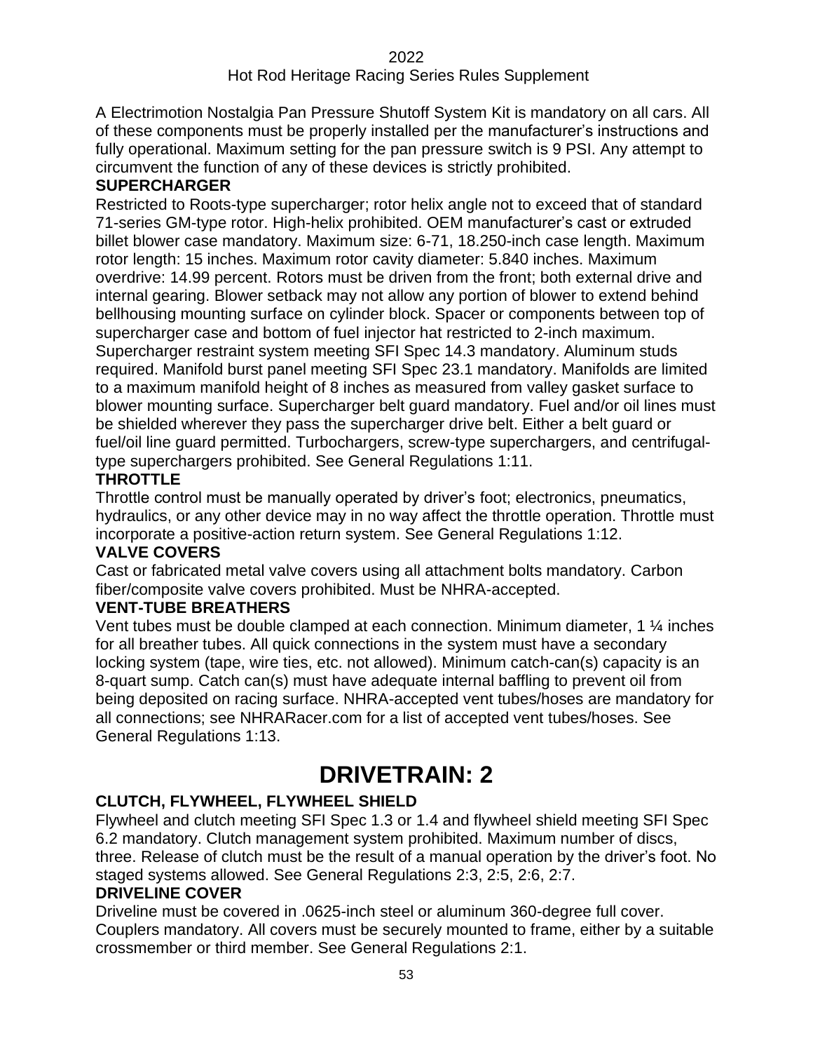A Electrimotion Nostalgia Pan Pressure Shutoff System Kit is mandatory on all cars. All of these components must be properly installed per the manufacturer's instructions and fully operational. Maximum setting for the pan pressure switch is 9 PSI. Any attempt to circumvent the function of any of these devices is strictly prohibited.

### SUPERCHARGER

Restricted to Roots-type supercharger; rotor helix angle not to exceed that of standard 71-series GM-type rotor. High-helix prohibited. OEM manufacturer's cast or extruded billet blower case mandatory. Maximum size: 6-71, 18.250-inch case length. Maximum rotor length: 15 inches. Maximum rotor cavity diameter: 5.840 inches. Maximum overdrive: 14.99 percent. Rotors must be driven from the front; both external drive and internal gearing. Blower setback may not allow any portion of blower to extend behind bellhousing mounting surface on cylinder block. Spacer or components between top of supercharger case and bottom of fuel injector hat restricted to 2-inch maximum. Supercharger restraint system meeting SFI Spec 14.3 mandatory. Aluminum studs required. Manifold burst panel meeting SFI Spec 23.1 mandatory. Manifolds are limited to a maximum manifold height of 8 inches as measured from valley gasket surface to blower mounting surface. Supercharger belt guard mandatory. Fuel and/or oil lines must be shielded wherever they pass the supercharger drive belt. Either a belt guard or fuel/oil line guard permitted. Turbochargers, screw-type superchargers, and centrifugal-type superchargers prohibited. See General Regulations 1:11.

### THROTTLE

Throttle control must be manually operated by driver's foot; electronics, pneumatics, hydraulics, or any other device may in no way affect the throttle operation. Throttle must incorporate a positive-action return system. See General Regulations 1:12.

### VALVE COVERS

Cast or fabricated metal valve covers using all attachment bolts mandatory. Carbon fiber/composite valve covers prohibited. Must be NHRA-accepted.

### VENT-TUBE BREATHERS

Vent tubes must be double clamped at each connection. Minimum diameter, 1 ¼ inches for all breather tubes. All quick connections in the system must have a secondary locking system (tape, wire ties, etc. not allowed). Minimum catch-can(s) capacity is an 8-quart sump. Catch can(s) must have adequate internal baffling to prevent oil from being deposited on racing surface. NHRA-accepted vent tubes/hoses are mandatory for all connections; see NHRARacer.com for a list of accepted vent tubes/hoses. See General Regulations 1:13.

# DRIVETRAIN: 2

### CLUTCH, FLYWHEEL, FLYWHEEL SHIELD

Flywheel and clutch meeting SFI Spec 1.3 or 1.4 and flywheel shield meeting SFI Spec 6.2 mandatory. Clutch management system prohibited. Maximum number of discs, three. Release of clutch must be the result of a manual operation by the driver's foot. No staged systems allowed. See General Regulations 2:3, 2:5, 2:6, 2:7.

### DRIVELINE COVER

Driveline must be covered in .0625-inch steel or aluminum 360-degree full cover. Couplers mandatory. All covers must be securely mounted to frame, either by a suitable crossmember or third member. See General Regulations 2:1.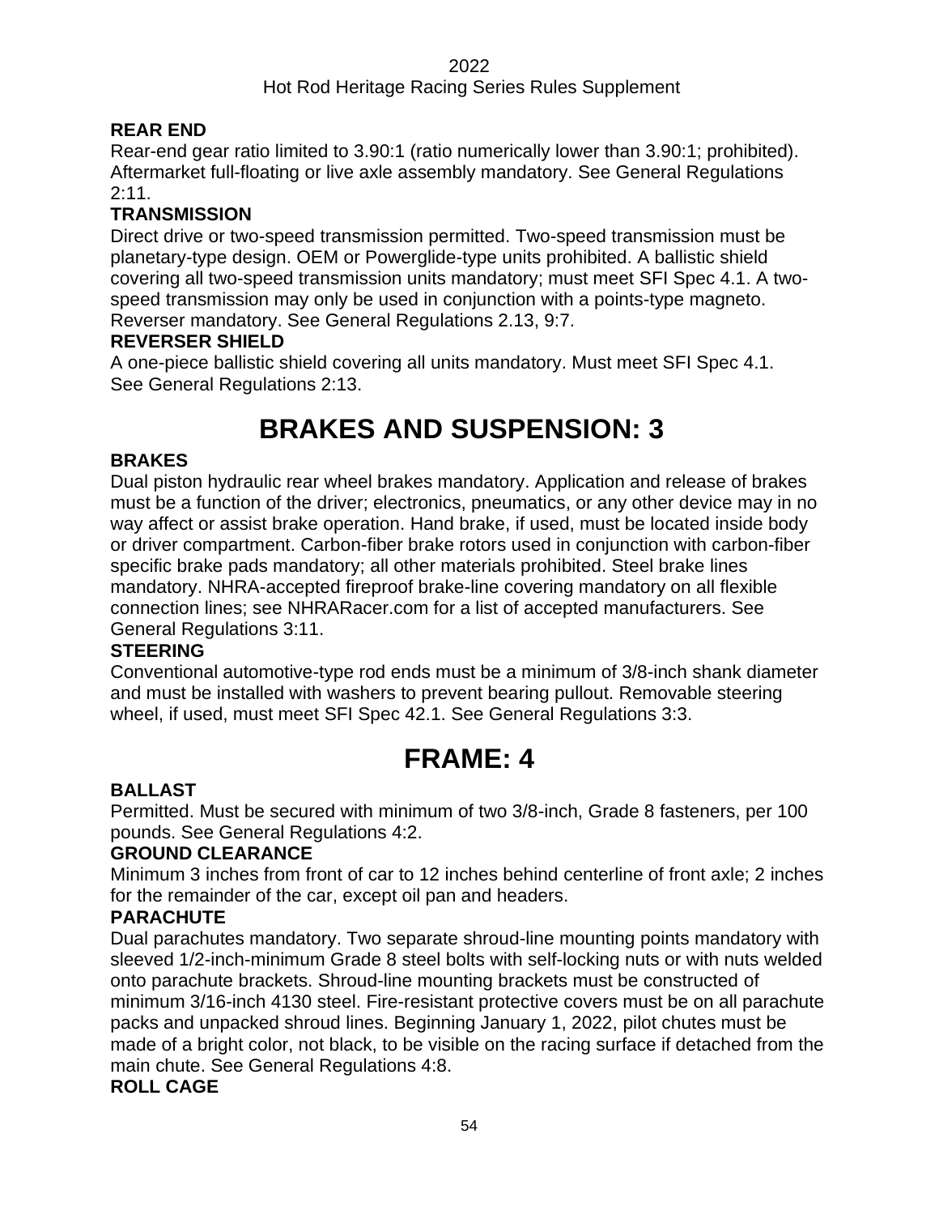### REAR END

Rear-end gear ratio limited to 3.90:1 (ratio numerically lower than 3.90:1; prohibited). Aftermarket full-floating or live axle assembly mandatory. See General Regulations 2:11.

### TRANSMISSION

Direct drive or two-speed transmission permitted. Two-speed transmission must be planetary-type design. OEM or Powerglide-type units prohibited. A ballistic shield covering all two-speed transmission units mandatory; must meet SFI Spec 4.1. A two-speed transmission may only be used in conjunction with a points-type magneto. Reverser mandatory. See General Regulations 2.13, 9:7.

### REVERSER SHIELD

A one-piece ballistic shield covering all units mandatory. Must meet SFI Spec 4.1. See General Regulations 2:13.

# BRAKES AND SUSPENSION: 3

### BRAKES

Dual piston hydraulic rear wheel brakes mandatory. Application and release of brakes must be a function of the driver; electronics, pneumatics, or any other device may in no way affect or assist brake operation. Hand brake, if used, must be located inside body or driver compartment. Carbon-fiber brake rotors used in conjunction with carbon-fiber specific brake pads mandatory; all other materials prohibited. Steel brake lines mandatory. NHRA-accepted fireproof brake-line covering mandatory on all flexible connection lines; see NHRARacer.com for a list of accepted manufacturers. See General Regulations 3:11.

### STEERING

Conventional automotive-type rod ends must be a minimum of 3/8-inch shank diameter and must be installed with washers to prevent bearing pullout. Removable steering wheel, if used, must meet SFI Spec 42.1. See General Regulations 3:3.

# FRAME: 4

### BALLAST

Permitted. Must be secured with minimum of two 3/8-inch, Grade 8 fasteners, per 100 pounds. See General Regulations 4:2.

### GROUND CLEARANCE

Minimum 3 inches from front of car to 12 inches behind centerline of front axle; 2 inches for the remainder of the car, except oil pan and headers.

### PARACHUTE

Dual parachutes mandatory. Two separate shroud-line mounting points mandatory with sleeved 1/2-inch-minimum Grade 8 steel bolts with self-locking nuts or with nuts welded onto parachute brackets. Shroud-line mounting brackets must be constructed of minimum 3/16-inch 4130 steel. Fire-resistant protective covers must be on all parachute packs and unpacked shroud lines. Beginning January 1, 2022, pilot chutes must be made of a bright color, not black, to be visible on the racing surface if detached from the main chute. See General Regulations 4:8.

### ROLL CAGE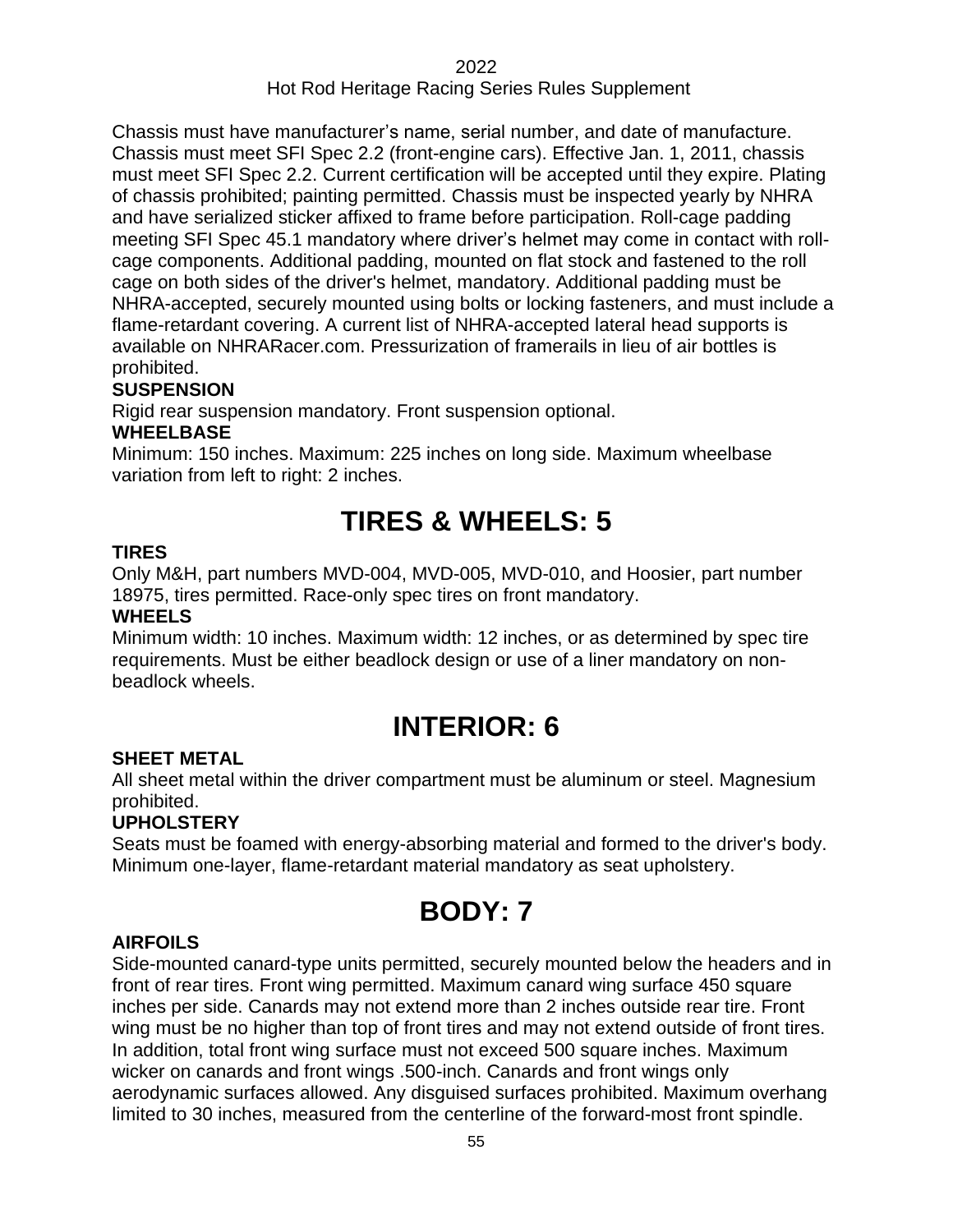Chassis must have manufacturer's name, serial number, and date of manufacture. Chassis must meet SFI Spec 2.2 (front-engine cars). Effective Jan. 1, 2011, chassis must meet SFI Spec 2.2. Current certification will be accepted until they expire. Plating of chassis prohibited; painting permitted. Chassis must be inspected yearly by NHRA and have serialized sticker affixed to frame before participation. Roll-cage padding meeting SFI Spec 45.1 mandatory where driver's helmet may come in contact with roll-cage components. Additional padding, mounted on flat stock and fastened to the roll cage on both sides of the driver's helmet, mandatory. Additional padding must be NHRA-accepted, securely mounted using bolts or locking fasteners, and must include a flame-retardant covering. A current list of NHRA-accepted lateral head supports is available on NHRARacer.com. Pressurization of framerails in lieu of air bottles is prohibited.

**SUSPENSION**

Rigid rear suspension mandatory. Front suspension optional.

**WHEELBASE**

Minimum: 150 inches. Maximum: 225 inches on long side. Maximum wheelbase variation from left to right: 2 inches.

# TIRES & WHEELS: 5

**TIRES**

Only M&H, part numbers MVD-004, MVD-005, MVD-010, and Hoosier, part number 18975, tires permitted. Race-only spec tires on front mandatory.

**WHEELS**

Minimum width: 10 inches. Maximum width: 12 inches, or as determined by spec tire requirements. Must be either beadlock design or use of a liner mandatory on non-beadlock wheels.

# INTERIOR: 6

**SHEET METAL**

All sheet metal within the driver compartment must be aluminum or steel. Magnesium prohibited.

**UPHOLSTERY**

Seats must be foamed with energy-absorbing material and formed to the driver's body. Minimum one-layer, flame-retardant material mandatory as seat upholstery.

# BODY: 7

**AIRFOILS**

Side-mounted canard-type units permitted, securely mounted below the headers and in front of rear tires. Front wing permitted. Maximum canard wing surface 450 square inches per side. Canards may not extend more than 2 inches outside rear tire. Front wing must be no higher than top of front tires and may not extend outside of front tires. In addition, total front wing surface must not exceed 500 square inches. Maximum wicker on canards and front wings .500-inch. Canards and front wings only aerodynamic surfaces allowed. Any disguised surfaces prohibited. Maximum overhang limited to 30 inches, measured from the centerline of the forward-most front spindle.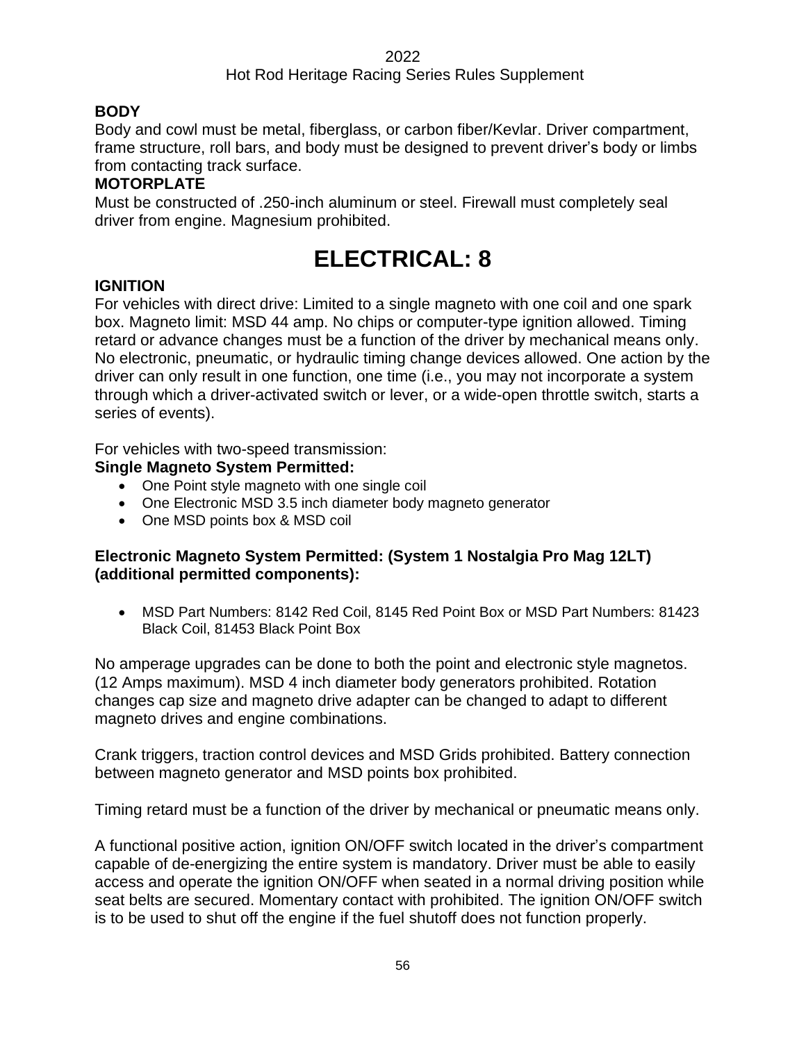**BODY**

Body and cowl must be metal, fiberglass, or carbon fiber/Kevlar. Driver compartment, frame structure, roll bars, and body must be designed to prevent driver's body or limbs from contacting track surface.

**MOTORPLATE**

Must be constructed of .250-inch aluminum or steel. Firewall must completely seal driver from engine. Magnesium prohibited.

# ELECTRICAL: 8

**IGNITION**

For vehicles with direct drive: Limited to a single magneto with one coil and one spark box. Magneto limit: MSD 44 amp. No chips or computer-type ignition allowed. Timing retard or advance changes must be a function of the driver by mechanical means only. No electronic, pneumatic, or hydraulic timing change devices allowed. One action by the driver can only result in one function, one time (i.e., you may not incorporate a system through which a driver-activated switch or lever, or a wide-open throttle switch, starts a series of events).

For vehicles with two-speed transmission:

**Single Magneto System Permitted:**

- One Point style magneto with one single coil
- One Electronic MSD 3.5 inch diameter body magneto generator
- One MSD points box & MSD coil

**Electronic Magneto System Permitted: (System 1 Nostalgia Pro Mag 12LT) (additional permitted components):**

- MSD Part Numbers: 8142 Red Coil, 8145 Red Point Box or MSD Part Numbers: 81423 Black Coil, 81453 Black Point Box

No amperage upgrades can be done to both the point and electronic style magnetos. (12 Amps maximum). MSD 4 inch diameter body generators prohibited. Rotation changes cap size and magneto drive adapter can be changed to adapt to different magneto drives and engine combinations.

Crank triggers, traction control devices and MSD Grids prohibited. Battery connection between magneto generator and MSD points box prohibited.

Timing retard must be a function of the driver by mechanical or pneumatic means only.

A functional positive action, ignition ON/OFF switch located in the driver's compartment capable of de-energizing the entire system is mandatory. Driver must be able to easily access and operate the ignition ON/OFF when seated in a normal driving position while seat belts are secured. Momentary contact with prohibited. The ignition ON/OFF switch is to be used to shut off the engine if the fuel shutoff does not function properly.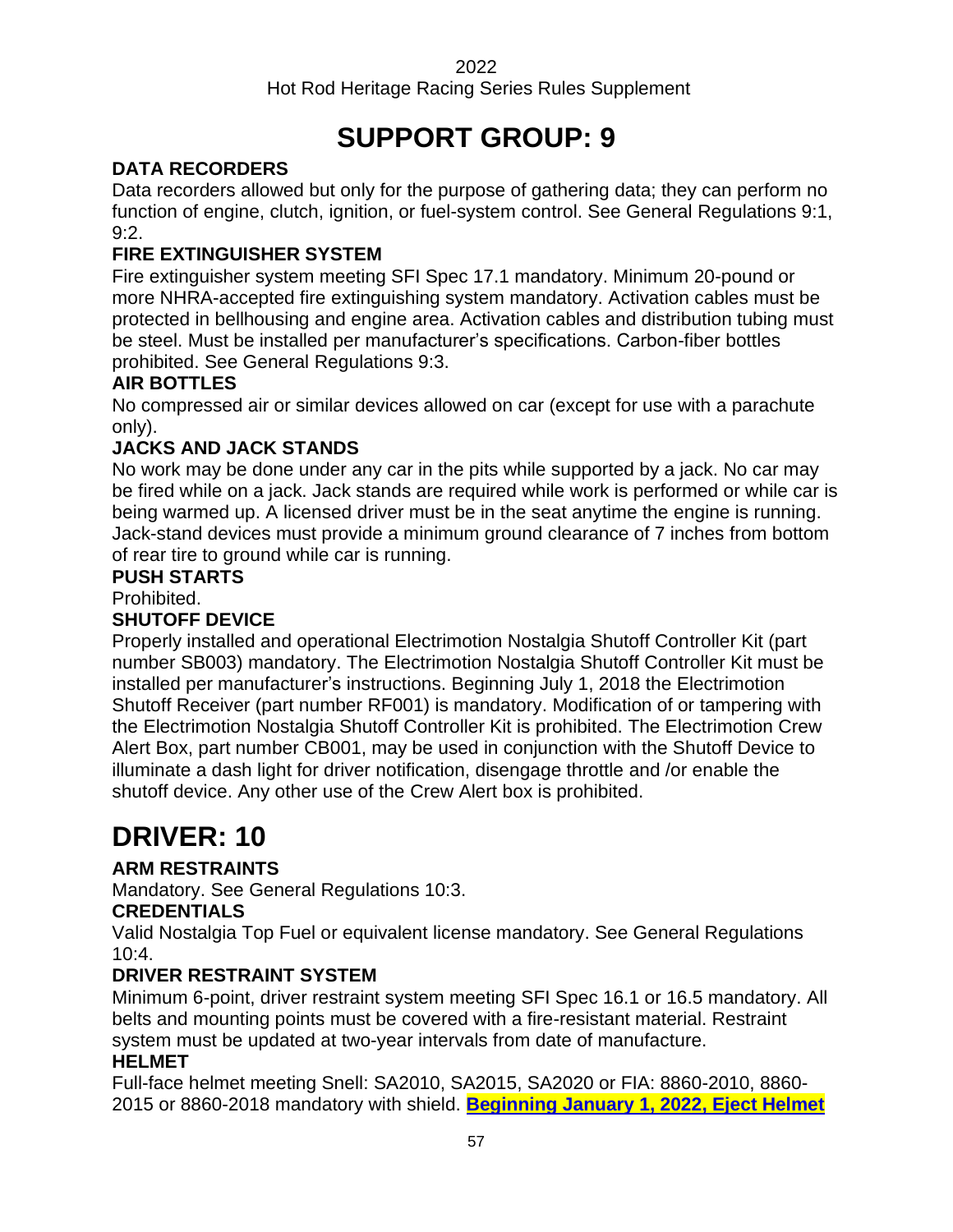# SUPPORT GROUP: 9

### DATA RECORDERS

Data recorders allowed but only for the purpose of gathering data; they can perform no function of engine, clutch, ignition, or fuel-system control. See General Regulations 9:1, 9:2.

### FIRE EXTINGUISHER SYSTEM

Fire extinguisher system meeting SFI Spec 17.1 mandatory. Minimum 20-pound or more NHRA-accepted fire extinguishing system mandatory. Activation cables must be protected in bellhousing and engine area. Activation cables and distribution tubing must be steel. Must be installed per manufacturer's specifications. Carbon-fiber bottles prohibited. See General Regulations 9:3.

### AIR BOTTLES

No compressed air or similar devices allowed on car (except for use with a parachute only).

### JACKS AND JACK STANDS

No work may be done under any car in the pits while supported by a jack. No car may be fired while on a jack. Jack stands are required while work is performed or while car is being warmed up. A licensed driver must be in the seat anytime the engine is running. Jack-stand devices must provide a minimum ground clearance of 7 inches from bottom of rear tire to ground while car is running.

### PUSH STARTS

Prohibited.

### SHUTOFF DEVICE

Properly installed and operational Electrimotion Nostalgia Shutoff Controller Kit (part number SB003) mandatory. The Electrimotion Nostalgia Shutoff Controller Kit must be installed per manufacturer's instructions. Beginning July 1, 2018 the Electrimotion Shutoff Receiver (part number RF001) is mandatory. Modification of or tampering with the Electrimotion Nostalgia Shutoff Controller Kit is prohibited. The Electrimotion Crew Alert Box, part number CB001, may be used in conjunction with the Shutoff Device to illuminate a dash light for driver notification, disengage throttle and /or enable the shutoff device. Any other use of the Crew Alert box is prohibited.

# DRIVER: 10

### ARM RESTRAINTS

Mandatory. See General Regulations 10:3.

### CREDENTIALS

Valid Nostalgia Top Fuel or equivalent license mandatory. See General Regulations 10:4.

### DRIVER RESTRAINT SYSTEM

Minimum 6-point, driver restraint system meeting SFI Spec 16.1 or 16.5 mandatory. All belts and mounting points must be covered with a fire-resistant material. Restraint system must be updated at two-year intervals from date of manufacture.

### HELMET

Full-face helmet meeting Snell: SA2010, SA2015, SA2020 or FIA: 8860-2010, 8860-2015 or 8860-2018 mandatory with shield. **Beginning January 1, 2022, Eject Helmet**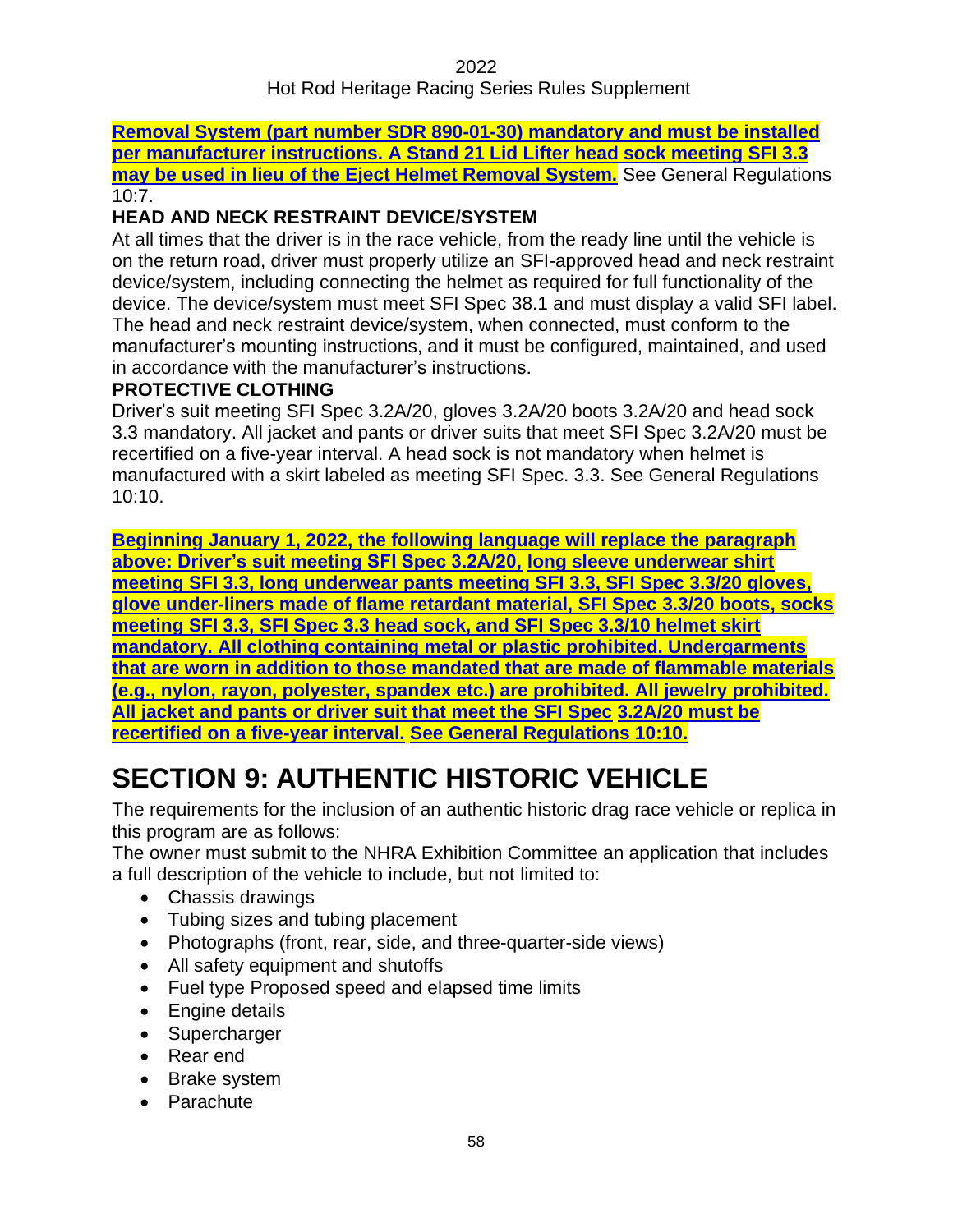**Removal System (part number SDR 890-01-30) mandatory and must be installed per manufacturer instructions. A Stand 21 Lid Lifter head sock meeting SFI 3.3 may be used in lieu of the Eject Helmet Removal System.** See General Regulations 10:7.

**HEAD AND NECK RESTRAINT DEVICE/SYSTEM**

At all times that the driver is in the race vehicle, from the ready line until the vehicle is on the return road, driver must properly utilize an SFI-approved head and neck restraint device/system, including connecting the helmet as required for full functionality of the device. The device/system must meet SFI Spec 38.1 and must display a valid SFI label. The head and neck restraint device/system, when connected, must conform to the manufacturer's mounting instructions, and it must be configured, maintained, and used in accordance with the manufacturer's instructions.

**PROTECTIVE CLOTHING**

Driver's suit meeting SFI Spec 3.2A/20, gloves 3.2A/20 boots 3.2A/20 and head sock 3.3 mandatory. All jacket and pants or driver suits that meet SFI Spec 3.2A/20 must be recertified on a five-year interval. A head sock is not mandatory when helmet is manufactured with a skirt labeled as meeting SFI Spec. 3.3. See General Regulations 10:10.

**Beginning January 1, 2022, the following language will replace the paragraph above: Driver's suit meeting SFI Spec 3.2A/20, long sleeve underwear shirt meeting SFI 3.3, long underwear pants meeting SFI 3.3, SFI Spec 3.3/20 gloves, glove under-liners made of flame retardant material, SFI Spec 3.3/20 boots, socks meeting SFI 3.3, SFI Spec 3.3 head sock, and SFI Spec 3.3/10 helmet skirt mandatory. All clothing containing metal or plastic prohibited. Undergarments that are worn in addition to those mandated that are made of flammable materials (e.g., nylon, rayon, polyester, spandex etc.) are prohibited. All jewelry prohibited. All jacket and pants or driver suit that meet the SFI Spec 3.2A/20 must be recertified on a five-year interval. See General Regulations 10:10.**

# SECTION 9: AUTHENTIC HISTORIC VEHICLE

The requirements for the inclusion of an authentic historic drag race vehicle or replica in this program are as follows:

The owner must submit to the NHRA Exhibition Committee an application that includes a full description of the vehicle to include, but not limited to:

- Chassis drawings
- Tubing sizes and tubing placement
- Photographs (front, rear, side, and three-quarter-side views)
- All safety equipment and shutoffs
- Fuel type Proposed speed and elapsed time limits
- Engine details
- Supercharger
- Rear end
- Brake system
- Parachute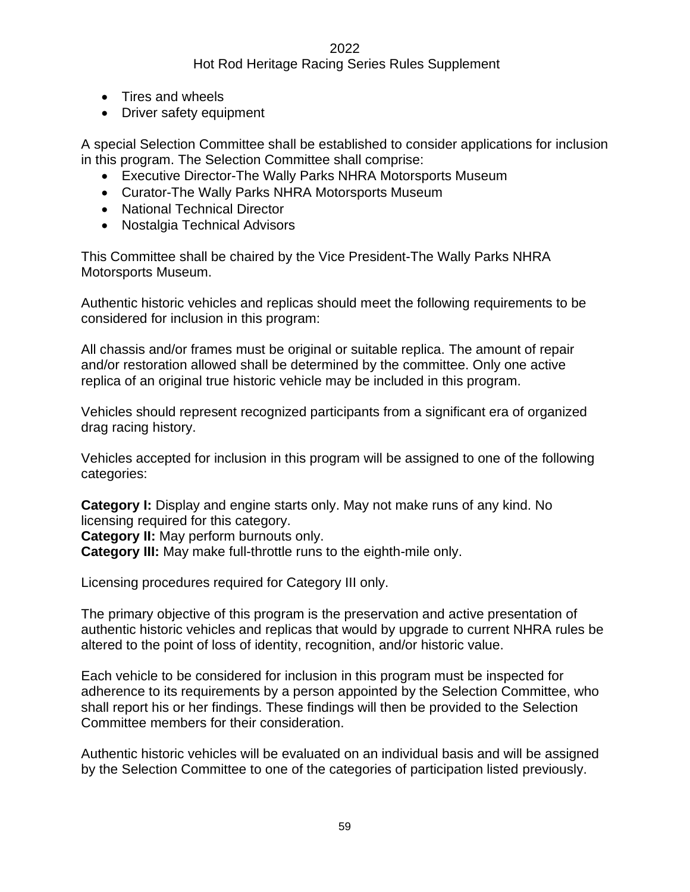- Tires and wheels
- Driver safety equipment

A special Selection Committee shall be established to consider applications for inclusion in this program. The Selection Committee shall comprise:

- Executive Director-The Wally Parks NHRA Motorsports Museum
- Curator-The Wally Parks NHRA Motorsports Museum
- National Technical Director
- Nostalgia Technical Advisors

This Committee shall be chaired by the Vice President-The Wally Parks NHRA Motorsports Museum.

Authentic historic vehicles and replicas should meet the following requirements to be considered for inclusion in this program:

All chassis and/or frames must be original or suitable replica. The amount of repair and/or restoration allowed shall be determined by the committee. Only one active replica of an original true historic vehicle may be included in this program.

Vehicles should represent recognized participants from a significant era of organized drag racing history.

Vehicles accepted for inclusion in this program will be assigned to one of the following categories:

**Category I:** Display and engine starts only. May not make runs of any kind. No licensing required for this category.
**Category II:** May perform burnouts only.
**Category III:** May make full-throttle runs to the eighth-mile only.

Licensing procedures required for Category III only.

The primary objective of this program is the preservation and active presentation of authentic historic vehicles and replicas that would by upgrade to current NHRA rules be altered to the point of loss of identity, recognition, and/or historic value.

Each vehicle to be considered for inclusion in this program must be inspected for adherence to its requirements by a person appointed by the Selection Committee, who shall report his or her findings. These findings will then be provided to the Selection Committee members for their consideration.

Authentic historic vehicles will be evaluated on an individual basis and will be assigned by the Selection Committee to one of the categories of participation listed previously.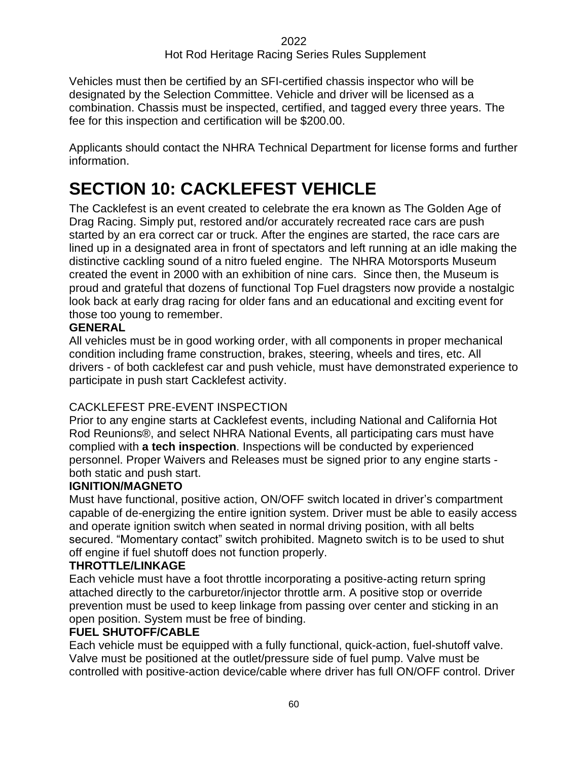Vehicles must then be certified by an SFI-certified chassis inspector who will be designated by the Selection Committee. Vehicle and driver will be licensed as a combination. Chassis must be inspected, certified, and tagged every three years. The fee for this inspection and certification will be $200.00.

Applicants should contact the NHRA Technical Department for license forms and further information.

# SECTION 10: CACKLEFEST VEHICLE

The Cacklefest is an event created to celebrate the era known as The Golden Age of Drag Racing. Simply put, restored and/or accurately recreated race cars are push started by an era correct car or truck. After the engines are started, the race cars are lined up in a designated area in front of spectators and left running at an idle making the distinctive cackling sound of a nitro fueled engine. The NHRA Motorsports Museum created the event in 2000 with an exhibition of nine cars. Since then, the Museum is proud and grateful that dozens of functional Top Fuel dragsters now provide a nostalgic look back at early drag racing for older fans and an educational and exciting event for those too young to remember.

**GENERAL**

All vehicles must be in good working order, with all components in proper mechanical condition including frame construction, brakes, steering, wheels and tires, etc. All drivers - of both cacklefest car and push vehicle, must have demonstrated experience to participate in push start Cacklefest activity.

CACKLEFEST PRE-EVENT INSPECTION

Prior to any engine starts at Cacklefest events, including National and California Hot Rod Reunions®, and select NHRA National Events, all participating cars must have complied with **a tech inspection**. Inspections will be conducted by experienced personnel. Proper Waivers and Releases must be signed prior to any engine starts - both static and push start.

**IGNITION/MAGNETO**

Must have functional, positive action, ON/OFF switch located in driver's compartment capable of de-energizing the entire ignition system. Driver must be able to easily access and operate ignition switch when seated in normal driving position, with all belts secured. "Momentary contact" switch prohibited. Magneto switch is to be used to shut off engine if fuel shutoff does not function properly.

**THROTTLE/LINKAGE**

Each vehicle must have a foot throttle incorporating a positive-acting return spring attached directly to the carburetor/injector throttle arm. A positive stop or override prevention must be used to keep linkage from passing over center and sticking in an open position. System must be free of binding.

**FUEL SHUTOFF/CABLE**

Each vehicle must be equipped with a fully functional, quick-action, fuel-shutoff valve. Valve must be positioned at the outlet/pressure side of fuel pump. Valve must be controlled with positive-action device/cable where driver has full ON/OFF control. Driver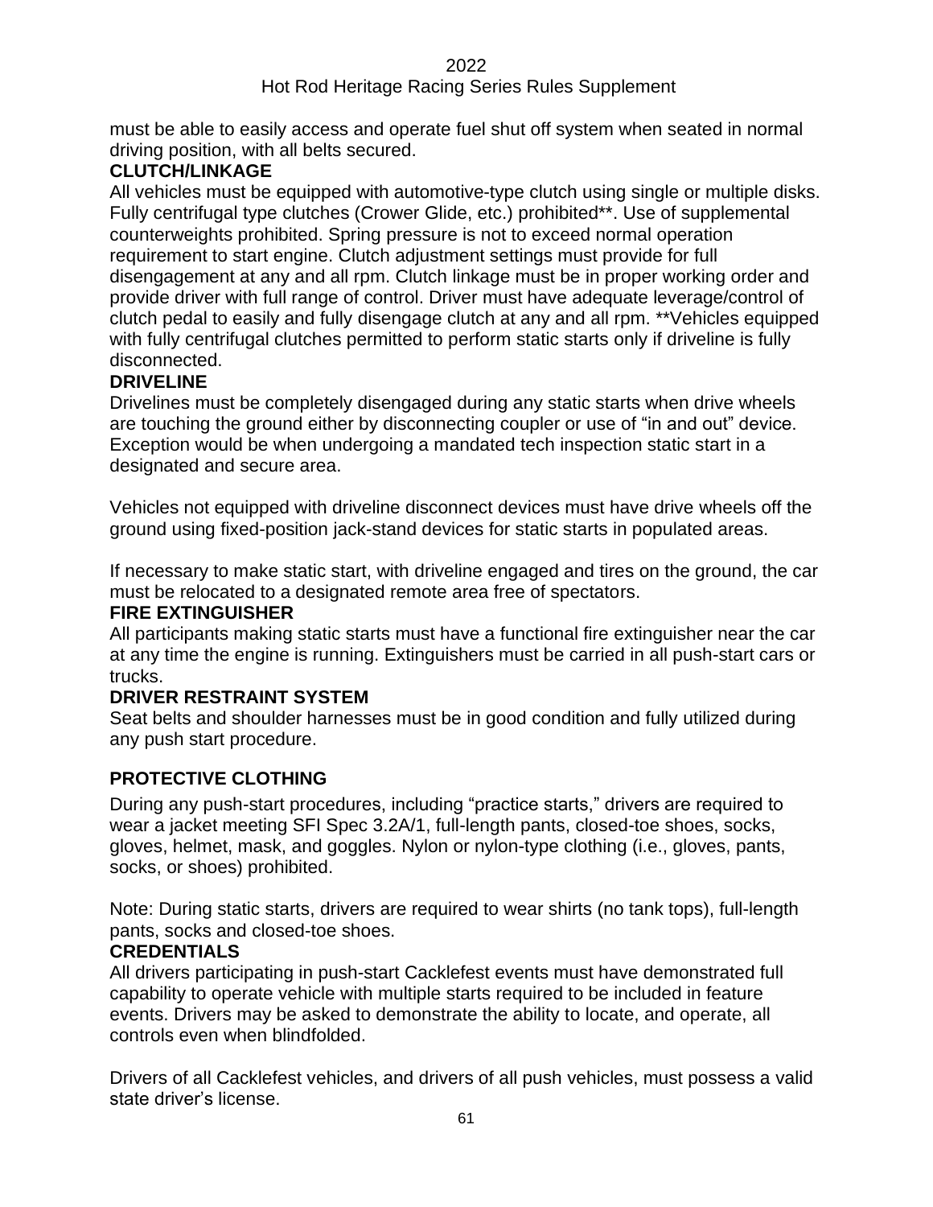must be able to easily access and operate fuel shut off system when seated in normal driving position, with all belts secured.

**CLUTCH/LINKAGE**

All vehicles must be equipped with automotive-type clutch using single or multiple disks. Fully centrifugal type clutches (Crower Glide, etc.) prohibited**. Use of supplemental counterweights prohibited. Spring pressure is not to exceed normal operation requirement to start engine. Clutch adjustment settings must provide for full disengagement at any and all rpm. Clutch linkage must be in proper working order and provide driver with full range of control. Driver must have adequate leverage/control of clutch pedal to easily and fully disengage clutch at any and all rpm. **Vehicles equipped with fully centrifugal clutches permitted to perform static starts only if driveline is fully disconnected.

**DRIVELINE**

Drivelines must be completely disengaged during any static starts when drive wheels are touching the ground either by disconnecting coupler or use of "in and out" device. Exception would be when undergoing a mandated tech inspection static start in a designated and secure area.

Vehicles not equipped with driveline disconnect devices must have drive wheels off the ground using fixed-position jack-stand devices for static starts in populated areas.

If necessary to make static start, with driveline engaged and tires on the ground, the car must be relocated to a designated remote area free of spectators.

**FIRE EXTINGUISHER**

All participants making static starts must have a functional fire extinguisher near the car at any time the engine is running. Extinguishers must be carried in all push-start cars or trucks.

**DRIVER RESTRAINT SYSTEM**

Seat belts and shoulder harnesses must be in good condition and fully utilized during any push start procedure.

**PROTECTIVE CLOTHING**

During any push-start procedures, including "practice starts," drivers are required to wear a jacket meeting SFI Spec 3.2A/1, full-length pants, closed-toe shoes, socks, gloves, helmet, mask, and goggles. Nylon or nylon-type clothing (i.e., gloves, pants, socks, or shoes) prohibited.

Note: During static starts, drivers are required to wear shirts (no tank tops), full-length pants, socks and closed-toe shoes.

**CREDENTIALS**

All drivers participating in push-start Cacklefest events must have demonstrated full capability to operate vehicle with multiple starts required to be included in feature events. Drivers may be asked to demonstrate the ability to locate, and operate, all controls even when blindfolded.

Drivers of all Cacklefest vehicles, and drivers of all push vehicles, must possess a valid state driver's license.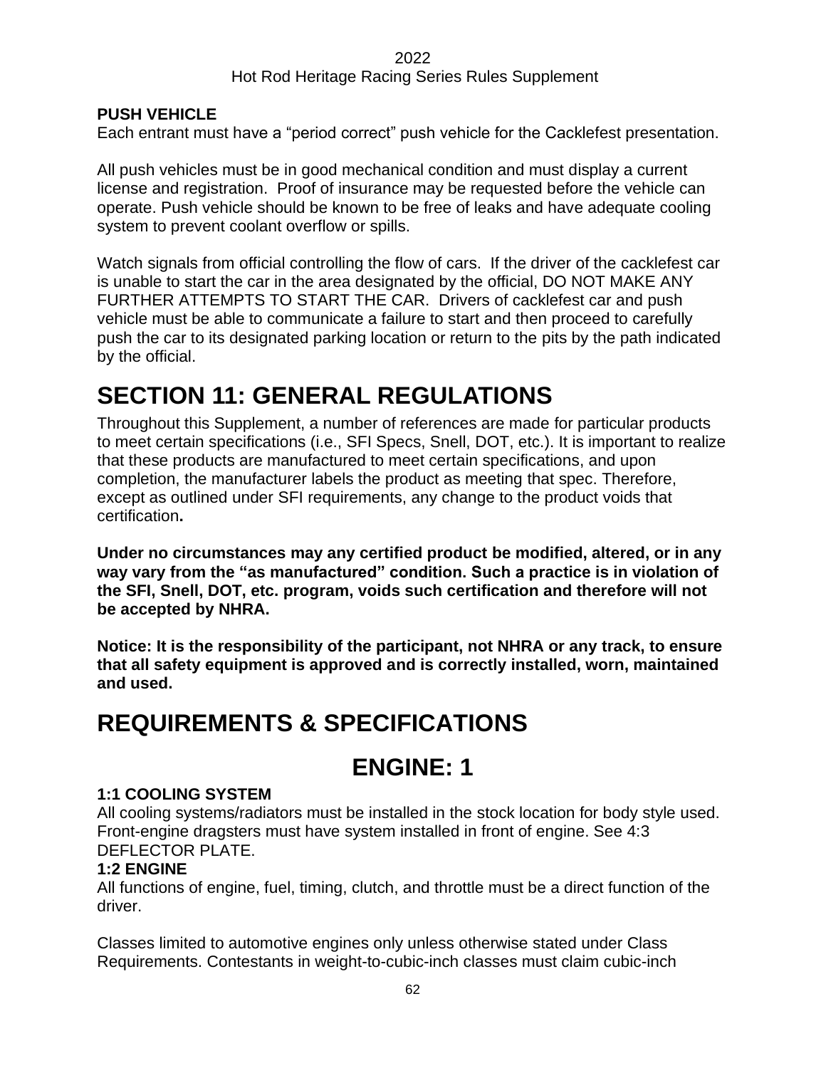**PUSH VEHICLE**

Each entrant must have a "period correct" push vehicle for the Cacklefest presentation.

All push vehicles must be in good mechanical condition and must display a current license and registration. Proof of insurance may be requested before the vehicle can operate. Push vehicle should be known to be free of leaks and have adequate cooling system to prevent coolant overflow or spills.

Watch signals from official controlling the flow of cars. If the driver of the cacklefest car is unable to start the car in the area designated by the official, DO NOT MAKE ANY FURTHER ATTEMPTS TO START THE CAR. Drivers of cacklefest car and push vehicle must be able to communicate a failure to start and then proceed to carefully push the car to its designated parking location or return to the pits by the path indicated by the official.

# SECTION 11: GENERAL REGULATIONS

Throughout this Supplement, a number of references are made for particular products to meet certain specifications (i.e., SFI Specs, Snell, DOT, etc.). It is important to realize that these products are manufactured to meet certain specifications, and upon completion, the manufacturer labels the product as meeting that spec. Therefore, except as outlined under SFI requirements, any change to the product voids that certification**.**

**Under no circumstances may any certified product be modified, altered, or in any way vary from the "as manufactured" condition. Such a practice is in violation of the SFI, Snell, DOT, etc. program, voids such certification and therefore will not be accepted by NHRA.**

**Notice: It is the responsibility of the participant, not NHRA or any track, to ensure that all safety equipment is approved and is correctly installed, worn, maintained and used.**

# REQUIREMENTS & SPECIFICATIONS

## ENGINE: 1

**1:1 COOLING SYSTEM**

All cooling systems/radiators must be installed in the stock location for body style used. Front-engine dragsters must have system installed in front of engine. See 4:3 DEFLECTOR PLATE.

**1:2 ENGINE**

All functions of engine, fuel, timing, clutch, and throttle must be a direct function of the driver.

Classes limited to automotive engines only unless otherwise stated under Class Requirements. Contestants in weight-to-cubic-inch classes must claim cubic-inch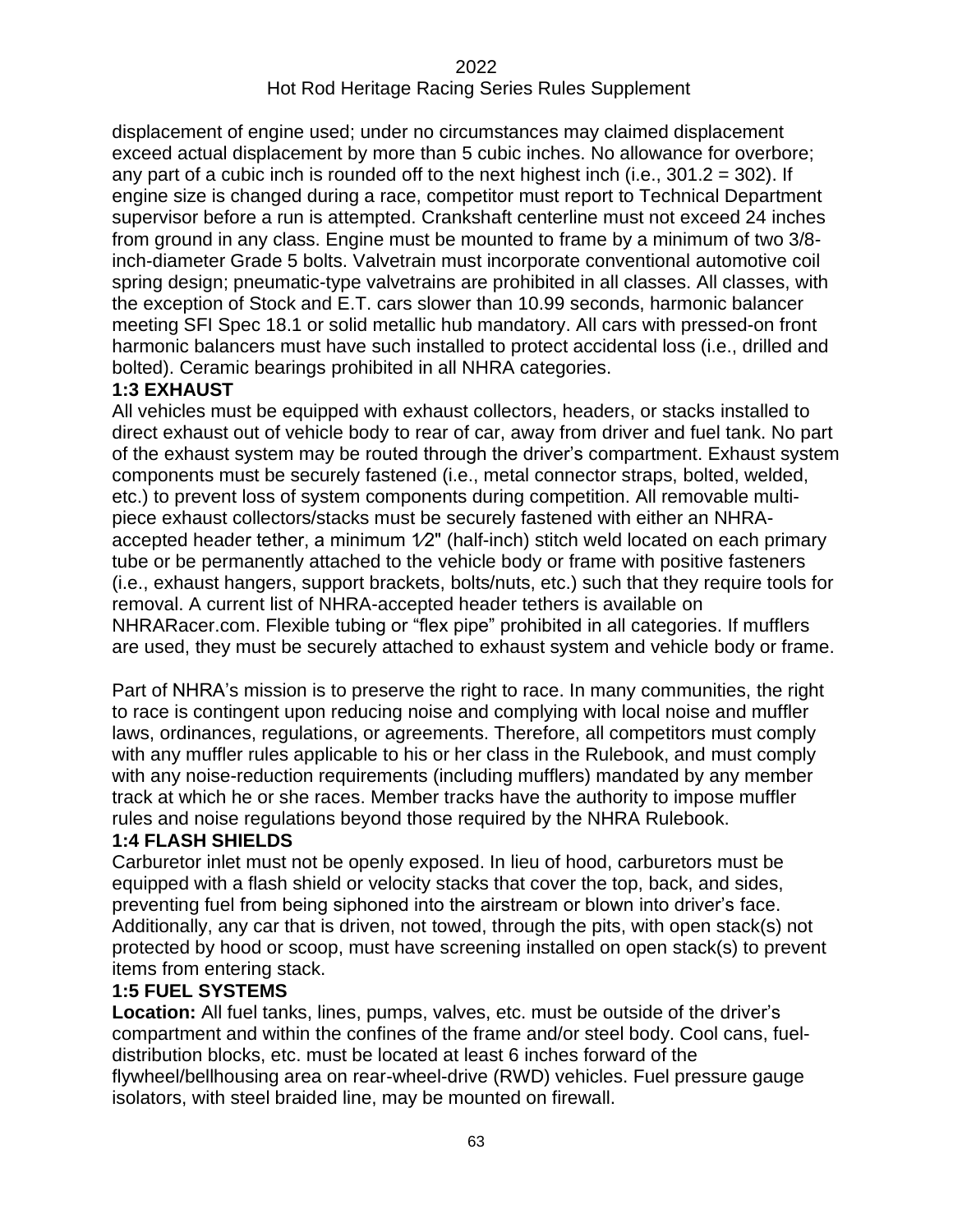displacement of engine used; under no circumstances may claimed displacement exceed actual displacement by more than 5 cubic inches. No allowance for overbore; any part of a cubic inch is rounded off to the next highest inch (i.e., 301.2 = 302). If engine size is changed during a race, competitor must report to Technical Department supervisor before a run is attempted. Crankshaft centerline must not exceed 24 inches from ground in any class. Engine must be mounted to frame by a minimum of two 3/8-inch-diameter Grade 5 bolts. Valvetrain must incorporate conventional automotive coil spring design; pneumatic-type valvetrains are prohibited in all classes. All classes, with the exception of Stock and E.T. cars slower than 10.99 seconds, harmonic balancer meeting SFI Spec 18.1 or solid metallic hub mandatory. All cars with pressed-on front harmonic balancers must have such installed to protect accidental loss (i.e., drilled and bolted). Ceramic bearings prohibited in all NHRA categories.

**1:3 EXHAUST**

All vehicles must be equipped with exhaust collectors, headers, or stacks installed to direct exhaust out of vehicle body to rear of car, away from driver and fuel tank. No part of the exhaust system may be routed through the driver's compartment. Exhaust system components must be securely fastened (i.e., metal connector straps, bolted, welded, etc.) to prevent loss of system components during competition. All removable multi-piece exhaust collectors/stacks must be securely fastened with either an NHRA-accepted header tether, a minimum 1⁄2" (half-inch) stitch weld located on each primary tube or be permanently attached to the vehicle body or frame with positive fasteners (i.e., exhaust hangers, support brackets, bolts/nuts, etc.) such that they require tools for removal. A current list of NHRA-accepted header tethers is available on NHRARacer.com. Flexible tubing or "flex pipe" prohibited in all categories. If mufflers are used, they must be securely attached to exhaust system and vehicle body or frame.

Part of NHRA's mission is to preserve the right to race. In many communities, the right to race is contingent upon reducing noise and complying with local noise and muffler laws, ordinances, regulations, or agreements. Therefore, all competitors must comply with any muffler rules applicable to his or her class in the Rulebook, and must comply with any noise-reduction requirements (including mufflers) mandated by any member track at which he or she races. Member tracks have the authority to impose muffler rules and noise regulations beyond those required by the NHRA Rulebook.

**1:4 FLASH SHIELDS**

Carburetor inlet must not be openly exposed. In lieu of hood, carburetors must be equipped with a flash shield or velocity stacks that cover the top, back, and sides, preventing fuel from being siphoned into the airstream or blown into driver's face. Additionally, any car that is driven, not towed, through the pits, with open stack(s) not protected by hood or scoop, must have screening installed on open stack(s) to prevent items from entering stack.

**1:5 FUEL SYSTEMS**

**Location:** All fuel tanks, lines, pumps, valves, etc. must be outside of the driver's compartment and within the confines of the frame and/or steel body. Cool cans, fuel-distribution blocks, etc. must be located at least 6 inches forward of the flywheel/bellhousing area on rear-wheel-drive (RWD) vehicles. Fuel pressure gauge isolators, with steel braided line, may be mounted on firewall.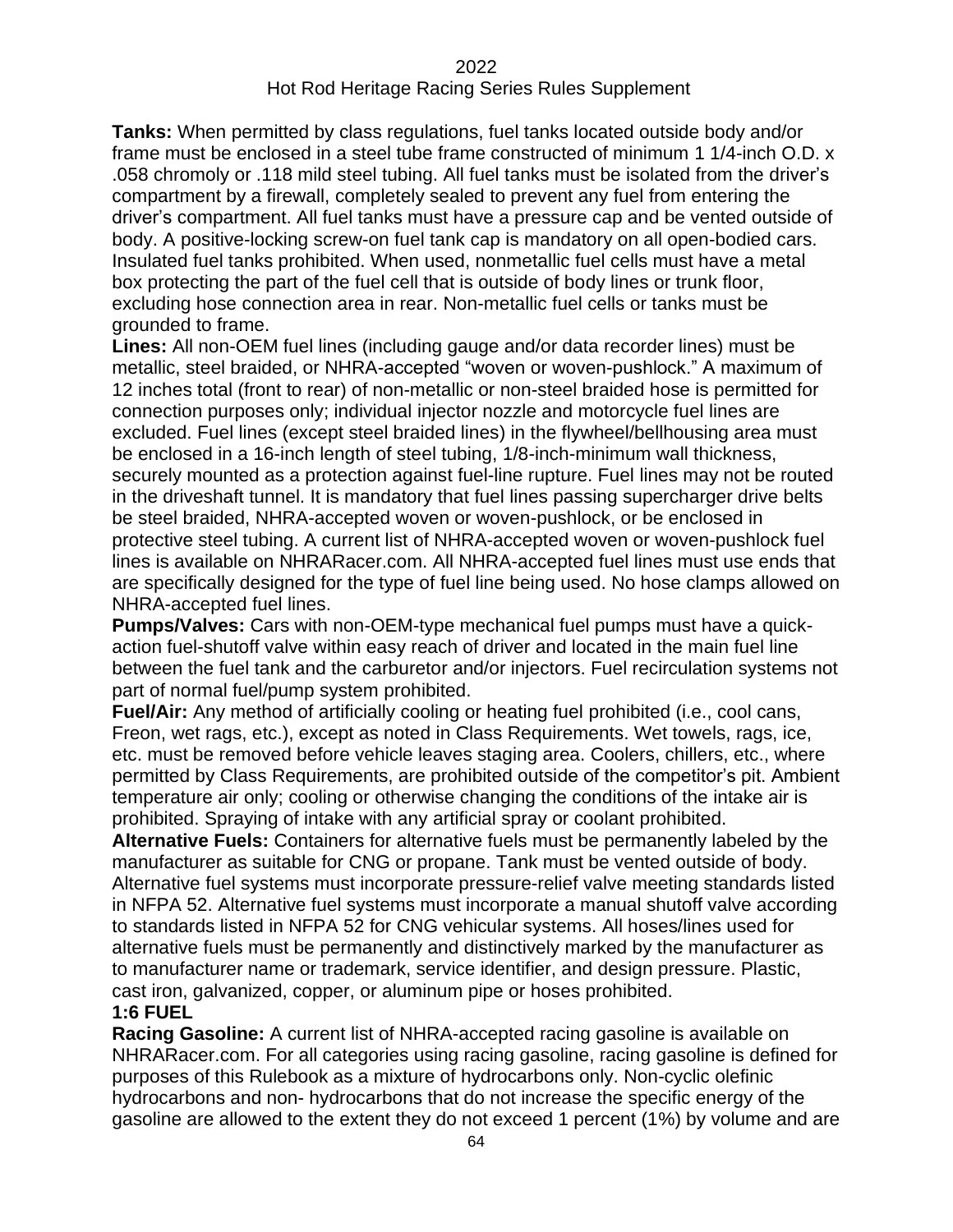**Tanks:** When permitted by class regulations, fuel tanks located outside body and/or frame must be enclosed in a steel tube frame constructed of minimum 1 1/4-inch O.D. x .058 chromoly or .118 mild steel tubing. All fuel tanks must be isolated from the driver's compartment by a firewall, completely sealed to prevent any fuel from entering the driver's compartment. All fuel tanks must have a pressure cap and be vented outside of body. A positive-locking screw-on fuel tank cap is mandatory on all open-bodied cars. Insulated fuel tanks prohibited. When used, nonmetallic fuel cells must have a metal box protecting the part of the fuel cell that is outside of body lines or trunk floor, excluding hose connection area in rear. Non-metallic fuel cells or tanks must be grounded to frame.

**Lines:** All non-OEM fuel lines (including gauge and/or data recorder lines) must be metallic, steel braided, or NHRA-accepted "woven or woven-pushlock." A maximum of 12 inches total (front to rear) of non-metallic or non-steel braided hose is permitted for connection purposes only; individual injector nozzle and motorcycle fuel lines are excluded. Fuel lines (except steel braided lines) in the flywheel/bellhousing area must be enclosed in a 16-inch length of steel tubing, 1/8-inch-minimum wall thickness, securely mounted as a protection against fuel-line rupture. Fuel lines may not be routed in the driveshaft tunnel. It is mandatory that fuel lines passing supercharger drive belts be steel braided, NHRA-accepted woven or woven-pushlock, or be enclosed in protective steel tubing. A current list of NHRA-accepted woven or woven-pushlock fuel lines is available on NHRARacer.com. All NHRA-accepted fuel lines must use ends that are specifically designed for the type of fuel line being used. No hose clamps allowed on NHRA-accepted fuel lines.

**Pumps/Valves:** Cars with non-OEM-type mechanical fuel pumps must have a quick-action fuel-shutoff valve within easy reach of driver and located in the main fuel line between the fuel tank and the carburetor and/or injectors. Fuel recirculation systems not part of normal fuel/pump system prohibited.

**Fuel/Air:** Any method of artificially cooling or heating fuel prohibited (i.e., cool cans, Freon, wet rags, etc.), except as noted in Class Requirements. Wet towels, rags, ice, etc. must be removed before vehicle leaves staging area. Coolers, chillers, etc., where permitted by Class Requirements, are prohibited outside of the competitor's pit. Ambient temperature air only; cooling or otherwise changing the conditions of the intake air is prohibited. Spraying of intake with any artificial spray or coolant prohibited.

**Alternative Fuels:** Containers for alternative fuels must be permanently labeled by the manufacturer as suitable for CNG or propane. Tank must be vented outside of body. Alternative fuel systems must incorporate pressure-relief valve meeting standards listed in NFPA 52. Alternative fuel systems must incorporate a manual shutoff valve according to standards listed in NFPA 52 for CNG vehicular systems. All hoses/lines used for alternative fuels must be permanently and distinctively marked by the manufacturer as to manufacturer name or trademark, service identifier, and design pressure. Plastic, cast iron, galvanized, copper, or aluminum pipe or hoses prohibited.

**1:6 FUEL**

**Racing Gasoline:** A current list of NHRA-accepted racing gasoline is available on NHRARacer.com. For all categories using racing gasoline, racing gasoline is defined for purposes of this Rulebook as a mixture of hydrocarbons only. Non-cyclic olefinic hydrocarbons and non- hydrocarbons that do not increase the specific energy of the gasoline are allowed to the extent they do not exceed 1 percent (1%) by volume and are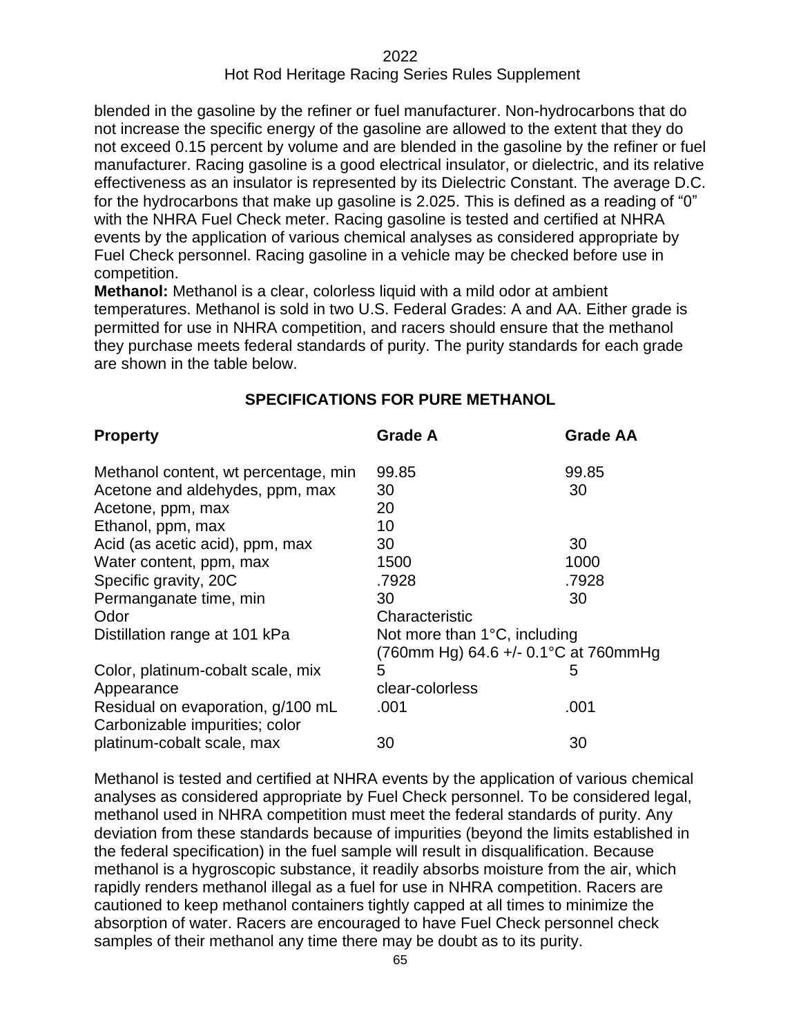blended in the gasoline by the refiner or fuel manufacturer. Non-hydrocarbons that do not increase the specific energy of the gasoline are allowed to the extent that they do not exceed 0.15 percent by volume and are blended in the gasoline by the refiner or fuel manufacturer. Racing gasoline is a good electrical insulator, or dielectric, and its relative effectiveness as an insulator is represented by its Dielectric Constant. The average D.C. for the hydrocarbons that make up gasoline is 2.025. This is defined as a reading of "0" with the NHRA Fuel Check meter. Racing gasoline is tested and certified at NHRA events by the application of various chemical analyses as considered appropriate by Fuel Check personnel. Racing gasoline in a vehicle may be checked before use in competition.

**Methanol:** Methanol is a clear, colorless liquid with a mild odor at ambient temperatures. Methanol is sold in two U.S. Federal Grades: A and AA. Either grade is permitted for use in NHRA competition, and racers should ensure that the methanol they purchase meets federal standards of purity. The purity standards for each grade are shown in the table below.

**SPECIFICATIONS FOR PURE METHANOL**

| Property | Grade A | Grade AA |
|---|---|---|
| Methanol content, wt percentage, min | 99.85 | 99.85 |
| Acetone and aldehydes, ppm, max | 30 | 30 |
| Acetone, ppm, max | 20 | |
| Ethanol, ppm, max | 10 | |
| Acid (as acetic acid), ppm, max | 30 | 30 |
| Water content, ppm, max | 1500 | 1000 |
| Specific gravity, 20C | .7928 | .7928 |
| Permanganate time, min | 30 | 30 |
| Odor | Characteristic | |
| Distillation range at 101 kPa | Not more than 1°C, including (760mm Hg) 64.6 +/- 0.1°C at 760mmHg | |
| Color, platinum-cobalt scale, mix | 5 | 5 |
| Appearance | clear-colorless | |
| Residual on evaporation, g/100 mL | .001 | .001 |
| Carbonizable impurities; color platinum-cobalt scale, max | 30 | 30 |

Methanol is tested and certified at NHRA events by the application of various chemical analyses as considered appropriate by Fuel Check personnel. To be considered legal, methanol used in NHRA competition must meet the federal standards of purity. Any deviation from these standards because of impurities (beyond the limits established in the federal specification) in the fuel sample will result in disqualification. Because methanol is a hygroscopic substance, it readily absorbs moisture from the air, which rapidly renders methanol illegal as a fuel for use in NHRA competition. Racers are cautioned to keep methanol containers tightly capped at all times to minimize the absorption of water. Racers are encouraged to have Fuel Check personnel check samples of their methanol any time there may be doubt as to its purity.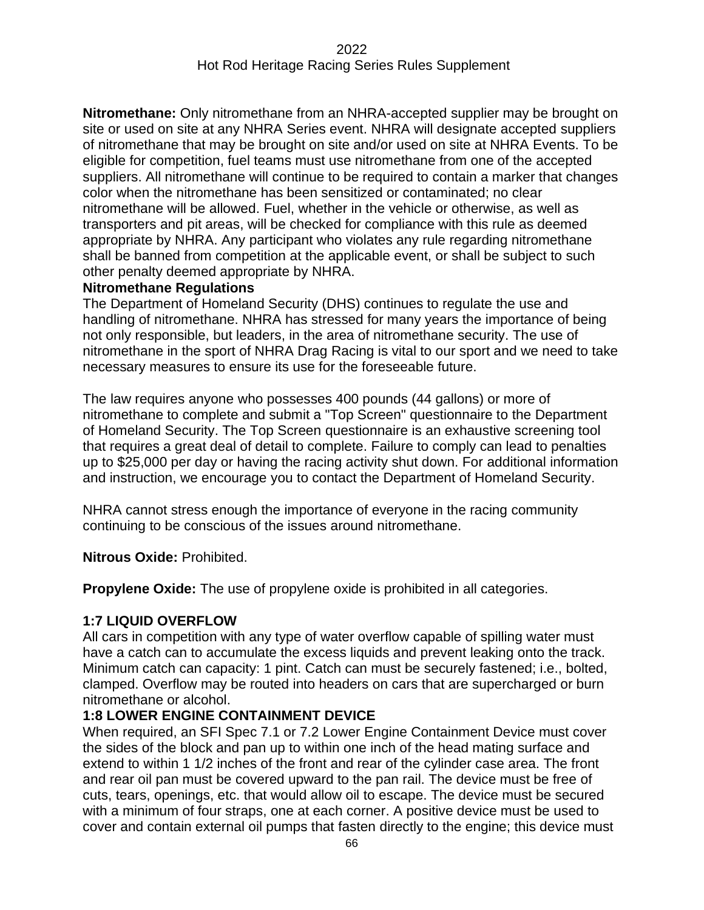**Nitromethane:** Only nitromethane from an NHRA-accepted supplier may be brought on site or used on site at any NHRA Series event. NHRA will designate accepted suppliers of nitromethane that may be brought on site and/or used on site at NHRA Events. To be eligible for competition, fuel teams must use nitromethane from one of the accepted suppliers. All nitromethane will continue to be required to contain a marker that changes color when the nitromethane has been sensitized or contaminated; no clear nitromethane will be allowed. Fuel, whether in the vehicle or otherwise, as well as transporters and pit areas, will be checked for compliance with this rule as deemed appropriate by NHRA. Any participant who violates any rule regarding nitromethane shall be banned from competition at the applicable event, or shall be subject to such other penalty deemed appropriate by NHRA.

**Nitromethane Regulations**

The Department of Homeland Security (DHS) continues to regulate the use and handling of nitromethane. NHRA has stressed for many years the importance of being not only responsible, but leaders, in the area of nitromethane security. The use of nitromethane in the sport of NHRA Drag Racing is vital to our sport and we need to take necessary measures to ensure its use for the foreseeable future.

The law requires anyone who possesses 400 pounds (44 gallons) or more of nitromethane to complete and submit a "Top Screen" questionnaire to the Department of Homeland Security. The Top Screen questionnaire is an exhaustive screening tool that requires a great deal of detail to complete. Failure to comply can lead to penalties up to $25,000 per day or having the racing activity shut down. For additional information and instruction, we encourage you to contact the Department of Homeland Security.

NHRA cannot stress enough the importance of everyone in the racing community continuing to be conscious of the issues around nitromethane.

**Nitrous Oxide:** Prohibited.

**Propylene Oxide:** The use of propylene oxide is prohibited in all categories.

### 1:7 LIQUID OVERFLOW

All cars in competition with any type of water overflow capable of spilling water must have a catch can to accumulate the excess liquids and prevent leaking onto the track. Minimum catch can capacity: 1 pint. Catch can must be securely fastened; i.e., bolted, clamped. Overflow may be routed into headers on cars that are supercharged or burn nitromethane or alcohol.

### 1:8 LOWER ENGINE CONTAINMENT DEVICE

When required, an SFI Spec 7.1 or 7.2 Lower Engine Containment Device must cover the sides of the block and pan up to within one inch of the head mating surface and extend to within 1 1/2 inches of the front and rear of the cylinder case area. The front and rear oil pan must be covered upward to the pan rail. The device must be free of cuts, tears, openings, etc. that would allow oil to escape. The device must be secured with a minimum of four straps, one at each corner. A positive device must be used to cover and contain external oil pumps that fasten directly to the engine; this device must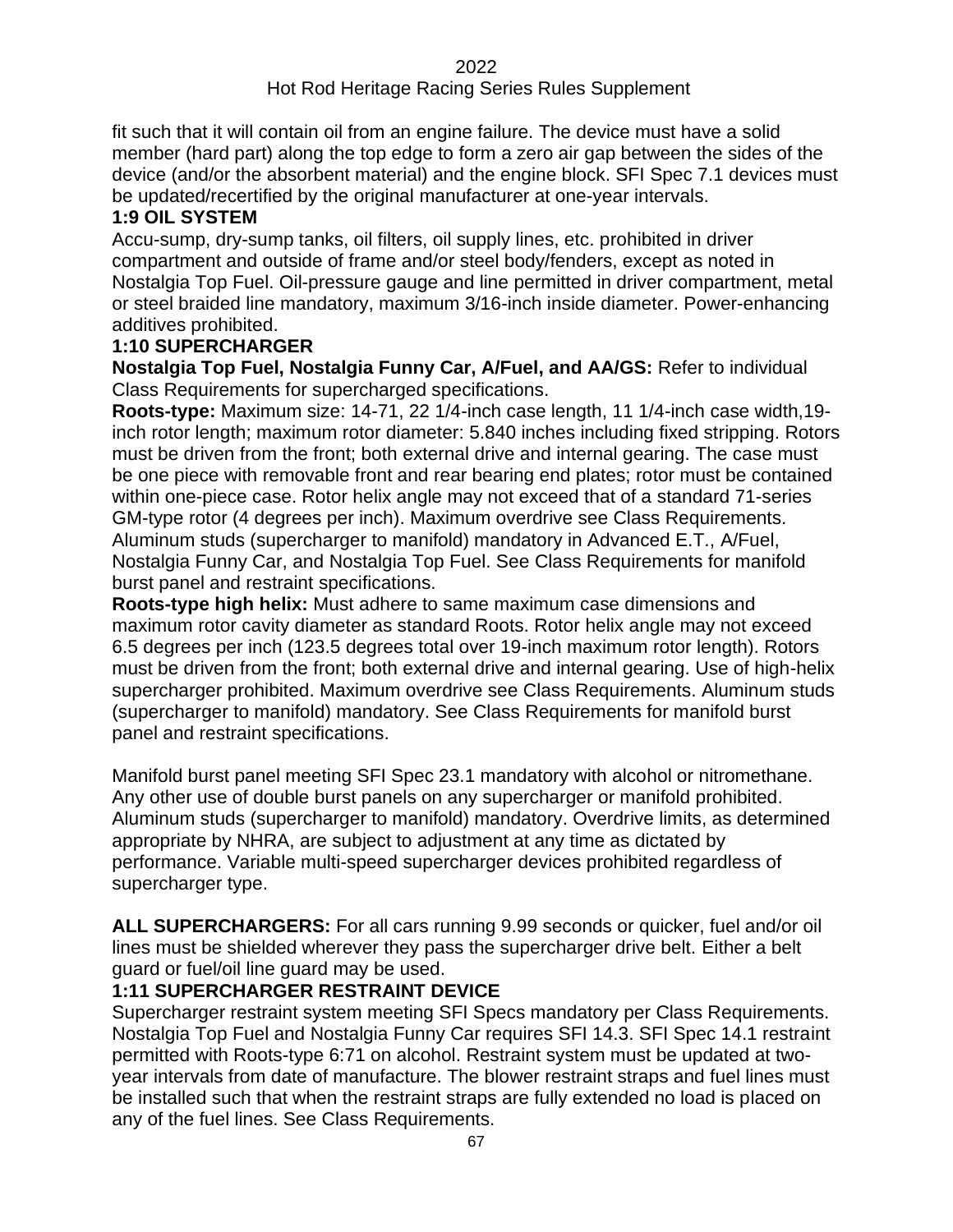fit such that it will contain oil from an engine failure. The device must have a solid member (hard part) along the top edge to form a zero air gap between the sides of the device (and/or the absorbent material) and the engine block. SFI Spec 7.1 devices must be updated/recertified by the original manufacturer at one-year intervals.

### 1:9 OIL SYSTEM

Accu-sump, dry-sump tanks, oil filters, oil supply lines, etc. prohibited in driver compartment and outside of frame and/or steel body/fenders, except as noted in Nostalgia Top Fuel. Oil-pressure gauge and line permitted in driver compartment, metal or steel braided line mandatory, maximum 3/16-inch inside diameter. Power-enhancing additives prohibited.

### 1:10 SUPERCHARGER

**Nostalgia Top Fuel, Nostalgia Funny Car, A/Fuel, and AA/GS:** Refer to individual Class Requirements for supercharged specifications.

**Roots-type:** Maximum size: 14-71, 22 1/4-inch case length, 11 1/4-inch case width,19-inch rotor length; maximum rotor diameter: 5.840 inches including fixed stripping. Rotors must be driven from the front; both external drive and internal gearing. The case must be one piece with removable front and rear bearing end plates; rotor must be contained within one-piece case. Rotor helix angle may not exceed that of a standard 71-series GM-type rotor (4 degrees per inch). Maximum overdrive see Class Requirements. Aluminum studs (supercharger to manifold) mandatory in Advanced E.T., A/Fuel, Nostalgia Funny Car, and Nostalgia Top Fuel. See Class Requirements for manifold burst panel and restraint specifications.

**Roots-type high helix:** Must adhere to same maximum case dimensions and maximum rotor cavity diameter as standard Roots. Rotor helix angle may not exceed 6.5 degrees per inch (123.5 degrees total over 19-inch maximum rotor length). Rotors must be driven from the front; both external drive and internal gearing. Use of high-helix supercharger prohibited. Maximum overdrive see Class Requirements. Aluminum studs (supercharger to manifold) mandatory. See Class Requirements for manifold burst panel and restraint specifications.

Manifold burst panel meeting SFI Spec 23.1 mandatory with alcohol or nitromethane. Any other use of double burst panels on any supercharger or manifold prohibited. Aluminum studs (supercharger to manifold) mandatory. Overdrive limits, as determined appropriate by NHRA, are subject to adjustment at any time as dictated by performance. Variable multi-speed supercharger devices prohibited regardless of supercharger type.

**ALL SUPERCHARGERS:** For all cars running 9.99 seconds or quicker, fuel and/or oil lines must be shielded wherever they pass the supercharger drive belt. Either a belt guard or fuel/oil line guard may be used.

### 1:11 SUPERCHARGER RESTRAINT DEVICE

Supercharger restraint system meeting SFI Specs mandatory per Class Requirements. Nostalgia Top Fuel and Nostalgia Funny Car requires SFI 14.3. SFI Spec 14.1 restraint permitted with Roots-type 6:71 on alcohol. Restraint system must be updated at two-year intervals from date of manufacture. The blower restraint straps and fuel lines must be installed such that when the restraint straps are fully extended no load is placed on any of the fuel lines. See Class Requirements.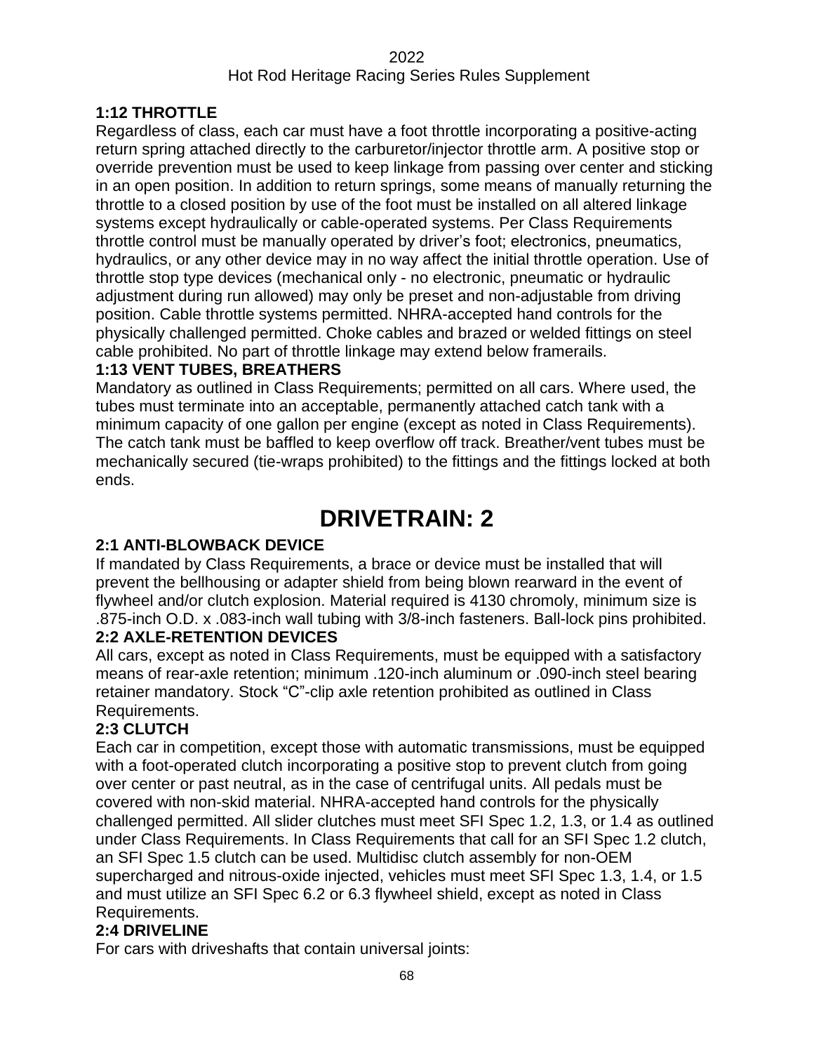### 1:12 THROTTLE

Regardless of class, each car must have a foot throttle incorporating a positive-acting return spring attached directly to the carburetor/injector throttle arm. A positive stop or override prevention must be used to keep linkage from passing over center and sticking in an open position. In addition to return springs, some means of manually returning the throttle to a closed position by use of the foot must be installed on all altered linkage systems except hydraulically or cable-operated systems. Per Class Requirements throttle control must be manually operated by driver's foot; electronics, pneumatics, hydraulics, or any other device may in no way affect the initial throttle operation. Use of throttle stop type devices (mechanical only - no electronic, pneumatic or hydraulic adjustment during run allowed) may only be preset and non-adjustable from driving position. Cable throttle systems permitted. NHRA-accepted hand controls for the physically challenged permitted. Choke cables and brazed or welded fittings on steel cable prohibited. No part of throttle linkage may extend below framerails.

### 1:13 VENT TUBES, BREATHERS

Mandatory as outlined in Class Requirements; permitted on all cars. Where used, the tubes must terminate into an acceptable, permanently attached catch tank with a minimum capacity of one gallon per engine (except as noted in Class Requirements). The catch tank must be baffled to keep overflow off track. Breather/vent tubes must be mechanically secured (tie-wraps prohibited) to the fittings and the fittings locked at both ends.

# DRIVETRAIN: 2

### 2:1 ANTI-BLOWBACK DEVICE

If mandated by Class Requirements, a brace or device must be installed that will prevent the bellhousing or adapter shield from being blown rearward in the event of flywheel and/or clutch explosion. Material required is 4130 chromoly, minimum size is .875-inch O.D. x .083-inch wall tubing with 3/8-inch fasteners. Ball-lock pins prohibited.

### 2:2 AXLE-RETENTION DEVICES

All cars, except as noted in Class Requirements, must be equipped with a satisfactory means of rear-axle retention; minimum .120-inch aluminum or .090-inch steel bearing retainer mandatory. Stock "C"-clip axle retention prohibited as outlined in Class Requirements.

### 2:3 CLUTCH

Each car in competition, except those with automatic transmissions, must be equipped with a foot-operated clutch incorporating a positive stop to prevent clutch from going over center or past neutral, as in the case of centrifugal units. All pedals must be covered with non-skid material. NHRA-accepted hand controls for the physically challenged permitted. All slider clutches must meet SFI Spec 1.2, 1.3, or 1.4 as outlined under Class Requirements. In Class Requirements that call for an SFI Spec 1.2 clutch, an SFI Spec 1.5 clutch can be used. Multidisc clutch assembly for non-OEM supercharged and nitrous-oxide injected, vehicles must meet SFI Spec 1.3, 1.4, or 1.5 and must utilize an SFI Spec 6.2 or 6.3 flywheel shield, except as noted in Class Requirements.

### 2:4 DRIVELINE

For cars with driveshafts that contain universal joints: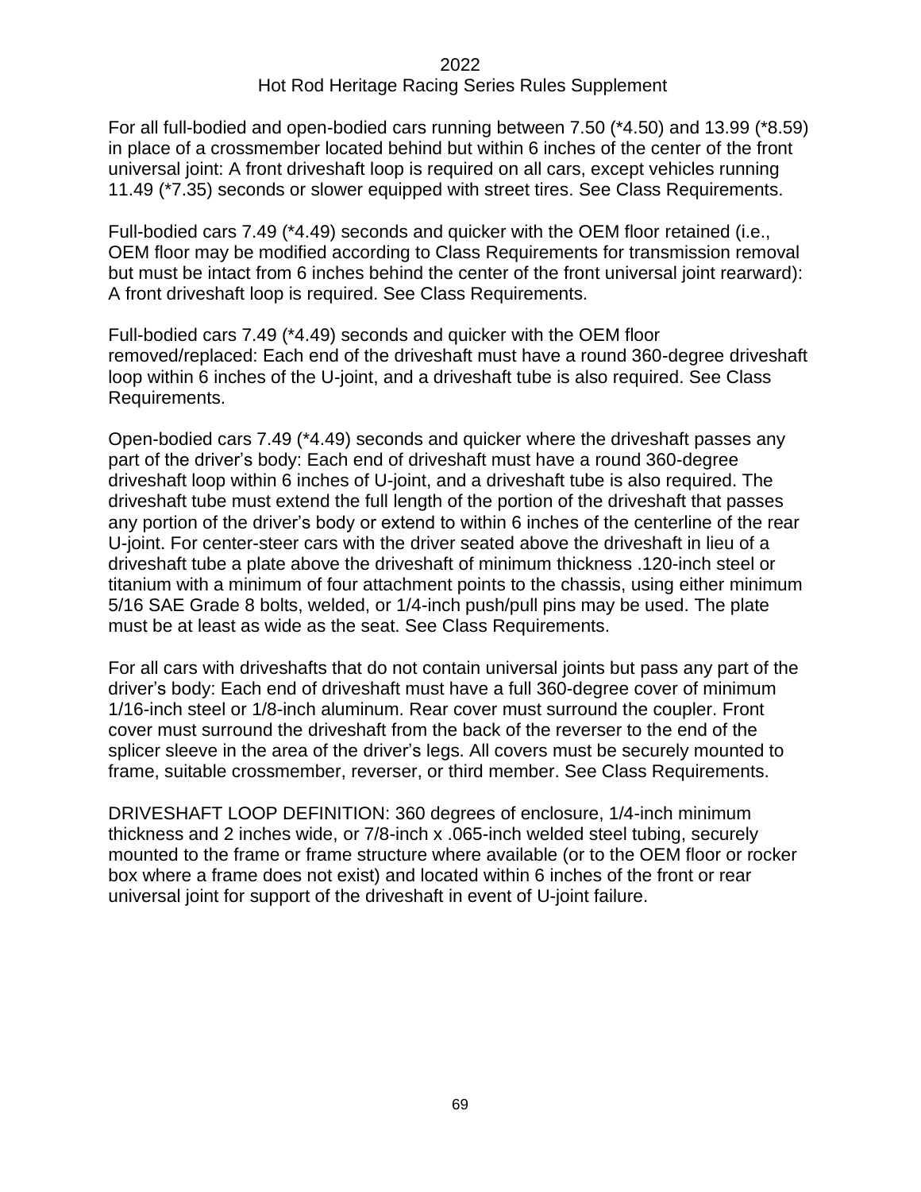For all full-bodied and open-bodied cars running between 7.50 (*4.50) and 13.99 (*8.59) in place of a crossmember located behind but within 6 inches of the center of the front universal joint: A front driveshaft loop is required on all cars, except vehicles running 11.49 (*7.35) seconds or slower equipped with street tires. See Class Requirements.

Full-bodied cars 7.49 (*4.49) seconds and quicker with the OEM floor retained (i.e., OEM floor may be modified according to Class Requirements for transmission removal but must be intact from 6 inches behind the center of the front universal joint rearward): A front driveshaft loop is required. See Class Requirements.

Full-bodied cars 7.49 (*4.49) seconds and quicker with the OEM floor removed/replaced: Each end of the driveshaft must have a round 360-degree driveshaft loop within 6 inches of the U-joint, and a driveshaft tube is also required. See Class Requirements.

Open-bodied cars 7.49 (*4.49) seconds and quicker where the driveshaft passes any part of the driver's body: Each end of driveshaft must have a round 360-degree driveshaft loop within 6 inches of U-joint, and a driveshaft tube is also required. The driveshaft tube must extend the full length of the portion of the driveshaft that passes any portion of the driver's body or extend to within 6 inches of the centerline of the rear U-joint. For center-steer cars with the driver seated above the driveshaft in lieu of a driveshaft tube a plate above the driveshaft of minimum thickness .120-inch steel or titanium with a minimum of four attachment points to the chassis, using either minimum 5/16 SAE Grade 8 bolts, welded, or 1/4-inch push/pull pins may be used. The plate must be at least as wide as the seat. See Class Requirements.

For all cars with driveshafts that do not contain universal joints but pass any part of the driver's body: Each end of driveshaft must have a full 360-degree cover of minimum 1/16-inch steel or 1/8-inch aluminum. Rear cover must surround the coupler. Front cover must surround the driveshaft from the back of the reverser to the end of the splicer sleeve in the area of the driver's legs. All covers must be securely mounted to frame, suitable crossmember, reverser, or third member. See Class Requirements.

DRIVESHAFT LOOP DEFINITION: 360 degrees of enclosure, 1/4-inch minimum thickness and 2 inches wide, or 7/8-inch x .065-inch welded steel tubing, securely mounted to the frame or frame structure where available (or to the OEM floor or rocker box where a frame does not exist) and located within 6 inches of the front or rear universal joint for support of the driveshaft in event of U-joint failure.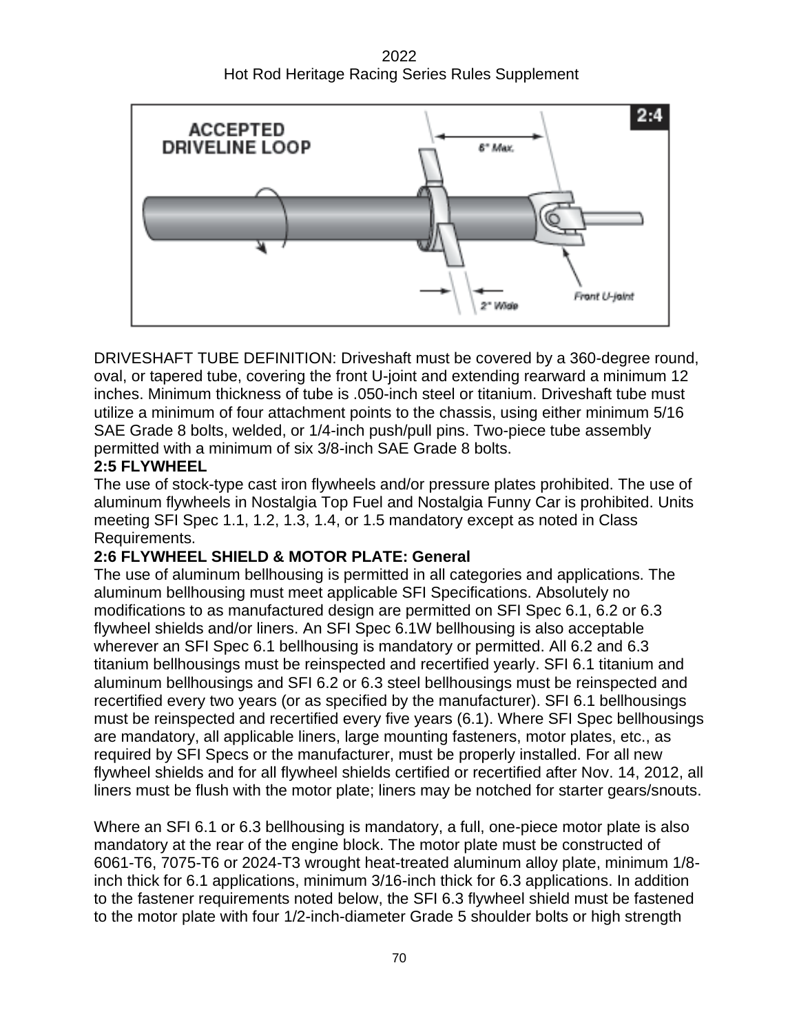DRIVESHAFT TUBE DEFINITION: Driveshaft must be covered by a 360-degree round, oval, or tapered tube, covering the front U-joint and extending rearward a minimum 12 inches. Minimum thickness of tube is .050-inch steel or titanium. Driveshaft tube must utilize a minimum of four attachment points to the chassis, using either minimum 5/16 SAE Grade 8 bolts, welded, or 1/4-inch push/pull pins. Two-piece tube assembly permitted with a minimum of six 3/8-inch SAE Grade 8 bolts.

**2:5 FLYWHEEL**

The use of stock-type cast iron flywheels and/or pressure plates prohibited. The use of aluminum flywheels in Nostalgia Top Fuel and Nostalgia Funny Car is prohibited. Units meeting SFI Spec 1.1, 1.2, 1.3, 1.4, or 1.5 mandatory except as noted in Class Requirements.

**2:6 FLYWHEEL SHIELD & MOTOR PLATE: General**

The use of aluminum bellhousing is permitted in all categories and applications. The aluminum bellhousing must meet applicable SFI Specifications. Absolutely no modifications to as manufactured design are permitted on SFI Spec 6.1, 6.2 or 6.3 flywheel shields and/or liners. An SFI Spec 6.1W bellhousing is also acceptable wherever an SFI Spec 6.1 bellhousing is mandatory or permitted. All 6.2 and 6.3 titanium bellhousings must be reinspected and recertified yearly. SFI 6.1 titanium and aluminum bellhousings and SFI 6.2 or 6.3 steel bellhousings must be reinspected and recertified every two years (or as specified by the manufacturer). SFI 6.1 bellhousings must be reinspected and recertified every five years (6.1). Where SFI Spec bellhousings are mandatory, all applicable liners, large mounting fasteners, motor plates, etc., as required by SFI Specs or the manufacturer, must be properly installed. For all new flywheel shields and for all flywheel shields certified or recertified after Nov. 14, 2012, all liners must be flush with the motor plate; liners may be notched for starter gears/snouts.

Where an SFI 6.1 or 6.3 bellhousing is mandatory, a full, one-piece motor plate is also mandatory at the rear of the engine block. The motor plate must be constructed of 6061-T6, 7075-T6 or 2024-T3 wrought heat-treated aluminum alloy plate, minimum 1/8-inch thick for 6.1 applications, minimum 3/16-inch thick for 6.3 applications. In addition to the fastener requirements noted below, the SFI 6.3 flywheel shield must be fastened to the motor plate with four 1/2-inch-diameter Grade 5 shoulder bolts or high strength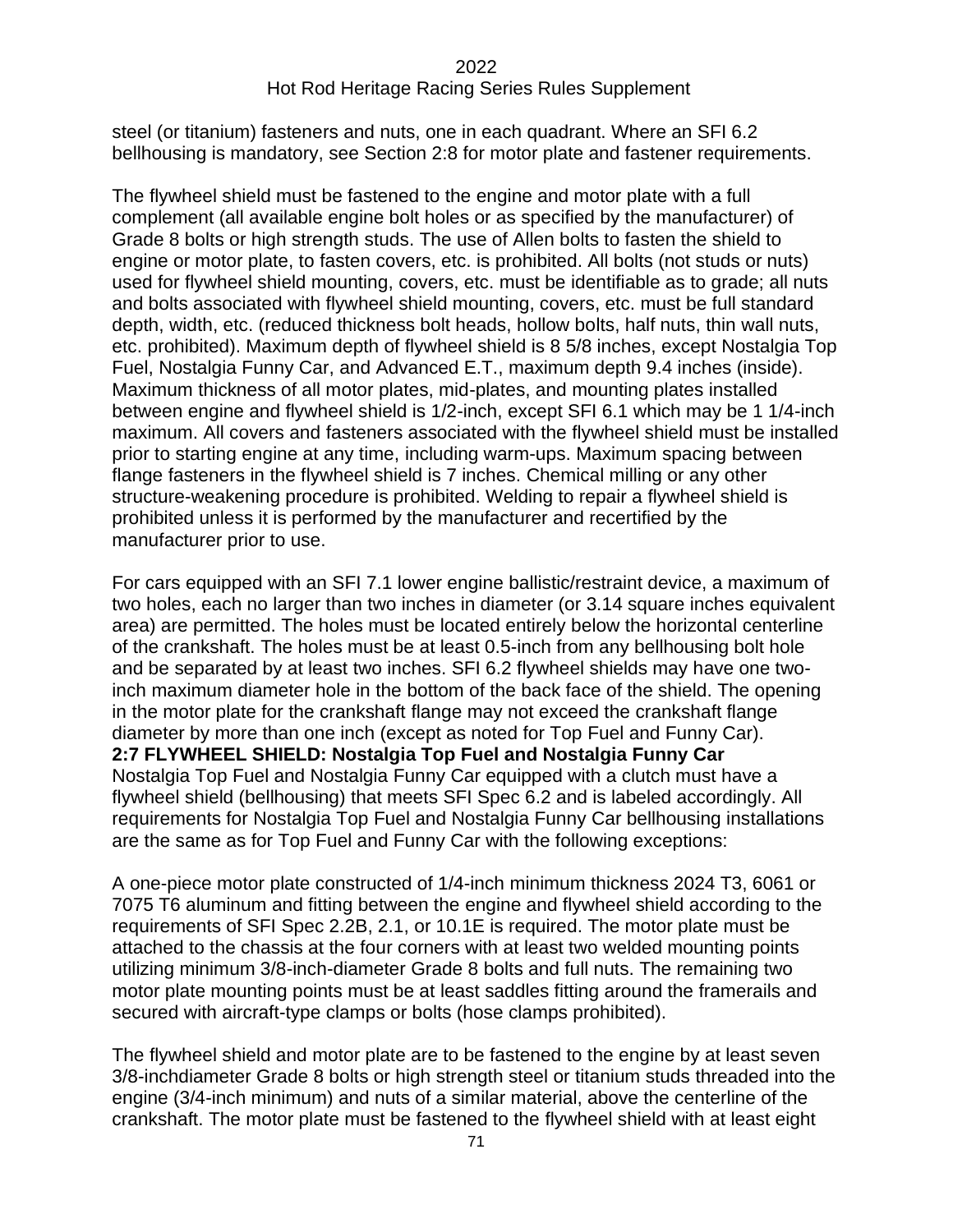steel (or titanium) fasteners and nuts, one in each quadrant. Where an SFI 6.2 bellhousing is mandatory, see Section 2:8 for motor plate and fastener requirements.

The flywheel shield must be fastened to the engine and motor plate with a full complement (all available engine bolt holes or as specified by the manufacturer) of Grade 8 bolts or high strength studs. The use of Allen bolts to fasten the shield to engine or motor plate, to fasten covers, etc. is prohibited. All bolts (not studs or nuts) used for flywheel shield mounting, covers, etc. must be identifiable as to grade; all nuts and bolts associated with flywheel shield mounting, covers, etc. must be full standard depth, width, etc. (reduced thickness bolt heads, hollow bolts, half nuts, thin wall nuts, etc. prohibited). Maximum depth of flywheel shield is 8 5/8 inches, except Nostalgia Top Fuel, Nostalgia Funny Car, and Advanced E.T., maximum depth 9.4 inches (inside). Maximum thickness of all motor plates, mid-plates, and mounting plates installed between engine and flywheel shield is 1/2-inch, except SFI 6.1 which may be 1 1/4-inch maximum. All covers and fasteners associated with the flywheel shield must be installed prior to starting engine at any time, including warm-ups. Maximum spacing between flange fasteners in the flywheel shield is 7 inches. Chemical milling or any other structure-weakening procedure is prohibited. Welding to repair a flywheel shield is prohibited unless it is performed by the manufacturer and recertified by the manufacturer prior to use.

For cars equipped with an SFI 7.1 lower engine ballistic/restraint device, a maximum of two holes, each no larger than two inches in diameter (or 3.14 square inches equivalent area) are permitted. The holes must be located entirely below the horizontal centerline of the crankshaft. The holes must be at least 0.5-inch from any bellhousing bolt hole and be separated by at least two inches. SFI 6.2 flywheel shields may have one two-inch maximum diameter hole in the bottom of the back face of the shield. The opening in the motor plate for the crankshaft flange may not exceed the crankshaft flange diameter by more than one inch (except as noted for Top Fuel and Funny Car).

**2:7 FLYWHEEL SHIELD: Nostalgia Top Fuel and Nostalgia Funny Car**

Nostalgia Top Fuel and Nostalgia Funny Car equipped with a clutch must have a flywheel shield (bellhousing) that meets SFI Spec 6.2 and is labeled accordingly. All requirements for Nostalgia Top Fuel and Nostalgia Funny Car bellhousing installations are the same as for Top Fuel and Funny Car with the following exceptions:

A one-piece motor plate constructed of 1/4-inch minimum thickness 2024 T3, 6061 or 7075 T6 aluminum and fitting between the engine and flywheel shield according to the requirements of SFI Spec 2.2B, 2.1, or 10.1E is required. The motor plate must be attached to the chassis at the four corners with at least two welded mounting points utilizing minimum 3/8-inch-diameter Grade 8 bolts and full nuts. The remaining two motor plate mounting points must be at least saddles fitting around the framerails and secured with aircraft-type clamps or bolts (hose clamps prohibited).

The flywheel shield and motor plate are to be fastened to the engine by at least seven 3/8-inchdiameter Grade 8 bolts or high strength steel or titanium studs threaded into the engine (3/4-inch minimum) and nuts of a similar material, above the centerline of the crankshaft. The motor plate must be fastened to the flywheel shield with at least eight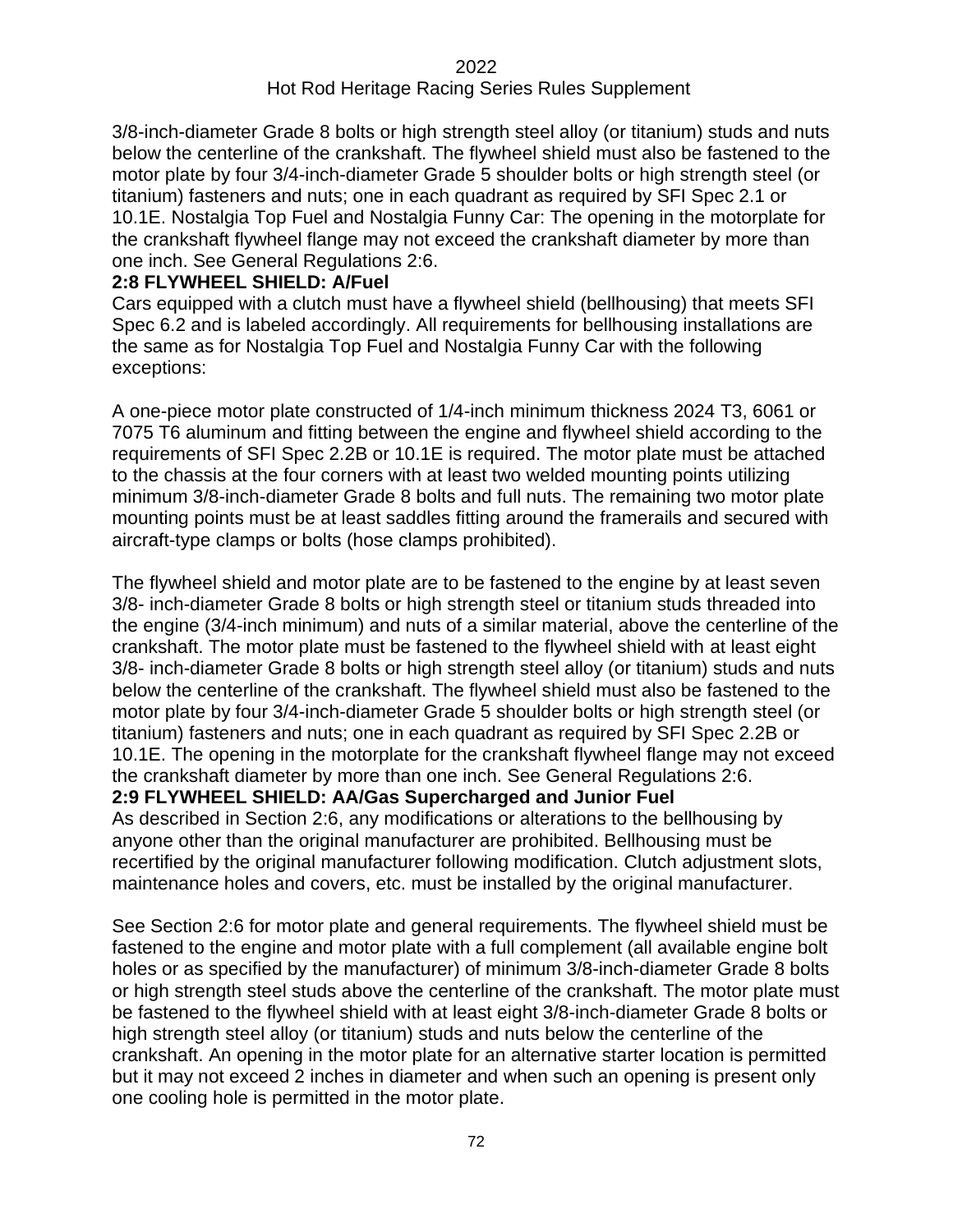3/8-inch-diameter Grade 8 bolts or high strength steel alloy (or titanium) studs and nuts below the centerline of the crankshaft. The flywheel shield must also be fastened to the motor plate by four 3/4-inch-diameter Grade 5 shoulder bolts or high strength steel (or titanium) fasteners and nuts; one in each quadrant as required by SFI Spec 2.1 or 10.1E. Nostalgia Top Fuel and Nostalgia Funny Car: The opening in the motorplate for the crankshaft flywheel flange may not exceed the crankshaft diameter by more than one inch. See General Regulations 2:6.

**2:8 FLYWHEEL SHIELD: A/Fuel**

Cars equipped with a clutch must have a flywheel shield (bellhousing) that meets SFI Spec 6.2 and is labeled accordingly. All requirements for bellhousing installations are the same as for Nostalgia Top Fuel and Nostalgia Funny Car with the following exceptions:

A one-piece motor plate constructed of 1/4-inch minimum thickness 2024 T3, 6061 or 7075 T6 aluminum and fitting between the engine and flywheel shield according to the requirements of SFI Spec 2.2B or 10.1E is required. The motor plate must be attached to the chassis at the four corners with at least two welded mounting points utilizing minimum 3/8-inch-diameter Grade 8 bolts and full nuts. The remaining two motor plate mounting points must be at least saddles fitting around the framerails and secured with aircraft-type clamps or bolts (hose clamps prohibited).

The flywheel shield and motor plate are to be fastened to the engine by at least seven 3/8- inch-diameter Grade 8 bolts or high strength steel or titanium studs threaded into the engine (3/4-inch minimum) and nuts of a similar material, above the centerline of the crankshaft. The motor plate must be fastened to the flywheel shield with at least eight 3/8- inch-diameter Grade 8 bolts or high strength steel alloy (or titanium) studs and nuts below the centerline of the crankshaft. The flywheel shield must also be fastened to the motor plate by four 3/4-inch-diameter Grade 5 shoulder bolts or high strength steel (or titanium) fasteners and nuts; one in each quadrant as required by SFI Spec 2.2B or 10.1E. The opening in the motorplate for the crankshaft flywheel flange may not exceed the crankshaft diameter by more than one inch. See General Regulations 2:6.

**2:9 FLYWHEEL SHIELD: AA/Gas Supercharged and Junior Fuel**

As described in Section 2:6, any modifications or alterations to the bellhousing by anyone other than the original manufacturer are prohibited. Bellhousing must be recertified by the original manufacturer following modification. Clutch adjustment slots, maintenance holes and covers, etc. must be installed by the original manufacturer.

See Section 2:6 for motor plate and general requirements. The flywheel shield must be fastened to the engine and motor plate with a full complement (all available engine bolt holes or as specified by the manufacturer) of minimum 3/8-inch-diameter Grade 8 bolts or high strength steel studs above the centerline of the crankshaft. The motor plate must be fastened to the flywheel shield with at least eight 3/8-inch-diameter Grade 8 bolts or high strength steel alloy (or titanium) studs and nuts below the centerline of the crankshaft. An opening in the motor plate for an alternative starter location is permitted but it may not exceed 2 inches in diameter and when such an opening is present only one cooling hole is permitted in the motor plate.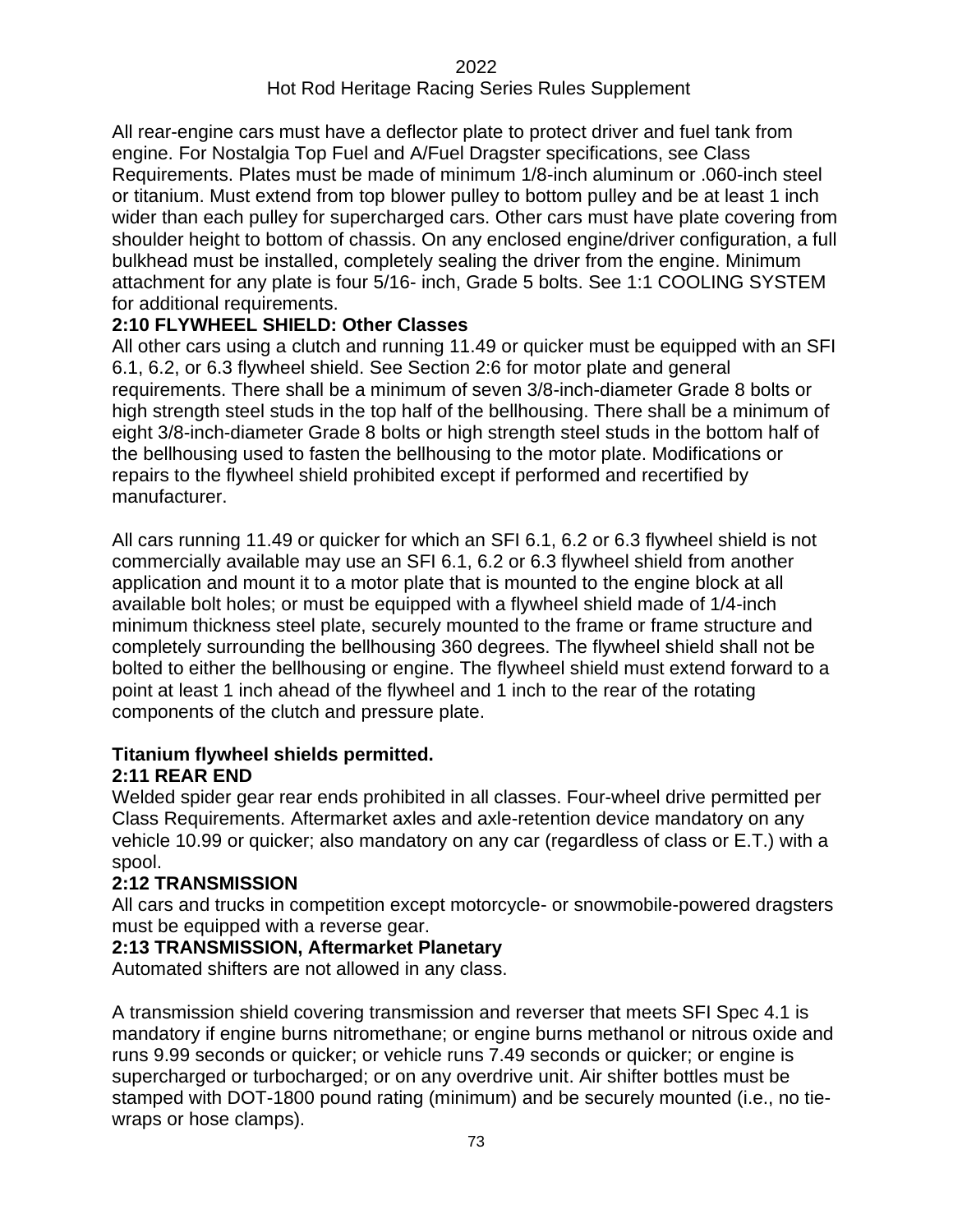All rear-engine cars must have a deflector plate to protect driver and fuel tank from engine. For Nostalgia Top Fuel and A/Fuel Dragster specifications, see Class Requirements. Plates must be made of minimum 1/8-inch aluminum or .060-inch steel or titanium. Must extend from top blower pulley to bottom pulley and be at least 1 inch wider than each pulley for supercharged cars. Other cars must have plate covering from shoulder height to bottom of chassis. On any enclosed engine/driver configuration, a full bulkhead must be installed, completely sealing the driver from the engine. Minimum attachment for any plate is four 5/16- inch, Grade 5 bolts. See 1:1 COOLING SYSTEM for additional requirements.

**2:10 FLYWHEEL SHIELD: Other Classes**

All other cars using a clutch and running 11.49 or quicker must be equipped with an SFI 6.1, 6.2, or 6.3 flywheel shield. See Section 2:6 for motor plate and general requirements. There shall be a minimum of seven 3/8-inch-diameter Grade 8 bolts or high strength steel studs in the top half of the bellhousing. There shall be a minimum of eight 3/8-inch-diameter Grade 8 bolts or high strength steel studs in the bottom half of the bellhousing used to fasten the bellhousing to the motor plate. Modifications or repairs to the flywheel shield prohibited except if performed and recertified by manufacturer.

All cars running 11.49 or quicker for which an SFI 6.1, 6.2 or 6.3 flywheel shield is not commercially available may use an SFI 6.1, 6.2 or 6.3 flywheel shield from another application and mount it to a motor plate that is mounted to the engine block at all available bolt holes; or must be equipped with a flywheel shield made of 1/4-inch minimum thickness steel plate, securely mounted to the frame or frame structure and completely surrounding the bellhousing 360 degrees. The flywheel shield shall not be bolted to either the bellhousing or engine. The flywheel shield must extend forward to a point at least 1 inch ahead of the flywheel and 1 inch to the rear of the rotating components of the clutch and pressure plate.

**Titanium flywheel shields permitted.**

**2:11 REAR END**

Welded spider gear rear ends prohibited in all classes. Four-wheel drive permitted per Class Requirements. Aftermarket axles and axle-retention device mandatory on any vehicle 10.99 or quicker; also mandatory on any car (regardless of class or E.T.) with a spool.

**2:12 TRANSMISSION**

All cars and trucks in competition except motorcycle- or snowmobile-powered dragsters must be equipped with a reverse gear.

**2:13 TRANSMISSION, Aftermarket Planetary**

Automated shifters are not allowed in any class.

A transmission shield covering transmission and reverser that meets SFI Spec 4.1 is mandatory if engine burns nitromethane; or engine burns methanol or nitrous oxide and runs 9.99 seconds or quicker; or vehicle runs 7.49 seconds or quicker; or engine is supercharged or turbocharged; or on any overdrive unit. Air shifter bottles must be stamped with DOT-1800 pound rating (minimum) and be securely mounted (i.e., no tie-wraps or hose clamps).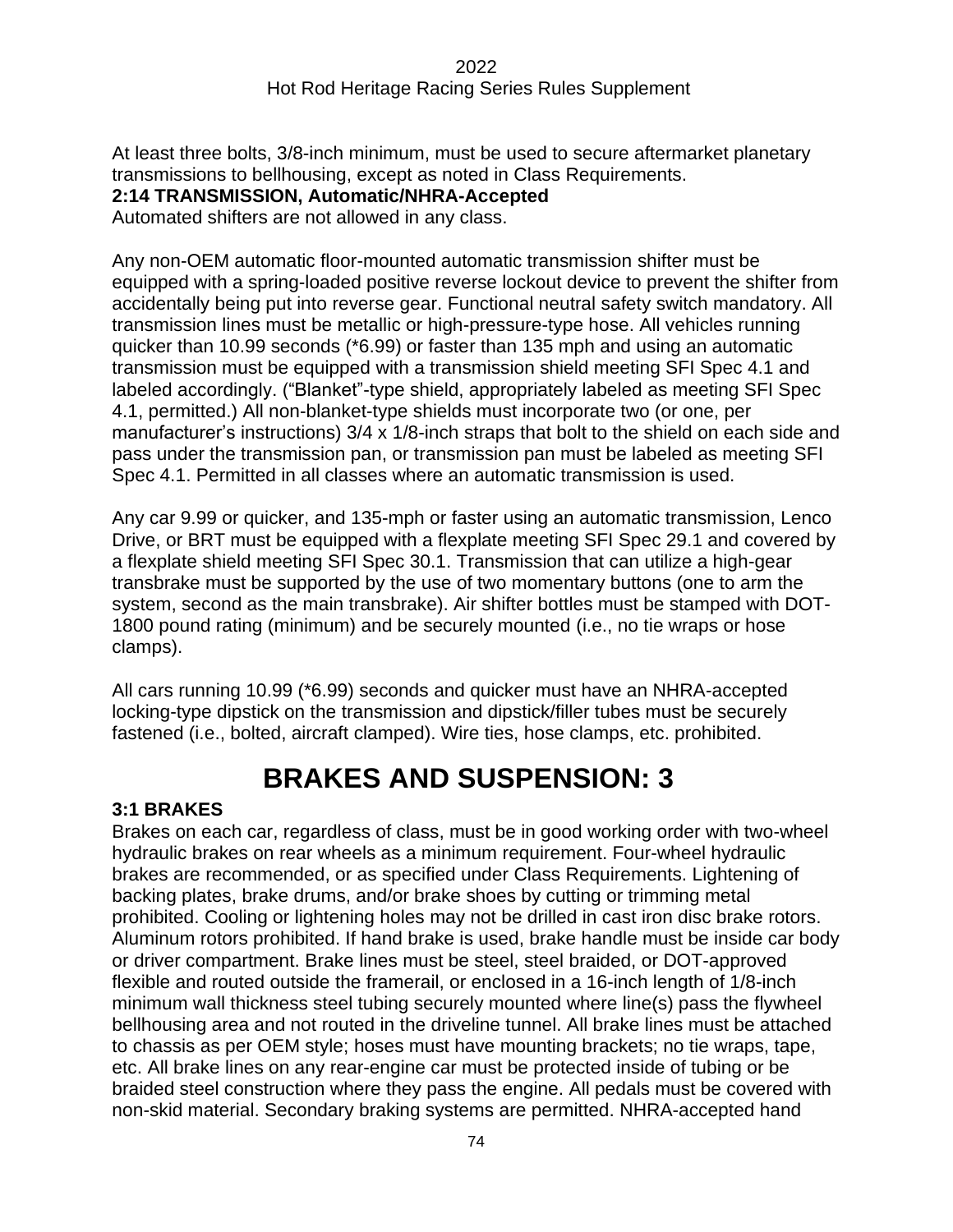At least three bolts, 3/8-inch minimum, must be used to secure aftermarket planetary transmissions to bellhousing, except as noted in Class Requirements.

**2:14 TRANSMISSION, Automatic/NHRA-Accepted**

Automated shifters are not allowed in any class.

Any non-OEM automatic floor-mounted automatic transmission shifter must be equipped with a spring-loaded positive reverse lockout device to prevent the shifter from accidentally being put into reverse gear. Functional neutral safety switch mandatory. All transmission lines must be metallic or high-pressure-type hose. All vehicles running quicker than 10.99 seconds (*6.99) or faster than 135 mph and using an automatic transmission must be equipped with a transmission shield meeting SFI Spec 4.1 and labeled accordingly. ("Blanket"-type shield, appropriately labeled as meeting SFI Spec 4.1, permitted.) All non-blanket-type shields must incorporate two (or one, per manufacturer's instructions) 3/4 x 1/8-inch straps that bolt to the shield on each side and pass under the transmission pan, or transmission pan must be labeled as meeting SFI Spec 4.1. Permitted in all classes where an automatic transmission is used.

Any car 9.99 or quicker, and 135-mph or faster using an automatic transmission, Lenco Drive, or BRT must be equipped with a flexplate meeting SFI Spec 29.1 and covered by a flexplate shield meeting SFI Spec 30.1. Transmission that can utilize a high-gear transbrake must be supported by the use of two momentary buttons (one to arm the system, second as the main transbrake). Air shifter bottles must be stamped with DOT-1800 pound rating (minimum) and be securely mounted (i.e., no tie wraps or hose clamps).

All cars running 10.99 (*6.99) seconds and quicker must have an NHRA-accepted locking-type dipstick on the transmission and dipstick/filler tubes must be securely fastened (i.e., bolted, aircraft clamped). Wire ties, hose clamps, etc. prohibited.

# BRAKES AND SUSPENSION: 3

**3:1 BRAKES**

Brakes on each car, regardless of class, must be in good working order with two-wheel hydraulic brakes on rear wheels as a minimum requirement. Four-wheel hydraulic brakes are recommended, or as specified under Class Requirements. Lightening of backing plates, brake drums, and/or brake shoes by cutting or trimming metal prohibited. Cooling or lightening holes may not be drilled in cast iron disc brake rotors. Aluminum rotors prohibited. If hand brake is used, brake handle must be inside car body or driver compartment. Brake lines must be steel, steel braided, or DOT-approved flexible and routed outside the framerail, or enclosed in a 16-inch length of 1/8-inch minimum wall thickness steel tubing securely mounted where line(s) pass the flywheel bellhousing area and not routed in the driveline tunnel. All brake lines must be attached to chassis as per OEM style; hoses must have mounting brackets; no tie wraps, tape, etc. All brake lines on any rear-engine car must be protected inside of tubing or be braided steel construction where they pass the engine. All pedals must be covered with non-skid material. Secondary braking systems are permitted. NHRA-accepted hand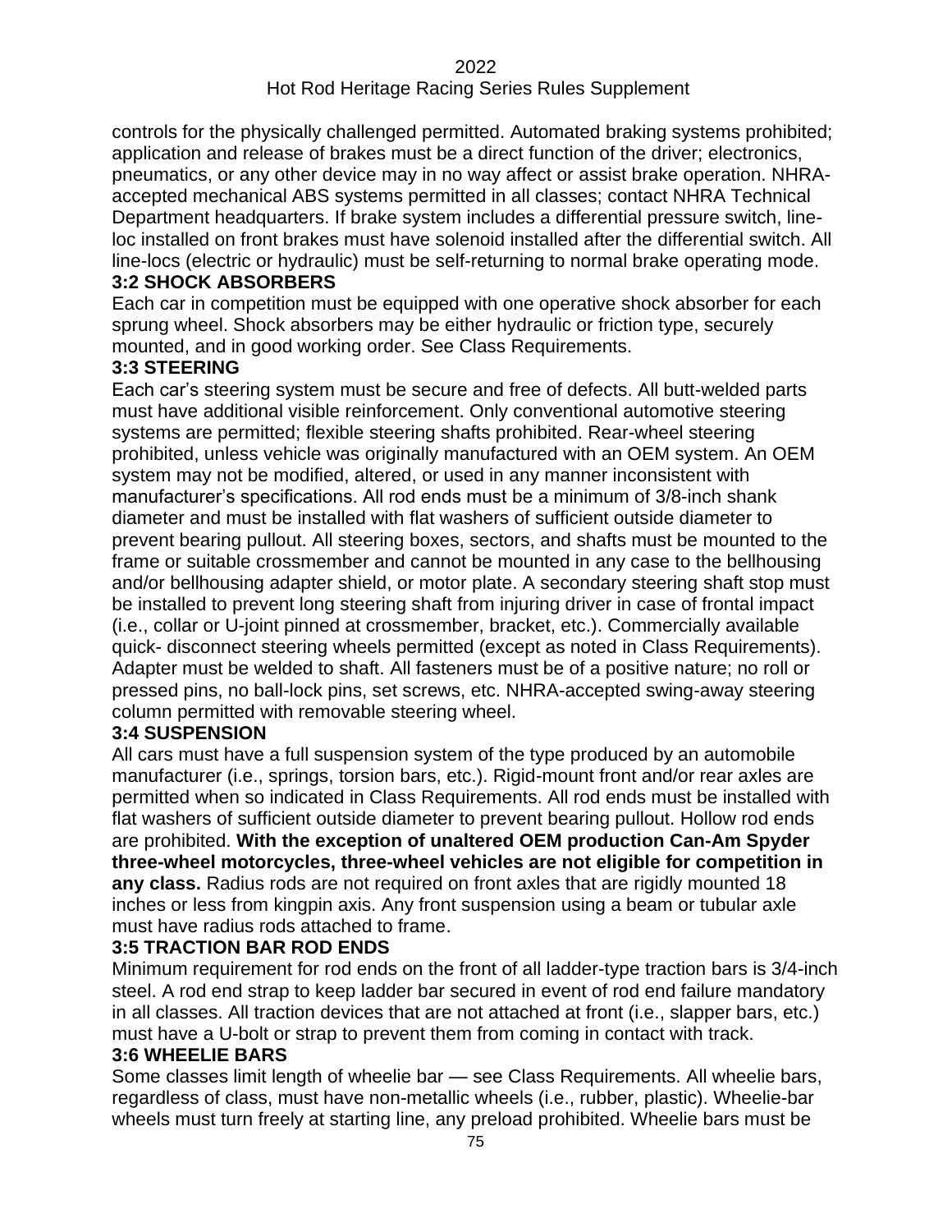controls for the physically challenged permitted. Automated braking systems prohibited; application and release of brakes must be a direct function of the driver; electronics, pneumatics, or any other device may in no way affect or assist brake operation. NHRA-accepted mechanical ABS systems permitted in all classes; contact NHRA Technical Department headquarters. If brake system includes a differential pressure switch, line-loc installed on front brakes must have solenoid installed after the differential switch. All line-locs (electric or hydraulic) must be self-returning to normal brake operating mode.

### 3:2 SHOCK ABSORBERS

Each car in competition must be equipped with one operative shock absorber for each sprung wheel. Shock absorbers may be either hydraulic or friction type, securely mounted, and in good working order. See Class Requirements.

### 3:3 STEERING

Each car's steering system must be secure and free of defects. All butt-welded parts must have additional visible reinforcement. Only conventional automotive steering systems are permitted; flexible steering shafts prohibited. Rear-wheel steering prohibited, unless vehicle was originally manufactured with an OEM system. An OEM system may not be modified, altered, or used in any manner inconsistent with manufacturer's specifications. All rod ends must be a minimum of 3/8-inch shank diameter and must be installed with flat washers of sufficient outside diameter to prevent bearing pullout. All steering boxes, sectors, and shafts must be mounted to the frame or suitable crossmember and cannot be mounted in any case to the bellhousing and/or bellhousing adapter shield, or motor plate. A secondary steering shaft stop must be installed to prevent long steering shaft from injuring driver in case of frontal impact (i.e., collar or U-joint pinned at crossmember, bracket, etc.). Commercially available quick- disconnect steering wheels permitted (except as noted in Class Requirements). Adapter must be welded to shaft. All fasteners must be of a positive nature; no roll or pressed pins, no ball-lock pins, set screws, etc. NHRA-accepted swing-away steering column permitted with removable steering wheel.

### 3:4 SUSPENSION

All cars must have a full suspension system of the type produced by an automobile manufacturer (i.e., springs, torsion bars, etc.). Rigid-mount front and/or rear axles are permitted when so indicated in Class Requirements. All rod ends must be installed with flat washers of sufficient outside diameter to prevent bearing pullout. Hollow rod ends are prohibited. **With the exception of unaltered OEM production Can-Am Spyder three-wheel motorcycles, three-wheel vehicles are not eligible for competition in any class.** Radius rods are not required on front axles that are rigidly mounted 18 inches or less from kingpin axis. Any front suspension using a beam or tubular axle must have radius rods attached to frame.

### 3:5 TRACTION BAR ROD ENDS

Minimum requirement for rod ends on the front of all ladder-type traction bars is 3/4-inch steel. A rod end strap to keep ladder bar secured in event of rod end failure mandatory in all classes. All traction devices that are not attached at front (i.e., slapper bars, etc.) must have a U-bolt or strap to prevent them from coming in contact with track.

### 3:6 WHEELIE BARS

Some classes limit length of wheelie bar — see Class Requirements. All wheelie bars, regardless of class, must have non-metallic wheels (i.e., rubber, plastic). Wheelie-bar wheels must turn freely at starting line, any preload prohibited. Wheelie bars must be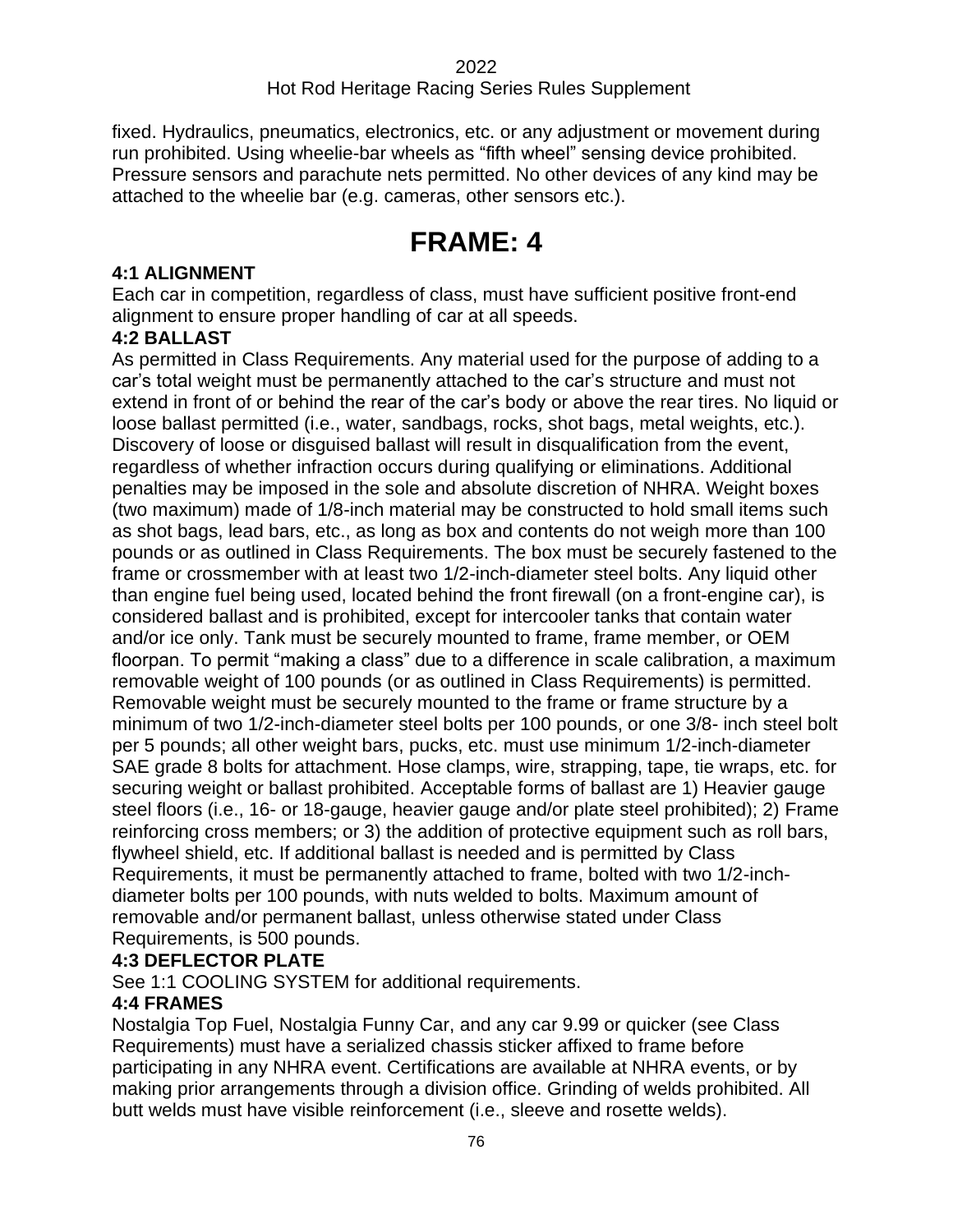fixed. Hydraulics, pneumatics, electronics, etc. or any adjustment or movement during run prohibited. Using wheelie-bar wheels as "fifth wheel" sensing device prohibited. Pressure sensors and parachute nets permitted. No other devices of any kind may be attached to the wheelie bar (e.g. cameras, other sensors etc.).

# FRAME: 4

### 4:1 ALIGNMENT

Each car in competition, regardless of class, must have sufficient positive front-end alignment to ensure proper handling of car at all speeds.

### 4:2 BALLAST

As permitted in Class Requirements. Any material used for the purpose of adding to a car's total weight must be permanently attached to the car's structure and must not extend in front of or behind the rear of the car's body or above the rear tires. No liquid or loose ballast permitted (i.e., water, sandbags, rocks, shot bags, metal weights, etc.). Discovery of loose or disguised ballast will result in disqualification from the event, regardless of whether infraction occurs during qualifying or eliminations. Additional penalties may be imposed in the sole and absolute discretion of NHRA. Weight boxes (two maximum) made of 1/8-inch material may be constructed to hold small items such as shot bags, lead bars, etc., as long as box and contents do not weigh more than 100 pounds or as outlined in Class Requirements. The box must be securely fastened to the frame or crossmember with at least two 1/2-inch-diameter steel bolts. Any liquid other than engine fuel being used, located behind the front firewall (on a front-engine car), is considered ballast and is prohibited, except for intercooler tanks that contain water and/or ice only. Tank must be securely mounted to frame, frame member, or OEM floorpan. To permit "making a class" due to a difference in scale calibration, a maximum removable weight of 100 pounds (or as outlined in Class Requirements) is permitted. Removable weight must be securely mounted to the frame or frame structure by a minimum of two 1/2-inch-diameter steel bolts per 100 pounds, or one 3/8- inch steel bolt per 5 pounds; all other weight bars, pucks, etc. must use minimum 1/2-inch-diameter SAE grade 8 bolts for attachment. Hose clamps, wire, strapping, tape, tie wraps, etc. for securing weight or ballast prohibited. Acceptable forms of ballast are 1) Heavier gauge steel floors (i.e., 16- or 18-gauge, heavier gauge and/or plate steel prohibited); 2) Frame reinforcing cross members; or 3) the addition of protective equipment such as roll bars, flywheel shield, etc. If additional ballast is needed and is permitted by Class Requirements, it must be permanently attached to frame, bolted with two 1/2-inch-diameter bolts per 100 pounds, with nuts welded to bolts. Maximum amount of removable and/or permanent ballast, unless otherwise stated under Class Requirements, is 500 pounds.

### 4:3 DEFLECTOR PLATE

See 1:1 COOLING SYSTEM for additional requirements.

### 4:4 FRAMES

Nostalgia Top Fuel, Nostalgia Funny Car, and any car 9.99 or quicker (see Class Requirements) must have a serialized chassis sticker affixed to frame before participating in any NHRA event. Certifications are available at NHRA events, or by making prior arrangements through a division office. Grinding of welds prohibited. All butt welds must have visible reinforcement (i.e., sleeve and rosette welds).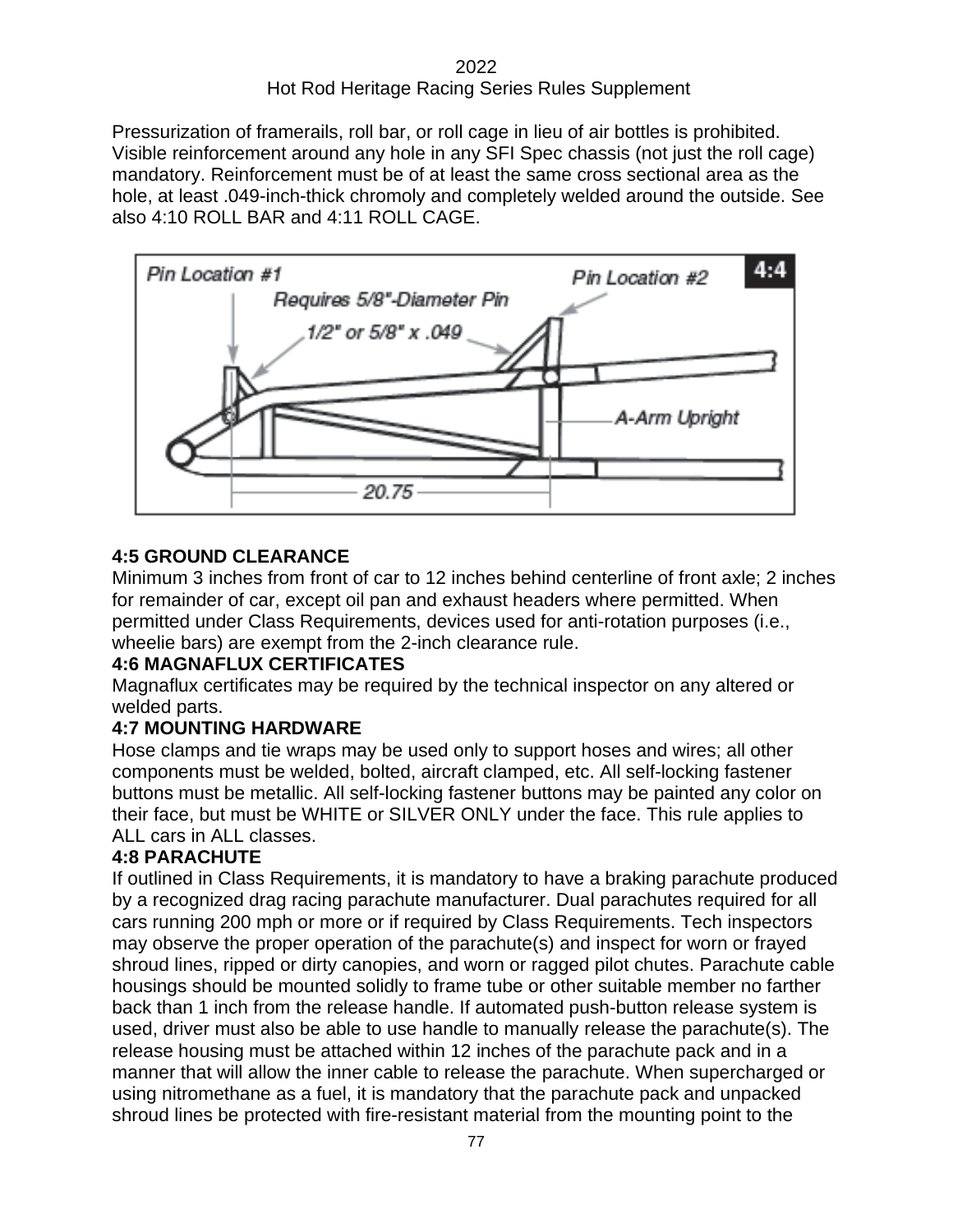Pressurization of framerails, roll bar, or roll cage in lieu of air bottles is prohibited. Visible reinforcement around any hole in any SFI Spec chassis (not just the roll cage) mandatory. Reinforcement must be of at least the same cross sectional area as the hole, at least .049-inch-thick chromoly and completely welded around the outside. See also 4:10 ROLL BAR and 4:11 ROLL CAGE.

**4:5 GROUND CLEARANCE**

Minimum 3 inches from front of car to 12 inches behind centerline of front axle; 2 inches for remainder of car, except oil pan and exhaust headers where permitted. When permitted under Class Requirements, devices used for anti-rotation purposes (i.e., wheelie bars) are exempt from the 2-inch clearance rule.

**4:6 MAGNAFLUX CERTIFICATES**

Magnaflux certificates may be required by the technical inspector on any altered or welded parts.

**4:7 MOUNTING HARDWARE**

Hose clamps and tie wraps may be used only to support hoses and wires; all other components must be welded, bolted, aircraft clamped, etc. All self-locking fastener buttons must be metallic. All self-locking fastener buttons may be painted any color on their face, but must be WHITE or SILVER ONLY under the face. This rule applies to ALL cars in ALL classes.

**4:8 PARACHUTE**

If outlined in Class Requirements, it is mandatory to have a braking parachute produced by a recognized drag racing parachute manufacturer. Dual parachutes required for all cars running 200 mph or more or if required by Class Requirements. Tech inspectors may observe the proper operation of the parachute(s) and inspect for worn or frayed shroud lines, ripped or dirty canopies, and worn or ragged pilot chutes. Parachute cable housings should be mounted solidly to frame tube or other suitable member no farther back than 1 inch from the release handle. If automated push-button release system is used, driver must also be able to use handle to manually release the parachute(s). The release housing must be attached within 12 inches of the parachute pack and in a manner that will allow the inner cable to release the parachute. When supercharged or using nitromethane as a fuel, it is mandatory that the parachute pack and unpacked shroud lines be protected with fire-resistant material from the mounting point to the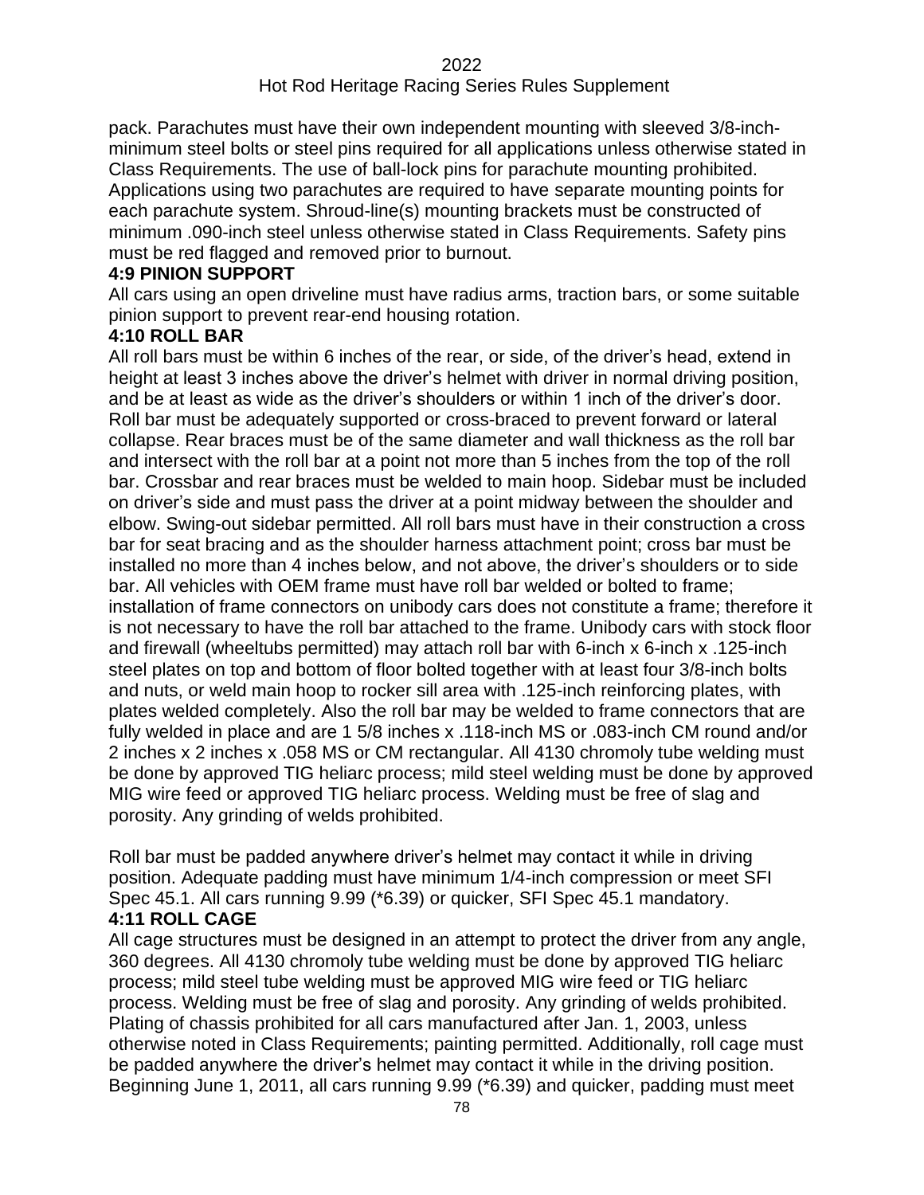pack. Parachutes must have their own independent mounting with sleeved 3/8-inch-minimum steel bolts or steel pins required for all applications unless otherwise stated in Class Requirements. The use of ball-lock pins for parachute mounting prohibited. Applications using two parachutes are required to have separate mounting points for each parachute system. Shroud-line(s) mounting brackets must be constructed of minimum .090-inch steel unless otherwise stated in Class Requirements. Safety pins must be red flagged and removed prior to burnout.

**4:9 PINION SUPPORT**

All cars using an open driveline must have radius arms, traction bars, or some suitable pinion support to prevent rear-end housing rotation.

**4:10 ROLL BAR**

All roll bars must be within 6 inches of the rear, or side, of the driver's head, extend in height at least 3 inches above the driver's helmet with driver in normal driving position, and be at least as wide as the driver's shoulders or within 1 inch of the driver's door. Roll bar must be adequately supported or cross-braced to prevent forward or lateral collapse. Rear braces must be of the same diameter and wall thickness as the roll bar and intersect with the roll bar at a point not more than 5 inches from the top of the roll bar. Crossbar and rear braces must be welded to main hoop. Sidebar must be included on driver's side and must pass the driver at a point midway between the shoulder and elbow. Swing-out sidebar permitted. All roll bars must have in their construction a cross bar for seat bracing and as the shoulder harness attachment point; cross bar must be installed no more than 4 inches below, and not above, the driver's shoulders or to side bar. All vehicles with OEM frame must have roll bar welded or bolted to frame; installation of frame connectors on unibody cars does not constitute a frame; therefore it is not necessary to have the roll bar attached to the frame. Unibody cars with stock floor and firewall (wheeltubs permitted) may attach roll bar with 6-inch x 6-inch x .125-inch steel plates on top and bottom of floor bolted together with at least four 3/8-inch bolts and nuts, or weld main hoop to rocker sill area with .125-inch reinforcing plates, with plates welded completely. Also the roll bar may be welded to frame connectors that are fully welded in place and are 1 5/8 inches x .118-inch MS or .083-inch CM round and/or 2 inches x 2 inches x .058 MS or CM rectangular. All 4130 chromoly tube welding must be done by approved TIG heliarc process; mild steel welding must be done by approved MIG wire feed or approved TIG heliarc process. Welding must be free of slag and porosity. Any grinding of welds prohibited.

Roll bar must be padded anywhere driver's helmet may contact it while in driving position. Adequate padding must have minimum 1/4-inch compression or meet SFI Spec 45.1. All cars running 9.99 (*6.39) or quicker, SFI Spec 45.1 mandatory.

**4:11 ROLL CAGE**

All cage structures must be designed in an attempt to protect the driver from any angle, 360 degrees. All 4130 chromoly tube welding must be done by approved TIG heliarc process; mild steel tube welding must be approved MIG wire feed or TIG heliarc process. Welding must be free of slag and porosity. Any grinding of welds prohibited. Plating of chassis prohibited for all cars manufactured after Jan. 1, 2003, unless otherwise noted in Class Requirements; painting permitted. Additionally, roll cage must be padded anywhere the driver's helmet may contact it while in the driving position. Beginning June 1, 2011, all cars running 9.99 (*6.39) and quicker, padding must meet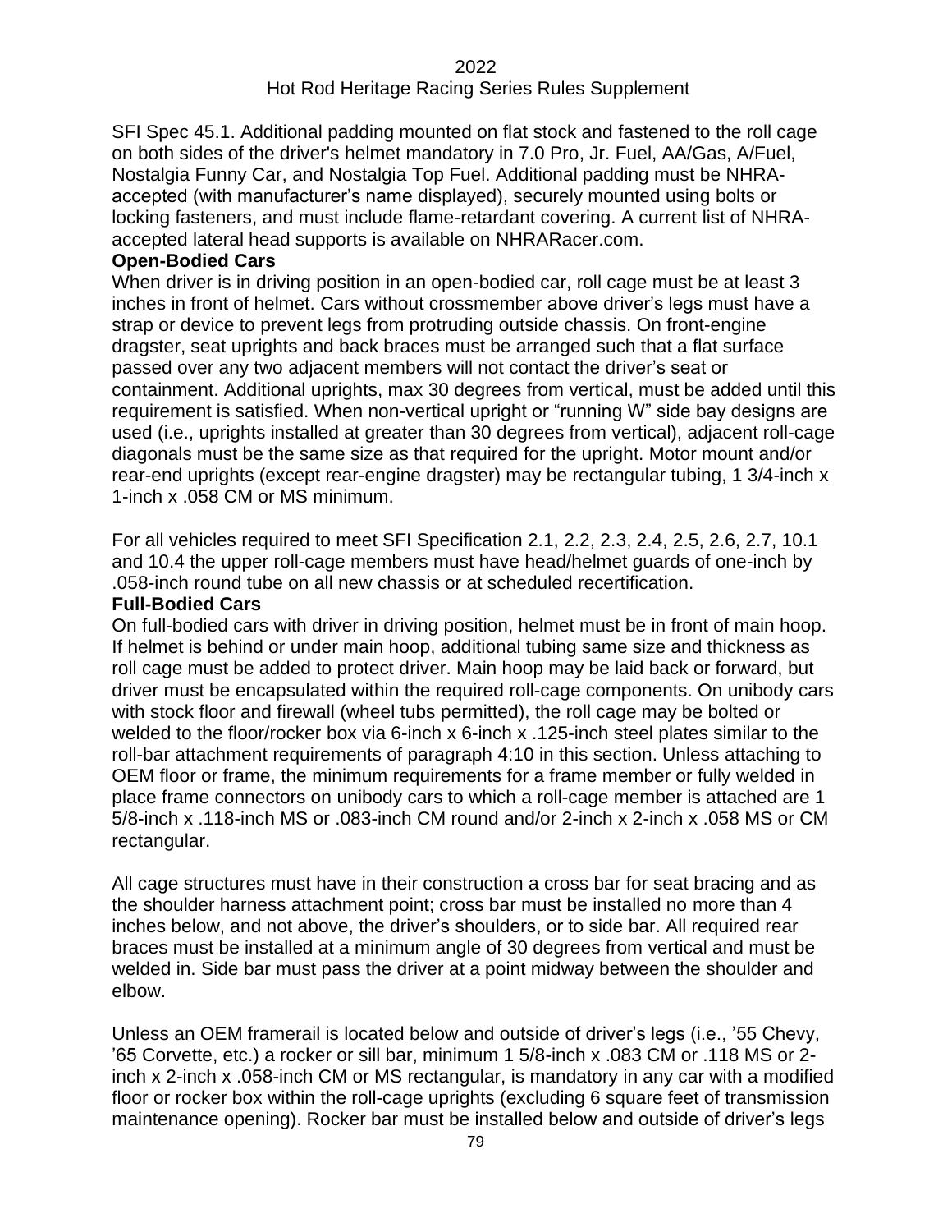SFI Spec 45.1. Additional padding mounted on flat stock and fastened to the roll cage on both sides of the driver's helmet mandatory in 7.0 Pro, Jr. Fuel, AA/Gas, A/Fuel, Nostalgia Funny Car, and Nostalgia Top Fuel. Additional padding must be NHRA-accepted (with manufacturer's name displayed), securely mounted using bolts or locking fasteners, and must include flame-retardant covering. A current list of NHRA-accepted lateral head supports is available on NHRARacer.com.

**Open-Bodied Cars**

When driver is in driving position in an open-bodied car, roll cage must be at least 3 inches in front of helmet. Cars without crossmember above driver's legs must have a strap or device to prevent legs from protruding outside chassis. On front-engine dragster, seat uprights and back braces must be arranged such that a flat surface passed over any two adjacent members will not contact the driver's seat or containment. Additional uprights, max 30 degrees from vertical, must be added until this requirement is satisfied. When non-vertical upright or "running W" side bay designs are used (i.e., uprights installed at greater than 30 degrees from vertical), adjacent roll-cage diagonals must be the same size as that required for the upright. Motor mount and/or rear-end uprights (except rear-engine dragster) may be rectangular tubing, 1 3/4-inch x 1-inch x .058 CM or MS minimum.

For all vehicles required to meet SFI Specification 2.1, 2.2, 2.3, 2.4, 2.5, 2.6, 2.7, 10.1 and 10.4 the upper roll-cage members must have head/helmet guards of one-inch by .058-inch round tube on all new chassis or at scheduled recertification.

**Full-Bodied Cars**

On full-bodied cars with driver in driving position, helmet must be in front of main hoop. If helmet is behind or under main hoop, additional tubing same size and thickness as roll cage must be added to protect driver. Main hoop may be laid back or forward, but driver must be encapsulated within the required roll-cage components. On unibody cars with stock floor and firewall (wheel tubs permitted), the roll cage may be bolted or welded to the floor/rocker box via 6-inch x 6-inch x .125-inch steel plates similar to the roll-bar attachment requirements of paragraph 4:10 in this section. Unless attaching to OEM floor or frame, the minimum requirements for a frame member or fully welded in place frame connectors on unibody cars to which a roll-cage member is attached are 1 5/8-inch x .118-inch MS or .083-inch CM round and/or 2-inch x 2-inch x .058 MS or CM rectangular.

All cage structures must have in their construction a cross bar for seat bracing and as the shoulder harness attachment point; cross bar must be installed no more than 4 inches below, and not above, the driver's shoulders, or to side bar. All required rear braces must be installed at a minimum angle of 30 degrees from vertical and must be welded in. Side bar must pass the driver at a point midway between the shoulder and elbow.

Unless an OEM framerail is located below and outside of driver's legs (i.e., '55 Chevy, '65 Corvette, etc.) a rocker or sill bar, minimum 1 5/8-inch x .083 CM or .118 MS or 2-inch x 2-inch x .058-inch CM or MS rectangular, is mandatory in any car with a modified floor or rocker box within the roll-cage uprights (excluding 6 square feet of transmission maintenance opening). Rocker bar must be installed below and outside of driver's legs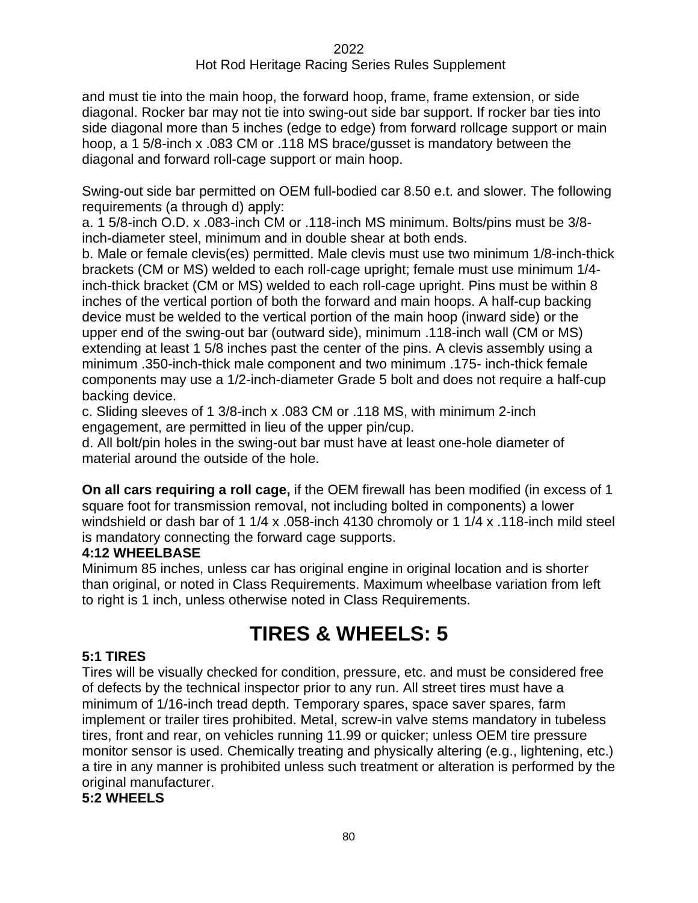and must tie into the main hoop, the forward hoop, frame, frame extension, or side diagonal. Rocker bar may not tie into swing-out side bar support. If rocker bar ties into side diagonal more than 5 inches (edge to edge) from forward rollcage support or main hoop, a 1 5/8-inch x .083 CM or .118 MS brace/gusset is mandatory between the diagonal and forward roll-cage support or main hoop.

Swing-out side bar permitted on OEM full-bodied car 8.50 e.t. and slower. The following requirements (a through d) apply:
a. 1 5/8-inch O.D. x .083-inch CM or .118-inch MS minimum. Bolts/pins must be 3/8-inch-diameter steel, minimum and in double shear at both ends.
b. Male or female clevis(es) permitted. Male clevis must use two minimum 1/8-inch-thick brackets (CM or MS) welded to each roll-cage upright; female must use minimum 1/4-inch-thick bracket (CM or MS) welded to each roll-cage upright. Pins must be within 8 inches of the vertical portion of both the forward and main hoops. A half-cup backing device must be welded to the vertical portion of the main hoop (inward side) or the upper end of the swing-out bar (outward side), minimum .118-inch wall (CM or MS) extending at least 1 5/8 inches past the center of the pins. A clevis assembly using a minimum .350-inch-thick male component and two minimum .175- inch-thick female components may use a 1/2-inch-diameter Grade 5 bolt and does not require a half-cup backing device.
c. Sliding sleeves of 1 3/8-inch x .083 CM or .118 MS, with minimum 2-inch engagement, are permitted in lieu of the upper pin/cup.
d. All bolt/pin holes in the swing-out bar must have at least one-hole diameter of material around the outside of the hole.

**On all cars requiring a roll cage,** if the OEM firewall has been modified (in excess of 1 square foot for transmission removal, not including bolted in components) a lower windshield or dash bar of 1 1/4 x .058-inch 4130 chromoly or 1 1/4 x .118-inch mild steel is mandatory connecting the forward cage supports.

**4:12 WHEELBASE**

Minimum 85 inches, unless car has original engine in original location and is shorter than original, or noted in Class Requirements. Maximum wheelbase variation from left to right is 1 inch, unless otherwise noted in Class Requirements.

# TIRES & WHEELS: 5

**5:1 TIRES**

Tires will be visually checked for condition, pressure, etc. and must be considered free of defects by the technical inspector prior to any run. All street tires must have a minimum of 1/16-inch tread depth. Temporary spares, space saver spares, farm implement or trailer tires prohibited. Metal, screw-in valve stems mandatory in tubeless tires, front and rear, on vehicles running 11.99 or quicker; unless OEM tire pressure monitor sensor is used. Chemically treating and physically altering (e.g., lightening, etc.) a tire in any manner is prohibited unless such treatment or alteration is performed by the original manufacturer.

**5:2 WHEELS**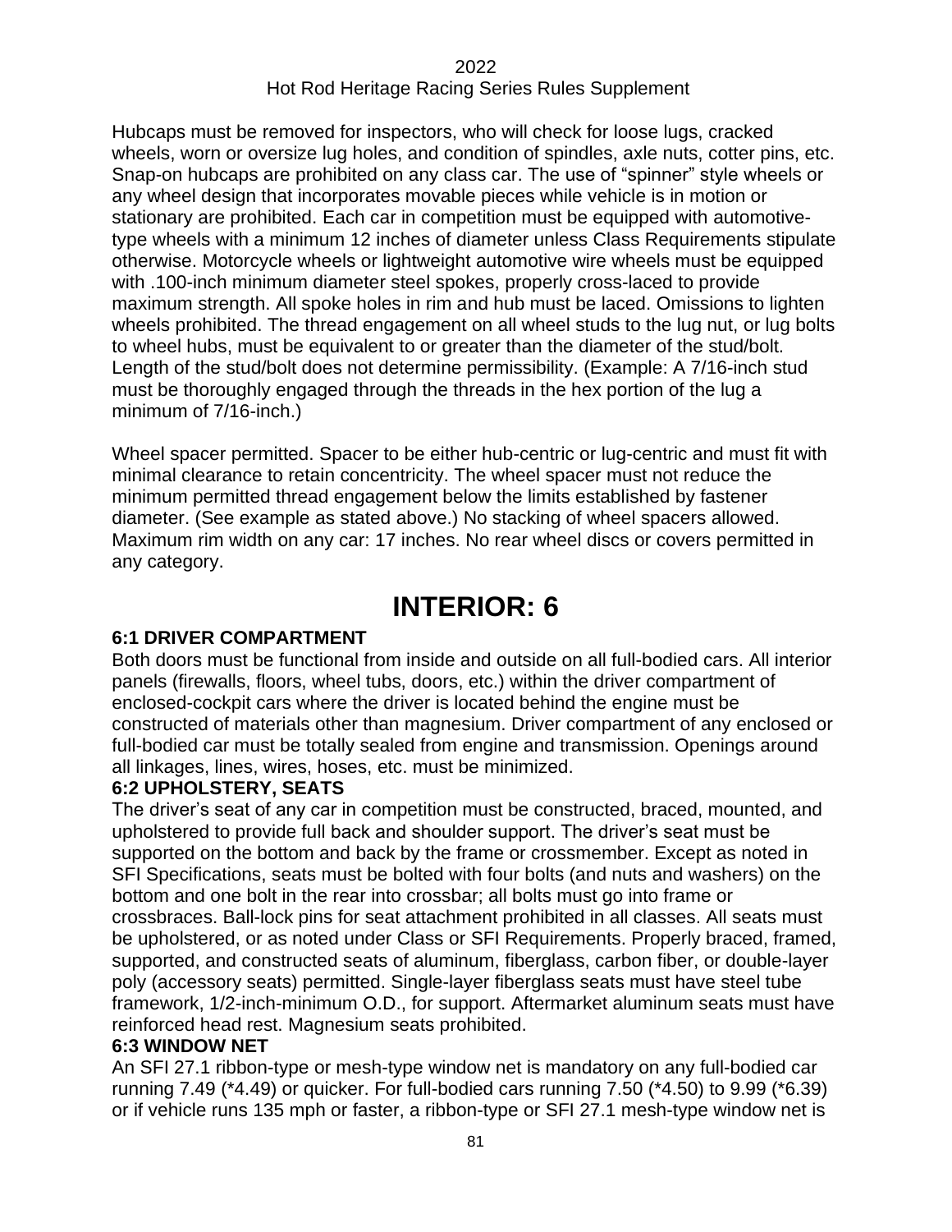Hubcaps must be removed for inspectors, who will check for loose lugs, cracked wheels, worn or oversize lug holes, and condition of spindles, axle nuts, cotter pins, etc. Snap-on hubcaps are prohibited on any class car. The use of "spinner" style wheels or any wheel design that incorporates movable pieces while vehicle is in motion or stationary are prohibited. Each car in competition must be equipped with automotive-type wheels with a minimum 12 inches of diameter unless Class Requirements stipulate otherwise. Motorcycle wheels or lightweight automotive wire wheels must be equipped with .100-inch minimum diameter steel spokes, properly cross-laced to provide maximum strength. All spoke holes in rim and hub must be laced. Omissions to lighten wheels prohibited. The thread engagement on all wheel studs to the lug nut, or lug bolts to wheel hubs, must be equivalent to or greater than the diameter of the stud/bolt. Length of the stud/bolt does not determine permissibility. (Example: A 7/16-inch stud must be thoroughly engaged through the threads in the hex portion of the lug a minimum of 7/16-inch.)

Wheel spacer permitted. Spacer to be either hub-centric or lug-centric and must fit with minimal clearance to retain concentricity. The wheel spacer must not reduce the minimum permitted thread engagement below the limits established by fastener diameter. (See example as stated above.) No stacking of wheel spacers allowed. Maximum rim width on any car: 17 inches. No rear wheel discs or covers permitted in any category.

# INTERIOR: 6

### 6:1 DRIVER COMPARTMENT

Both doors must be functional from inside and outside on all full-bodied cars. All interior panels (firewalls, floors, wheel tubs, doors, etc.) within the driver compartment of enclosed-cockpit cars where the driver is located behind the engine must be constructed of materials other than magnesium. Driver compartment of any enclosed or full-bodied car must be totally sealed from engine and transmission. Openings around all linkages, lines, wires, hoses, etc. must be minimized.

### 6:2 UPHOLSTERY, SEATS

The driver's seat of any car in competition must be constructed, braced, mounted, and upholstered to provide full back and shoulder support. The driver's seat must be supported on the bottom and back by the frame or crossmember. Except as noted in SFI Specifications, seats must be bolted with four bolts (and nuts and washers) on the bottom and one bolt in the rear into crossbar; all bolts must go into frame or crossbraces. Ball-lock pins for seat attachment prohibited in all classes. All seats must be upholstered, or as noted under Class or SFI Requirements. Properly braced, framed, supported, and constructed seats of aluminum, fiberglass, carbon fiber, or double-layer poly (accessory seats) permitted. Single-layer fiberglass seats must have steel tube framework, 1/2-inch-minimum O.D., for support. Aftermarket aluminum seats must have reinforced head rest. Magnesium seats prohibited.

### 6:3 WINDOW NET

An SFI 27.1 ribbon-type or mesh-type window net is mandatory on any full-bodied car running 7.49 (*4.49) or quicker. For full-bodied cars running 7.50 (*4.50) to 9.99 (*6.39) or if vehicle runs 135 mph or faster, a ribbon-type or SFI 27.1 mesh-type window net is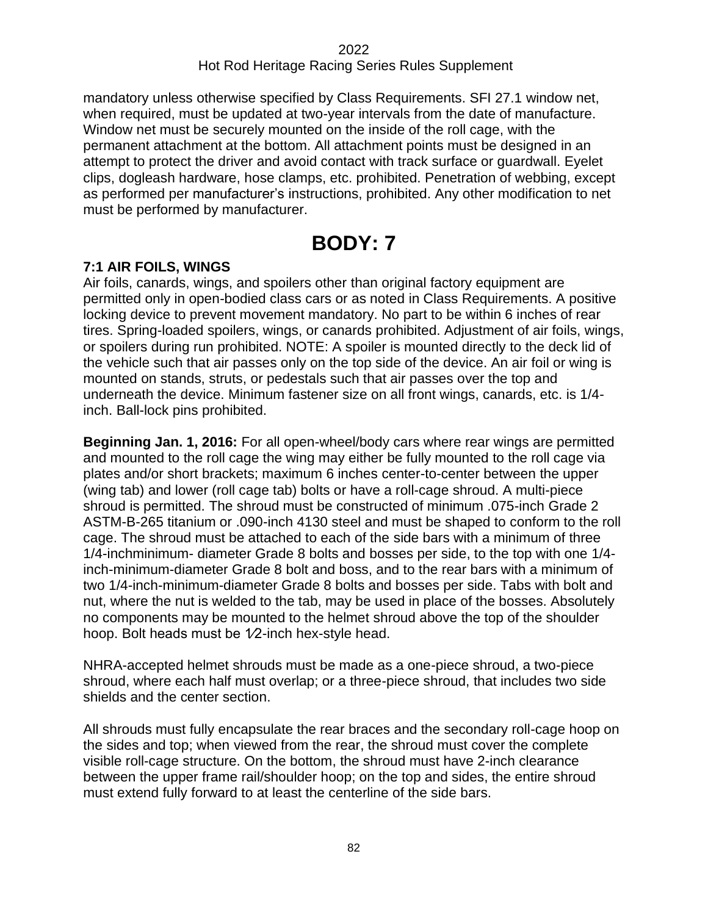mandatory unless otherwise specified by Class Requirements. SFI 27.1 window net, when required, must be updated at two-year intervals from the date of manufacture. Window net must be securely mounted on the inside of the roll cage, with the permanent attachment at the bottom. All attachment points must be designed in an attempt to protect the driver and avoid contact with track surface or guardwall. Eyelet clips, dogleash hardware, hose clamps, etc. prohibited. Penetration of webbing, except as performed per manufacturer's instructions, prohibited. Any other modification to net must be performed by manufacturer.

# BODY: 7

### 7:1 AIR FOILS, WINGS

Air foils, canards, wings, and spoilers other than original factory equipment are permitted only in open-bodied class cars or as noted in Class Requirements. A positive locking device to prevent movement mandatory. No part to be within 6 inches of rear tires. Spring-loaded spoilers, wings, or canards prohibited. Adjustment of air foils, wings, or spoilers during run prohibited. NOTE: A spoiler is mounted directly to the deck lid of the vehicle such that air passes only on the top side of the device. An air foil or wing is mounted on stands, struts, or pedestals such that air passes over the top and underneath the device. Minimum fastener size on all front wings, canards, etc. is 1/4-inch. Ball-lock pins prohibited.

**Beginning Jan. 1, 2016:** For all open-wheel/body cars where rear wings are permitted and mounted to the roll cage the wing may either be fully mounted to the roll cage via plates and/or short brackets; maximum 6 inches center-to-center between the upper (wing tab) and lower (roll cage tab) bolts or have a roll-cage shroud. A multi-piece shroud is permitted. The shroud must be constructed of minimum .075-inch Grade 2 ASTM-B-265 titanium or .090-inch 4130 steel and must be shaped to conform to the roll cage. The shroud must be attached to each of the side bars with a minimum of three 1/4-inchminimum- diameter Grade 8 bolts and bosses per side, to the top with one 1/4-inch-minimum-diameter Grade 8 bolt and boss, and to the rear bars with a minimum of two 1/4-inch-minimum-diameter Grade 8 bolts and bosses per side. Tabs with bolt and nut, where the nut is welded to the tab, may be used in place of the bosses. Absolutely no components may be mounted to the helmet shroud above the top of the shoulder hoop. Bolt heads must be 1⁄2-inch hex-style head.

NHRA-accepted helmet shrouds must be made as a one-piece shroud, a two-piece shroud, where each half must overlap; or a three-piece shroud, that includes two side shields and the center section.

All shrouds must fully encapsulate the rear braces and the secondary roll-cage hoop on the sides and top; when viewed from the rear, the shroud must cover the complete visible roll-cage structure. On the bottom, the shroud must have 2-inch clearance between the upper frame rail/shoulder hoop; on the top and sides, the entire shroud must extend fully forward to at least the centerline of the side bars.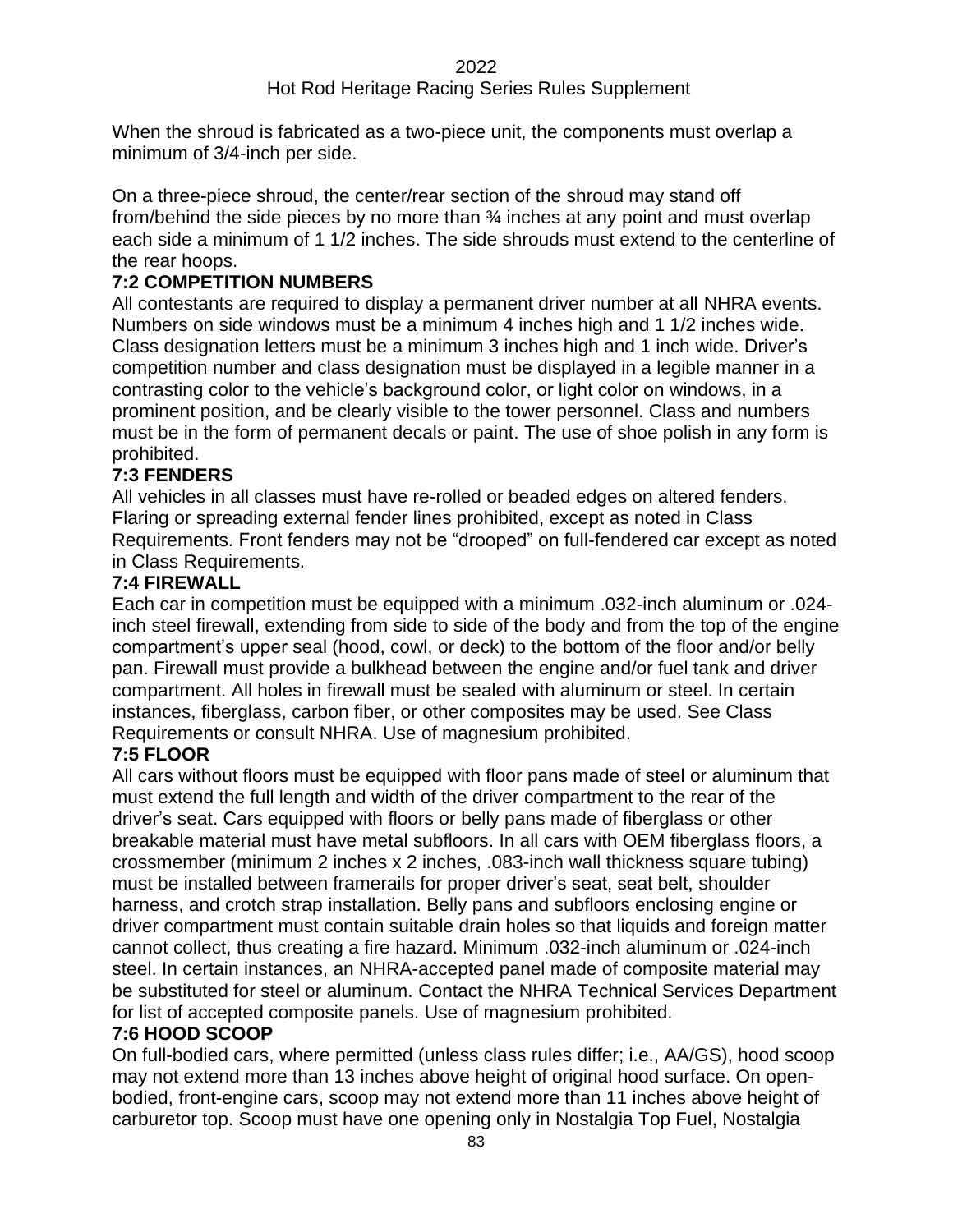When the shroud is fabricated as a two-piece unit, the components must overlap a minimum of 3/4-inch per side.

On a three-piece shroud, the center/rear section of the shroud may stand off from/behind the side pieces by no more than ¾ inches at any point and must overlap each side a minimum of 1 1/2 inches. The side shrouds must extend to the centerline of the rear hoops.

### 7:2 COMPETITION NUMBERS

All contestants are required to display a permanent driver number at all NHRA events. Numbers on side windows must be a minimum 4 inches high and 1 1/2 inches wide. Class designation letters must be a minimum 3 inches high and 1 inch wide. Driver's competition number and class designation must be displayed in a legible manner in a contrasting color to the vehicle's background color, or light color on windows, in a prominent position, and be clearly visible to the tower personnel. Class and numbers must be in the form of permanent decals or paint. The use of shoe polish in any form is prohibited.

### 7:3 FENDERS

All vehicles in all classes must have re-rolled or beaded edges on altered fenders. Flaring or spreading external fender lines prohibited, except as noted in Class Requirements. Front fenders may not be "drooped" on full-fendered car except as noted in Class Requirements.

### 7:4 FIREWALL

Each car in competition must be equipped with a minimum .032-inch aluminum or .024-inch steel firewall, extending from side to side of the body and from the top of the engine compartment's upper seal (hood, cowl, or deck) to the bottom of the floor and/or belly pan. Firewall must provide a bulkhead between the engine and/or fuel tank and driver compartment. All holes in firewall must be sealed with aluminum or steel. In certain instances, fiberglass, carbon fiber, or other composites may be used. See Class Requirements or consult NHRA. Use of magnesium prohibited.

### 7:5 FLOOR

All cars without floors must be equipped with floor pans made of steel or aluminum that must extend the full length and width of the driver compartment to the rear of the driver's seat. Cars equipped with floors or belly pans made of fiberglass or other breakable material must have metal subfloors. In all cars with OEM fiberglass floors, a crossmember (minimum 2 inches x 2 inches, .083-inch wall thickness square tubing) must be installed between framerails for proper driver's seat, seat belt, shoulder harness, and crotch strap installation. Belly pans and subfloors enclosing engine or driver compartment must contain suitable drain holes so that liquids and foreign matter cannot collect, thus creating a fire hazard. Minimum .032-inch aluminum or .024-inch steel. In certain instances, an NHRA-accepted panel made of composite material may be substituted for steel or aluminum. Contact the NHRA Technical Services Department for list of accepted composite panels. Use of magnesium prohibited.

### 7:6 HOOD SCOOP

On full-bodied cars, where permitted (unless class rules differ; i.e., AA/GS), hood scoop may not extend more than 13 inches above height of original hood surface. On open-bodied, front-engine cars, scoop may not extend more than 11 inches above height of carburetor top. Scoop must have one opening only in Nostalgia Top Fuel, Nostalgia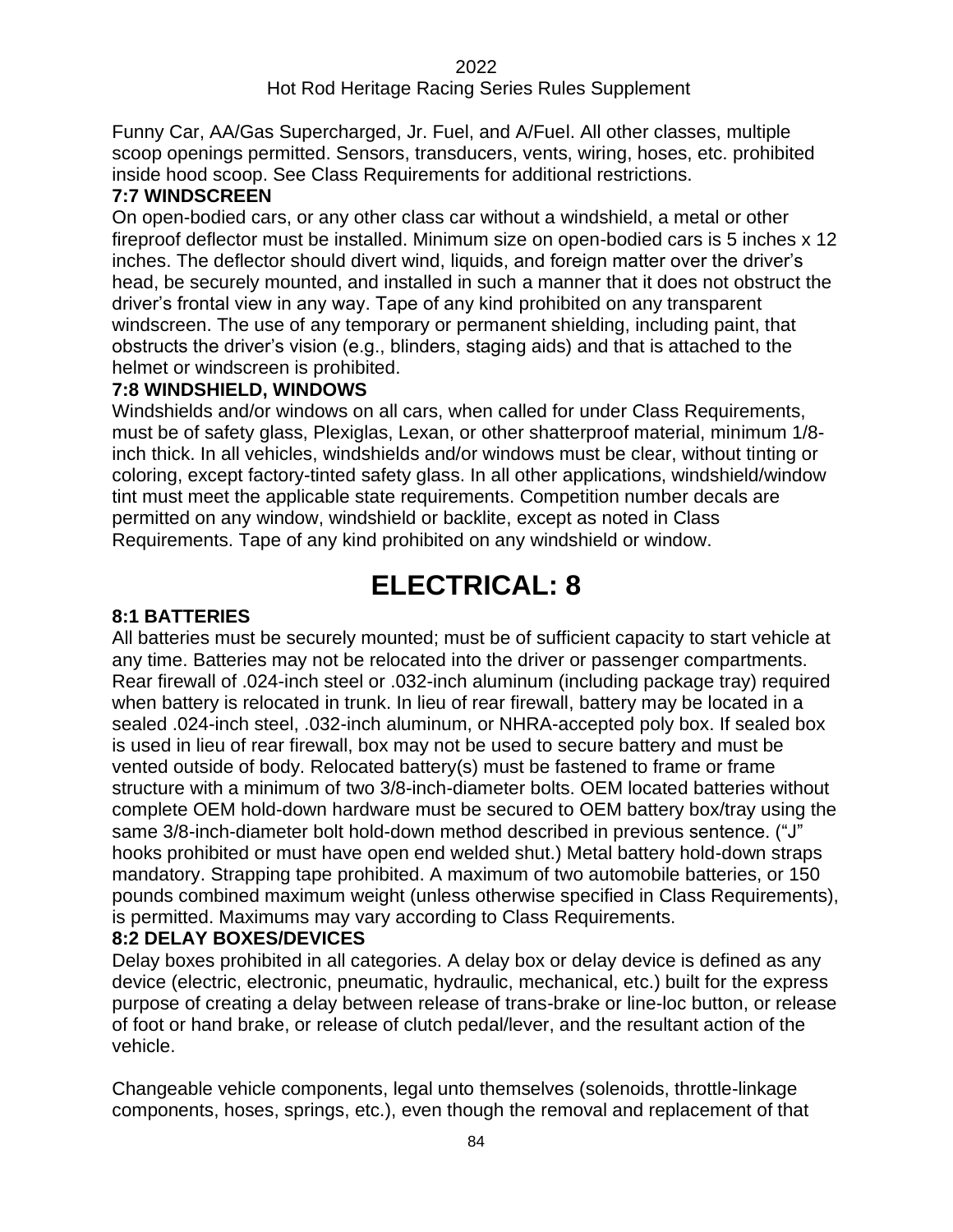Funny Car, AA/Gas Supercharged, Jr. Fuel, and A/Fuel. All other classes, multiple scoop openings permitted. Sensors, transducers, vents, wiring, hoses, etc. prohibited inside hood scoop. See Class Requirements for additional restrictions.

### 7:7 WINDSCREEN

On open-bodied cars, or any other class car without a windshield, a metal or other fireproof deflector must be installed. Minimum size on open-bodied cars is 5 inches x 12 inches. The deflector should divert wind, liquids, and foreign matter over the driver's head, be securely mounted, and installed in such a manner that it does not obstruct the driver's frontal view in any way. Tape of any kind prohibited on any transparent windscreen. The use of any temporary or permanent shielding, including paint, that obstructs the driver's vision (e.g., blinders, staging aids) and that is attached to the helmet or windscreen is prohibited.

### 7:8 WINDSHIELD, WINDOWS

Windshields and/or windows on all cars, when called for under Class Requirements, must be of safety glass, Plexiglas, Lexan, or other shatterproof material, minimum 1/8-inch thick. In all vehicles, windshields and/or windows must be clear, without tinting or coloring, except factory-tinted safety glass. In all other applications, windshield/window tint must meet the applicable state requirements. Competition number decals are permitted on any window, windshield or backlite, except as noted in Class Requirements. Tape of any kind prohibited on any windshield or window.

# ELECTRICAL: 8

### 8:1 BATTERIES

All batteries must be securely mounted; must be of sufficient capacity to start vehicle at any time. Batteries may not be relocated into the driver or passenger compartments. Rear firewall of .024-inch steel or .032-inch aluminum (including package tray) required when battery is relocated in trunk. In lieu of rear firewall, battery may be located in a sealed .024-inch steel, .032-inch aluminum, or NHRA-accepted poly box. If sealed box is used in lieu of rear firewall, box may not be used to secure battery and must be vented outside of body. Relocated battery(s) must be fastened to frame or frame structure with a minimum of two 3/8-inch-diameter bolts. OEM located batteries without complete OEM hold-down hardware must be secured to OEM battery box/tray using the same 3/8-inch-diameter bolt hold-down method described in previous sentence. ("J" hooks prohibited or must have open end welded shut.) Metal battery hold-down straps mandatory. Strapping tape prohibited. A maximum of two automobile batteries, or 150 pounds combined maximum weight (unless otherwise specified in Class Requirements), is permitted. Maximums may vary according to Class Requirements.

### 8:2 DELAY BOXES/DEVICES

Delay boxes prohibited in all categories. A delay box or delay device is defined as any device (electric, electronic, pneumatic, hydraulic, mechanical, etc.) built for the express purpose of creating a delay between release of trans-brake or line-loc button, or release of foot or hand brake, or release of clutch pedal/lever, and the resultant action of the vehicle.

Changeable vehicle components, legal unto themselves (solenoids, throttle-linkage components, hoses, springs, etc.), even though the removal and replacement of that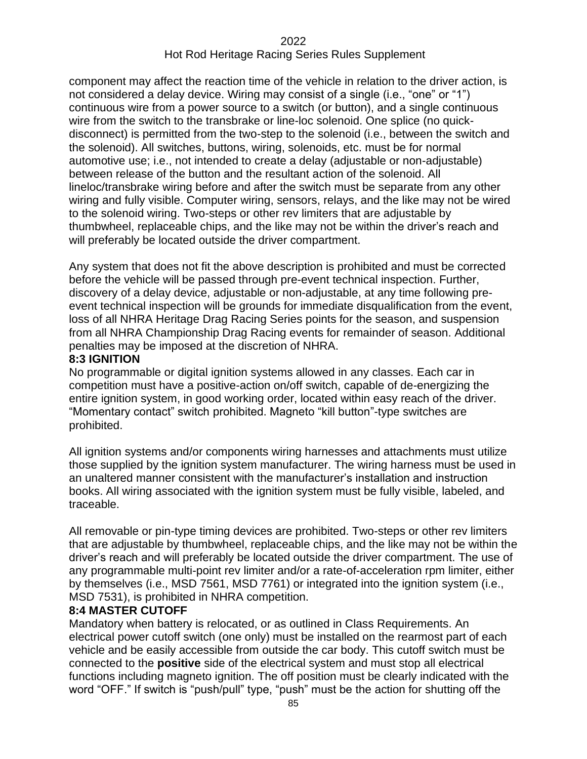component may affect the reaction time of the vehicle in relation to the driver action, is not considered a delay device. Wiring may consist of a single (i.e., "one" or "1") continuous wire from a power source to a switch (or button), and a single continuous wire from the switch to the transbrake or line-loc solenoid. One splice (no quick-disconnect) is permitted from the two-step to the solenoid (i.e., between the switch and the solenoid). All switches, buttons, wiring, solenoids, etc. must be for normal automotive use; i.e., not intended to create a delay (adjustable or non-adjustable) between release of the button and the resultant action of the solenoid. All lineloc/transbrake wiring before and after the switch must be separate from any other wiring and fully visible. Computer wiring, sensors, relays, and the like may not be wired to the solenoid wiring. Two-steps or other rev limiters that are adjustable by thumbwheel, replaceable chips, and the like may not be within the driver's reach and will preferably be located outside the driver compartment.

Any system that does not fit the above description is prohibited and must be corrected before the vehicle will be passed through pre-event technical inspection. Further, discovery of a delay device, adjustable or non-adjustable, at any time following pre-event technical inspection will be grounds for immediate disqualification from the event, loss of all NHRA Heritage Drag Racing Series points for the season, and suspension from all NHRA Championship Drag Racing events for remainder of season. Additional penalties may be imposed at the discretion of NHRA.

**8:3 IGNITION**

No programmable or digital ignition systems allowed in any classes. Each car in competition must have a positive-action on/off switch, capable of de-energizing the entire ignition system, in good working order, located within easy reach of the driver. "Momentary contact" switch prohibited. Magneto "kill button"-type switches are prohibited.

All ignition systems and/or components wiring harnesses and attachments must utilize those supplied by the ignition system manufacturer. The wiring harness must be used in an unaltered manner consistent with the manufacturer's installation and instruction books. All wiring associated with the ignition system must be fully visible, labeled, and traceable.

All removable or pin-type timing devices are prohibited. Two-steps or other rev limiters that are adjustable by thumbwheel, replaceable chips, and the like may not be within the driver's reach and will preferably be located outside the driver compartment. The use of any programmable multi-point rev limiter and/or a rate-of-acceleration rpm limiter, either by themselves (i.e., MSD 7561, MSD 7761) or integrated into the ignition system (i.e., MSD 7531), is prohibited in NHRA competition.

**8:4 MASTER CUTOFF**

Mandatory when battery is relocated, or as outlined in Class Requirements. An electrical power cutoff switch (one only) must be installed on the rearmost part of each vehicle and be easily accessible from outside the car body. This cutoff switch must be connected to the **positive** side of the electrical system and must stop all electrical functions including magneto ignition. The off position must be clearly indicated with the word "OFF." If switch is "push/pull" type, "push" must be the action for shutting off the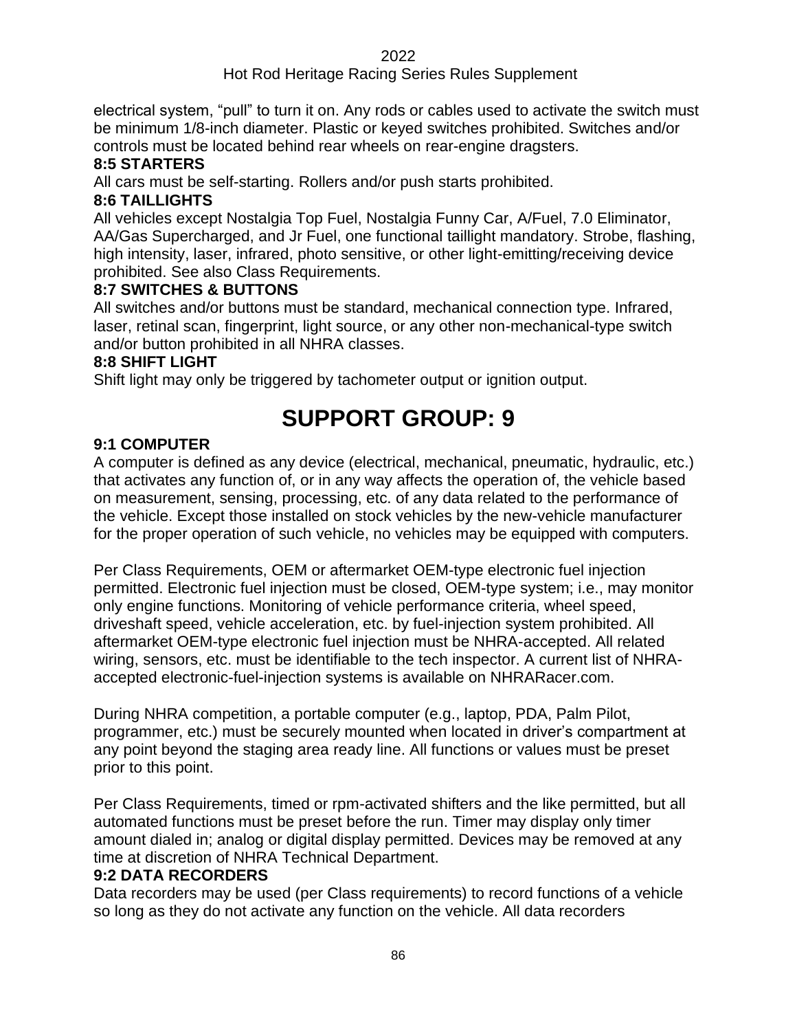electrical system, “pull” to turn it on. Any rods or cables used to activate the switch must be minimum 1/8-inch diameter. Plastic or keyed switches prohibited. Switches and/or controls must be located behind rear wheels on rear-engine dragsters.

**8:5 STARTERS**

All cars must be self-starting. Rollers and/or push starts prohibited.

**8:6 TAILLIGHTS**

All vehicles except Nostalgia Top Fuel, Nostalgia Funny Car, A/Fuel, 7.0 Eliminator, AA/Gas Supercharged, and Jr Fuel, one functional taillight mandatory. Strobe, flashing, high intensity, laser, infrared, photo sensitive, or other light-emitting/receiving device prohibited. See also Class Requirements.

**8:7 SWITCHES & BUTTONS**

All switches and/or buttons must be standard, mechanical connection type. Infrared, laser, retinal scan, fingerprint, light source, or any other non-mechanical-type switch and/or button prohibited in all NHRA classes.

**8:8 SHIFT LIGHT**

Shift light may only be triggered by tachometer output or ignition output.

# SUPPORT GROUP: 9

**9:1 COMPUTER**

A computer is defined as any device (electrical, mechanical, pneumatic, hydraulic, etc.) that activates any function of, or in any way affects the operation of, the vehicle based on measurement, sensing, processing, etc. of any data related to the performance of the vehicle. Except those installed on stock vehicles by the new-vehicle manufacturer for the proper operation of such vehicle, no vehicles may be equipped with computers.

Per Class Requirements, OEM or aftermarket OEM-type electronic fuel injection permitted. Electronic fuel injection must be closed, OEM-type system; i.e., may monitor only engine functions. Monitoring of vehicle performance criteria, wheel speed, driveshaft speed, vehicle acceleration, etc. by fuel-injection system prohibited. All aftermarket OEM-type electronic fuel injection must be NHRA-accepted. All related wiring, sensors, etc. must be identifiable to the tech inspector. A current list of NHRA-accepted electronic-fuel-injection systems is available on NHRARacer.com.

During NHRA competition, a portable computer (e.g., laptop, PDA, Palm Pilot, programmer, etc.) must be securely mounted when located in driver’s compartment at any point beyond the staging area ready line. All functions or values must be preset prior to this point.

Per Class Requirements, timed or rpm-activated shifters and the like permitted, but all automated functions must be preset before the run. Timer may display only timer amount dialed in; analog or digital display permitted. Devices may be removed at any time at discretion of NHRA Technical Department.

**9:2 DATA RECORDERS**

Data recorders may be used (per Class requirements) to record functions of a vehicle so long as they do not activate any function on the vehicle. All data recorders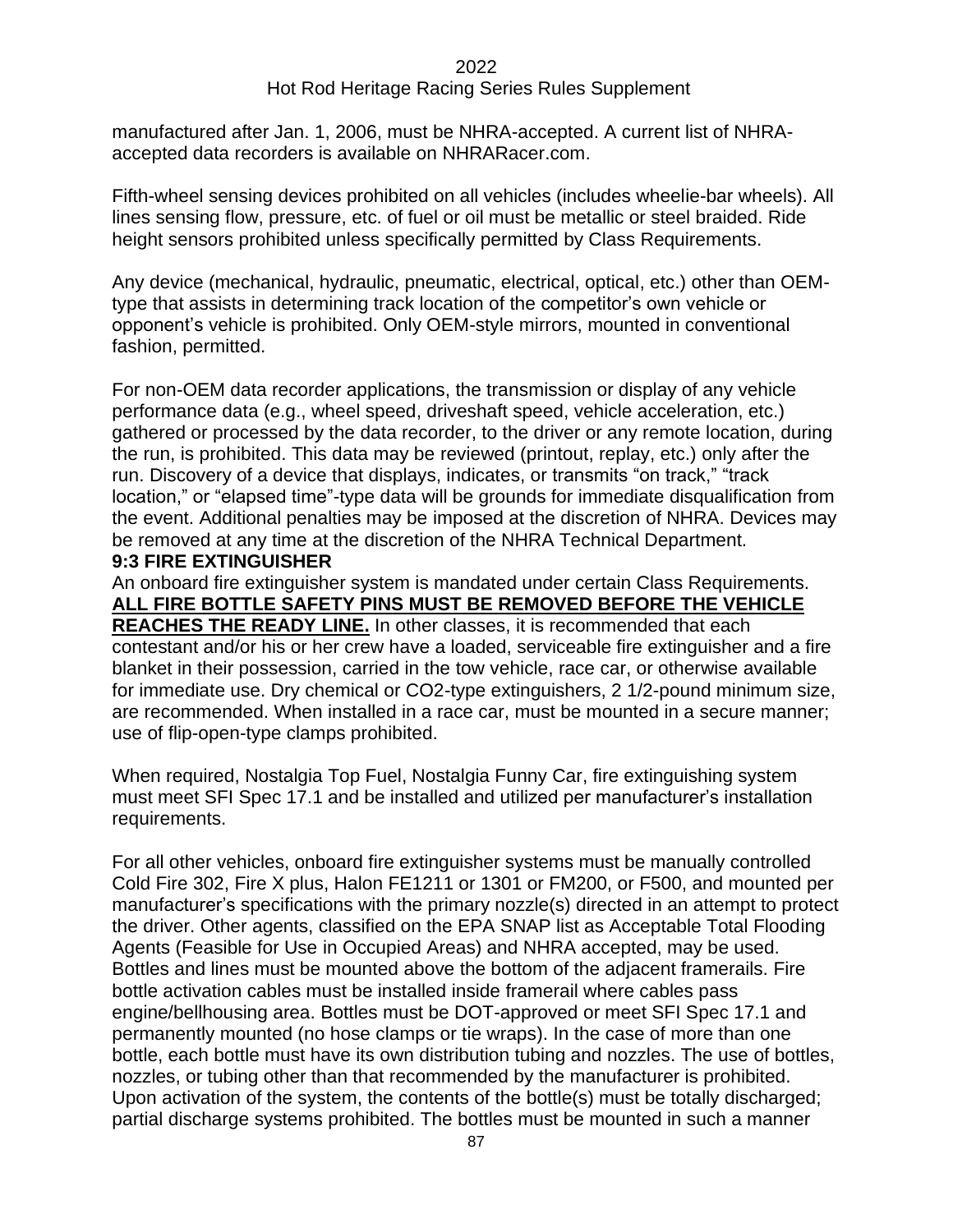manufactured after Jan. 1, 2006, must be NHRA-accepted. A current list of NHRA-accepted data recorders is available on NHRARacer.com.

Fifth-wheel sensing devices prohibited on all vehicles (includes wheelie-bar wheels). All lines sensing flow, pressure, etc. of fuel or oil must be metallic or steel braided. Ride height sensors prohibited unless specifically permitted by Class Requirements.

Any device (mechanical, hydraulic, pneumatic, electrical, optical, etc.) other than OEM-type that assists in determining track location of the competitor's own vehicle or opponent's vehicle is prohibited. Only OEM-style mirrors, mounted in conventional fashion, permitted.

For non-OEM data recorder applications, the transmission or display of any vehicle performance data (e.g., wheel speed, driveshaft speed, vehicle acceleration, etc.) gathered or processed by the data recorder, to the driver or any remote location, during the run, is prohibited. This data may be reviewed (printout, replay, etc.) only after the run. Discovery of a device that displays, indicates, or transmits "on track," "track location," or "elapsed time"-type data will be grounds for immediate disqualification from the event. Additional penalties may be imposed at the discretion of NHRA. Devices may be removed at any time at the discretion of the NHRA Technical Department.

**9:3 FIRE EXTINGUISHER**

An onboard fire extinguisher system is mandated under certain Class Requirements. **ALL FIRE BOTTLE SAFETY PINS MUST BE REMOVED BEFORE THE VEHICLE REACHES THE READY LINE.** In other classes, it is recommended that each contestant and/or his or her crew have a loaded, serviceable fire extinguisher and a fire blanket in their possession, carried in the tow vehicle, race car, or otherwise available for immediate use. Dry chemical or CO2-type extinguishers, 2 1/2-pound minimum size, are recommended. When installed in a race car, must be mounted in a secure manner; use of flip-open-type clamps prohibited.

When required, Nostalgia Top Fuel, Nostalgia Funny Car, fire extinguishing system must meet SFI Spec 17.1 and be installed and utilized per manufacturer's installation requirements.

For all other vehicles, onboard fire extinguisher systems must be manually controlled Cold Fire 302, Fire X plus, Halon FE1211 or 1301 or FM200, or F500, and mounted per manufacturer's specifications with the primary nozzle(s) directed in an attempt to protect the driver. Other agents, classified on the EPA SNAP list as Acceptable Total Flooding Agents (Feasible for Use in Occupied Areas) and NHRA accepted, may be used. Bottles and lines must be mounted above the bottom of the adjacent framerails. Fire bottle activation cables must be installed inside framerail where cables pass engine/bellhousing area. Bottles must be DOT-approved or meet SFI Spec 17.1 and permanently mounted (no hose clamps or tie wraps). In the case of more than one bottle, each bottle must have its own distribution tubing and nozzles. The use of bottles, nozzles, or tubing other than that recommended by the manufacturer is prohibited. Upon activation of the system, the contents of the bottle(s) must be totally discharged; partial discharge systems prohibited. The bottles must be mounted in such a manner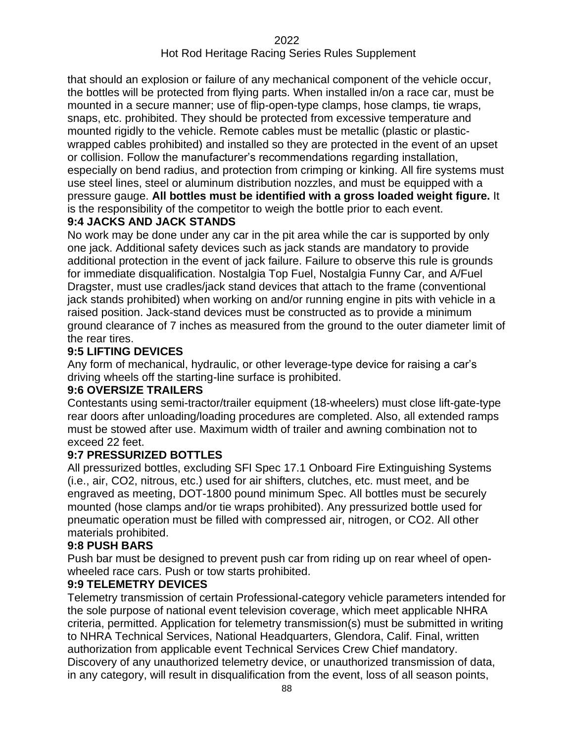that should an explosion or failure of any mechanical component of the vehicle occur, the bottles will be protected from flying parts. When installed in/on a race car, must be mounted in a secure manner; use of flip-open-type clamps, hose clamps, tie wraps, snaps, etc. prohibited. They should be protected from excessive temperature and mounted rigidly to the vehicle. Remote cables must be metallic (plastic or plastic-wrapped cables prohibited) and installed so they are protected in the event of an upset or collision. Follow the manufacturer's recommendations regarding installation, especially on bend radius, and protection from crimping or kinking. All fire systems must use steel lines, steel or aluminum distribution nozzles, and must be equipped with a pressure gauge. **All bottles must be identified with a gross loaded weight figure.** It is the responsibility of the competitor to weigh the bottle prior to each event.

**9:4 JACKS AND JACK STANDS**

No work may be done under any car in the pit area while the car is supported by only one jack. Additional safety devices such as jack stands are mandatory to provide additional protection in the event of jack failure. Failure to observe this rule is grounds for immediate disqualification. Nostalgia Top Fuel, Nostalgia Funny Car, and A/Fuel Dragster, must use cradles/jack stand devices that attach to the frame (conventional jack stands prohibited) when working on and/or running engine in pits with vehicle in a raised position. Jack-stand devices must be constructed as to provide a minimum ground clearance of 7 inches as measured from the ground to the outer diameter limit of the rear tires.

**9:5 LIFTING DEVICES**

Any form of mechanical, hydraulic, or other leverage-type device for raising a car's driving wheels off the starting-line surface is prohibited.

**9:6 OVERSIZE TRAILERS**

Contestants using semi-tractor/trailer equipment (18-wheelers) must close lift-gate-type rear doors after unloading/loading procedures are completed. Also, all extended ramps must be stowed after use. Maximum width of trailer and awning combination not to exceed 22 feet.

**9:7 PRESSURIZED BOTTLES**

All pressurized bottles, excluding SFI Spec 17.1 Onboard Fire Extinguishing Systems (i.e., air, $CO_2$, nitrous, etc.) used for air shifters, clutches, etc. must meet, and be engraved as meeting, DOT-1800 pound minimum Spec. All bottles must be securely mounted (hose clamps and/or tie wraps prohibited). Any pressurized bottle used for pneumatic operation must be filled with compressed air, nitrogen, or $CO_2$. All other materials prohibited.

**9:8 PUSH BARS**

Push bar must be designed to prevent push car from riding up on rear wheel of open-wheeled race cars. Push or tow starts prohibited.

**9:9 TELEMETRY DEVICES**

Telemetry transmission of certain Professional-category vehicle parameters intended for the sole purpose of national event television coverage, which meet applicable NHRA criteria, permitted. Application for telemetry transmission(s) must be submitted in writing to NHRA Technical Services, National Headquarters, Glendora, Calif. Final, written authorization from applicable event Technical Services Crew Chief mandatory. Discovery of any unauthorized telemetry device, or unauthorized transmission of data, in any category, will result in disqualification from the event, loss of all season points,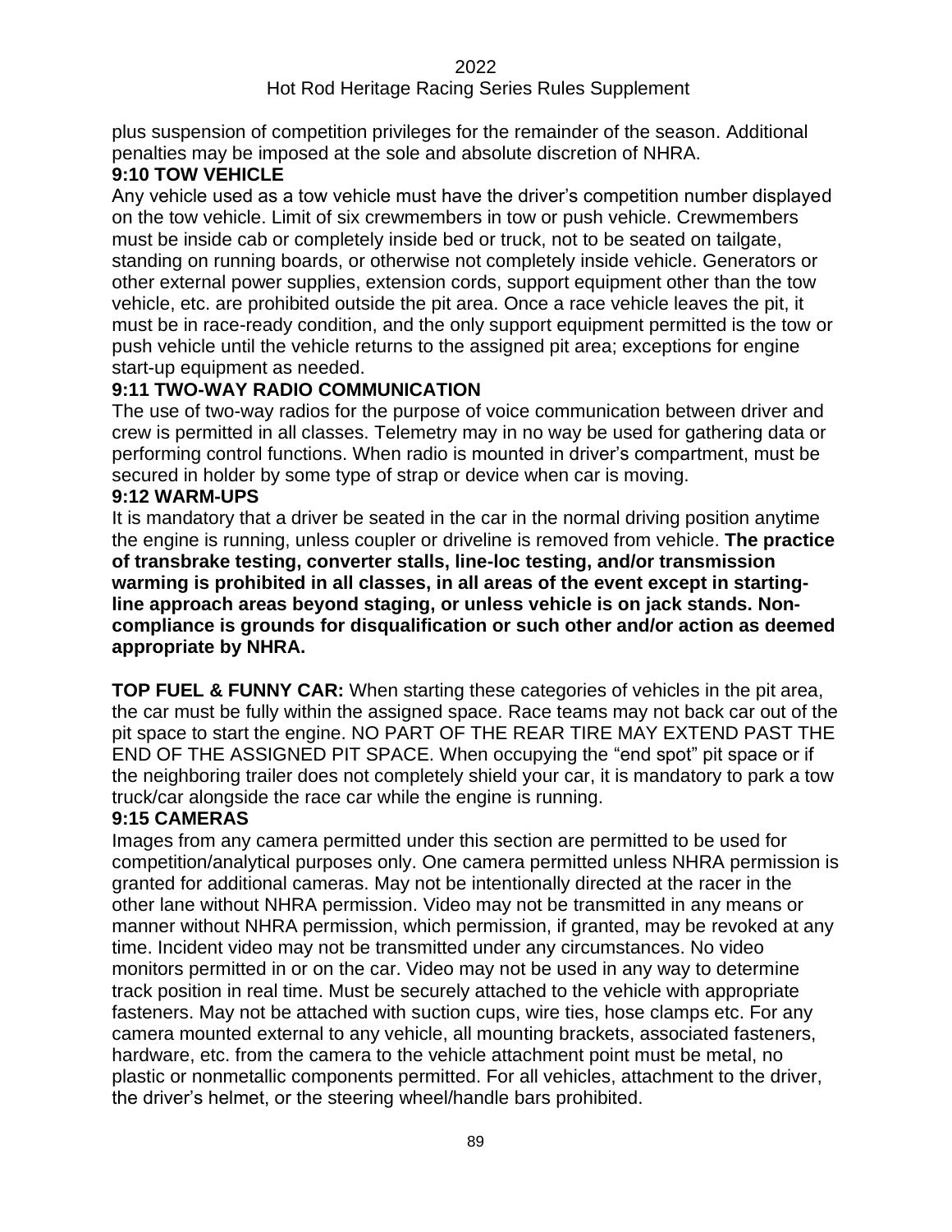plus suspension of competition privileges for the remainder of the season. Additional penalties may be imposed at the sole and absolute discretion of NHRA.

### 9:10 TOW VEHICLE

Any vehicle used as a tow vehicle must have the driver's competition number displayed on the tow vehicle. Limit of six crewmembers in tow or push vehicle. Crewmembers must be inside cab or completely inside bed or truck, not to be seated on tailgate, standing on running boards, or otherwise not completely inside vehicle. Generators or other external power supplies, extension cords, support equipment other than the tow vehicle, etc. are prohibited outside the pit area. Once a race vehicle leaves the pit, it must be in race-ready condition, and the only support equipment permitted is the tow or push vehicle until the vehicle returns to the assigned pit area; exceptions for engine start-up equipment as needed.

### 9:11 TWO-WAY RADIO COMMUNICATION

The use of two-way radios for the purpose of voice communication between driver and crew is permitted in all classes. Telemetry may in no way be used for gathering data or performing control functions. When radio is mounted in driver's compartment, must be secured in holder by some type of strap or device when car is moving.

### 9:12 WARM-UPS

It is mandatory that a driver be seated in the car in the normal driving position anytime the engine is running, unless coupler or driveline is removed from vehicle. **The practice of transbrake testing, converter stalls, line-loc testing, and/or transmission warming is prohibited in all classes, in all areas of the event except in starting-line approach areas beyond staging, or unless vehicle is on jack stands. Non-compliance is grounds for disqualification or such other and/or action as deemed appropriate by NHRA.**

**TOP FUEL & FUNNY CAR:** When starting these categories of vehicles in the pit area, the car must be fully within the assigned space. Race teams may not back car out of the pit space to start the engine. NO PART OF THE REAR TIRE MAY EXTEND PAST THE END OF THE ASSIGNED PIT SPACE. When occupying the "end spot" pit space or if the neighboring trailer does not completely shield your car, it is mandatory to park a tow truck/car alongside the race car while the engine is running.

### 9:15 CAMERAS

Images from any camera permitted under this section are permitted to be used for competition/analytical purposes only. One camera permitted unless NHRA permission is granted for additional cameras. May not be intentionally directed at the racer in the other lane without NHRA permission. Video may not be transmitted in any means or manner without NHRA permission, which permission, if granted, may be revoked at any time. Incident video may not be transmitted under any circumstances. No video monitors permitted in or on the car. Video may not be used in any way to determine track position in real time. Must be securely attached to the vehicle with appropriate fasteners. May not be attached with suction cups, wire ties, hose clamps etc. For any camera mounted external to any vehicle, all mounting brackets, associated fasteners, hardware, etc. from the camera to the vehicle attachment point must be metal, no plastic or nonmetallic components permitted. For all vehicles, attachment to the driver, the driver's helmet, or the steering wheel/handle bars prohibited.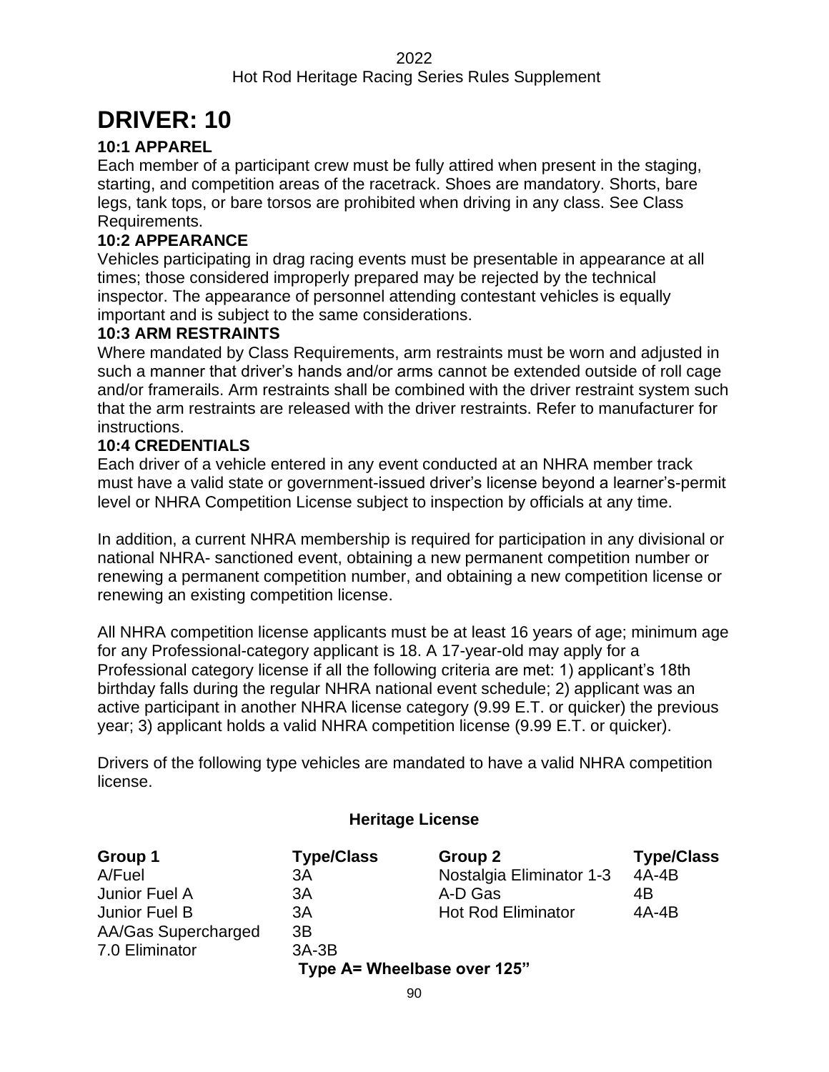# DRIVER: 10

### 10:1 APPAREL

Each member of a participant crew must be fully attired when present in the staging, starting, and competition areas of the racetrack. Shoes are mandatory. Shorts, bare legs, tank tops, or bare torsos are prohibited when driving in any class. See Class Requirements.

### 10:2 APPEARANCE

Vehicles participating in drag racing events must be presentable in appearance at all times; those considered improperly prepared may be rejected by the technical inspector. The appearance of personnel attending contestant vehicles is equally important and is subject to the same considerations.

### 10:3 ARM RESTRAINTS

Where mandated by Class Requirements, arm restraints must be worn and adjusted in such a manner that driver's hands and/or arms cannot be extended outside of roll cage and/or framerails. Arm restraints shall be combined with the driver restraint system such that the arm restraints are released with the driver restraints. Refer to manufacturer for instructions.

### 10:4 CREDENTIALS

Each driver of a vehicle entered in any event conducted at an NHRA member track must have a valid state or government-issued driver's license beyond a learner's-permit level or NHRA Competition License subject to inspection by officials at any time.

In addition, a current NHRA membership is required for participation in any divisional or national NHRA- sanctioned event, obtaining a new permanent competition number or renewing a permanent competition number, and obtaining a new competition license or renewing an existing competition license.

All NHRA competition license applicants must be at least 16 years of age; minimum age for any Professional-category applicant is 18. A 17-year-old may apply for a Professional category license if all the following criteria are met: 1) applicant's 18th birthday falls during the regular NHRA national event schedule; 2) applicant was an active participant in another NHRA license category (9.99 E.T. or quicker) the previous year; 3) applicant holds a valid NHRA competition license (9.99 E.T. or quicker).

Drivers of the following type vehicles are mandated to have a valid NHRA competition license.

**Heritage License**

| Group 1 | Type/Class | Group 2 | Type/Class |
|---|---|---|---|
| A/Fuel | 3A | Nostalgia Eliminator 1-3 | 4A-4B |
| Junior Fuel A | 3A | A-D Gas | 4B |
| Junior Fuel B | 3A | Hot Rod Eliminator | 4A-4B |
| AA/Gas Supercharged | 3B | | |
| 7.0 Eliminator | 3A-3B | | |

**Type A= Wheelbase over 125"**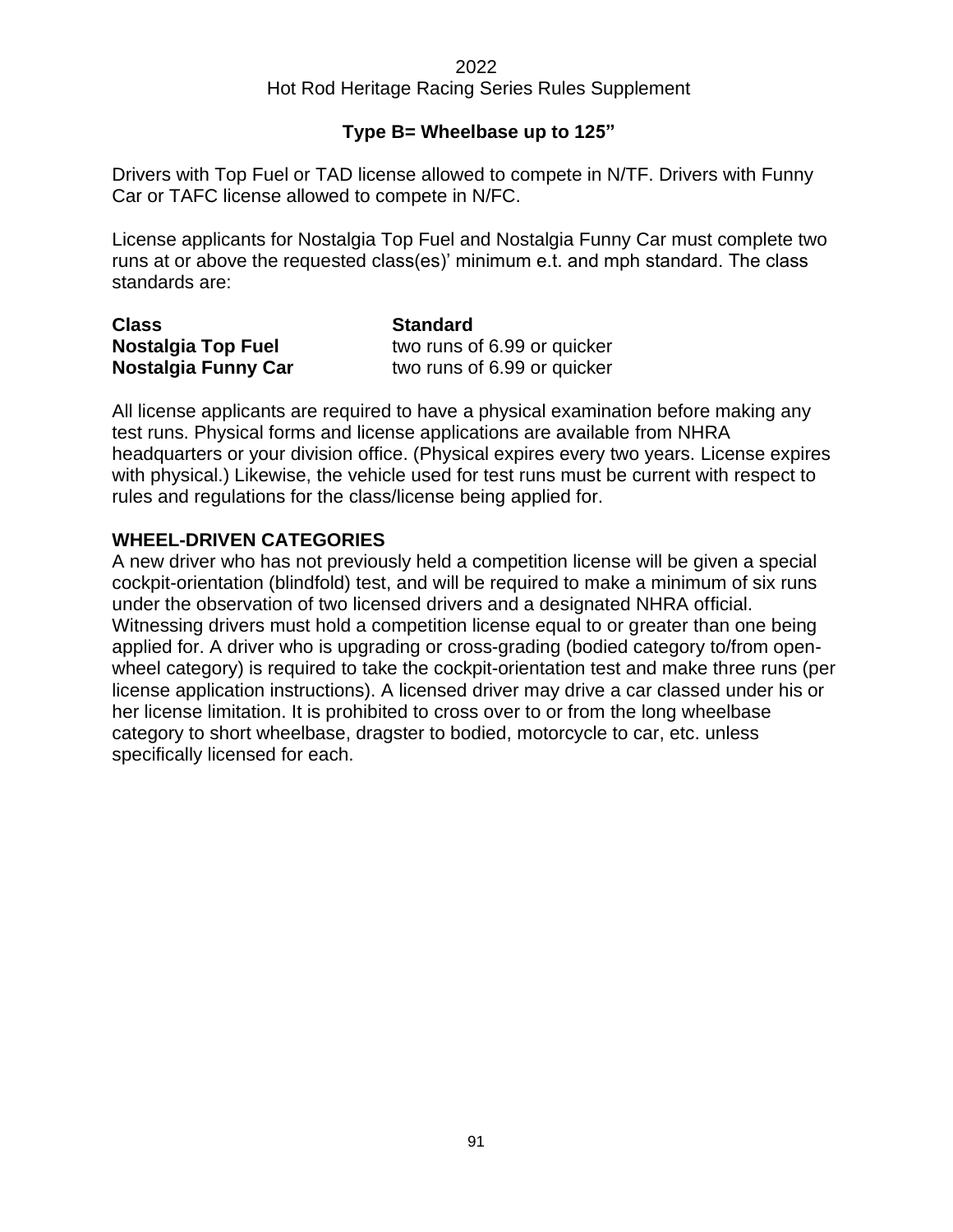**Type B= Wheelbase up to 125"**

Drivers with Top Fuel or TAD license allowed to compete in N/TF. Drivers with Funny Car or TAFC license allowed to compete in N/FC.

License applicants for Nostalgia Top Fuel and Nostalgia Funny Car must complete two runs at or above the requested class(es)' minimum e.t. and mph standard. The class standards are:

| Class | Standard |
| --- | --- |
| **Nostalgia Top Fuel** | two runs of 6.99 or quicker |
| **Nostalgia Funny Car** | two runs of 6.99 or quicker |

All license applicants are required to have a physical examination before making any test runs. Physical forms and license applications are available from NHRA headquarters or your division office. (Physical expires every two years. License expires with physical.) Likewise, the vehicle used for test runs must be current with respect to rules and regulations for the class/license being applied for.

## WHEEL-DRIVEN CATEGORIES

A new driver who has not previously held a competition license will be given a special cockpit-orientation (blindfold) test, and will be required to make a minimum of six runs under the observation of two licensed drivers and a designated NHRA official. Witnessing drivers must hold a competition license equal to or greater than one being applied for. A driver who is upgrading or cross-grading (bodied category to/from open-wheel category) is required to take the cockpit-orientation test and make three runs (per license application instructions). A licensed driver may drive a car classed under his or her license limitation. It is prohibited to cross over to or from the long wheelbase category to short wheelbase, dragster to bodied, motorcycle to car, etc. unless specifically licensed for each.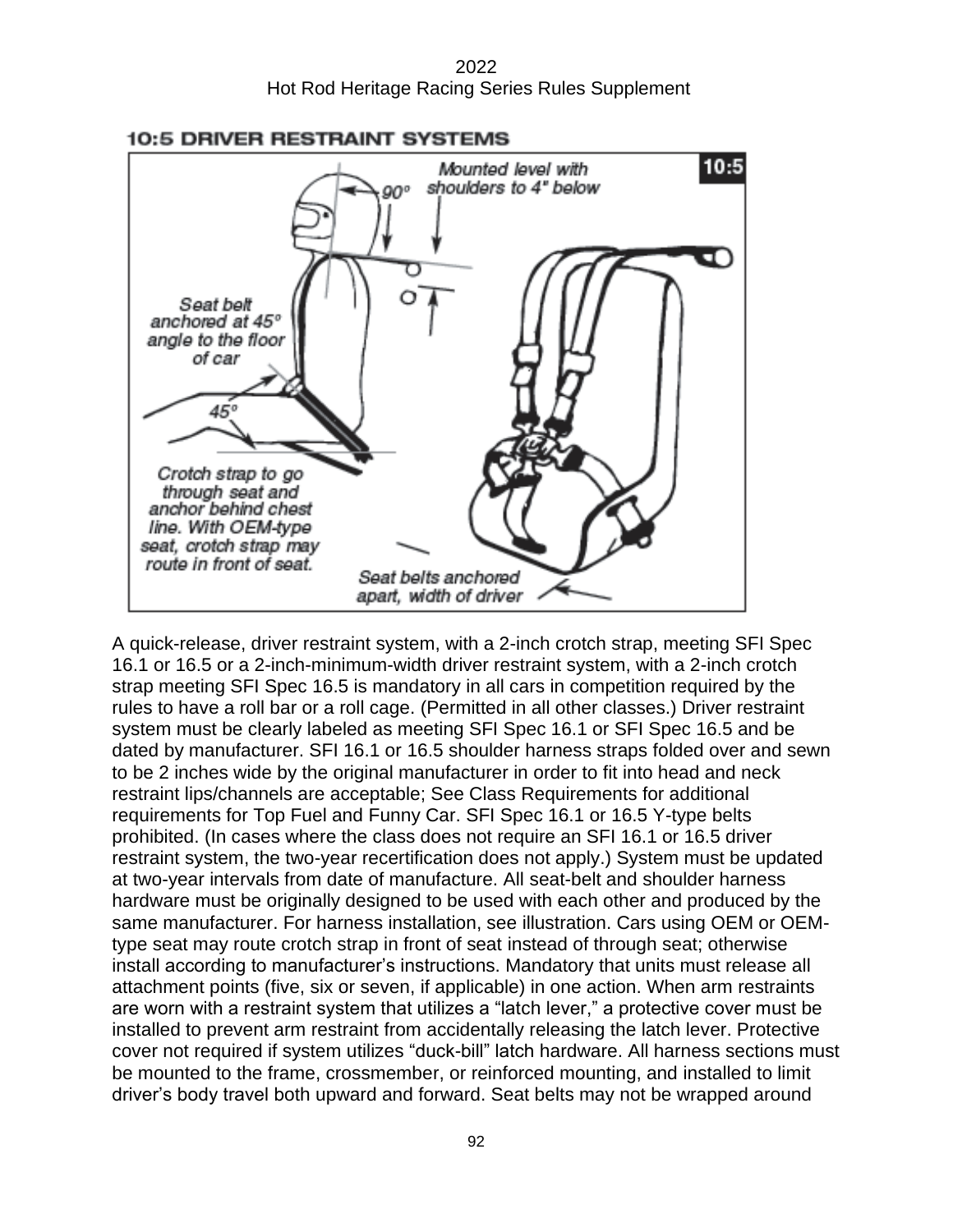## 10:5 DRIVER RESTRAINT SYSTEMS

A quick-release, driver restraint system, with a 2-inch crotch strap, meeting SFI Spec 16.1 or 16.5 or a 2-inch-minimum-width driver restraint system, with a 2-inch crotch strap meeting SFI Spec 16.5 is mandatory in all cars in competition required by the rules to have a roll bar or a roll cage. (Permitted in all other classes.) Driver restraint system must be clearly labeled as meeting SFI Spec 16.1 or SFI Spec 16.5 and be dated by manufacturer. SFI 16.1 or 16.5 shoulder harness straps folded over and sewn to be 2 inches wide by the original manufacturer in order to fit into head and neck restraint lips/channels are acceptable; See Class Requirements for additional requirements for Top Fuel and Funny Car. SFI Spec 16.1 or 16.5 Y-type belts prohibited. (In cases where the class does not require an SFI 16.1 or 16.5 driver restraint system, the two-year recertification does not apply.) System must be updated at two-year intervals from date of manufacture. All seat-belt and shoulder harness hardware must be originally designed to be used with each other and produced by the same manufacturer. For harness installation, see illustration. Cars using OEM or OEM-type seat may route crotch strap in front of seat instead of through seat; otherwise install according to manufacturer's instructions. Mandatory that units must release all attachment points (five, six or seven, if applicable) in one action. When arm restraints are worn with a restraint system that utilizes a "latch lever," a protective cover must be installed to prevent arm restraint from accidentally releasing the latch lever. Protective cover not required if system utilizes "duck-bill" latch hardware. All harness sections must be mounted to the frame, crossmember, or reinforced mounting, and installed to limit driver's body travel both upward and forward. Seat belts may not be wrapped around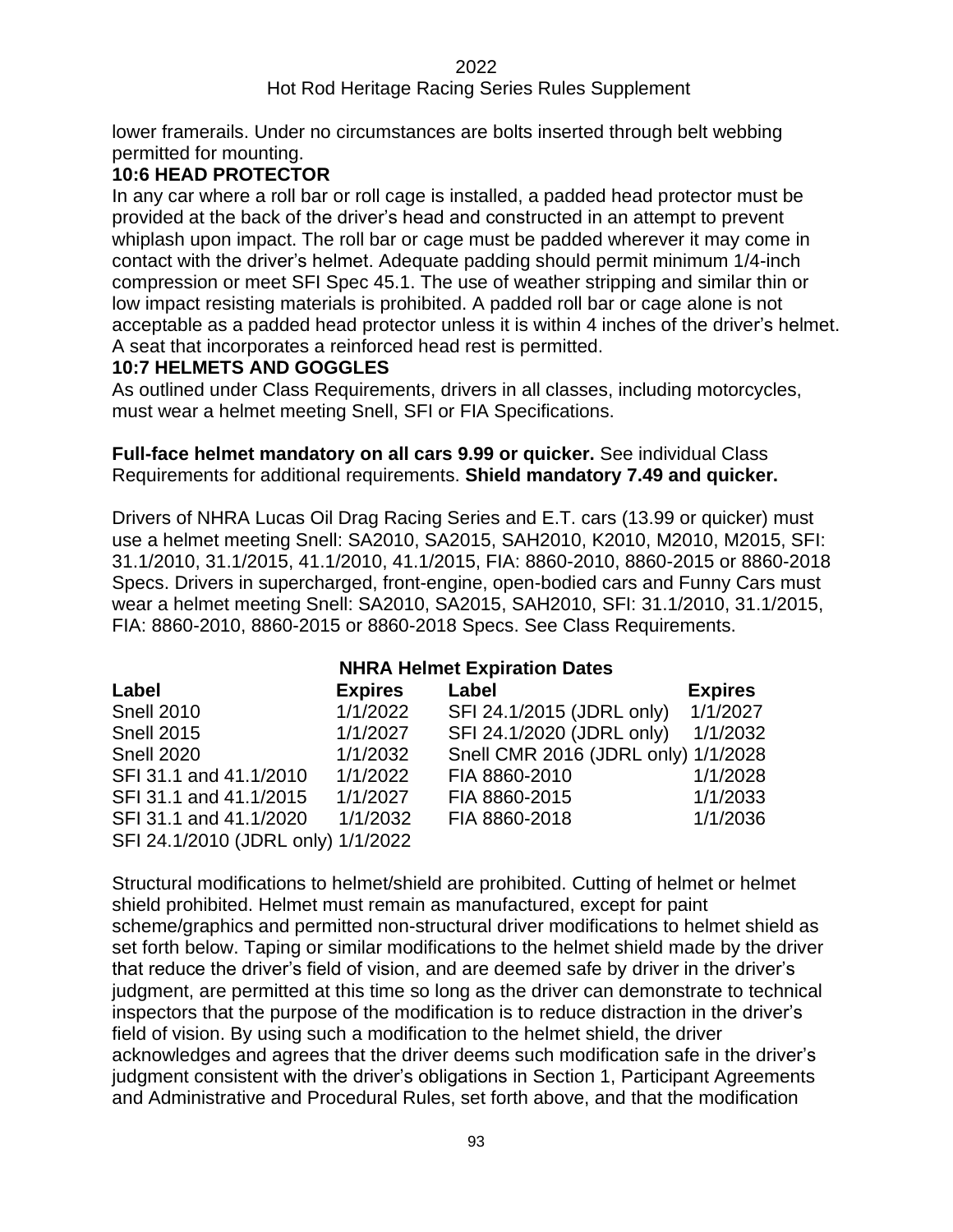lower framerails. Under no circumstances are bolts inserted through belt webbing permitted for mounting.

### 10:6 HEAD PROTECTOR

In any car where a roll bar or roll cage is installed, a padded head protector must be provided at the back of the driver's head and constructed in an attempt to prevent whiplash upon impact. The roll bar or cage must be padded wherever it may come in contact with the driver's helmet. Adequate padding should permit minimum 1/4-inch compression or meet SFI Spec 45.1. The use of weather stripping and similar thin or low impact resisting materials is prohibited. A padded roll bar or cage alone is not acceptable as a padded head protector unless it is within 4 inches of the driver's helmet. A seat that incorporates a reinforced head rest is permitted.

### 10:7 HELMETS AND GOGGLES

As outlined under Class Requirements, drivers in all classes, including motorcycles, must wear a helmet meeting Snell, SFI or FIA Specifications.

**Full-face helmet mandatory on all cars 9.99 or quicker.** See individual Class Requirements for additional requirements. **Shield mandatory 7.49 and quicker.**

Drivers of NHRA Lucas Oil Drag Racing Series and E.T. cars (13.99 or quicker) must use a helmet meeting Snell: SA2010, SA2015, SAH2010, K2010, M2010, M2015, SFI: 31.1/2010, 31.1/2015, 41.1/2010, 41.1/2015, FIA: 8860-2010, 8860-2015 or 8860-2018 Specs. Drivers in supercharged, front-engine, open-bodied cars and Funny Cars must wear a helmet meeting Snell: SA2010, SA2015, SAH2010, SFI: 31.1/2010, 31.1/2015, FIA: 8860-2010, 8860-2015 or 8860-2018 Specs. See Class Requirements.

**NHRA Helmet Expiration Dates**

| Label | Expires | Label | Expires |
|---|---|---|---|
| Snell 2010 | 1/1/2022 | SFI 24.1/2015 (JDRL only) | 1/1/2027 |
| Snell 2015 | 1/1/2027 | SFI 24.1/2020 (JDRL only) | 1/1/2032 |
| Snell 2020 | 1/1/2032 | Snell CMR 2016 (JDRL only) | 1/1/2028 |
| SFI 31.1 and 41.1/2010 | 1/1/2022 | FIA 8860-2010 | 1/1/2028 |
| SFI 31.1 and 41.1/2015 | 1/1/2027 | FIA 8860-2015 | 1/1/2033 |
| SFI 31.1 and 41.1/2020 | 1/1/2032 | FIA 8860-2018 | 1/1/2036 |
| SFI 24.1/2010 (JDRL only) | 1/1/2022 | | |

Structural modifications to helmet/shield are prohibited. Cutting of helmet or helmet shield prohibited. Helmet must remain as manufactured, except for paint scheme/graphics and permitted non-structural driver modifications to helmet shield as set forth below. Taping or similar modifications to the helmet shield made by the driver that reduce the driver's field of vision, and are deemed safe by driver in the driver's judgment, are permitted at this time so long as the driver can demonstrate to technical inspectors that the purpose of the modification is to reduce distraction in the driver's field of vision. By using such a modification to the helmet shield, the driver acknowledges and agrees that the driver deems such modification safe in the driver's judgment consistent with the driver's obligations in Section 1, Participant Agreements and Administrative and Procedural Rules, set forth above, and that the modification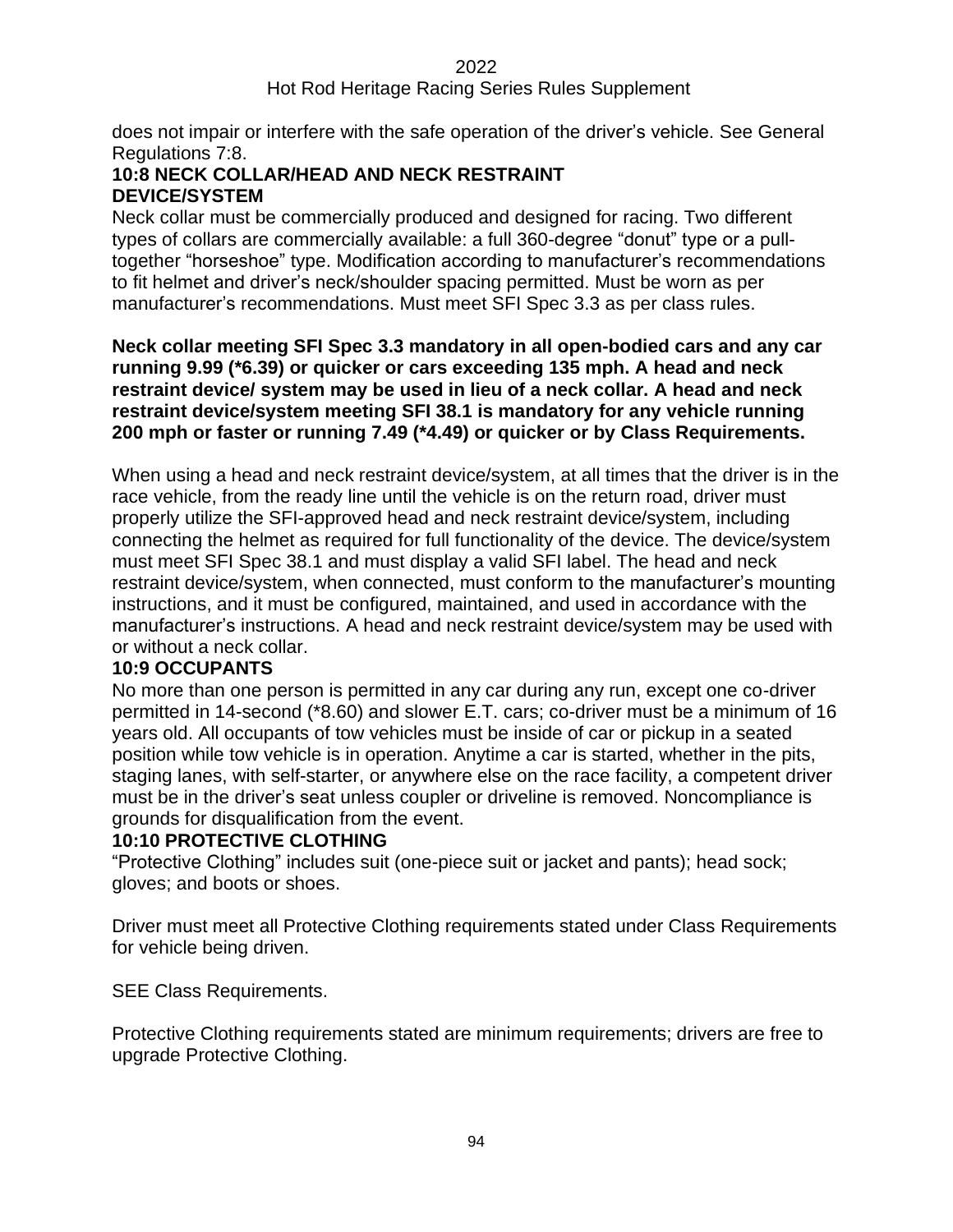does not impair or interfere with the safe operation of the driver's vehicle. See General Regulations 7:8.

### 10:8 NECK COLLAR/HEAD AND NECK RESTRAINT DEVICE/SYSTEM

Neck collar must be commercially produced and designed for racing. Two different types of collars are commercially available: a full 360-degree "donut" type or a pull-together "horseshoe" type. Modification according to manufacturer's recommendations to fit helmet and driver's neck/shoulder spacing permitted. Must be worn as per manufacturer's recommendations. Must meet SFI Spec 3.3 as per class rules.

**Neck collar meeting SFI Spec 3.3 mandatory in all open-bodied cars and any car running 9.99 (*6.39) or quicker or cars exceeding 135 mph. A head and neck restraint device/ system may be used in lieu of a neck collar. A head and neck restraint device/system meeting SFI 38.1 is mandatory for any vehicle running 200 mph or faster or running 7.49 (*4.49) or quicker or by Class Requirements.**

When using a head and neck restraint device/system, at all times that the driver is in the race vehicle, from the ready line until the vehicle is on the return road, driver must properly utilize the SFI-approved head and neck restraint device/system, including connecting the helmet as required for full functionality of the device. The device/system must meet SFI Spec 38.1 and must display a valid SFI label. The head and neck restraint device/system, when connected, must conform to the manufacturer's mounting instructions, and it must be configured, maintained, and used in accordance with the manufacturer's instructions. A head and neck restraint device/system may be used with or without a neck collar.

### 10:9 OCCUPANTS

No more than one person is permitted in any car during any run, except one co-driver permitted in 14-second (*8.60) and slower E.T. cars; co-driver must be a minimum of 16 years old. All occupants of tow vehicles must be inside of car or pickup in a seated position while tow vehicle is in operation. Anytime a car is started, whether in the pits, staging lanes, with self-starter, or anywhere else on the race facility, a competent driver must be in the driver's seat unless coupler or driveline is removed. Noncompliance is grounds for disqualification from the event.

### 10:10 PROTECTIVE CLOTHING

"Protective Clothing" includes suit (one-piece suit or jacket and pants); head sock; gloves; and boots or shoes.

Driver must meet all Protective Clothing requirements stated under Class Requirements for vehicle being driven.

SEE Class Requirements.

Protective Clothing requirements stated are minimum requirements; drivers are free to upgrade Protective Clothing.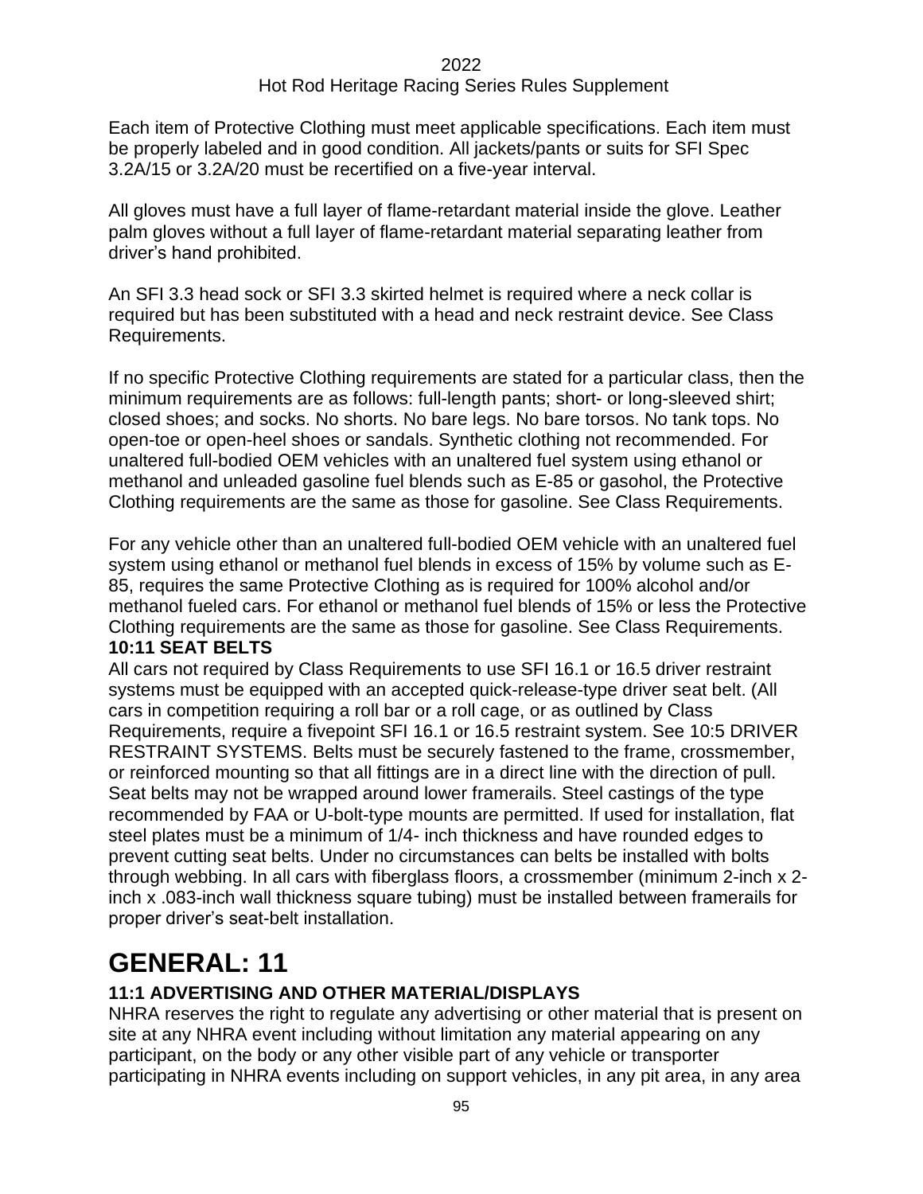Each item of Protective Clothing must meet applicable specifications. Each item must be properly labeled and in good condition. All jackets/pants or suits for SFI Spec 3.2A/15 or 3.2A/20 must be recertified on a five-year interval.

All gloves must have a full layer of flame-retardant material inside the glove. Leather palm gloves without a full layer of flame-retardant material separating leather from driver's hand prohibited.

An SFI 3.3 head sock or SFI 3.3 skirted helmet is required where a neck collar is required but has been substituted with a head and neck restraint device. See Class Requirements.

If no specific Protective Clothing requirements are stated for a particular class, then the minimum requirements are as follows: full-length pants; short- or long-sleeved shirt; closed shoes; and socks. No shorts. No bare legs. No bare torsos. No tank tops. No open-toe or open-heel shoes or sandals. Synthetic clothing not recommended. For unaltered full-bodied OEM vehicles with an unaltered fuel system using ethanol or methanol and unleaded gasoline fuel blends such as E-85 or gasohol, the Protective Clothing requirements are the same as those for gasoline. See Class Requirements.

For any vehicle other than an unaltered full-bodied OEM vehicle with an unaltered fuel system using ethanol or methanol fuel blends in excess of 15% by volume such as E-85, requires the same Protective Clothing as is required for 100% alcohol and/or methanol fueled cars. For ethanol or methanol fuel blends of 15% or less the Protective Clothing requirements are the same as those for gasoline. See Class Requirements.

### 10:11 SEAT BELTS

All cars not required by Class Requirements to use SFI 16.1 or 16.5 driver restraint systems must be equipped with an accepted quick-release-type driver seat belt. (All cars in competition requiring a roll bar or a roll cage, or as outlined by Class Requirements, require a fivepoint SFI 16.1 or 16.5 restraint system. See 10:5 DRIVER RESTRAINT SYSTEMS. Belts must be securely fastened to the frame, crossmember, or reinforced mounting so that all fittings are in a direct line with the direction of pull. Seat belts may not be wrapped around lower framerails. Steel castings of the type recommended by FAA or U-bolt-type mounts are permitted. If used for installation, flat steel plates must be a minimum of 1/4- inch thickness and have rounded edges to prevent cutting seat belts. Under no circumstances can belts be installed with bolts through webbing. In all cars with fiberglass floors, a crossmember (minimum 2-inch x 2-inch x .083-inch wall thickness square tubing) must be installed between framerails for proper driver's seat-belt installation.

# GENERAL: 11

### 11:1 ADVERTISING AND OTHER MATERIAL/DISPLAYS

NHRA reserves the right to regulate any advertising or other material that is present on site at any NHRA event including without limitation any material appearing on any participant, on the body or any other visible part of any vehicle or transporter participating in NHRA events including on support vehicles, in any pit area, in any area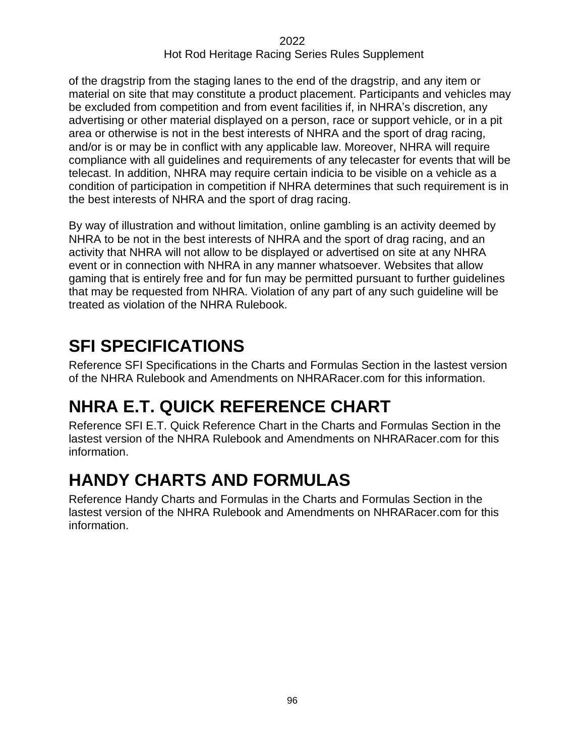of the dragstrip from the staging lanes to the end of the dragstrip, and any item or material on site that may constitute a product placement. Participants and vehicles may be excluded from competition and from event facilities if, in NHRA's discretion, any advertising or other material displayed on a person, race or support vehicle, or in a pit area or otherwise is not in the best interests of NHRA and the sport of drag racing, and/or is or may be in conflict with any applicable law. Moreover, NHRA will require compliance with all guidelines and requirements of any telecaster for events that will be telecast. In addition, NHRA may require certain indicia to be visible on a vehicle as a condition of participation in competition if NHRA determines that such requirement is in the best interests of NHRA and the sport of drag racing.

By way of illustration and without limitation, online gambling is an activity deemed by NHRA to be not in the best interests of NHRA and the sport of drag racing, and an activity that NHRA will not allow to be displayed or advertised on site at any NHRA event or in connection with NHRA in any manner whatsoever. Websites that allow gaming that is entirely free and for fun may be permitted pursuant to further guidelines that may be requested from NHRA. Violation of any part of any such guideline will be treated as violation of the NHRA Rulebook.

# SFI SPECIFICATIONS

Reference SFI Specifications in the Charts and Formulas Section in the lastest version of the NHRA Rulebook and Amendments on NHRARacer.com for this information.

# NHRA E.T. QUICK REFERENCE CHART

Reference SFI E.T. Quick Reference Chart in the Charts and Formulas Section in the lastest version of the NHRA Rulebook and Amendments on NHRARacer.com for this information.

# HANDY CHARTS AND FORMULAS

Reference Handy Charts and Formulas in the Charts and Formulas Section in the lastest version of the NHRA Rulebook and Amendments on NHRARacer.com for this information.